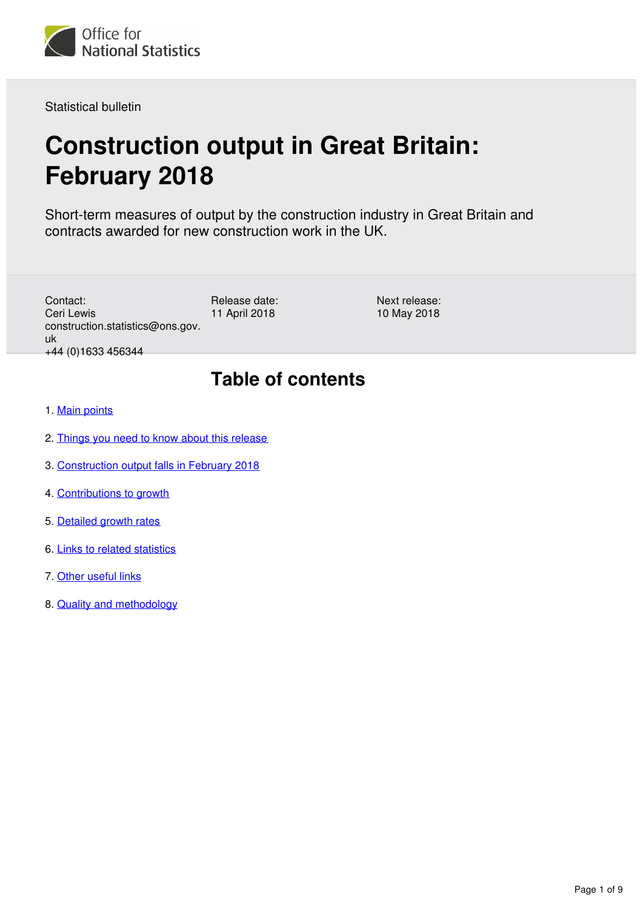Office for National Statistics

Statistical bulletin

# Construction output in Great Britain: February 2018

Short-term measures of output by the construction industry in Great Britain and contracts awarded for new construction work in the UK.

Contact:
Ceri Lewis
construction.statistics@ons.gov.uk
+44 (0)1633 456344

Release date:
11 April 2018

Next release:
10 May 2018

## Table of contents

1. Main points
2. Things you need to know about this release
3. Construction output falls in February 2018
4. Contributions to growth
5. Detailed growth rates
6. Links to related statistics
7. Other useful links
8. Quality and methodology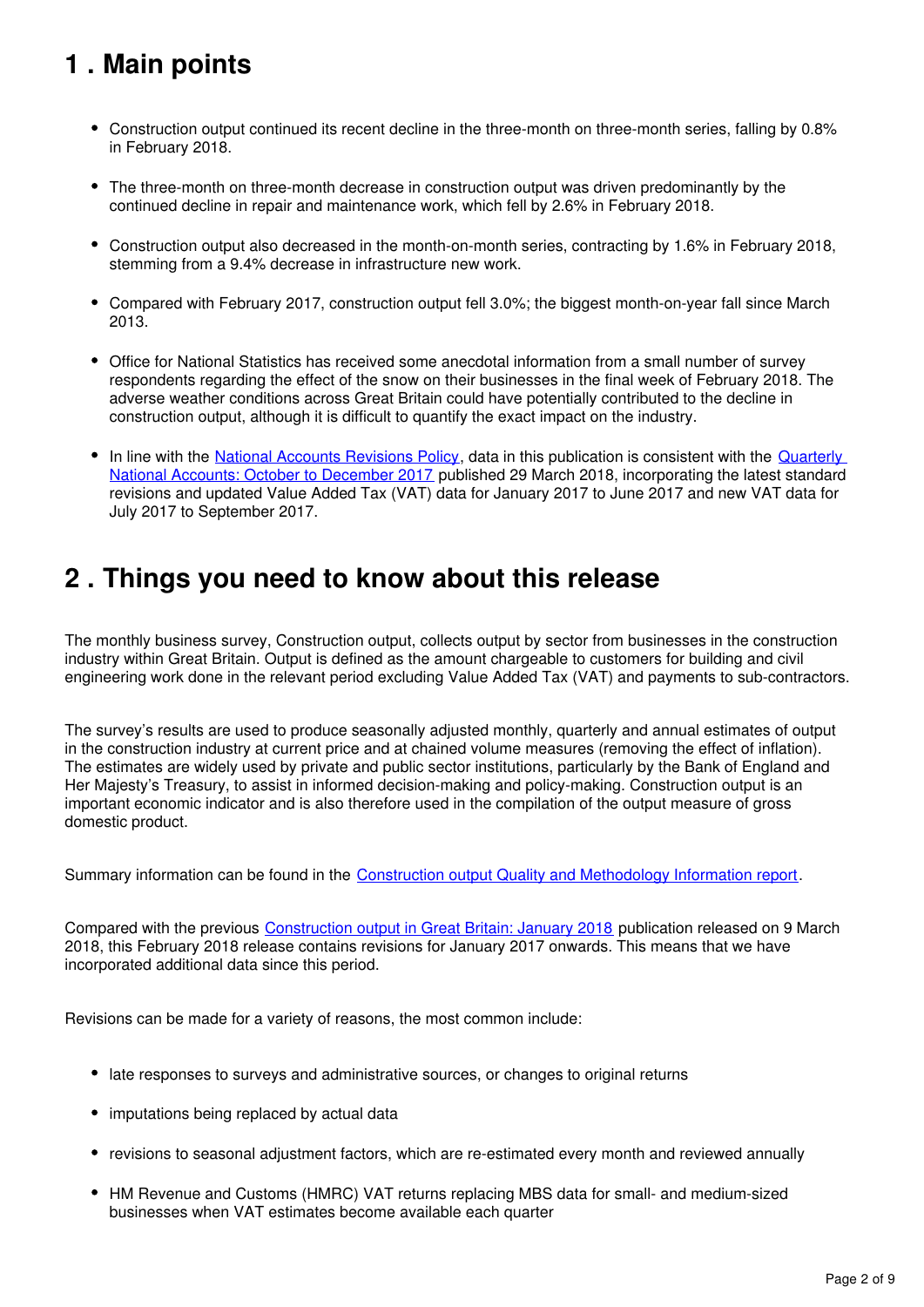## 1 . Main points

- Construction output continued its recent decline in the three-month on three-month series, falling by 0.8% in February 2018.
- The three-month on three-month decrease in construction output was driven predominantly by the continued decline in repair and maintenance work, which fell by 2.6% in February 2018.
- Construction output also decreased in the month-on-month series, contracting by 1.6% in February 2018, stemming from a 9.4% decrease in infrastructure new work.
- Compared with February 2017, construction output fell 3.0%; the biggest month-on-year fall since March 2013.
- Office for National Statistics has received some anecdotal information from a small number of survey respondents regarding the effect of the snow on their businesses in the final week of February 2018. The adverse weather conditions across Great Britain could have potentially contributed to the decline in construction output, although it is difficult to quantify the exact impact on the industry.
- In line with the National Accounts Revisions Policy, data in this publication is consistent with the Quarterly National Accounts: October to December 2017 published 29 March 2018, incorporating the latest standard revisions and updated Value Added Tax (VAT) data for January 2017 to June 2017 and new VAT data for July 2017 to September 2017.

## 2 . Things you need to know about this release

The monthly business survey, Construction output, collects output by sector from businesses in the construction industry within Great Britain. Output is defined as the amount chargeable to customers for building and civil engineering work done in the relevant period excluding Value Added Tax (VAT) and payments to sub-contractors.

The survey's results are used to produce seasonally adjusted monthly, quarterly and annual estimates of output in the construction industry at current price and at chained volume measures (removing the effect of inflation). The estimates are widely used by private and public sector institutions, particularly by the Bank of England and Her Majesty's Treasury, to assist in informed decision-making and policy-making. Construction output is an important economic indicator and is also therefore used in the compilation of the output measure of gross domestic product.

Summary information can be found in the Construction output Quality and Methodology Information report.

Compared with the previous Construction output in Great Britain: January 2018 publication released on 9 March 2018, this February 2018 release contains revisions for January 2017 onwards. This means that we have incorporated additional data since this period.

Revisions can be made for a variety of reasons, the most common include:

- late responses to surveys and administrative sources, or changes to original returns
- imputations being replaced by actual data
- revisions to seasonal adjustment factors, which are re-estimated every month and reviewed annually
- HM Revenue and Customs (HMRC) VAT returns replacing MBS data for small- and medium-sized businesses when VAT estimates become available each quarter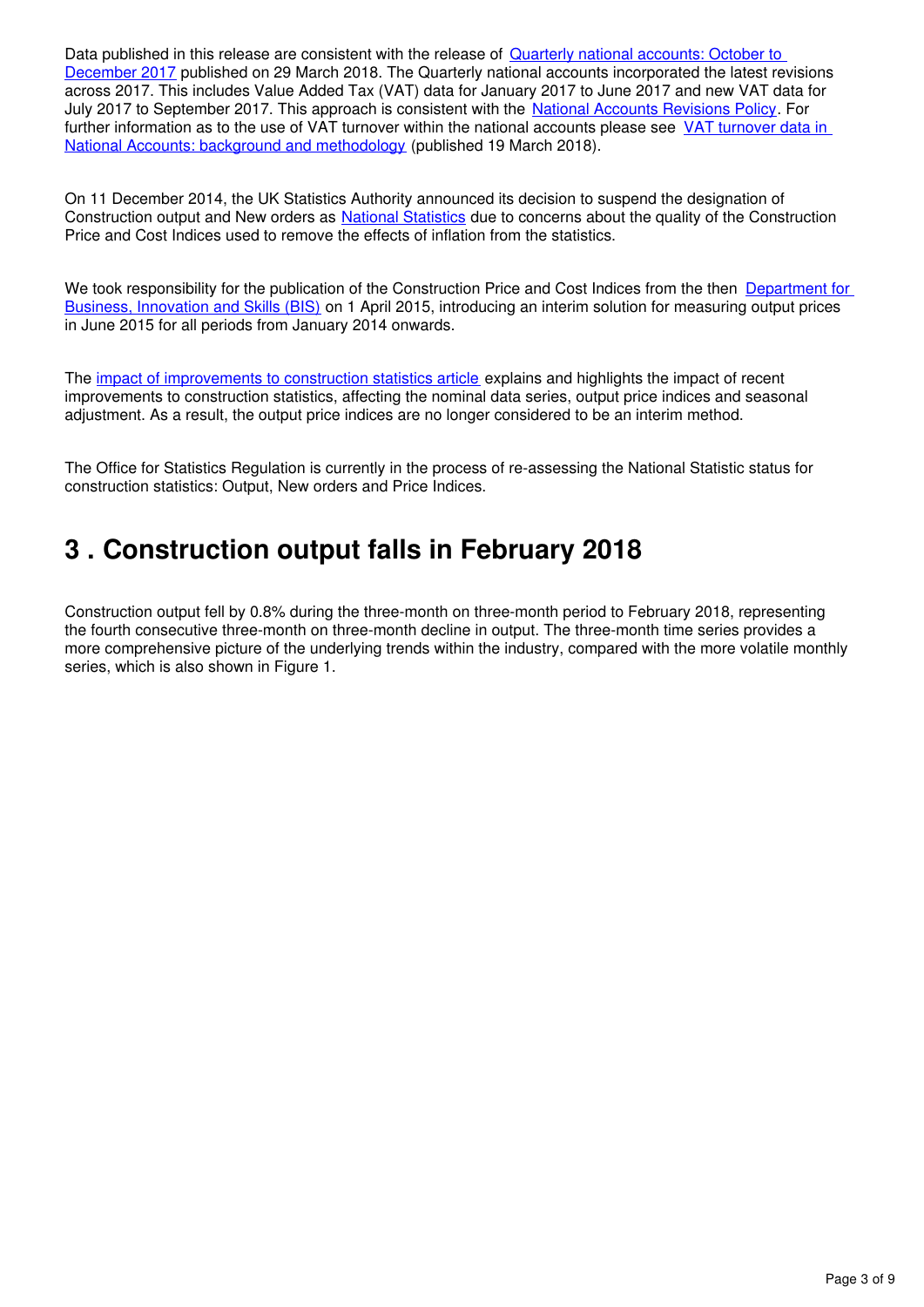Data published in this release are consistent with the release of Quarterly national accounts: October to December 2017 published on 29 March 2018. The Quarterly national accounts incorporated the latest revisions across 2017. This includes Value Added Tax (VAT) data for January 2017 to June 2017 and new VAT data for July 2017 to September 2017. This approach is consistent with the National Accounts Revisions Policy. For further information as to the use of VAT turnover within the national accounts please see VAT turnover data in National Accounts: background and methodology (published 19 March 2018).

On 11 December 2014, the UK Statistics Authority announced its decision to suspend the designation of Construction output and New orders as National Statistics due to concerns about the quality of the Construction Price and Cost Indices used to remove the effects of inflation from the statistics.

We took responsibility for the publication of the Construction Price and Cost Indices from the then Department for Business, Innovation and Skills (BIS) on 1 April 2015, introducing an interim solution for measuring output prices in June 2015 for all periods from January 2014 onwards.

The impact of improvements to construction statistics article explains and highlights the impact of recent improvements to construction statistics, affecting the nominal data series, output price indices and seasonal adjustment. As a result, the output price indices are no longer considered to be an interim method.

The Office for Statistics Regulation is currently in the process of re-assessing the National Statistic status for construction statistics: Output, New orders and Price Indices.

## 3 . Construction output falls in February 2018

Construction output fell by 0.8% during the three-month on three-month period to February 2018, representing the fourth consecutive three-month on three-month decline in output. The three-month time series provides a more comprehensive picture of the underlying trends within the industry, compared with the more volatile monthly series, which is also shown in Figure 1.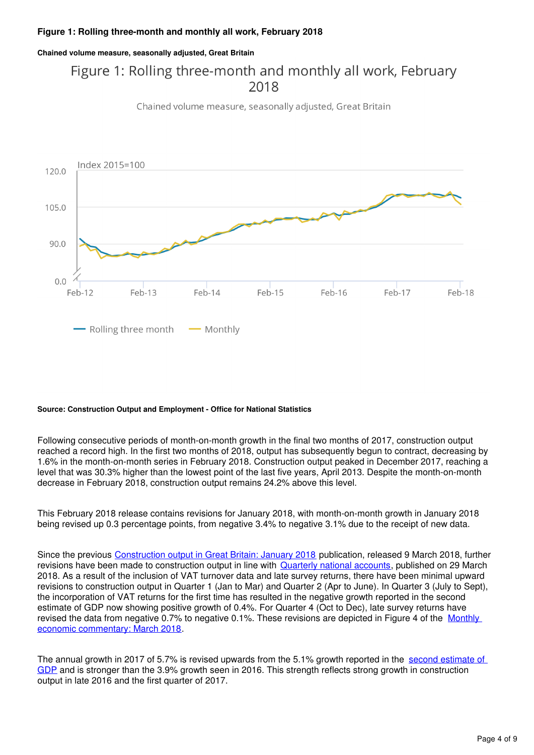**Figure 1: Rolling three-month and monthly all work, February 2018**

**Chained volume measure, seasonally adjusted, Great Britain**

**Source: Construction Output and Employment - Office for National Statistics**

Following consecutive periods of month-on-month growth in the final two months of 2017, construction output reached a record high. In the first two months of 2018, output has subsequently begun to contract, decreasing by 1.6% in the month-on-month series in February 2018. Construction output peaked in December 2017, reaching a level that was 30.3% higher than the lowest point of the last five years, April 2013. Despite the month-on-month decrease in February 2018, construction output remains 24.2% above this level.

This February 2018 release contains revisions for January 2018, with month-on-month growth in January 2018 being revised up 0.3 percentage points, from negative 3.4% to negative 3.1% due to the receipt of new data.

Since the previous Construction output in Great Britain: January 2018 publication, released 9 March 2018, further revisions have been made to construction output in line with Quarterly national accounts, published on 29 March 2018. As a result of the inclusion of VAT turnover data and late survey returns, there have been minimal upward revisions to construction output in Quarter 1 (Jan to Mar) and Quarter 2 (Apr to June). In Quarter 3 (July to Sept), the incorporation of VAT returns for the first time has resulted in the negative growth reported in the second estimate of GDP now showing positive growth of 0.4%. For Quarter 4 (Oct to Dec), late survey returns have revised the data from negative 0.7% to negative 0.1%. These revisions are depicted in Figure 4 of the Monthly economic commentary: March 2018.

The annual growth in 2017 of 5.7% is revised upwards from the 5.1% growth reported in the second estimate of GDP and is stronger than the 3.9% growth seen in 2016. This strength reflects strong growth in construction output in late 2016 and the first quarter of 2017.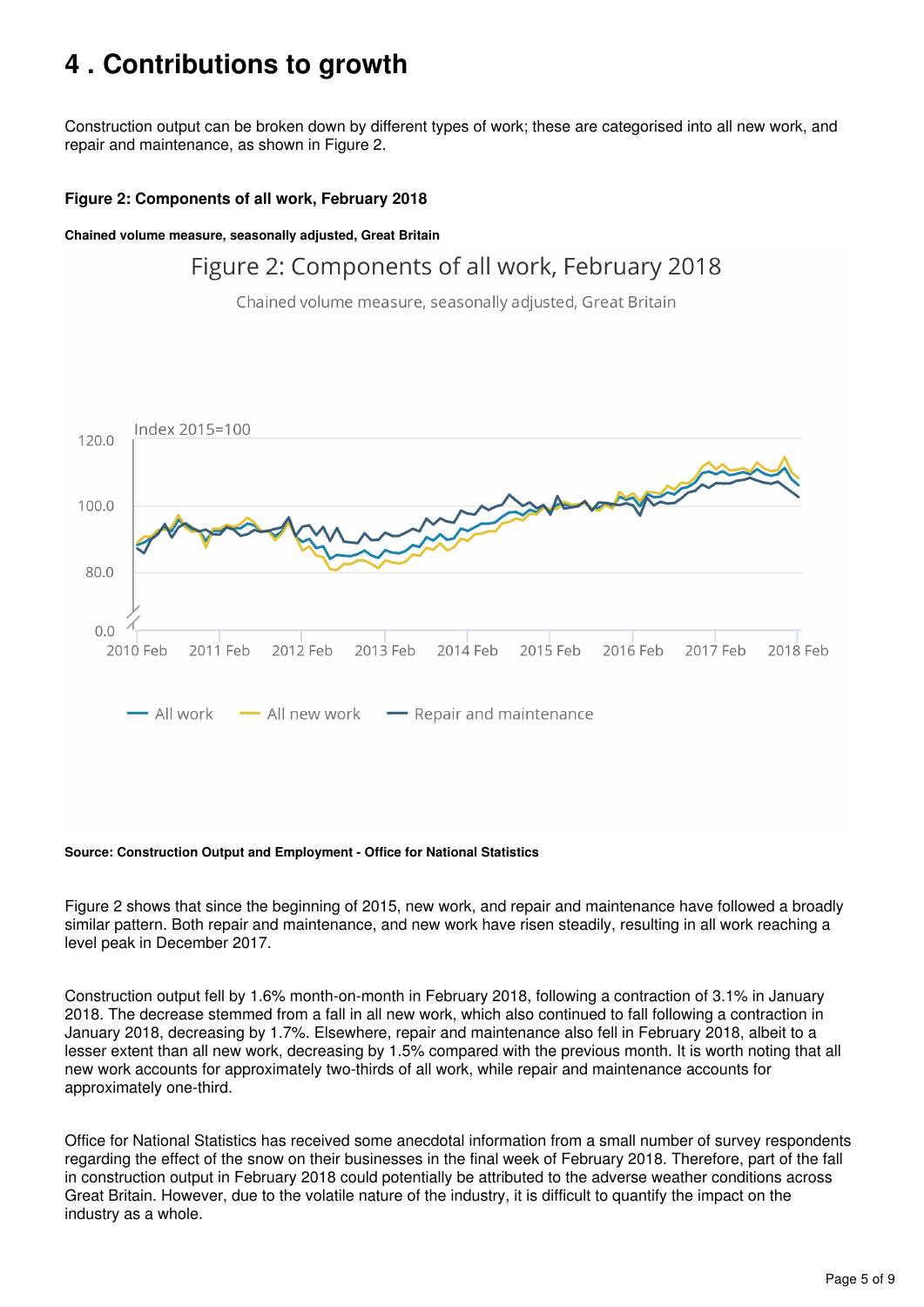# 4 . Contributions to growth

Construction output can be broken down by different types of work; these are categorised into all new work, and repair and maintenance, as shown in Figure 2.

**Figure 2: Components of all work, February 2018**

**Chained volume measure, seasonally adjusted, Great Britain**

**Source: Construction Output and Employment - Office for National Statistics**

Figure 2 shows that since the beginning of 2015, new work, and repair and maintenance have followed a broadly similar pattern. Both repair and maintenance, and new work have risen steadily, resulting in all work reaching a level peak in December 2017.

Construction output fell by 1.6% month-on-month in February 2018, following a contraction of 3.1% in January 2018. The decrease stemmed from a fall in all new work, which also continued to fall following a contraction in January 2018, decreasing by 1.7%. Elsewhere, repair and maintenance also fell in February 2018, albeit to a lesser extent than all new work, decreasing by 1.5% compared with the previous month. It is worth noting that all new work accounts for approximately two-thirds of all work, while repair and maintenance accounts for approximately one-third.

Office for National Statistics has received some anecdotal information from a small number of survey respondents regarding the effect of the snow on their businesses in the final week of February 2018. Therefore, part of the fall in construction output in February 2018 could potentially be attributed to the adverse weather conditions across Great Britain. However, due to the volatile nature of the industry, it is difficult to quantify the impact on the industry as a whole.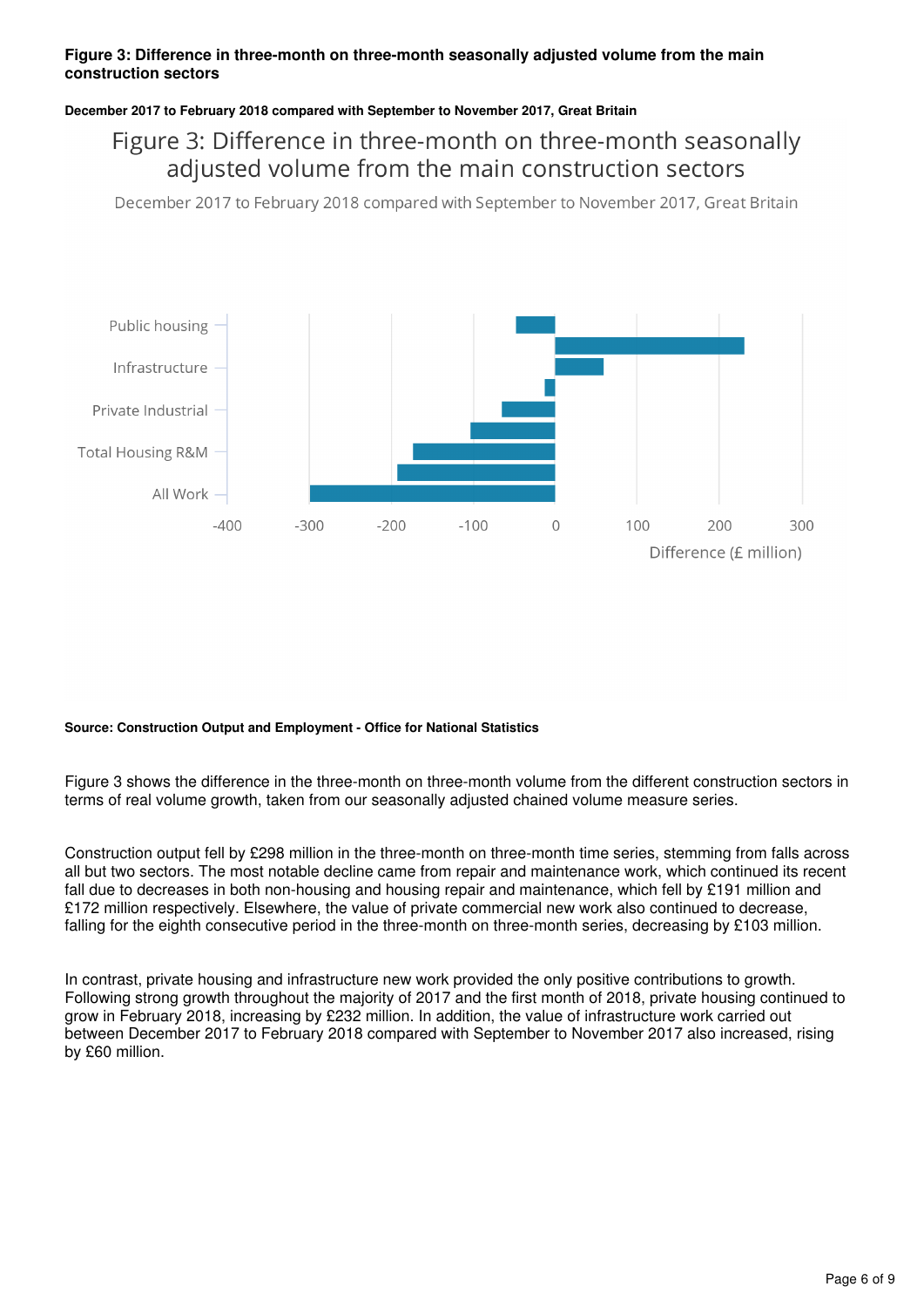**Figure 3: Difference in three-month on three-month seasonally adjusted volume from the main construction sectors**

**December 2017 to February 2018 compared with September to November 2017, Great Britain**

Figure 3: Difference in three-month on three-month seasonally adjusted volume from the main construction sectors

December 2017 to February 2018 compared with September to November 2017, Great Britain

Public housing

Infrastructure

Private Industrial

Total Housing R&M

All Work

-400 -300 -200 -100 0 100 200 300

Difference (£ million)

**Source: Construction Output and Employment - Office for National Statistics**

Figure 3 shows the difference in the three-month on three-month volume from the different construction sectors in terms of real volume growth, taken from our seasonally adjusted chained volume measure series.

Construction output fell by £298 million in the three-month on three-month time series, stemming from falls across all but two sectors. The most notable decline came from repair and maintenance work, which continued its recent fall due to decreases in both non-housing and housing repair and maintenance, which fell by £191 million and £172 million respectively. Elsewhere, the value of private commercial new work also continued to decrease, falling for the eighth consecutive period in the three-month on three-month series, decreasing by £103 million.

In contrast, private housing and infrastructure new work provided the only positive contributions to growth. Following strong growth throughout the majority of 2017 and the first month of 2018, private housing continued to grow in February 2018, increasing by £232 million. In addition, the value of infrastructure work carried out between December 2017 to February 2018 compared with September to November 2017 also increased, rising by £60 million.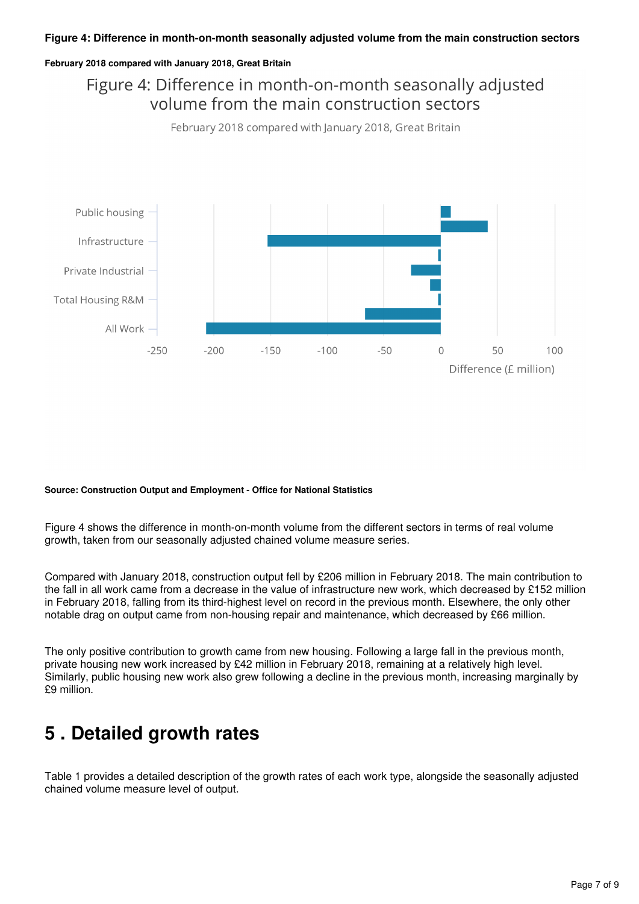**Figure 4: Difference in month-on-month seasonally adjusted volume from the main construction sectors**

**February 2018 compared with January 2018, Great Britain**

Figure 4: Difference in month-on-month seasonally adjusted volume from the main construction sectors

February 2018 compared with January 2018, Great Britain

Public housing

Infrastructure

Private Industrial

Total Housing R&M

All Work

-250 -200 -150 -100 -50 0 50 100

Difference (£ million)

**Source: Construction Output and Employment - Office for National Statistics**

Figure 4 shows the difference in month-on-month volume from the different sectors in terms of real volume growth, taken from our seasonally adjusted chained volume measure series.

Compared with January 2018, construction output fell by £206 million in February 2018. The main contribution to the fall in all work came from a decrease in the value of infrastructure new work, which decreased by £152 million in February 2018, falling from its third-highest level on record in the previous month. Elsewhere, the only other notable drag on output came from non-housing repair and maintenance, which decreased by £66 million.

The only positive contribution to growth came from new housing. Following a large fall in the previous month, private housing new work increased by £42 million in February 2018, remaining at a relatively high level. Similarly, public housing new work also grew following a decline in the previous month, increasing marginally by £9 million.

# 5 . Detailed growth rates

Table 1 provides a detailed description of the growth rates of each work type, alongside the seasonally adjusted chained volume measure level of output.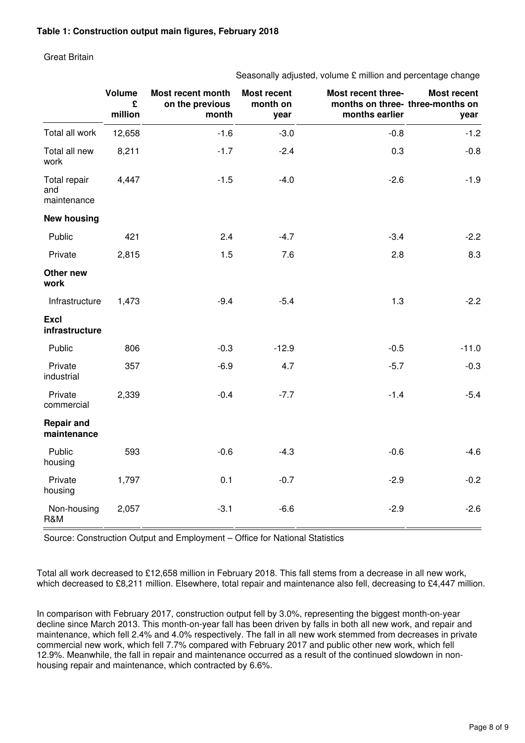**Table 1: Construction output main figures, February 2018**

Great Britain

Seasonally adjusted, volume £ million and percentage change

| | Volume £ million | Most recent month on the previous month | Most recent month on year | Most recent three-months on three-months earlier | Most recent three-months on year |
|---|---|---|---|---|---|
| Total all work | 12,658 | -1.6 | -3.0 | -0.8 | -1.2 |
| Total all new work | 8,211 | -1.7 | -2.4 | 0.3 | -0.8 |
| Total repair and maintenance | 4,447 | -1.5 | -4.0 | -2.6 | -1.9 |
| **New housing** | | | | | |
| Public | 421 | 2.4 | -4.7 | -3.4 | -2.2 |
| Private | 2,815 | 1.5 | 7.6 | 2.8 | 8.3 |
| **Other new work** | | | | | |
| Infrastructure | 1,473 | -9.4 | -5.4 | 1.3 | -2.2 |
| **Excl infrastructure** | | | | | |
| Public | 806 | -0.3 | -12.9 | -0.5 | -11.0 |
| Private industrial | 357 | -6.9 | 4.7 | -5.7 | -0.3 |
| Private commercial | 2,339 | -0.4 | -7.7 | -1.4 | -5.4 |
| **Repair and maintenance** | | | | | |
| Public housing | 593 | -0.6 | -4.3 | -0.6 | -4.6 |
| Private housing | 1,797 | 0.1 | -0.7 | -2.9 | -0.2 |
| Non-housing R&M | 2,057 | -3.1 | -6.6 | -2.9 | -2.6 |

Source: Construction Output and Employment – Office for National Statistics

Total all work decreased to £12,658 million in February 2018. This fall stems from a decrease in all new work, which decreased to £8,211 million. Elsewhere, total repair and maintenance also fell, decreasing to £4,447 million.

In comparison with February 2017, construction output fell by 3.0%, representing the biggest month-on-year decline since March 2013. This month-on-year fall has been driven by falls in both all new work, and repair and maintenance, which fell 2.4% and 4.0% respectively. The fall in all new work stemmed from decreases in private commercial new work, which fell 7.7% compared with February 2017 and public other new work, which fell 12.9%. Meanwhile, the fall in repair and maintenance occurred as a result of the continued slowdown in non-housing repair and maintenance, which contracted by 6.6%.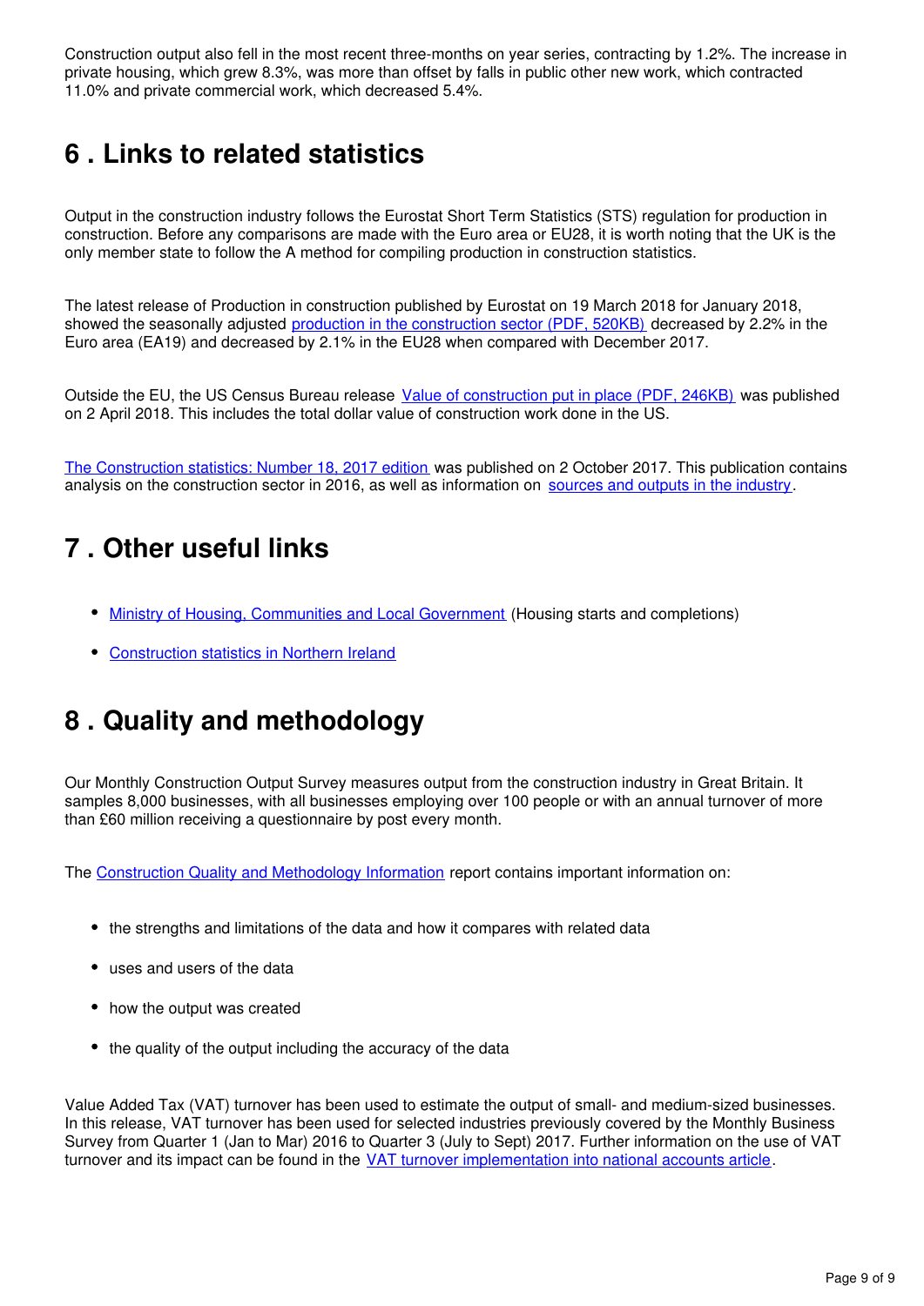Construction output also fell in the most recent three-months on year series, contracting by 1.2%. The increase in private housing, which grew 8.3%, was more than offset by falls in public other new work, which contracted 11.0% and private commercial work, which decreased 5.4%.

## 6 . Links to related statistics

Output in the construction industry follows the Eurostat Short Term Statistics (STS) regulation for production in construction. Before any comparisons are made with the Euro area or EU28, it is worth noting that the UK is the only member state to follow the A method for compiling production in construction statistics.

The latest release of Production in construction published by Eurostat on 19 March 2018 for January 2018, showed the seasonally adjusted production in the construction sector (PDF, 520KB) decreased by 2.2% in the Euro area (EA19) and decreased by 2.1% in the EU28 when compared with December 2017.

Outside the EU, the US Census Bureau release Value of construction put in place (PDF, 246KB) was published on 2 April 2018. This includes the total dollar value of construction work done in the US.

The Construction statistics: Number 18, 2017 edition was published on 2 October 2017. This publication contains analysis on the construction sector in 2016, as well as information on sources and outputs in the industry.

## 7 . Other useful links

- Ministry of Housing, Communities and Local Government (Housing starts and completions)
- Construction statistics in Northern Ireland

## 8 . Quality and methodology

Our Monthly Construction Output Survey measures output from the construction industry in Great Britain. It samples 8,000 businesses, with all businesses employing over 100 people or with an annual turnover of more than £60 million receiving a questionnaire by post every month.

The Construction Quality and Methodology Information report contains important information on:

- the strengths and limitations of the data and how it compares with related data
- uses and users of the data
- how the output was created
- the quality of the output including the accuracy of the data

Value Added Tax (VAT) turnover has been used to estimate the output of small- and medium-sized businesses. In this release, VAT turnover has been used for selected industries previously covered by the Monthly Business Survey from Quarter 1 (Jan to Mar) 2016 to Quarter 3 (July to Sept) 2017. Further information on the use of VAT turnover and its impact can be found in the VAT turnover implementation into national accounts article.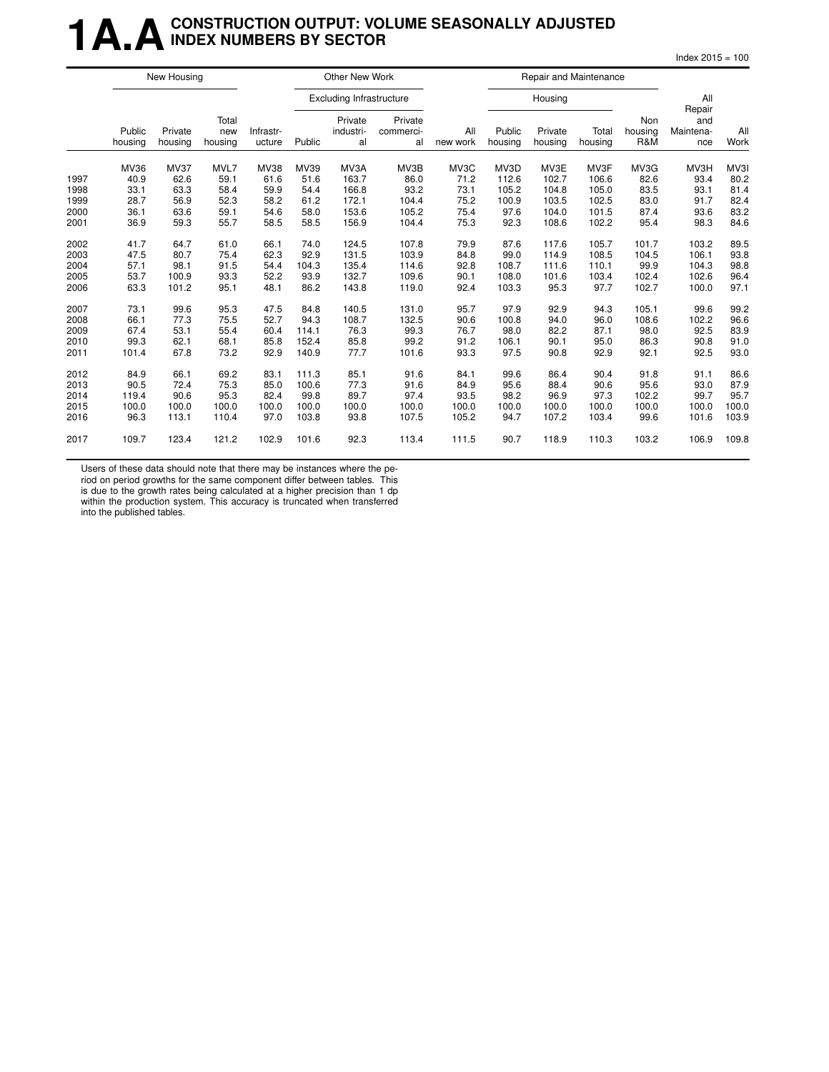# 1A.A CONSTRUCTION OUTPUT: VOLUME SEASONALLY ADJUSTED INDEX NUMBERS BY SECTOR

Index 2015 = 100

| | New Housing | | | Other New Work | | | | | Repair and Maintenance | | | | | |
|---|---|---|---|---|---|---|---|---|---|---|---|---|---|---|
| | | | | | Excluding Infrastructure | | | | Housing | | | | | |
| | Public housing | Private housing | Total new housing | Infrastructure | Public | Private industrial | Private commercial | All new work | Public housing | Private housing | Total housing | Non housing R&M | All Repair and Maintenance | All Work |
| | MV36 | MV37 | MVL7 | MV38 | MV39 | MV3A | MV3B | MV3C | MV3D | MV3E | MV3F | MV3G | MV3H | MV3I |
| 1997 | 40.9 | 62.6 | 59.1 | 61.6 | 51.6 | 163.7 | 86.0 | 71.2 | 112.6 | 102.7 | 106.6 | 82.6 | 93.4 | 80.2 |
| 1998 | 33.1 | 63.3 | 58.4 | 59.9 | 54.4 | 166.8 | 93.2 | 73.1 | 105.2 | 104.8 | 105.0 | 83.5 | 93.1 | 81.4 |
| 1999 | 28.7 | 56.9 | 52.3 | 58.2 | 61.2 | 172.1 | 104.4 | 75.2 | 100.9 | 103.5 | 102.5 | 83.0 | 91.7 | 82.4 |
| 2000 | 36.1 | 63.6 | 59.1 | 54.6 | 58.0 | 153.6 | 105.2 | 75.4 | 97.6 | 104.0 | 101.5 | 87.4 | 93.6 | 83.2 |
| 2001 | 36.9 | 59.3 | 55.7 | 58.5 | 58.5 | 156.9 | 104.4 | 75.3 | 92.3 | 108.6 | 102.2 | 95.4 | 98.3 | 84.6 |
| 2002 | 41.7 | 64.7 | 61.0 | 66.1 | 74.0 | 124.5 | 107.8 | 79.9 | 87.6 | 117.6 | 105.7 | 101.7 | 103.2 | 89.5 |
| 2003 | 47.5 | 80.7 | 75.4 | 62.3 | 92.9 | 131.5 | 103.9 | 84.8 | 99.0 | 114.9 | 108.5 | 104.5 | 106.1 | 93.8 |
| 2004 | 57.1 | 98.1 | 91.5 | 54.4 | 104.3 | 135.4 | 114.6 | 92.8 | 108.7 | 111.6 | 110.1 | 99.9 | 104.3 | 98.8 |
| 2005 | 53.7 | 100.9 | 93.3 | 52.2 | 93.9 | 132.7 | 109.6 | 90.1 | 108.0 | 101.6 | 103.4 | 102.4 | 102.6 | 96.4 |
| 2006 | 63.3 | 101.2 | 95.1 | 48.1 | 86.2 | 143.8 | 119.0 | 92.4 | 103.3 | 95.3 | 97.7 | 102.7 | 100.0 | 97.1 |
| 2007 | 73.1 | 99.6 | 95.3 | 47.5 | 84.8 | 140.5 | 131.0 | 95.7 | 97.9 | 92.9 | 94.3 | 105.1 | 99.6 | 99.2 |
| 2008 | 66.1 | 77.3 | 75.5 | 52.7 | 94.3 | 108.7 | 132.5 | 90.6 | 100.8 | 94.0 | 96.0 | 108.6 | 102.2 | 96.6 |
| 2009 | 67.4 | 53.1 | 55.4 | 60.4 | 114.1 | 76.3 | 99.3 | 76.7 | 98.0 | 82.2 | 87.1 | 98.0 | 92.5 | 83.9 |
| 2010 | 99.3 | 62.1 | 68.1 | 85.8 | 152.4 | 85.8 | 99.2 | 91.2 | 106.1 | 90.1 | 95.0 | 86.3 | 90.8 | 91.0 |
| 2011 | 101.4 | 67.8 | 73.2 | 92.9 | 140.9 | 77.7 | 101.6 | 93.3 | 97.5 | 90.8 | 92.9 | 92.1 | 92.5 | 93.0 |
| 2012 | 84.9 | 66.1 | 69.2 | 83.1 | 111.3 | 85.1 | 91.6 | 84.1 | 99.6 | 86.4 | 90.4 | 91.8 | 91.1 | 86.6 |
| 2013 | 90.5 | 72.4 | 75.3 | 85.0 | 100.6 | 77.3 | 91.6 | 84.9 | 95.6 | 88.4 | 90.6 | 95.6 | 93.0 | 87.9 |
| 2014 | 119.4 | 90.6 | 95.3 | 82.4 | 99.8 | 89.7 | 97.4 | 93.5 | 98.2 | 96.9 | 97.3 | 102.2 | 99.7 | 95.7 |
| 2015 | 100.0 | 100.0 | 100.0 | 100.0 | 100.0 | 100.0 | 100.0 | 100.0 | 100.0 | 100.0 | 100.0 | 100.0 | 100.0 | 100.0 |
| 2016 | 96.3 | 113.1 | 110.4 | 97.0 | 103.8 | 93.8 | 107.5 | 105.2 | 94.7 | 107.2 | 103.4 | 99.6 | 101.6 | 103.9 |
| 2017 | 109.7 | 123.4 | 121.2 | 102.9 | 101.6 | 92.3 | 113.4 | 111.5 | 90.7 | 118.9 | 110.3 | 103.2 | 106.9 | 109.8 |

Users of these data should note that there may be instances where the period on period growths for the same component differ between tables. This is due to the growth rates being calculated at a higher precision than 1 dp within the production system. This accuracy is truncated when transferred into the published tables.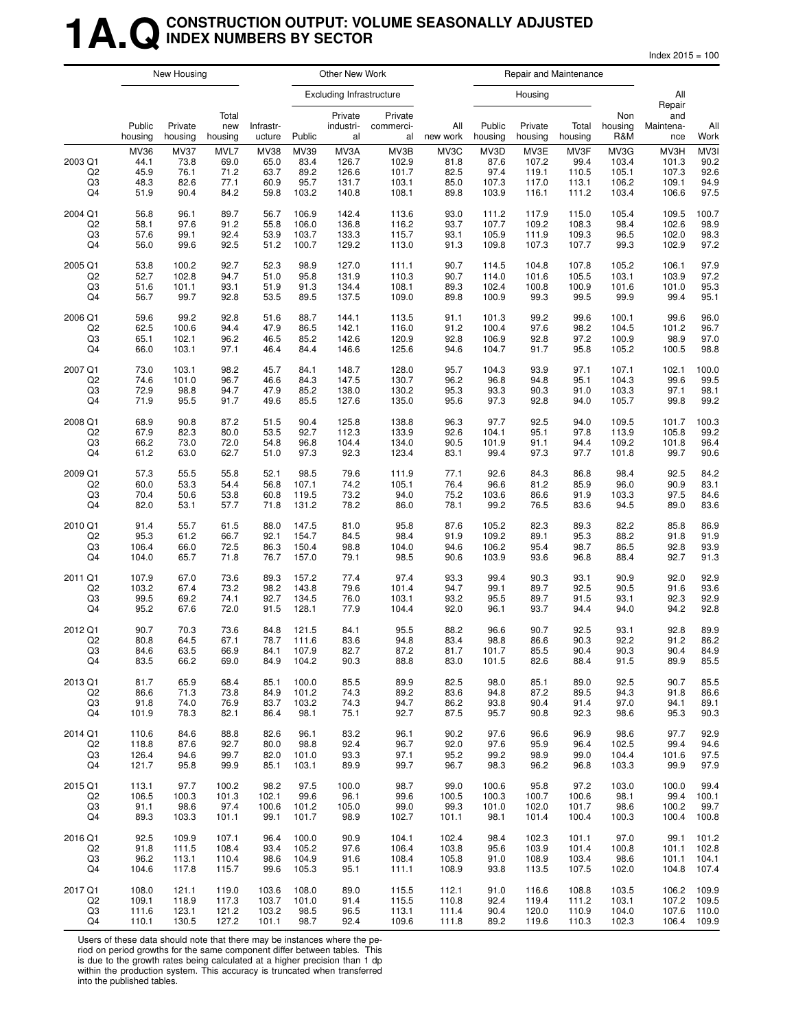# 1A.Q CONSTRUCTION OUTPUT: VOLUME SEASONALLY ADJUSTED INDEX NUMBERS BY SECTOR

Index 2015 = 100

| | New Housing | | | Other New Work | | | | | Repair and Maintenance | | | | | |
|---|---|---|---|---|---|---|---|---|---|---|---|---|---|---|
| | | | | | Excluding Infrastructure | | | | Housing | | | | | |
| | Public housing | Private housing | Total new housing | Infrastructure | Public | Private industrial | Private commercial | All new work | Public housing | Private housing | Total housing | Non housing R&M | All Repair and Maintenance | All Work |
| | MV36 | MV37 | MVL7 | MV38 | MV39 | MV3A | MV3B | MV3C | MV3D | MV3E | MV3F | MV3G | MV3H | MV3I |
| 2003 Q1 | 44.1 | 73.8 | 69.0 | 65.0 | 83.4 | 126.7 | 102.9 | 81.8 | 87.6 | 107.2 | 99.4 | 103.4 | 101.3 | 90.2 |
| Q2 | 45.9 | 76.1 | 71.2 | 63.7 | 89.2 | 126.6 | 101.7 | 82.5 | 97.4 | 119.1 | 110.5 | 105.1 | 107.3 | 92.6 |
| Q3 | 48.3 | 82.6 | 77.1 | 60.9 | 95.7 | 131.7 | 103.1 | 85.0 | 107.3 | 117.0 | 113.1 | 106.2 | 109.1 | 94.9 |
| Q4 | 51.9 | 90.4 | 84.2 | 59.8 | 103.2 | 140.8 | 108.1 | 89.8 | 103.9 | 116.1 | 111.2 | 103.4 | 106.6 | 97.5 |
| 2004 Q1 | 56.8 | 96.1 | 89.7 | 56.7 | 106.9 | 142.4 | 113.6 | 93.0 | 111.2 | 117.9 | 115.0 | 105.4 | 109.5 | 100.7 |
| Q2 | 58.1 | 97.6 | 91.2 | 55.8 | 106.0 | 136.8 | 116.2 | 93.7 | 107.7 | 109.2 | 108.3 | 98.4 | 102.6 | 98.9 |
| Q3 | 57.6 | 99.1 | 92.4 | 53.9 | 103.7 | 133.3 | 115.7 | 93.1 | 105.9 | 111.9 | 109.3 | 96.5 | 102.0 | 98.3 |
| Q4 | 56.0 | 99.6 | 92.5 | 51.2 | 100.7 | 129.2 | 113.0 | 91.3 | 109.8 | 107.3 | 107.7 | 99.3 | 102.9 | 97.2 |
| 2005 Q1 | 53.8 | 100.2 | 92.7 | 52.3 | 98.9 | 127.0 | 111.1 | 90.7 | 114.5 | 104.8 | 107.8 | 105.2 | 106.1 | 97.9 |
| Q2 | 52.7 | 102.8 | 94.7 | 51.0 | 95.8 | 131.9 | 110.3 | 90.7 | 114.0 | 101.6 | 105.5 | 103.1 | 103.9 | 97.2 |
| Q3 | 51.6 | 101.1 | 93.1 | 51.9 | 91.3 | 134.4 | 108.1 | 89.3 | 102.4 | 100.8 | 100.9 | 101.6 | 101.0 | 95.3 |
| Q4 | 56.7 | 99.7 | 92.8 | 53.5 | 89.5 | 137.5 | 109.0 | 89.8 | 100.9 | 99.3 | 99.5 | 99.9 | 99.4 | 95.1 |
| 2006 Q1 | 59.6 | 99.2 | 92.8 | 51.6 | 88.7 | 144.1 | 113.5 | 91.1 | 101.3 | 99.2 | 99.6 | 100.1 | 99.6 | 96.0 |
| Q2 | 62.5 | 100.6 | 94.4 | 47.9 | 86.5 | 142.1 | 116.0 | 91.2 | 100.4 | 97.6 | 98.2 | 104.5 | 101.2 | 96.7 |
| Q3 | 65.1 | 102.1 | 96.2 | 46.5 | 85.2 | 142.6 | 120.9 | 92.8 | 106.9 | 92.8 | 97.2 | 100.9 | 98.9 | 97.0 |
| Q4 | 66.0 | 103.1 | 97.1 | 46.4 | 84.4 | 146.6 | 125.6 | 94.6 | 104.7 | 91.7 | 95.8 | 105.2 | 100.5 | 98.8 |
| 2007 Q1 | 73.0 | 103.1 | 98.2 | 45.7 | 84.1 | 148.7 | 128.0 | 95.7 | 104.3 | 93.9 | 97.1 | 107.1 | 102.1 | 100.0 |
| Q2 | 74.6 | 101.0 | 96.7 | 46.6 | 84.3 | 147.5 | 130.7 | 96.2 | 96.8 | 94.8 | 95.1 | 104.3 | 99.6 | 99.5 |
| Q3 | 72.9 | 98.8 | 94.7 | 47.9 | 85.2 | 138.0 | 130.2 | 95.3 | 93.3 | 90.3 | 91.0 | 103.3 | 97.1 | 98.1 |
| Q4 | 71.9 | 95.5 | 91.7 | 49.6 | 85.5 | 127.6 | 135.0 | 95.6 | 97.3 | 92.8 | 94.0 | 105.7 | 99.8 | 99.2 |
| 2008 Q1 | 68.9 | 90.8 | 87.2 | 51.5 | 90.4 | 125.8 | 138.8 | 96.3 | 97.7 | 92.5 | 94.0 | 109.5 | 101.7 | 100.3 |
| Q2 | 67.9 | 82.3 | 80.0 | 53.5 | 92.7 | 112.3 | 133.9 | 92.6 | 104.1 | 95.1 | 97.8 | 113.9 | 105.8 | 99.2 |
| Q3 | 66.2 | 73.0 | 72.0 | 54.8 | 96.8 | 104.4 | 134.0 | 90.5 | 101.9 | 91.1 | 94.4 | 109.2 | 101.8 | 96.4 |
| Q4 | 61.2 | 63.0 | 62.7 | 51.0 | 97.3 | 92.3 | 123.4 | 83.1 | 99.4 | 97.3 | 97.7 | 101.8 | 99.7 | 90.6 |
| 2009 Q1 | 57.3 | 55.5 | 55.8 | 52.1 | 98.5 | 79.6 | 111.9 | 77.1 | 92.6 | 84.3 | 86.8 | 98.4 | 92.5 | 84.2 |
| Q2 | 60.0 | 53.3 | 54.4 | 56.8 | 107.1 | 74.2 | 105.1 | 76.4 | 96.6 | 81.2 | 85.9 | 96.0 | 90.9 | 83.1 |
| Q3 | 70.4 | 50.6 | 53.8 | 60.8 | 119.5 | 73.2 | 94.0 | 75.2 | 103.6 | 86.6 | 91.9 | 103.3 | 97.5 | 84.6 |
| Q4 | 82.0 | 53.1 | 57.7 | 71.8 | 131.2 | 78.2 | 86.0 | 78.1 | 99.2 | 76.5 | 83.6 | 94.5 | 89.0 | 83.6 |
| 2010 Q1 | 91.4 | 55.7 | 61.5 | 88.0 | 147.5 | 81.0 | 95.8 | 87.6 | 105.2 | 82.3 | 89.3 | 82.2 | 85.8 | 86.9 |
| Q2 | 95.3 | 61.2 | 66.7 | 92.1 | 154.7 | 84.5 | 98.4 | 91.9 | 109.2 | 89.1 | 95.3 | 88.2 | 91.8 | 91.9 |
| Q3 | 106.4 | 66.0 | 72.5 | 86.3 | 150.4 | 98.8 | 104.0 | 94.6 | 106.2 | 95.4 | 98.7 | 86.5 | 92.8 | 93.9 |
| Q4 | 104.0 | 65.7 | 71.8 | 76.7 | 157.0 | 79.1 | 98.5 | 90.6 | 103.9 | 93.6 | 96.8 | 88.4 | 92.7 | 91.3 |
| 2011 Q1 | 107.9 | 67.0 | 73.6 | 89.3 | 157.2 | 77.4 | 97.4 | 93.3 | 99.4 | 90.3 | 93.1 | 90.9 | 92.0 | 92.9 |
| Q2 | 103.2 | 67.4 | 73.2 | 98.2 | 143.8 | 79.6 | 101.4 | 94.7 | 99.1 | 89.7 | 92.5 | 90.5 | 91.6 | 93.6 |
| Q3 | 99.5 | 69.2 | 74.1 | 92.7 | 134.5 | 76.0 | 103.1 | 93.2 | 95.5 | 89.7 | 91.5 | 93.1 | 92.3 | 92.9 |
| Q4 | 95.2 | 67.6 | 72.0 | 91.5 | 128.1 | 77.9 | 104.4 | 92.0 | 96.1 | 93.7 | 94.4 | 94.0 | 94.2 | 92.8 |
| 2012 Q1 | 90.7 | 70.3 | 73.6 | 84.8 | 121.5 | 84.1 | 95.5 | 88.2 | 96.6 | 90.7 | 92.5 | 93.1 | 92.8 | 89.9 |
| Q2 | 80.8 | 64.5 | 67.1 | 78.7 | 111.6 | 83.6 | 94.8 | 83.4 | 98.8 | 86.6 | 90.3 | 92.2 | 91.2 | 86.2 |
| Q3 | 84.6 | 63.5 | 66.9 | 84.1 | 107.9 | 82.7 | 87.2 | 81.7 | 101.7 | 85.5 | 90.4 | 90.3 | 90.4 | 84.9 |
| Q4 | 83.5 | 66.2 | 69.0 | 84.9 | 104.2 | 90.3 | 88.8 | 83.0 | 101.5 | 82.6 | 88.4 | 91.5 | 89.9 | 85.5 |
| 2013 Q1 | 81.7 | 65.9 | 68.4 | 85.1 | 100.0 | 85.5 | 89.9 | 82.5 | 98.0 | 85.1 | 89.0 | 92.5 | 90.7 | 85.5 |
| Q2 | 86.6 | 71.3 | 73.8 | 84.9 | 101.2 | 74.3 | 89.2 | 83.6 | 94.8 | 87.2 | 89.5 | 94.3 | 91.8 | 86.6 |
| Q3 | 91.8 | 74.0 | 76.9 | 83.7 | 103.2 | 74.3 | 94.7 | 86.2 | 93.8 | 90.4 | 91.4 | 97.0 | 94.1 | 89.1 |
| Q4 | 101.9 | 78.3 | 82.1 | 86.4 | 98.1 | 75.1 | 92.7 | 87.5 | 95.7 | 90.8 | 92.3 | 98.6 | 95.3 | 90.3 |
| 2014 Q1 | 110.6 | 84.6 | 88.8 | 82.6 | 96.1 | 83.2 | 96.1 | 90.2 | 97.6 | 96.6 | 96.9 | 98.6 | 97.7 | 92.9 |
| Q2 | 118.8 | 87.6 | 92.7 | 80.0 | 98.8 | 92.4 | 96.7 | 92.0 | 97.6 | 95.9 | 96.4 | 102.5 | 99.4 | 94.6 |
| Q3 | 126.4 | 94.6 | 99.7 | 82.0 | 101.0 | 93.3 | 97.1 | 95.2 | 99.2 | 98.9 | 99.0 | 104.4 | 101.6 | 97.5 |
| Q4 | 121.7 | 95.8 | 99.9 | 85.1 | 103.1 | 89.9 | 99.7 | 96.7 | 98.3 | 96.2 | 96.8 | 103.3 | 99.9 | 97.9 |
| 2015 Q1 | 113.1 | 97.7 | 100.2 | 98.2 | 97.5 | 100.0 | 98.7 | 99.0 | 100.6 | 95.8 | 97.2 | 103.0 | 100.0 | 99.4 |
| Q2 | 106.5 | 100.3 | 101.3 | 102.1 | 99.6 | 96.1 | 99.6 | 100.5 | 100.3 | 100.7 | 100.6 | 98.1 | 99.4 | 100.1 |
| Q3 | 91.1 | 98.6 | 97.4 | 100.6 | 101.2 | 105.0 | 99.0 | 99.3 | 101.0 | 102.0 | 101.7 | 98.6 | 100.2 | 99.7 |
| Q4 | 89.3 | 103.3 | 101.1 | 99.1 | 101.7 | 98.9 | 102.7 | 101.1 | 98.1 | 101.4 | 100.4 | 100.3 | 100.4 | 100.8 |
| 2016 Q1 | 92.5 | 109.9 | 107.1 | 96.4 | 100.0 | 90.9 | 104.1 | 102.4 | 98.4 | 102.3 | 101.1 | 97.0 | 99.1 | 101.2 |
| Q2 | 91.8 | 111.5 | 108.4 | 93.4 | 105.2 | 97.6 | 106.4 | 103.8 | 95.6 | 103.9 | 101.4 | 100.8 | 101.1 | 102.8 |
| Q3 | 96.2 | 113.1 | 110.4 | 98.6 | 104.9 | 91.6 | 108.4 | 105.8 | 91.0 | 108.9 | 103.4 | 98.6 | 101.1 | 104.1 |
| Q4 | 104.6 | 117.8 | 115.7 | 99.6 | 105.3 | 95.1 | 111.1 | 108.9 | 93.8 | 113.5 | 107.5 | 102.0 | 104.8 | 107.4 |
| 2017 Q1 | 108.0 | 121.1 | 119.0 | 103.6 | 108.0 | 89.0 | 115.5 | 112.1 | 91.0 | 116.6 | 108.8 | 103.5 | 106.2 | 109.9 |
| Q2 | 109.1 | 118.9 | 117.3 | 103.7 | 101.0 | 91.4 | 115.5 | 110.8 | 92.4 | 119.4 | 111.2 | 103.1 | 107.2 | 109.5 |
| Q3 | 111.6 | 123.1 | 121.2 | 103.2 | 98.5 | 96.5 | 113.1 | 111.4 | 90.4 | 120.0 | 110.9 | 104.0 | 107.6 | 110.0 |
| Q4 | 110.1 | 130.5 | 127.2 | 101.1 | 98.7 | 92.4 | 109.6 | 111.8 | 89.2 | 119.6 | 110.3 | 102.3 | 106.4 | 109.9 |

Users of these data should note that there may be instances where the period on period growths for the same component differ between tables. This is due to the growth rates being calculated at a higher precision than 1 dp within the production system. This accuracy is truncated when transferred into the published tables.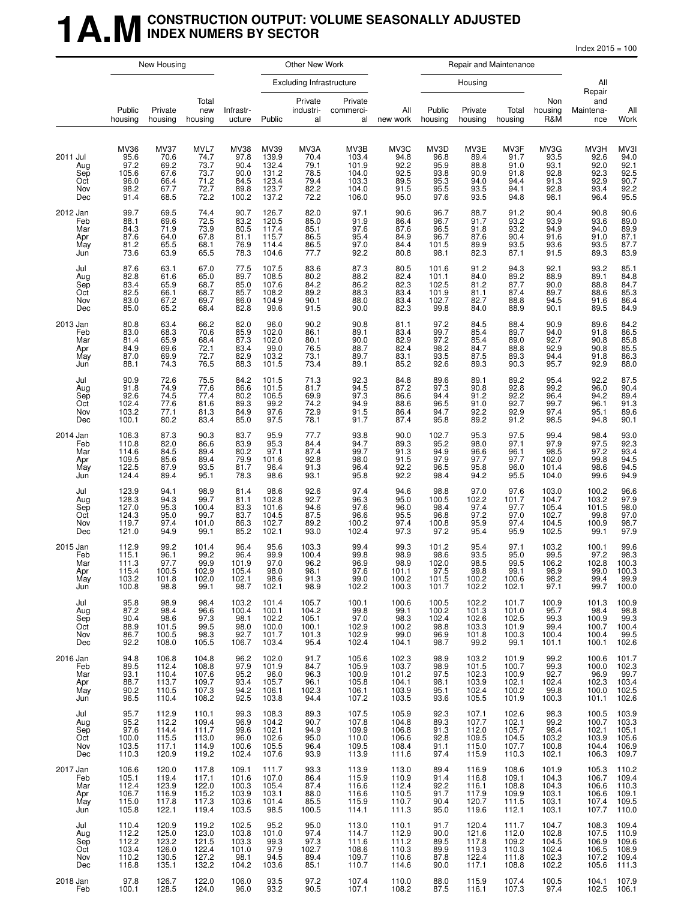# 1A.M CONSTRUCTION OUTPUT: VOLUME SEASONALLY ADJUSTED INDEX NUMERS BY SECTOR

Index 2015 = 100

| | New Housing | | | Other New Work | | | | | Repair and Maintenance | | | | | |
|---|---|---|---|---|---|---|---|---|---|---|---|---|---|---|
| | | | | | Excluding Infrastructure | | | | Housing | | | | | |
| | Public housing | Private housing | Total new housing | Infrastr-ucture | Public | Private industri-al | Private commerci-al | All new work | Public housing | Private housing | Total housing | Non housing R&M | All Repair and Maintena-nce | All Work |
| | MV36 | MV37 | MVL7 | MV38 | MV39 | MV3A | MV3B | MV3C | MV3D | MV3E | MV3F | MV3G | MV3H | MV3I |
| 2011 Jul | 95.6 | 70.6 | 74.7 | 97.8 | 139.9 | 70.4 | 103.4 | 94.8 | 96.8 | 89.4 | 91.7 | 93.5 | 92.6 | 94.0 |
| Aug | 97.2 | 69.2 | 73.7 | 90.4 | 132.4 | 79.1 | 101.9 | 92.2 | 95.9 | 88.8 | 91.0 | 93.1 | 92.0 | 92.1 |
| Sep | 105.6 | 67.6 | 73.7 | 90.0 | 131.2 | 78.5 | 104.0 | 92.5 | 93.8 | 90.9 | 91.8 | 92.8 | 92.3 | 92.5 |
| Oct | 96.0 | 66.4 | 71.2 | 84.5 | 123.4 | 79.4 | 103.3 | 89.5 | 95.3 | 94.0 | 94.4 | 91.3 | 92.9 | 90.7 |
| Nov | 98.2 | 67.7 | 72.7 | 89.8 | 123.7 | 82.2 | 104.0 | 91.5 | 95.5 | 93.5 | 94.1 | 92.8 | 93.4 | 92.2 |
| Dec | 91.4 | 68.5 | 72.2 | 100.2 | 137.2 | 72.2 | 106.0 | 95.0 | 97.6 | 93.5 | 94.8 | 98.1 | 96.4 | 95.5 |
| 2012 Jan | 99.7 | 69.5 | 74.4 | 90.7 | 126.7 | 82.0 | 97.1 | 90.6 | 96.7 | 88.7 | 91.2 | 90.4 | 90.8 | 90.6 |
| Feb | 88.1 | 69.6 | 72.5 | 83.2 | 120.5 | 85.0 | 91.9 | 86.4 | 96.7 | 91.7 | 93.2 | 93.9 | 93.6 | 89.0 |
| Mar | 84.3 | 71.9 | 73.9 | 80.5 | 117.4 | 85.1 | 97.6 | 87.6 | 96.5 | 91.8 | 93.2 | 94.9 | 94.0 | 89.9 |
| Apr | 87.6 | 64.0 | 67.8 | 81.1 | 115.7 | 86.5 | 95.4 | 84.9 | 96.7 | 87.6 | 90.4 | 91.6 | 91.0 | 87.1 |
| May | 81.2 | 65.5 | 68.1 | 76.9 | 114.4 | 86.5 | 97.0 | 84.4 | 101.5 | 89.9 | 93.5 | 93.6 | 93.5 | 87.7 |
| Jun | 73.6 | 63.9 | 65.5 | 78.3 | 104.6 | 77.7 | 92.2 | 80.8 | 98.1 | 82.3 | 87.1 | 91.5 | 89.3 | 83.9 |
| Jul | 87.6 | 63.1 | 67.0 | 77.5 | 107.5 | 83.6 | 87.3 | 80.5 | 101.6 | 91.2 | 94.3 | 92.1 | 93.2 | 85.1 |
| Aug | 82.8 | 61.6 | 65.0 | 89.7 | 108.5 | 80.2 | 88.2 | 82.4 | 101.1 | 84.0 | 89.2 | 88.9 | 89.1 | 84.8 |
| Sep | 83.4 | 65.9 | 68.7 | 85.0 | 107.6 | 84.2 | 86.2 | 82.3 | 102.5 | 81.2 | 87.7 | 90.0 | 88.8 | 84.7 |
| Oct | 82.5 | 66.1 | 68.7 | 85.7 | 108.2 | 89.2 | 88.3 | 83.4 | 101.9 | 81.1 | 87.4 | 89.7 | 88.6 | 85.3 |
| Nov | 83.0 | 67.2 | 69.7 | 86.0 | 104.9 | 90.1 | 88.0 | 83.4 | 102.7 | 82.7 | 88.8 | 94.5 | 91.6 | 86.4 |
| Dec | 85.0 | 65.2 | 68.4 | 82.8 | 99.6 | 91.5 | 90.0 | 82.3 | 99.8 | 84.0 | 88.9 | 90.1 | 89.5 | 84.9 |
| 2013 Jan | 80.8 | 63.4 | 66.2 | 82.0 | 96.0 | 90.2 | 90.8 | 81.1 | 97.2 | 84.5 | 88.4 | 90.9 | 89.6 | 84.2 |
| Feb | 83.0 | 68.3 | 70.6 | 85.9 | 102.0 | 86.1 | 89.1 | 83.4 | 99.7 | 85.4 | 89.7 | 94.0 | 91.8 | 86.5 |
| Mar | 81.4 | 65.9 | 68.4 | 87.3 | 102.0 | 80.1 | 90.0 | 82.9 | 97.2 | 85.4 | 89.0 | 92.7 | 90.8 | 85.8 |
| Apr | 84.9 | 69.6 | 72.1 | 83.4 | 99.0 | 76.5 | 88.7 | 82.4 | 98.2 | 84.7 | 88.8 | 92.9 | 90.8 | 85.5 |
| May | 87.0 | 69.9 | 72.7 | 82.9 | 103.2 | 73.1 | 89.7 | 83.1 | 93.5 | 87.5 | 89.3 | 94.4 | 91.8 | 86.3 |
| Jun | 88.1 | 74.3 | 76.5 | 88.3 | 101.5 | 73.4 | 89.1 | 85.2 | 92.6 | 89.3 | 90.3 | 95.7 | 92.9 | 88.0 |
| Jul | 90.9 | 72.6 | 75.5 | 84.2 | 101.5 | 71.3 | 92.3 | 84.8 | 89.6 | 89.1 | 89.2 | 95.4 | 92.2 | 87.5 |
| Aug | 91.8 | 74.9 | 77.6 | 86.6 | 101.5 | 81.7 | 94.5 | 87.2 | 97.3 | 90.8 | 92.8 | 99.2 | 96.0 | 90.4 |
| Sep | 92.6 | 74.5 | 77.4 | 80.2 | 106.5 | 69.9 | 97.3 | 86.6 | 94.4 | 91.2 | 92.2 | 96.4 | 94.2 | 89.4 |
| Oct | 102.4 | 77.6 | 81.6 | 89.3 | 99.2 | 74.2 | 94.9 | 88.6 | 96.5 | 91.0 | 92.7 | 99.7 | 96.1 | 91.3 |
| Nov | 103.2 | 77.1 | 81.3 | 84.9 | 97.6 | 72.9 | 91.5 | 86.4 | 94.7 | 92.2 | 92.9 | 97.4 | 95.1 | 89.6 |
| Dec | 100.1 | 80.2 | 83.4 | 85.0 | 97.5 | 78.1 | 91.7 | 87.4 | 95.8 | 89.2 | 91.2 | 98.5 | 94.8 | 90.1 |
| 2014 Jan | 106.3 | 87.3 | 90.3 | 83.7 | 95.9 | 77.7 | 93.8 | 90.0 | 102.7 | 95.3 | 97.5 | 99.4 | 98.4 | 93.0 |
| Feb | 110.8 | 82.0 | 86.6 | 83.9 | 95.3 | 84.4 | 94.7 | 89.3 | 95.2 | 98.0 | 97.1 | 97.9 | 97.5 | 92.3 |
| Mar | 114.6 | 84.5 | 89.4 | 80.2 | 97.1 | 87.4 | 99.7 | 91.3 | 94.9 | 96.6 | 96.1 | 98.5 | 97.2 | 93.4 |
| Apr | 109.5 | 85.6 | 89.4 | 79.9 | 101.6 | 92.8 | 98.0 | 91.5 | 97.9 | 97.7 | 97.7 | 102.0 | 99.8 | 94.5 |
| May | 122.5 | 87.9 | 93.5 | 81.7 | 96.4 | 91.3 | 96.4 | 92.2 | 96.5 | 95.8 | 96.0 | 101.4 | 98.6 | 94.5 |
| Jun | 124.4 | 89.4 | 95.1 | 78.3 | 98.6 | 93.1 | 95.8 | 92.2 | 98.4 | 94.2 | 95.5 | 104.0 | 99.6 | 94.9 |
| Jul | 123.9 | 94.1 | 98.9 | 81.4 | 98.6 | 92.6 | 97.4 | 94.6 | 98.8 | 97.0 | 97.6 | 103.0 | 100.2 | 96.6 |
| Aug | 128.3 | 94.3 | 99.7 | 81.1 | 102.8 | 92.7 | 96.3 | 95.0 | 100.5 | 102.2 | 101.7 | 104.7 | 103.2 | 97.9 |
| Sep | 127.0 | 95.3 | 100.4 | 83.3 | 101.6 | 94.6 | 97.6 | 96.0 | 98.4 | 97.4 | 97.7 | 105.4 | 101.5 | 98.0 |
| Oct | 124.3 | 95.0 | 99.7 | 83.7 | 104.5 | 87.5 | 96.6 | 95.5 | 96.8 | 97.2 | 97.0 | 102.7 | 99.8 | 97.0 |
| Nov | 119.7 | 97.4 | 101.0 | 86.3 | 102.7 | 89.2 | 100.2 | 97.4 | 100.8 | 95.9 | 97.4 | 104.5 | 100.9 | 98.7 |
| Dec | 121.0 | 94.9 | 99.1 | 85.2 | 102.1 | 93.0 | 102.4 | 97.3 | 97.2 | 95.4 | 95.9 | 102.5 | 99.1 | 97.9 |
| 2015 Jan | 112.9 | 99.2 | 101.4 | 96.4 | 95.6 | 103.3 | 99.4 | 99.3 | 101.2 | 95.4 | 97.1 | 103.2 | 100.1 | 99.6 |
| Feb | 115.1 | 96.1 | 99.2 | 96.4 | 99.9 | 100.4 | 99.8 | 98.9 | 98.6 | 93.5 | 95.0 | 99.5 | 97.2 | 98.3 |
| Mar | 111.3 | 97.7 | 99.9 | 101.9 | 97.0 | 96.2 | 96.9 | 98.9 | 102.0 | 98.5 | 99.5 | 106.2 | 102.8 | 100.3 |
| Apr | 115.4 | 100.5 | 102.9 | 105.4 | 98.0 | 98.1 | 97.6 | 101.1 | 97.5 | 99.8 | 99.1 | 98.9 | 99.0 | 100.3 |
| May | 103.2 | 101.8 | 102.0 | 102.1 | 98.6 | 91.3 | 99.0 | 100.2 | 101.5 | 100.2 | 100.6 | 98.2 | 99.4 | 99.9 |
| Jun | 100.8 | 98.8 | 99.1 | 98.7 | 102.1 | 98.9 | 102.2 | 100.3 | 101.7 | 102.2 | 102.1 | 97.1 | 99.7 | 100.0 |
| Jul | 95.8 | 98.9 | 98.4 | 103.2 | 101.4 | 105.7 | 100.1 | 100.6 | 100.5 | 102.2 | 101.7 | 100.9 | 101.3 | 100.9 |
| Aug | 87.2 | 98.4 | 96.6 | 100.4 | 100.1 | 104.2 | 99.8 | 99.1 | 100.2 | 101.3 | 101.0 | 95.7 | 98.4 | 98.8 |
| Sep | 90.4 | 98.6 | 97.3 | 98.1 | 102.2 | 105.1 | 97.0 | 98.3 | 102.4 | 102.6 | 102.5 | 99.3 | 100.9 | 99.3 |
| Oct | 88.9 | 101.5 | 99.5 | 98.0 | 100.0 | 100.1 | 102.9 | 100.2 | 98.8 | 103.3 | 101.9 | 99.4 | 100.7 | 100.4 |
| Nov | 86.7 | 100.5 | 98.3 | 92.7 | 101.7 | 101.3 | 102.9 | 99.0 | 96.9 | 101.8 | 100.3 | 100.4 | 100.4 | 99.5 |
| Dec | 92.2 | 108.0 | 105.5 | 106.7 | 103.4 | 95.4 | 102.4 | 104.1 | 98.7 | 99.2 | 99.1 | 101.1 | 100.1 | 102.6 |
| 2016 Jan | 94.8 | 106.8 | 104.8 | 96.2 | 102.0 | 91.7 | 105.6 | 102.3 | 98.9 | 103.2 | 101.9 | 99.2 | 100.6 | 101.7 |
| Feb | 89.5 | 112.4 | 108.8 | 97.9 | 101.9 | 84.7 | 105.9 | 103.7 | 98.9 | 101.5 | 100.7 | 99.3 | 100.0 | 102.3 |
| Mar | 93.1 | 110.4 | 107.6 | 95.2 | 96.0 | 96.3 | 100.9 | 101.2 | 97.5 | 102.3 | 100.9 | 92.7 | 96.9 | 99.7 |
| Apr | 88.7 | 113.7 | 109.7 | 93.4 | 105.7 | 96.1 | 105.8 | 104.1 | 98.1 | 103.9 | 102.1 | 102.4 | 102.3 | 103.4 |
| May | 90.2 | 110.5 | 107.3 | 94.2 | 106.1 | 102.3 | 106.1 | 103.9 | 95.1 | 102.4 | 100.2 | 99.8 | 100.0 | 102.5 |
| Jun | 96.5 | 110.4 | 108.2 | 92.5 | 103.8 | 94.4 | 107.2 | 103.5 | 93.6 | 105.5 | 101.9 | 100.3 | 101.1 | 102.6 |
| Jul | 95.7 | 112.9 | 110.1 | 99.3 | 108.3 | 89.3 | 107.5 | 105.9 | 92.3 | 107.1 | 102.6 | 98.3 | 100.5 | 103.9 |
| Aug | 95.2 | 112.2 | 109.4 | 96.9 | 104.2 | 90.7 | 107.8 | 104.8 | 89.3 | 107.7 | 102.1 | 99.2 | 100.7 | 103.3 |
| Sep | 97.6 | 114.4 | 111.7 | 99.6 | 102.1 | 94.9 | 109.9 | 106.8 | 91.3 | 112.0 | 105.7 | 98.4 | 102.1 | 105.1 |
| Oct | 100.0 | 115.5 | 113.0 | 96.0 | 102.6 | 95.0 | 110.0 | 106.6 | 92.8 | 109.5 | 104.5 | 103.2 | 103.9 | 105.6 |
| Nov | 103.5 | 117.1 | 114.9 | 100.6 | 105.5 | 96.4 | 109.5 | 108.4 | 91.1 | 115.0 | 107.7 | 100.8 | 104.4 | 106.9 |
| Dec | 110.3 | 120.9 | 119.2 | 102.4 | 107.6 | 93.9 | 113.9 | 111.6 | 97.4 | 115.9 | 110.3 | 102.1 | 106.3 | 109.7 |
| 2017 Jan | 106.6 | 120.0 | 117.8 | 109.1 | 111.7 | 93.3 | 113.9 | 113.0 | 89.4 | 116.9 | 108.6 | 101.9 | 105.3 | 110.2 |
| Feb | 105.1 | 119.4 | 117.1 | 101.6 | 107.0 | 86.4 | 115.9 | 110.9 | 91.4 | 116.8 | 109.1 | 104.3 | 106.7 | 109.4 |
| Mar | 112.4 | 123.9 | 122.0 | 100.3 | 105.4 | 87.4 | 116.6 | 112.4 | 92.2 | 116.1 | 108.8 | 104.3 | 106.6 | 110.3 |
| Apr | 106.7 | 116.9 | 115.2 | 103.9 | 103.1 | 88.0 | 116.6 | 110.5 | 91.7 | 117.9 | 109.9 | 103.1 | 106.6 | 109.1 |
| May | 115.0 | 117.8 | 117.3 | 103.6 | 101.4 | 85.5 | 115.9 | 110.7 | 90.4 | 120.7 | 111.5 | 103.1 | 107.4 | 109.5 |
| Jun | 105.8 | 122.1 | 119.4 | 103.5 | 98.5 | 100.5 | 114.1 | 111.3 | 95.0 | 119.6 | 112.1 | 103.1 | 107.7 | 110.0 |
| Jul | 110.4 | 120.9 | 119.2 | 102.5 | 95.2 | 95.0 | 113.0 | 110.1 | 91.7 | 120.4 | 111.7 | 104.7 | 108.3 | 109.4 |
| Aug | 112.2 | 125.0 | 123.0 | 103.8 | 101.0 | 97.4 | 114.7 | 112.9 | 90.0 | 121.6 | 112.0 | 102.8 | 107.5 | 110.9 |
| Sep | 112.2 | 123.2 | 121.5 | 103.3 | 99.3 | 97.3 | 111.6 | 111.2 | 89.5 | 117.8 | 109.2 | 104.5 | 106.9 | 109.6 |
| Oct | 103.4 | 126.0 | 122.4 | 101.0 | 97.9 | 102.7 | 108.6 | 110.3 | 89.9 | 119.3 | 110.3 | 102.4 | 106.5 | 108.9 |
| Nov | 110.2 | 130.5 | 127.2 | 98.1 | 94.5 | 89.4 | 109.7 | 110.6 | 87.8 | 122.4 | 111.8 | 102.3 | 107.2 | 109.4 |
| Dec | 116.8 | 135.1 | 132.2 | 104.2 | 103.6 | 85.1 | 110.7 | 114.6 | 90.0 | 117.1 | 108.8 | 102.2 | 105.6 | 111.3 |
| 2018 Jan | 97.8 | 126.7 | 122.0 | 106.0 | 93.5 | 97.2 | 107.4 | 110.0 | 88.0 | 115.9 | 107.4 | 100.5 | 104.1 | 107.9 |
| Feb | 100.1 | 128.5 | 124.0 | 96.0 | 93.2 | 90.5 | 107.1 | 108.2 | 87.5 | 116.1 | 107.3 | 97.4 | 102.5 | 106.1 |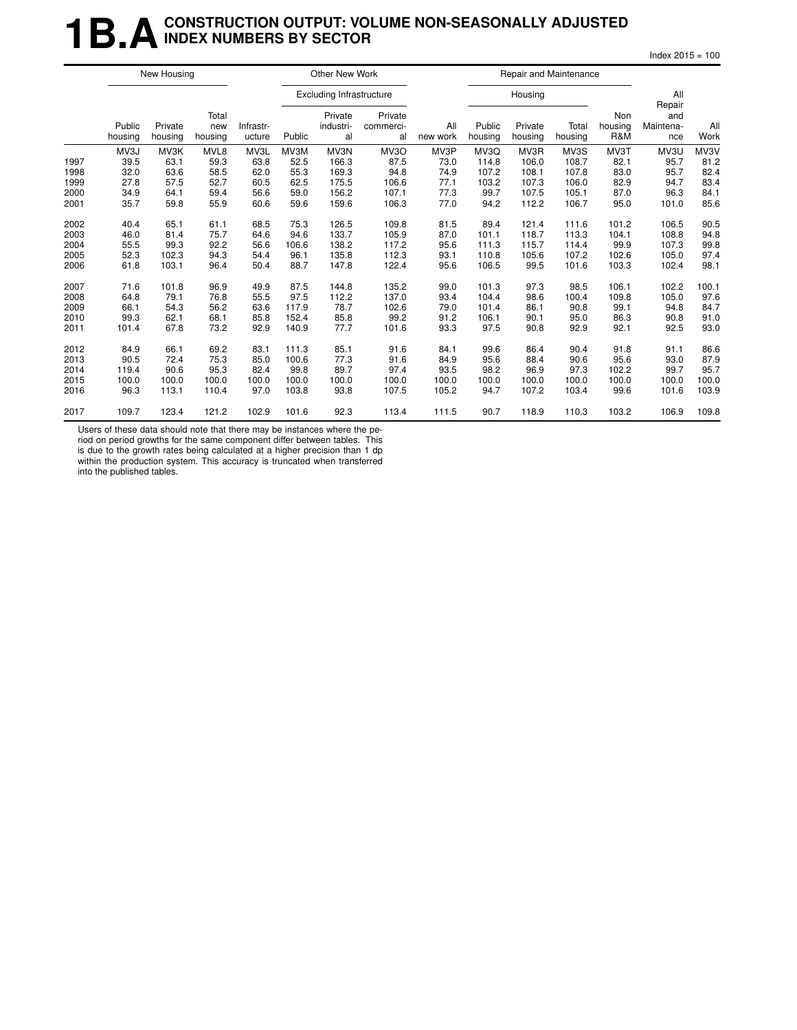# 1B.A CONSTRUCTION OUTPUT: VOLUME NON-SEASONALLY ADJUSTED INDEX NUMBERS BY SECTOR

Index 2015 = 100

| | New Housing | | | Other New Work | | | | | Repair and Maintenance | | | | | |
|---|---|---|---|---|---|---|---|---|---|---|---|---|---|---|
| | | | | | Excluding Infrastructure | | | | Housing | | | | All Repair and Maintenance | All Work |
| | Public housing | Private housing | Total new housing | Infrastructure | Public | Private industrial | Private commercial | All new work | Public housing | Private housing | Total housing | Non housing R&M | | |
| | MV3J | MV3K | MVL8 | MV3L | MV3M | MV3N | MV3O | MV3P | MV3Q | MV3R | MV3S | MV3T | MV3U | MV3V |
| 1997 | 39.5 | 63.1 | 59.3 | 63.8 | 52.5 | 166.3 | 87.5 | 73.0 | 114.8 | 106.0 | 108.7 | 82.1 | 95.7 | 81.2 |
| 1998 | 32.0 | 63.6 | 58.5 | 62.0 | 55.3 | 169.3 | 94.8 | 74.9 | 107.2 | 108.1 | 107.8 | 83.0 | 95.7 | 82.4 |
| 1999 | 27.8 | 57.5 | 52.7 | 60.5 | 62.5 | 175.5 | 106.6 | 77.1 | 103.2 | 107.3 | 106.0 | 82.9 | 94.7 | 83.4 |
| 2000 | 34.9 | 64.1 | 59.4 | 56.6 | 59.0 | 156.2 | 107.1 | 77.3 | 99.7 | 107.5 | 105.1 | 87.0 | 96.3 | 84.1 |
| 2001 | 35.7 | 59.8 | 55.9 | 60.6 | 59.6 | 159.6 | 106.3 | 77.0 | 94.2 | 112.2 | 106.7 | 95.0 | 101.0 | 85.6 |
| 2002 | 40.4 | 65.1 | 61.1 | 68.5 | 75.3 | 126.5 | 109.8 | 81.5 | 89.4 | 121.4 | 111.6 | 101.2 | 106.5 | 90.5 |
| 2003 | 46.0 | 81.4 | 75.7 | 64.6 | 94.6 | 133.7 | 105.9 | 87.0 | 101.1 | 118.7 | 113.3 | 104.1 | 108.8 | 94.8 |
| 2004 | 55.5 | 99.3 | 92.2 | 56.6 | 106.6 | 138.2 | 117.2 | 95.6 | 111.3 | 115.7 | 114.4 | 99.9 | 107.3 | 99.8 |
| 2005 | 52.3 | 102.3 | 94.3 | 54.4 | 96.1 | 135.8 | 112.3 | 93.1 | 110.8 | 105.6 | 107.2 | 102.6 | 105.0 | 97.4 |
| 2006 | 61.8 | 103.1 | 96.4 | 50.4 | 88.7 | 147.8 | 122.4 | 95.6 | 106.5 | 99.5 | 101.6 | 103.3 | 102.4 | 98.1 |
| 2007 | 71.6 | 101.8 | 96.9 | 49.9 | 87.5 | 144.8 | 135.2 | 99.0 | 101.3 | 97.3 | 98.5 | 106.1 | 102.2 | 100.1 |
| 2008 | 64.8 | 79.1 | 76.8 | 55.5 | 97.5 | 112.2 | 137.0 | 93.4 | 104.4 | 98.6 | 100.4 | 109.8 | 105.0 | 97.6 |
| 2009 | 66.1 | 54.3 | 56.2 | 63.6 | 117.9 | 78.7 | 102.6 | 79.0 | 101.4 | 86.1 | 90.8 | 99.1 | 94.8 | 84.7 |
| 2010 | 99.3 | 62.1 | 68.1 | 85.8 | 152.4 | 85.8 | 99.2 | 91.2 | 106.1 | 90.1 | 95.0 | 86.3 | 90.8 | 91.0 |
| 2011 | 101.4 | 67.8 | 73.2 | 92.9 | 140.9 | 77.7 | 101.6 | 93.3 | 97.5 | 90.8 | 92.9 | 92.1 | 92.5 | 93.0 |
| 2012 | 84.9 | 66.1 | 69.2 | 83.1 | 111.3 | 85.1 | 91.6 | 84.1 | 99.6 | 86.4 | 90.4 | 91.8 | 91.1 | 86.6 |
| 2013 | 90.5 | 72.4 | 75.3 | 85.0 | 100.6 | 77.3 | 91.6 | 84.9 | 95.6 | 88.4 | 90.6 | 95.6 | 93.0 | 87.9 |
| 2014 | 119.4 | 90.6 | 95.3 | 82.4 | 99.8 | 89.7 | 97.4 | 93.5 | 98.2 | 96.9 | 97.3 | 102.2 | 99.7 | 95.7 |
| 2015 | 100.0 | 100.0 | 100.0 | 100.0 | 100.0 | 100.0 | 100.0 | 100.0 | 100.0 | 100.0 | 100.0 | 100.0 | 100.0 | 100.0 |
| 2016 | 96.3 | 113.1 | 110.4 | 97.0 | 103.8 | 93.8 | 107.5 | 105.2 | 94.7 | 107.2 | 103.4 | 99.6 | 101.6 | 103.9 |
| 2017 | 109.7 | 123.4 | 121.2 | 102.9 | 101.6 | 92.3 | 113.4 | 111.5 | 90.7 | 118.9 | 110.3 | 103.2 | 106.9 | 109.8 |

Users of these data should note that there may be instances where the period on period growths for the same component differ between tables. This is due to the growth rates being calculated at a higher precision than 1 dp within the production system. This accuracy is truncated when transferred into the published tables.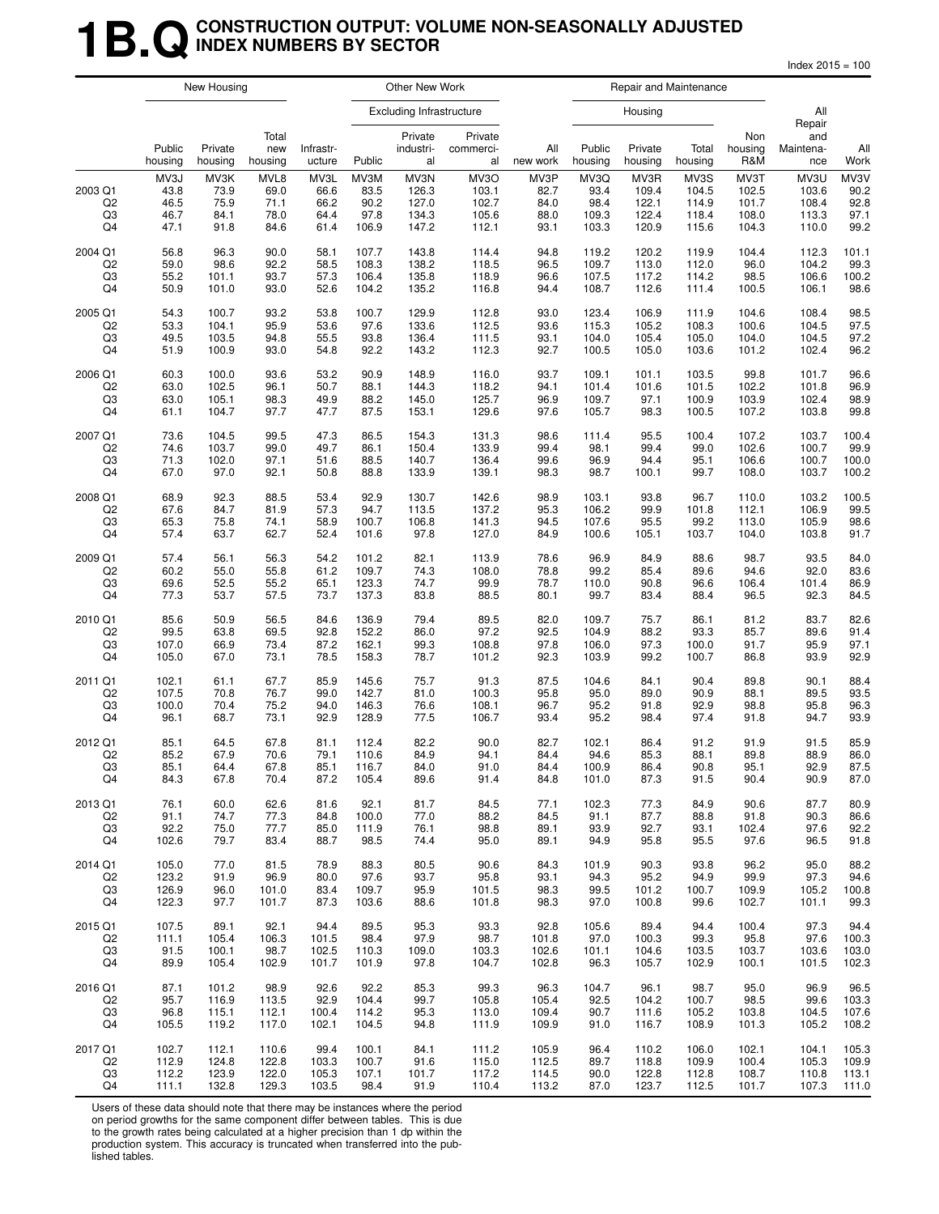# 1B.Q CONSTRUCTION OUTPUT: VOLUME NON-SEASONALLY ADJUSTED INDEX NUMBERS BY SECTOR

Index 2015 = 100

| | New Housing | | | Other New Work | | | | | Repair and Maintenance | | | | | |
|---|---|---|---|---|---|---|---|---|---|---|---|---|---|---|
| | | | | | Excluding Infrastructure | | | | Housing | | | | | |
| | Public housing | Private housing | Total new housing | Infrastr-ucture | Public | Private industri-al | Private commerci-al | All new work | Public housing | Private housing | Total housing | Non housing R&M | All Repair and Maintena-nce | All Work |
| | MV3J | MV3K | MVL8 | MV3L | MV3M | MV3N | MV3O | MV3P | MV3Q | MV3R | MV3S | MV3T | MV3U | MV3V |
| 2003 Q1 | 43.8 | 73.9 | 69.0 | 66.6 | 83.5 | 126.3 | 103.1 | 82.7 | 93.4 | 109.4 | 104.5 | 102.5 | 103.6 | 90.2 |
| Q2 | 46.5 | 75.9 | 71.1 | 66.2 | 90.2 | 127.0 | 102.7 | 84.0 | 98.4 | 122.1 | 114.9 | 101.7 | 108.4 | 92.8 |
| Q3 | 46.7 | 84.1 | 78.0 | 64.4 | 97.8 | 134.3 | 105.6 | 88.0 | 109.3 | 122.4 | 118.4 | 108.0 | 113.3 | 97.1 |
| Q4 | 47.1 | 91.8 | 84.6 | 61.4 | 106.9 | 147.2 | 112.1 | 93.1 | 103.3 | 120.9 | 115.6 | 104.3 | 110.0 | 99.2 |
| 2004 Q1 | 56.8 | 96.3 | 90.0 | 58.1 | 107.7 | 143.8 | 114.4 | 94.8 | 119.2 | 120.2 | 119.9 | 104.4 | 112.3 | 101.1 |
| Q2 | 59.0 | 98.6 | 92.2 | 58.5 | 108.3 | 138.2 | 118.5 | 96.5 | 109.7 | 113.0 | 112.0 | 96.0 | 104.2 | 99.3 |
| Q3 | 55.2 | 101.1 | 93.7 | 57.3 | 106.4 | 135.8 | 118.9 | 96.6 | 107.5 | 117.2 | 114.2 | 98.5 | 106.6 | 100.2 |
| Q4 | 50.9 | 101.0 | 93.0 | 52.6 | 104.2 | 135.2 | 116.8 | 94.4 | 108.7 | 112.6 | 111.4 | 100.5 | 106.1 | 98.6 |
| 2005 Q1 | 54.3 | 100.7 | 93.2 | 53.8 | 100.7 | 129.9 | 112.8 | 93.0 | 123.4 | 106.9 | 111.9 | 104.6 | 108.4 | 98.5 |
| Q2 | 53.3 | 104.1 | 95.9 | 53.6 | 97.6 | 133.6 | 112.5 | 93.6 | 115.3 | 105.2 | 108.3 | 100.6 | 104.5 | 97.5 |
| Q3 | 49.5 | 103.5 | 94.8 | 55.5 | 93.8 | 136.4 | 111.5 | 93.1 | 104.0 | 105.4 | 105.0 | 104.0 | 104.5 | 97.2 |
| Q4 | 51.9 | 100.9 | 93.0 | 54.8 | 92.2 | 143.2 | 112.3 | 92.7 | 100.5 | 105.0 | 103.6 | 101.2 | 102.4 | 96.2 |
| 2006 Q1 | 60.3 | 100.0 | 93.6 | 53.2 | 90.9 | 148.9 | 116.0 | 93.7 | 109.1 | 101.1 | 103.5 | 99.8 | 101.7 | 96.6 |
| Q2 | 63.0 | 102.5 | 96.1 | 50.7 | 88.1 | 144.3 | 118.2 | 94.1 | 101.4 | 101.6 | 101.5 | 102.2 | 101.8 | 96.9 |
| Q3 | 63.0 | 105.1 | 98.3 | 49.9 | 88.2 | 145.0 | 125.7 | 96.9 | 109.7 | 97.1 | 100.9 | 103.9 | 102.4 | 98.9 |
| Q4 | 61.1 | 104.7 | 97.7 | 47.7 | 87.5 | 153.1 | 129.6 | 97.6 | 105.7 | 98.3 | 100.5 | 107.2 | 103.8 | 99.8 |
| 2007 Q1 | 73.6 | 104.5 | 99.5 | 47.3 | 86.5 | 154.3 | 131.3 | 98.6 | 111.4 | 95.5 | 100.4 | 107.2 | 103.7 | 100.4 |
| Q2 | 74.6 | 103.7 | 99.0 | 49.7 | 86.1 | 150.4 | 133.9 | 99.4 | 98.1 | 99.4 | 99.0 | 102.6 | 100.7 | 99.9 |
| Q3 | 71.3 | 102.0 | 97.1 | 51.6 | 88.5 | 140.7 | 136.4 | 99.6 | 96.9 | 94.4 | 95.1 | 106.6 | 100.7 | 100.0 |
| Q4 | 67.0 | 97.0 | 92.1 | 50.8 | 88.8 | 133.9 | 139.1 | 98.3 | 98.7 | 100.1 | 99.7 | 108.0 | 103.7 | 100.2 |
| 2008 Q1 | 68.9 | 92.3 | 88.5 | 53.4 | 92.9 | 130.7 | 142.6 | 98.9 | 103.1 | 93.8 | 96.7 | 110.0 | 103.2 | 100.5 |
| Q2 | 67.6 | 84.7 | 81.9 | 57.3 | 94.7 | 113.5 | 137.2 | 95.3 | 106.2 | 99.9 | 101.8 | 112.1 | 106.9 | 99.5 |
| Q3 | 65.3 | 75.8 | 74.1 | 58.9 | 100.7 | 106.8 | 141.3 | 94.5 | 107.6 | 95.5 | 99.2 | 113.0 | 105.9 | 98.6 |
| Q4 | 57.4 | 63.7 | 62.7 | 52.4 | 101.6 | 97.8 | 127.0 | 84.9 | 100.6 | 105.1 | 103.7 | 104.0 | 103.8 | 91.7 |
| 2009 Q1 | 57.4 | 56.1 | 56.3 | 54.2 | 101.2 | 82.1 | 113.9 | 78.6 | 96.9 | 84.9 | 88.6 | 98.7 | 93.5 | 84.0 |
| Q2 | 60.2 | 55.0 | 55.8 | 61.2 | 109.7 | 74.3 | 108.0 | 78.8 | 99.2 | 85.4 | 89.6 | 94.6 | 92.0 | 83.6 |
| Q3 | 69.6 | 52.5 | 55.2 | 65.1 | 123.3 | 74.7 | 99.9 | 78.7 | 110.0 | 90.8 | 96.6 | 106.4 | 101.4 | 86.9 |
| Q4 | 77.3 | 53.7 | 57.5 | 73.7 | 137.3 | 83.8 | 88.5 | 80.1 | 99.7 | 83.4 | 88.4 | 96.5 | 92.3 | 84.5 |
| 2010 Q1 | 85.6 | 50.9 | 56.5 | 84.6 | 136.9 | 79.4 | 89.5 | 82.0 | 109.7 | 75.7 | 86.1 | 81.2 | 83.7 | 82.6 |
| Q2 | 99.5 | 63.8 | 69.5 | 92.8 | 152.2 | 86.0 | 97.2 | 92.5 | 104.9 | 88.2 | 93.3 | 85.7 | 89.6 | 91.4 |
| Q3 | 107.0 | 66.9 | 73.4 | 87.2 | 162.1 | 99.3 | 108.8 | 97.8 | 106.0 | 97.3 | 100.0 | 91.7 | 95.9 | 97.1 |
| Q4 | 105.0 | 67.0 | 73.1 | 78.5 | 158.3 | 78.7 | 101.2 | 92.3 | 103.9 | 99.2 | 100.7 | 86.8 | 93.9 | 92.9 |
| 2011 Q1 | 102.1 | 61.1 | 67.7 | 85.9 | 145.6 | 75.7 | 91.3 | 87.5 | 104.6 | 84.1 | 90.4 | 89.8 | 90.1 | 88.4 |
| Q2 | 107.5 | 70.8 | 76.7 | 99.0 | 142.7 | 81.0 | 100.3 | 95.8 | 95.0 | 89.0 | 90.9 | 88.1 | 89.5 | 93.5 |
| Q3 | 100.0 | 70.4 | 75.2 | 94.0 | 146.3 | 76.6 | 108.1 | 96.7 | 95.2 | 91.8 | 92.9 | 98.8 | 95.8 | 96.3 |
| Q4 | 96.1 | 68.7 | 73.1 | 92.9 | 128.9 | 77.5 | 106.7 | 93.4 | 95.2 | 98.4 | 97.4 | 91.8 | 94.7 | 93.9 |
| 2012 Q1 | 85.1 | 64.5 | 67.8 | 81.1 | 112.4 | 82.2 | 90.0 | 82.7 | 102.1 | 86.4 | 91.2 | 91.9 | 91.5 | 85.9 |
| Q2 | 85.2 | 67.9 | 70.6 | 79.1 | 110.6 | 84.9 | 94.1 | 84.4 | 94.6 | 85.3 | 88.1 | 89.8 | 88.9 | 86.0 |
| Q3 | 85.1 | 64.4 | 67.8 | 85.1 | 116.7 | 84.0 | 91.0 | 84.4 | 100.9 | 86.4 | 90.8 | 95.1 | 92.9 | 87.5 |
| Q4 | 84.3 | 67.8 | 70.4 | 87.2 | 105.4 | 89.6 | 91.4 | 84.8 | 101.0 | 87.3 | 91.5 | 90.4 | 90.9 | 87.0 |
| 2013 Q1 | 76.1 | 60.0 | 62.6 | 81.6 | 92.1 | 81.7 | 84.5 | 77.1 | 102.3 | 77.3 | 84.9 | 90.6 | 87.7 | 80.9 |
| Q2 | 91.1 | 74.7 | 77.3 | 84.8 | 100.0 | 77.0 | 88.2 | 84.5 | 91.1 | 87.7 | 88.8 | 91.8 | 90.3 | 86.6 |
| Q3 | 92.2 | 75.0 | 77.7 | 85.0 | 111.9 | 76.1 | 98.8 | 89.1 | 93.9 | 92.7 | 93.1 | 102.4 | 97.6 | 92.2 |
| Q4 | 102.6 | 79.7 | 83.4 | 88.7 | 98.5 | 74.4 | 95.0 | 89.1 | 94.9 | 95.8 | 95.5 | 97.6 | 96.5 | 91.8 |
| 2014 Q1 | 105.0 | 77.0 | 81.5 | 78.9 | 88.3 | 80.5 | 90.6 | 84.3 | 101.9 | 90.3 | 93.8 | 96.2 | 95.0 | 88.2 |
| Q2 | 123.2 | 91.9 | 96.9 | 80.0 | 97.6 | 93.7 | 95.8 | 93.1 | 94.3 | 95.2 | 94.9 | 99.9 | 97.3 | 94.6 |
| Q3 | 126.9 | 96.0 | 101.0 | 83.4 | 109.7 | 95.9 | 101.5 | 98.3 | 99.5 | 101.2 | 100.7 | 109.9 | 105.2 | 100.8 |
| Q4 | 122.3 | 97.7 | 101.7 | 87.3 | 103.6 | 88.6 | 101.8 | 98.3 | 97.0 | 100.8 | 99.6 | 102.7 | 101.1 | 99.3 |
| 2015 Q1 | 107.5 | 89.1 | 92.1 | 94.4 | 89.5 | 95.3 | 93.3 | 92.8 | 105.6 | 89.4 | 94.4 | 100.4 | 97.3 | 94.4 |
| Q2 | 111.1 | 105.4 | 106.3 | 101.5 | 98.4 | 97.9 | 98.7 | 101.8 | 97.0 | 100.3 | 99.3 | 95.8 | 97.6 | 100.3 |
| Q3 | 91.5 | 100.1 | 98.7 | 102.5 | 110.3 | 109.0 | 103.3 | 102.6 | 101.1 | 104.6 | 103.5 | 103.7 | 103.6 | 103.0 |
| Q4 | 89.9 | 105.4 | 102.9 | 101.7 | 101.9 | 97.8 | 104.7 | 102.8 | 96.3 | 105.7 | 102.9 | 100.1 | 101.5 | 102.3 |
| 2016 Q1 | 87.1 | 101.2 | 98.9 | 92.6 | 92.2 | 85.3 | 99.3 | 96.3 | 104.7 | 96.1 | 98.7 | 95.0 | 96.9 | 96.5 |
| Q2 | 95.7 | 116.9 | 113.5 | 92.9 | 104.4 | 99.7 | 105.8 | 105.4 | 92.5 | 104.2 | 100.7 | 98.5 | 99.6 | 103.3 |
| Q3 | 96.8 | 115.1 | 112.1 | 100.4 | 114.2 | 95.3 | 113.0 | 109.4 | 90.7 | 111.6 | 105.2 | 103.8 | 104.5 | 107.6 |
| Q4 | 105.5 | 119.2 | 117.0 | 102.1 | 104.5 | 94.8 | 111.9 | 109.9 | 91.0 | 116.7 | 108.9 | 101.3 | 105.2 | 108.2 |
| 2017 Q1 | 102.7 | 112.1 | 110.6 | 99.4 | 100.1 | 84.1 | 111.2 | 105.9 | 96.4 | 110.2 | 106.0 | 102.1 | 104.1 | 105.3 |
| Q2 | 112.9 | 124.8 | 122.8 | 103.3 | 100.7 | 91.6 | 115.0 | 112.5 | 89.7 | 118.8 | 109.9 | 100.4 | 105.3 | 109.9 |
| Q3 | 112.2 | 123.9 | 122.0 | 105.3 | 107.1 | 101.7 | 117.2 | 114.5 | 90.0 | 122.8 | 112.8 | 108.7 | 110.8 | 113.1 |
| Q4 | 111.1 | 132.8 | 129.3 | 103.5 | 98.4 | 91.9 | 110.4 | 113.2 | 87.0 | 123.7 | 112.5 | 101.7 | 107.3 | 111.0 |

Users of these data should note that there may be instances where the period on period growths for the same component differ between tables. This is due to the growth rates being calculated at a higher precision than 1 dp within the production system. This accuracy is truncated when transferred into the published tables.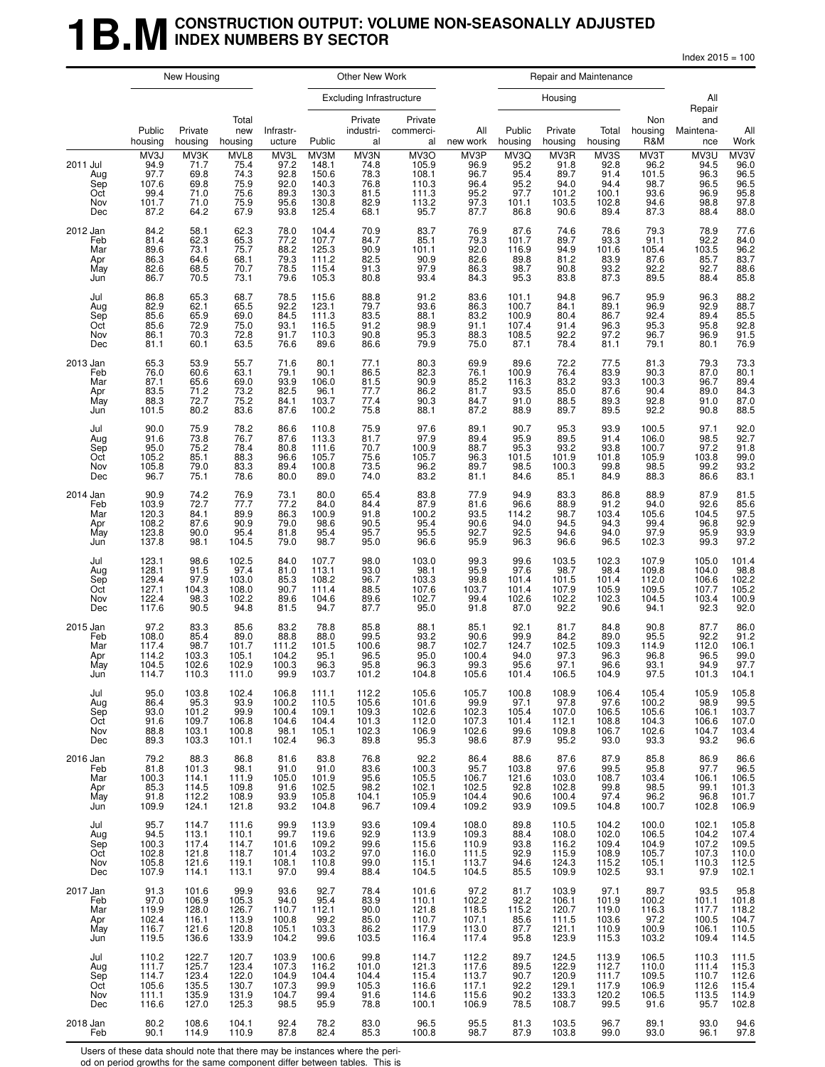# 1B.M CONSTRUCTION OUTPUT: VOLUME NON-SEASONALLY ADJUSTED INDEX NUMBERS BY SECTOR

Index 2015 = 100

| | New Housing | | | Other New Work | | | | | Repair and Maintenance | | | | | |
|---|---|---|---|---|---|---|---|---|---|---|---|---|---|---|
| | | | | | Excluding Infrastructure | | | | Housing | | | | | |
| | Public housing | Private housing | Total new housing | Infrastr-ucture | Public | Private industri-al | Private commerci-al | All new work | Public housing | Private housing | Total housing | Non housing R&M | All Repair and Maintena-nce | All Work |
| | MV3J | MV3K | MVL8 | MV3L | MV3M | MV3N | MV3O | MV3P | MV3Q | MV3R | MV3S | MV3T | MV3U | MV3V |
| 2011 Jul | 94.9 | 71.7 | 75.4 | 97.2 | 148.1 | 74.8 | 105.9 | 96.9 | 95.2 | 91.8 | 92.8 | 96.2 | 94.5 | 96.0 |
| Aug | 97.7 | 69.8 | 74.3 | 92.8 | 150.6 | 78.3 | 108.1 | 96.7 | 95.4 | 89.7 | 91.4 | 101.5 | 96.3 | 96.5 |
| Sep | 107.6 | 69.8 | 75.9 | 92.0 | 140.3 | 76.8 | 110.3 | 96.4 | 95.2 | 94.0 | 94.4 | 98.7 | 96.5 | 96.5 |
| Oct | 99.4 | 71.0 | 75.6 | 89.3 | 130.3 | 81.5 | 111.3 | 95.2 | 97.7 | 101.2 | 100.1 | 93.6 | 96.9 | 95.8 |
| Nov | 101.7 | 71.0 | 75.9 | 95.6 | 130.8 | 82.9 | 113.2 | 97.3 | 101.1 | 103.5 | 102.8 | 94.6 | 98.8 | 97.8 |
| Dec | 87.2 | 64.2 | 67.9 | 93.8 | 125.4 | 68.1 | 95.7 | 87.7 | 86.8 | 90.6 | 89.4 | 87.3 | 88.4 | 88.0 |
| 2012 Jan | 84.2 | 58.1 | 62.3 | 78.0 | 104.4 | 70.9 | 83.7 | 76.9 | 87.6 | 74.6 | 78.6 | 79.3 | 78.9 | 77.6 |
| Feb | 81.4 | 62.3 | 65.3 | 77.2 | 107.7 | 84.7 | 85.1 | 79.3 | 101.7 | 89.7 | 93.3 | 91.1 | 92.2 | 84.0 |
| Mar | 89.6 | 73.1 | 75.7 | 88.2 | 125.3 | 90.9 | 101.1 | 92.0 | 116.9 | 94.9 | 101.6 | 105.4 | 103.5 | 96.2 |
| Apr | 86.3 | 64.6 | 68.1 | 79.3 | 111.2 | 82.5 | 90.9 | 82.6 | 89.8 | 81.2 | 83.9 | 87.6 | 85.7 | 83.7 |
| May | 82.6 | 68.5 | 70.7 | 78.5 | 115.4 | 91.3 | 97.9 | 86.3 | 98.7 | 90.8 | 93.2 | 92.2 | 92.7 | 88.6 |
| Jun | 86.7 | 70.5 | 73.1 | 79.6 | 105.3 | 80.8 | 93.4 | 84.3 | 95.3 | 83.8 | 87.3 | 89.5 | 88.4 | 85.8 |
| Jul | 86.8 | 65.3 | 68.7 | 78.5 | 115.6 | 88.8 | 91.2 | 83.6 | 101.1 | 94.8 | 96.7 | 95.9 | 96.3 | 88.2 |
| Aug | 82.9 | 62.1 | 65.5 | 92.2 | 123.1 | 79.7 | 93.6 | 86.3 | 100.7 | 84.1 | 89.1 | 96.9 | 92.9 | 88.7 |
| Sep | 85.6 | 65.9 | 69.0 | 84.5 | 111.3 | 83.5 | 88.1 | 83.2 | 100.9 | 80.4 | 86.7 | 92.4 | 89.4 | 85.5 |
| Oct | 85.6 | 72.9 | 75.0 | 93.1 | 116.5 | 91.2 | 98.9 | 91.1 | 107.4 | 91.4 | 96.3 | 95.3 | 95.8 | 92.8 |
| Nov | 86.1 | 70.3 | 72.8 | 91.7 | 110.3 | 90.8 | 95.3 | 88.3 | 108.5 | 92.2 | 97.2 | 96.7 | 96.9 | 91.5 |
| Dec | 81.1 | 60.1 | 63.5 | 76.6 | 89.6 | 86.6 | 79.9 | 75.0 | 87.1 | 78.4 | 81.1 | 79.1 | 80.1 | 76.9 |
| 2013 Jan | 65.3 | 53.9 | 55.7 | 71.6 | 80.1 | 77.1 | 80.3 | 69.9 | 89.6 | 72.2 | 77.5 | 81.3 | 79.3 | 73.3 |
| Feb | 76.0 | 60.6 | 63.1 | 79.1 | 90.1 | 86.5 | 82.3 | 76.1 | 100.9 | 76.4 | 83.9 | 90.3 | 87.0 | 80.1 |
| Mar | 87.1 | 65.6 | 69.0 | 93.9 | 106.0 | 81.5 | 90.9 | 85.2 | 116.3 | 83.2 | 93.3 | 100.3 | 96.7 | 89.4 |
| Apr | 83.5 | 71.2 | 73.2 | 82.5 | 96.1 | 77.7 | 86.2 | 81.7 | 93.5 | 85.0 | 87.6 | 90.4 | 89.0 | 84.3 |
| May | 88.3 | 72.7 | 75.2 | 84.1 | 103.7 | 77.4 | 90.3 | 84.7 | 91.0 | 88.5 | 89.3 | 92.8 | 91.0 | 87.0 |
| Jun | 101.5 | 80.2 | 83.6 | 87.6 | 100.2 | 75.8 | 88.1 | 87.2 | 88.9 | 89.7 | 89.5 | 92.2 | 90.8 | 88.5 |
| Jul | 90.0 | 75.9 | 78.2 | 86.6 | 110.8 | 75.9 | 97.6 | 89.1 | 90.7 | 95.3 | 93.9 | 100.5 | 97.1 | 92.0 |
| Aug | 91.6 | 73.8 | 76.7 | 87.6 | 113.3 | 81.7 | 97.9 | 89.4 | 95.9 | 89.5 | 91.4 | 106.0 | 98.5 | 92.7 |
| Sep | 95.0 | 75.2 | 78.4 | 80.8 | 111.6 | 70.7 | 100.9 | 88.7 | 95.3 | 93.2 | 93.8 | 100.7 | 97.2 | 91.8 |
| Oct | 105.2 | 85.1 | 88.3 | 96.6 | 105.7 | 75.6 | 105.7 | 96.3 | 101.5 | 101.9 | 101.8 | 105.9 | 103.8 | 99.0 |
| Nov | 105.8 | 79.0 | 83.3 | 89.4 | 100.8 | 73.5 | 96.2 | 89.7 | 98.5 | 100.3 | 99.8 | 98.5 | 99.2 | 93.2 |
| Dec | 96.7 | 75.1 | 78.6 | 80.0 | 89.0 | 74.0 | 83.2 | 81.1 | 84.6 | 85.1 | 84.9 | 88.3 | 86.6 | 83.1 |
| 2014 Jan | 90.9 | 74.2 | 76.9 | 73.1 | 80.0 | 65.4 | 83.8 | 77.9 | 94.9 | 83.3 | 86.8 | 88.9 | 87.9 | 81.5 |
| Feb | 103.9 | 72.7 | 77.7 | 77.2 | 84.0 | 84.4 | 87.9 | 81.6 | 96.6 | 88.9 | 91.2 | 94.0 | 92.6 | 85.6 |
| Mar | 120.3 | 84.1 | 89.9 | 86.3 | 100.9 | 91.8 | 100.2 | 93.5 | 114.2 | 98.7 | 103.4 | 105.6 | 104.5 | 97.5 |
| Apr | 108.2 | 87.6 | 90.9 | 79.0 | 98.6 | 90.5 | 95.4 | 90.6 | 94.0 | 94.5 | 94.3 | 99.4 | 96.8 | 92.9 |
| May | 123.8 | 90.0 | 95.4 | 81.8 | 95.4 | 95.7 | 95.5 | 92.7 | 92.5 | 94.6 | 94.0 | 97.9 | 95.9 | 93.9 |
| Jun | 137.8 | 98.1 | 104.5 | 79.0 | 98.7 | 95.0 | 96.6 | 95.9 | 96.3 | 96.6 | 96.5 | 102.3 | 99.3 | 97.2 |
| Jul | 123.1 | 98.6 | 102.5 | 84.0 | 107.7 | 98.0 | 103.0 | 99.3 | 99.6 | 103.5 | 102.3 | 107.9 | 105.0 | 101.4 |
| Aug | 128.1 | 91.5 | 97.4 | 81.0 | 113.1 | 93.0 | 98.1 | 95.9 | 97.6 | 98.7 | 98.4 | 109.8 | 104.0 | 98.8 |
| Sep | 129.4 | 97.9 | 103.0 | 85.3 | 108.2 | 96.7 | 103.3 | 99.8 | 101.4 | 101.5 | 101.4 | 112.0 | 106.6 | 102.2 |
| Oct | 127.1 | 104.3 | 108.0 | 90.7 | 111.4 | 88.5 | 107.6 | 103.7 | 101.4 | 107.9 | 105.9 | 109.5 | 107.7 | 105.2 |
| Nov | 122.4 | 98.3 | 102.2 | 89.6 | 104.6 | 89.6 | 102.7 | 99.4 | 102.6 | 102.2 | 102.3 | 104.5 | 103.4 | 100.9 |
| Dec | 117.6 | 90.5 | 94.8 | 81.5 | 94.7 | 87.7 | 95.0 | 91.8 | 87.0 | 92.2 | 90.6 | 94.1 | 92.3 | 92.0 |
| 2015 Jan | 97.2 | 83.3 | 85.6 | 83.2 | 78.8 | 85.8 | 88.1 | 85.1 | 92.1 | 81.7 | 84.8 | 90.8 | 87.7 | 86.0 |
| Feb | 108.0 | 85.4 | 89.0 | 88.8 | 88.0 | 99.5 | 93.2 | 90.6 | 99.9 | 84.2 | 89.0 | 95.5 | 92.2 | 91.2 |
| Mar | 117.4 | 98.7 | 101.7 | 111.2 | 101.5 | 100.6 | 98.7 | 102.7 | 124.7 | 102.5 | 109.3 | 114.9 | 112.0 | 106.1 |
| Apr | 114.2 | 103.3 | 105.1 | 104.2 | 95.1 | 96.5 | 95.0 | 100.4 | 94.0 | 97.3 | 96.3 | 96.8 | 96.5 | 99.0 |
| May | 104.5 | 102.6 | 102.9 | 100.3 | 96.3 | 95.8 | 96.3 | 99.3 | 95.6 | 97.1 | 96.6 | 93.1 | 94.9 | 97.7 |
| Jun | 114.7 | 110.3 | 111.0 | 99.9 | 103.7 | 101.2 | 104.8 | 105.6 | 101.4 | 106.5 | 104.9 | 97.5 | 101.3 | 104.1 |
| Jul | 95.0 | 103.8 | 102.4 | 106.8 | 111.1 | 112.2 | 105.6 | 105.7 | 100.8 | 108.9 | 106.4 | 105.4 | 105.9 | 105.8 |
| Aug | 86.4 | 95.3 | 93.9 | 100.2 | 110.5 | 105.6 | 101.6 | 99.9 | 97.1 | 97.8 | 97.6 | 100.2 | 98.9 | 99.5 |
| Sep | 93.0 | 101.2 | 99.9 | 100.4 | 109.1 | 109.3 | 102.6 | 102.3 | 105.4 | 107.0 | 106.5 | 105.6 | 106.1 | 103.7 |
| Oct | 91.6 | 109.7 | 106.8 | 104.6 | 104.4 | 101.3 | 112.0 | 107.3 | 101.4 | 112.1 | 108.8 | 104.3 | 106.6 | 107.0 |
| Nov | 88.8 | 103.1 | 100.8 | 98.1 | 105.1 | 102.3 | 106.9 | 102.6 | 99.6 | 109.8 | 106.7 | 102.6 | 104.7 | 103.4 |
| Dec | 89.3 | 103.3 | 101.1 | 102.4 | 96.3 | 89.8 | 95.3 | 98.6 | 87.9 | 95.2 | 93.0 | 93.3 | 93.2 | 96.6 |
| 2016 Jan | 79.2 | 88.3 | 86.8 | 81.6 | 83.8 | 76.8 | 92.2 | 86.4 | 88.6 | 87.6 | 87.9 | 85.8 | 86.9 | 86.6 |
| Feb | 81.8 | 101.3 | 98.1 | 91.0 | 91.0 | 83.6 | 100.3 | 95.7 | 103.8 | 97.6 | 99.5 | 95.8 | 97.7 | 96.5 |
| Mar | 100.3 | 114.1 | 111.9 | 105.0 | 101.9 | 95.6 | 105.5 | 106.7 | 121.6 | 103.0 | 108.7 | 103.4 | 106.1 | 106.5 |
| Apr | 85.3 | 114.5 | 109.8 | 91.6 | 102.5 | 98.2 | 102.1 | 102.5 | 92.8 | 102.8 | 99.8 | 98.5 | 99.1 | 101.3 |
| May | 91.8 | 112.2 | 108.9 | 93.9 | 105.8 | 104.1 | 105.9 | 104.4 | 90.6 | 100.4 | 97.4 | 96.2 | 96.8 | 101.7 |
| Jun | 109.9 | 124.1 | 121.8 | 93.2 | 104.8 | 96.7 | 109.4 | 109.2 | 93.9 | 109.5 | 104.8 | 100.7 | 102.8 | 106.9 |
| Jul | 95.7 | 114.7 | 111.6 | 99.9 | 113.9 | 93.6 | 109.4 | 108.0 | 89.8 | 110.5 | 104.2 | 100.0 | 102.1 | 105.8 |
| Aug | 94.5 | 113.1 | 110.1 | 99.7 | 119.6 | 92.9 | 113.9 | 109.3 | 88.4 | 108.0 | 102.0 | 106.5 | 104.2 | 107.4 |
| Sep | 100.3 | 117.4 | 114.7 | 101.6 | 109.2 | 99.6 | 115.6 | 110.9 | 93.8 | 116.2 | 109.4 | 104.9 | 107.2 | 109.5 |
| Oct | 102.8 | 121.8 | 118.7 | 101.4 | 103.2 | 97.0 | 116.0 | 111.5 | 92.9 | 115.9 | 108.9 | 105.7 | 107.3 | 110.0 |
| Nov | 105.8 | 121.6 | 119.1 | 108.1 | 110.8 | 99.0 | 115.1 | 113.7 | 94.6 | 124.3 | 115.2 | 105.1 | 110.3 | 112.5 |
| Dec | 107.9 | 114.1 | 113.1 | 97.0 | 99.4 | 88.4 | 104.5 | 104.5 | 85.5 | 109.9 | 102.5 | 93.1 | 97.9 | 102.1 |
| 2017 Jan | 91.3 | 101.6 | 99.9 | 93.6 | 92.7 | 78.4 | 101.6 | 97.2 | 81.7 | 103.9 | 97.1 | 89.7 | 93.5 | 95.8 |
| Feb | 97.0 | 106.9 | 105.3 | 94.0 | 95.4 | 83.9 | 110.1 | 102.2 | 92.2 | 106.1 | 101.9 | 100.2 | 101.1 | 101.8 |
| Mar | 119.9 | 128.0 | 126.7 | 110.7 | 112.1 | 90.0 | 121.8 | 118.5 | 115.2 | 120.7 | 119.0 | 116.3 | 117.7 | 118.2 |
| Apr | 102.4 | 116.1 | 113.9 | 100.8 | 99.2 | 85.0 | 110.7 | 107.1 | 85.6 | 111.5 | 103.6 | 97.2 | 100.5 | 104.7 |
| May | 116.7 | 121.6 | 120.8 | 105.1 | 103.3 | 86.2 | 117.9 | 113.0 | 87.7 | 121.1 | 110.9 | 100.9 | 106.1 | 110.5 |
| Jun | 119.5 | 136.6 | 133.9 | 104.2 | 99.6 | 103.5 | 116.4 | 117.4 | 95.8 | 123.9 | 115.3 | 103.2 | 109.4 | 114.5 |
| Jul | 110.2 | 122.7 | 120.7 | 103.9 | 100.6 | 99.8 | 114.7 | 112.2 | 89.7 | 124.5 | 113.9 | 106.5 | 110.3 | 111.5 |
| Aug | 111.7 | 125.7 | 123.4 | 107.3 | 116.2 | 101.0 | 121.3 | 117.6 | 89.5 | 122.9 | 112.7 | 110.0 | 111.4 | 115.3 |
| Sep | 114.7 | 123.4 | 122.0 | 104.9 | 104.4 | 104.4 | 115.4 | 113.7 | 90.7 | 120.9 | 111.7 | 109.5 | 110.7 | 112.6 |
| Oct | 105.6 | 135.5 | 130.7 | 107.3 | 99.9 | 105.3 | 116.6 | 117.1 | 92.2 | 129.1 | 117.9 | 106.9 | 112.6 | 115.4 |
| Nov | 111.1 | 135.9 | 131.9 | 104.7 | 99.4 | 91.6 | 114.6 | 115.6 | 90.2 | 133.3 | 120.2 | 106.5 | 113.5 | 114.9 |
| Dec | 116.6 | 127.0 | 125.3 | 98.5 | 95.9 | 78.8 | 100.1 | 106.9 | 78.5 | 108.7 | 99.5 | 91.6 | 95.7 | 102.8 |
| 2018 Jan | 80.2 | 108.6 | 104.1 | 92.4 | 78.2 | 83.0 | 96.5 | 95.5 | 81.3 | 103.5 | 96.7 | 89.1 | 93.0 | 94.6 |
| Feb | 90.1 | 114.9 | 110.9 | 87.8 | 82.4 | 85.3 | 100.8 | 98.7 | 87.9 | 103.8 | 99.0 | 93.0 | 96.1 | 97.8 |

Users of these data should note that there may be instances where the period on period growths for the same component differ between tables. This is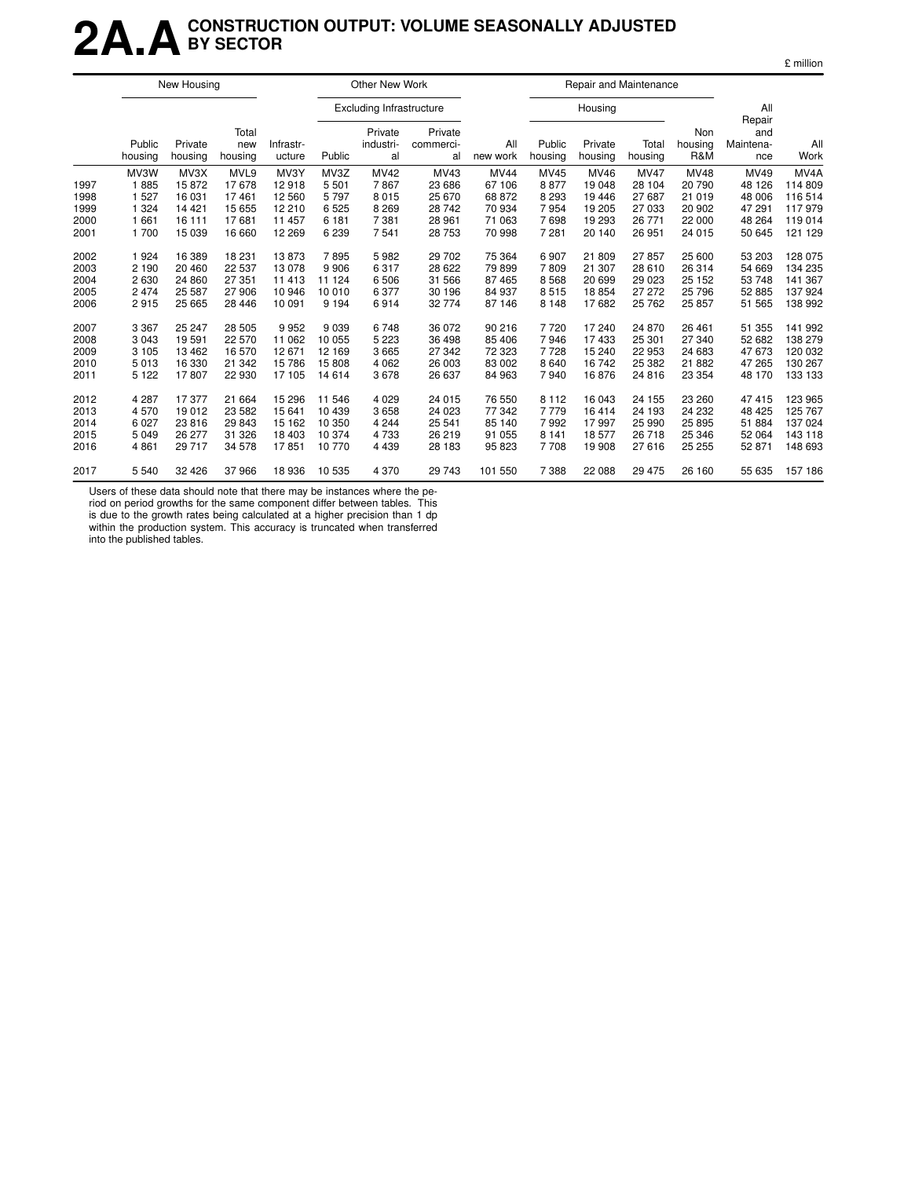# 2A.A CONSTRUCTION OUTPUT: VOLUME SEASONALLY ADJUSTED BY SECTOR

£ million

| | New Housing | | | Other New Work | | | | Repair and Maintenance | | | | | |
|---|---|---|---|---|---|---|---|---|---|---|---|---|---|
| | | | | | Excluding Infrastructure | | | Housing | | | | | |
| | Public housing | Private housing | Total new housing | Infrastr-ucture | Public | Private industri-al | Private commerci-al | All new work | Public housing | Private housing | Total housing | Non housing R&M | All Repair and Maintena-nce | All Work |
| | MV3W | MV3X | MVL9 | MV3Y | MV3Z | MV42 | MV43 | MV44 | MV45 | MV46 | MV47 | MV48 | MV49 | MV4A |
| 1997 | 1 885 | 15 872 | 17 678 | 12 918 | 5 501 | 7 867 | 23 686 | 67 106 | 8 877 | 19 048 | 28 104 | 20 790 | 48 126 | 114 809 |
| 1998 | 1 527 | 16 031 | 17 461 | 12 560 | 5 797 | 8 015 | 25 670 | 68 872 | 8 293 | 19 446 | 27 687 | 21 019 | 48 006 | 116 514 |
| 1999 | 1 324 | 14 421 | 15 655 | 12 210 | 6 525 | 8 269 | 28 742 | 70 934 | 7 954 | 19 205 | 27 033 | 20 902 | 47 291 | 117 979 |
| 2000 | 1 661 | 16 111 | 17 681 | 11 457 | 6 181 | 7 381 | 28 961 | 71 063 | 7 698 | 19 293 | 26 771 | 22 000 | 48 264 | 119 014 |
| 2001 | 1 700 | 15 039 | 16 660 | 12 269 | 6 239 | 7 541 | 28 753 | 70 998 | 7 281 | 20 140 | 26 951 | 24 015 | 50 645 | 121 129 |
| 2002 | 1 924 | 16 389 | 18 231 | 13 873 | 7 895 | 5 982 | 29 702 | 75 364 | 6 907 | 21 809 | 27 857 | 25 600 | 53 203 | 128 075 |
| 2003 | 2 190 | 20 460 | 22 537 | 13 078 | 9 906 | 6 317 | 28 622 | 79 899 | 7 809 | 21 307 | 28 610 | 26 314 | 54 669 | 134 235 |
| 2004 | 2 630 | 24 860 | 27 351 | 11 413 | 11 124 | 6 506 | 31 566 | 87 465 | 8 568 | 20 699 | 29 023 | 25 152 | 53 748 | 141 367 |
| 2005 | 2 474 | 25 587 | 27 906 | 10 946 | 10 010 | 6 377 | 30 196 | 84 937 | 8 515 | 18 854 | 27 272 | 25 796 | 52 885 | 137 924 |
| 2006 | 2 915 | 25 665 | 28 446 | 10 091 | 9 194 | 6 914 | 32 774 | 87 146 | 8 148 | 17 682 | 25 762 | 25 857 | 51 565 | 138 992 |
| 2007 | 3 367 | 25 247 | 28 505 | 9 952 | 9 039 | 6 748 | 36 072 | 90 216 | 7 720 | 17 240 | 24 870 | 26 461 | 51 355 | 141 992 |
| 2008 | 3 043 | 19 591 | 22 570 | 11 062 | 10 055 | 5 223 | 36 498 | 85 406 | 7 946 | 17 433 | 25 301 | 27 340 | 52 682 | 138 279 |
| 2009 | 3 105 | 13 462 | 16 570 | 12 671 | 12 169 | 3 665 | 27 342 | 72 323 | 7 728 | 15 240 | 22 953 | 24 683 | 47 673 | 120 032 |
| 2010 | 5 013 | 16 330 | 21 342 | 15 786 | 15 808 | 4 062 | 26 003 | 83 002 | 8 640 | 16 742 | 25 382 | 21 882 | 47 265 | 130 267 |
| 2011 | 5 122 | 17 807 | 22 930 | 17 105 | 14 614 | 3 678 | 26 637 | 84 963 | 7 940 | 16 876 | 24 816 | 23 354 | 48 170 | 133 133 |
| 2012 | 4 287 | 17 377 | 21 664 | 15 296 | 11 546 | 4 029 | 24 015 | 76 550 | 8 112 | 16 043 | 24 155 | 23 260 | 47 415 | 123 965 |
| 2013 | 4 570 | 19 012 | 23 582 | 15 641 | 10 439 | 3 658 | 24 023 | 77 342 | 7 779 | 16 414 | 24 193 | 24 232 | 48 425 | 125 767 |
| 2014 | 6 027 | 23 816 | 29 843 | 15 162 | 10 350 | 4 244 | 25 541 | 85 140 | 7 992 | 17 997 | 25 990 | 25 895 | 51 884 | 137 024 |
| 2015 | 5 049 | 26 277 | 31 326 | 18 403 | 10 374 | 4 733 | 26 219 | 91 055 | 8 141 | 18 577 | 26 718 | 25 346 | 52 064 | 143 118 |
| 2016 | 4 861 | 29 717 | 34 578 | 17 851 | 10 770 | 4 439 | 28 183 | 95 823 | 7 708 | 19 908 | 27 616 | 25 255 | 52 871 | 148 693 |
| 2017 | 5 540 | 32 426 | 37 966 | 18 936 | 10 535 | 4 370 | 29 743 | 101 550 | 7 388 | 22 088 | 29 475 | 26 160 | 55 635 | 157 186 |

Users of these data should note that there may be instances where the period on period growths for the same component differ between tables. This is due to the growth rates being calculated at a higher precision than 1 dp within the production system. This accuracy is truncated when transferred into the published tables.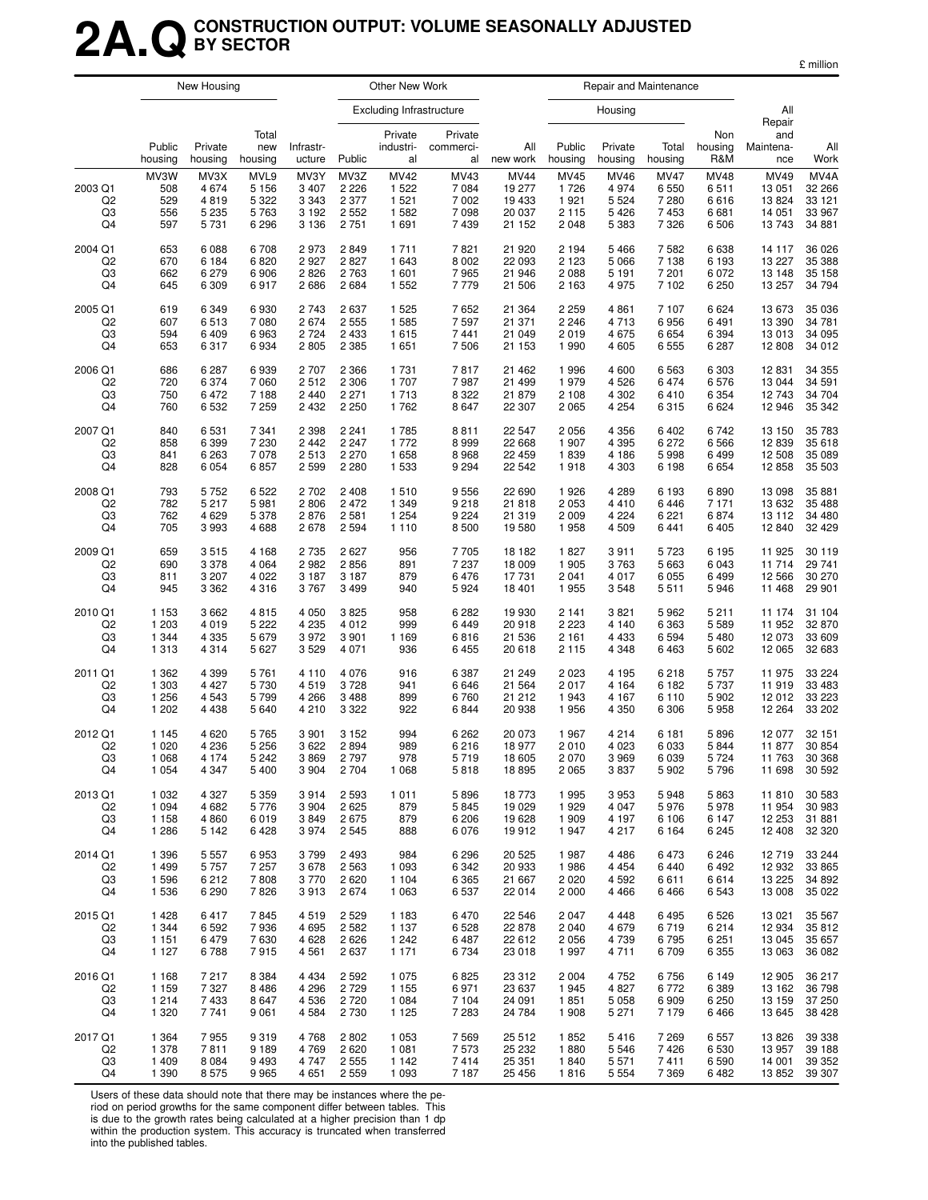# 2A.Q CONSTRUCTION OUTPUT: VOLUME SEASONALLY ADJUSTED BY SECTOR

£ million

| | New Housing | | | Other New Work | | | | | Repair and Maintenance | | | | | |
|---|---|---|---|---|---|---|---|---|---|---|---|---|---|---|
| | | | | | Excluding Infrastructure | | | | Housing | | | | | |
| | Public housing | Private housing | Total new housing | Infrastructure | Public | Private industrial | Private commercial | All new work | Public housing | Private housing | Total housing | Non housing R&M | All Repair and Maintenance | All Work |
| | MV3W | MV3X | MVL9 | MV3Y | MV3Z | MV42 | MV43 | MV44 | MV45 | MV46 | MV47 | MV48 | MV49 | MV4A |
| 2003 Q1 | 508 | 4 674 | 5 156 | 3 407 | 2 226 | 1 522 | 7 084 | 19 277 | 1 726 | 4 974 | 6 550 | 6 511 | 13 051 | 32 266 |
| Q2 | 529 | 4 819 | 5 322 | 3 343 | 2 377 | 1 521 | 7 002 | 19 433 | 1 921 | 5 524 | 7 280 | 6 616 | 13 824 | 33 121 |
| Q3 | 556 | 5 235 | 5 763 | 3 192 | 2 552 | 1 582 | 7 098 | 20 037 | 2 115 | 5 426 | 7 453 | 6 681 | 14 051 | 33 967 |
| Q4 | 597 | 5 731 | 6 296 | 3 136 | 2 751 | 1 691 | 7 439 | 21 152 | 2 048 | 5 383 | 7 326 | 6 506 | 13 743 | 34 881 |
| 2004 Q1 | 653 | 6 088 | 6 708 | 2 973 | 2 849 | 1 711 | 7 821 | 21 920 | 2 194 | 5 466 | 7 582 | 6 638 | 14 117 | 36 026 |
| Q2 | 670 | 6 184 | 6 820 | 2 927 | 2 827 | 1 643 | 8 002 | 22 093 | 2 123 | 5 066 | 7 138 | 6 193 | 13 227 | 35 388 |
| Q3 | 662 | 6 279 | 6 906 | 2 826 | 2 763 | 1 601 | 7 965 | 21 946 | 2 088 | 5 191 | 7 201 | 6 072 | 13 148 | 35 158 |
| Q4 | 645 | 6 309 | 6 917 | 2 686 | 2 684 | 1 552 | 7 779 | 21 506 | 2 163 | 4 975 | 7 102 | 6 250 | 13 257 | 34 794 |
| 2005 Q1 | 619 | 6 349 | 6 930 | 2 743 | 2 637 | 1 525 | 7 652 | 21 364 | 2 259 | 4 861 | 7 107 | 6 624 | 13 673 | 35 036 |
| Q2 | 607 | 6 513 | 7 080 | 2 674 | 2 555 | 1 585 | 7 597 | 21 371 | 2 246 | 4 713 | 6 956 | 6 491 | 13 390 | 34 781 |
| Q3 | 594 | 6 409 | 6 963 | 2 724 | 2 433 | 1 615 | 7 441 | 21 049 | 2 019 | 4 675 | 6 654 | 6 394 | 13 013 | 34 095 |
| Q4 | 653 | 6 317 | 6 934 | 2 805 | 2 385 | 1 651 | 7 506 | 21 153 | 1 990 | 4 605 | 6 555 | 6 287 | 12 808 | 34 012 |
| 2006 Q1 | 686 | 6 287 | 6 939 | 2 707 | 2 366 | 1 731 | 7 817 | 21 462 | 1 996 | 4 600 | 6 563 | 6 303 | 12 831 | 34 355 |
| Q2 | 720 | 6 374 | 7 060 | 2 512 | 2 306 | 1 707 | 7 987 | 21 499 | 1 979 | 4 526 | 6 474 | 6 576 | 13 044 | 34 591 |
| Q3 | 750 | 6 472 | 7 188 | 2 440 | 2 271 | 1 713 | 8 322 | 21 879 | 2 108 | 4 302 | 6 410 | 6 354 | 12 743 | 34 704 |
| Q4 | 760 | 6 532 | 7 259 | 2 432 | 2 250 | 1 762 | 8 647 | 22 307 | 2 065 | 4 254 | 6 315 | 6 624 | 12 946 | 35 342 |
| 2007 Q1 | 840 | 6 531 | 7 341 | 2 398 | 2 241 | 1 785 | 8 811 | 22 547 | 2 056 | 4 356 | 6 402 | 6 742 | 13 150 | 35 783 |
| Q2 | 858 | 6 399 | 7 230 | 2 442 | 2 247 | 1 772 | 8 999 | 22 668 | 1 907 | 4 395 | 6 272 | 6 566 | 12 839 | 35 618 |
| Q3 | 841 | 6 263 | 7 078 | 2 513 | 2 270 | 1 658 | 8 968 | 22 459 | 1 839 | 4 186 | 5 998 | 6 499 | 12 508 | 35 089 |
| Q4 | 828 | 6 054 | 6 857 | 2 599 | 2 280 | 1 533 | 9 294 | 22 542 | 1 918 | 4 303 | 6 198 | 6 654 | 12 858 | 35 503 |
| 2008 Q1 | 793 | 5 752 | 6 522 | 2 702 | 2 408 | 1 510 | 9 556 | 22 690 | 1 926 | 4 289 | 6 193 | 6 890 | 13 098 | 35 881 |
| Q2 | 782 | 5 217 | 5 981 | 2 806 | 2 472 | 1 349 | 9 218 | 21 818 | 2 053 | 4 410 | 6 446 | 7 171 | 13 632 | 35 488 |
| Q3 | 762 | 4 629 | 5 378 | 2 876 | 2 581 | 1 254 | 9 224 | 21 319 | 2 009 | 4 224 | 6 221 | 6 874 | 13 112 | 34 480 |
| Q4 | 705 | 3 993 | 4 688 | 2 678 | 2 594 | 1 110 | 8 500 | 19 580 | 1 958 | 4 509 | 6 441 | 6 405 | 12 840 | 32 429 |
| 2009 Q1 | 659 | 3 515 | 4 168 | 2 735 | 2 627 | 956 | 7 705 | 18 182 | 1 827 | 3 911 | 5 723 | 6 195 | 11 925 | 30 119 |
| Q2 | 690 | 3 378 | 4 064 | 2 982 | 2 856 | 891 | 7 237 | 18 009 | 1 905 | 3 763 | 5 663 | 6 043 | 11 714 | 29 741 |
| Q3 | 811 | 3 207 | 4 022 | 3 187 | 3 187 | 879 | 6 476 | 17 731 | 2 041 | 4 017 | 6 055 | 6 499 | 12 566 | 30 270 |
| Q4 | 945 | 3 362 | 4 316 | 3 767 | 3 499 | 940 | 5 924 | 18 401 | 1 955 | 3 548 | 5 511 | 5 946 | 11 468 | 29 901 |
| 2010 Q1 | 1 153 | 3 662 | 4 815 | 4 050 | 3 825 | 958 | 6 282 | 19 930 | 2 141 | 3 821 | 5 962 | 5 211 | 11 174 | 31 104 |
| Q2 | 1 203 | 4 019 | 5 222 | 4 235 | 4 012 | 999 | 6 449 | 20 918 | 2 223 | 4 140 | 6 363 | 5 589 | 11 952 | 32 870 |
| Q3 | 1 344 | 4 335 | 5 679 | 3 972 | 3 901 | 1 169 | 6 816 | 21 536 | 2 161 | 4 433 | 6 594 | 5 480 | 12 073 | 33 609 |
| Q4 | 1 313 | 4 314 | 5 627 | 3 529 | 4 071 | 936 | 6 455 | 20 618 | 2 115 | 4 348 | 6 463 | 5 602 | 12 065 | 32 683 |
| 2011 Q1 | 1 362 | 4 399 | 5 761 | 4 110 | 4 076 | 916 | 6 387 | 21 249 | 2 023 | 4 195 | 6 218 | 5 757 | 11 975 | 33 224 |
| Q2 | 1 303 | 4 427 | 5 730 | 4 519 | 3 728 | 941 | 6 646 | 21 564 | 2 017 | 4 164 | 6 182 | 5 737 | 11 919 | 33 483 |
| Q3 | 1 256 | 4 543 | 5 799 | 4 266 | 3 488 | 899 | 6 760 | 21 212 | 1 943 | 4 167 | 6 110 | 5 902 | 12 012 | 33 223 |
| Q4 | 1 202 | 4 438 | 5 640 | 4 210 | 3 322 | 922 | 6 844 | 20 938 | 1 956 | 4 350 | 6 306 | 5 958 | 12 264 | 33 202 |
| 2012 Q1 | 1 145 | 4 620 | 5 765 | 3 901 | 3 152 | 994 | 6 262 | 20 073 | 1 967 | 4 214 | 6 181 | 5 896 | 12 077 | 32 151 |
| Q2 | 1 020 | 4 236 | 5 256 | 3 622 | 2 894 | 989 | 6 216 | 18 977 | 2 010 | 4 023 | 6 033 | 5 844 | 11 877 | 30 854 |
| Q3 | 1 068 | 4 174 | 5 242 | 3 869 | 2 797 | 978 | 5 719 | 18 605 | 2 070 | 3 969 | 6 039 | 5 724 | 11 763 | 30 368 |
| Q4 | 1 054 | 4 347 | 5 400 | 3 904 | 2 704 | 1 068 | 5 818 | 18 895 | 2 065 | 3 837 | 5 902 | 5 796 | 11 698 | 30 592 |
| 2013 Q1 | 1 032 | 4 327 | 5 359 | 3 914 | 2 593 | 1 011 | 5 896 | 18 773 | 1 995 | 3 953 | 5 948 | 5 863 | 11 810 | 30 583 |
| Q2 | 1 094 | 4 682 | 5 776 | 3 904 | 2 625 | 879 | 5 845 | 19 029 | 1 929 | 4 047 | 5 976 | 5 978 | 11 954 | 30 983 |
| Q3 | 1 158 | 4 860 | 6 019 | 3 849 | 2 675 | 879 | 6 206 | 19 628 | 1 909 | 4 197 | 6 106 | 6 147 | 12 253 | 31 881 |
| Q4 | 1 286 | 5 142 | 6 428 | 3 974 | 2 545 | 888 | 6 076 | 19 912 | 1 947 | 4 217 | 6 164 | 6 245 | 12 408 | 32 320 |
| 2014 Q1 | 1 396 | 5 557 | 6 953 | 3 799 | 2 493 | 984 | 6 296 | 20 525 | 1 987 | 4 486 | 6 473 | 6 246 | 12 719 | 33 244 |
| Q2 | 1 499 | 5 757 | 7 257 | 3 678 | 2 563 | 1 093 | 6 342 | 20 933 | 1 986 | 4 454 | 6 440 | 6 492 | 12 932 | 33 865 |
| Q3 | 1 596 | 6 212 | 7 808 | 3 770 | 2 620 | 1 104 | 6 365 | 21 667 | 2 020 | 4 592 | 6 611 | 6 614 | 13 225 | 34 892 |
| Q4 | 1 536 | 6 290 | 7 826 | 3 913 | 2 674 | 1 063 | 6 537 | 22 014 | 2 000 | 4 466 | 6 466 | 6 543 | 13 008 | 35 022 |
| 2015 Q1 | 1 428 | 6 417 | 7 845 | 4 519 | 2 529 | 1 183 | 6 470 | 22 546 | 2 047 | 4 448 | 6 495 | 6 526 | 13 021 | 35 567 |
| Q2 | 1 344 | 6 592 | 7 936 | 4 695 | 2 582 | 1 137 | 6 528 | 22 878 | 2 040 | 4 679 | 6 719 | 6 214 | 12 934 | 35 812 |
| Q3 | 1 151 | 6 479 | 7 630 | 4 628 | 2 626 | 1 242 | 6 487 | 22 612 | 2 056 | 4 739 | 6 795 | 6 251 | 13 045 | 35 657 |
| Q4 | 1 127 | 6 788 | 7 915 | 4 561 | 2 637 | 1 171 | 6 734 | 23 018 | 1 997 | 4 711 | 6 709 | 6 355 | 13 063 | 36 082 |
| 2016 Q1 | 1 168 | 7 217 | 8 384 | 4 434 | 2 592 | 1 075 | 6 825 | 23 312 | 2 004 | 4 752 | 6 756 | 6 149 | 12 905 | 36 217 |
| Q2 | 1 159 | 7 327 | 8 486 | 4 296 | 2 729 | 1 155 | 6 971 | 23 637 | 1 945 | 4 827 | 6 772 | 6 389 | 13 162 | 36 798 |
| Q3 | 1 214 | 7 433 | 8 647 | 4 536 | 2 720 | 1 084 | 7 104 | 24 091 | 1 851 | 5 058 | 6 909 | 6 250 | 13 159 | 37 250 |
| Q4 | 1 320 | 7 741 | 9 061 | 4 584 | 2 730 | 1 125 | 7 283 | 24 784 | 1 908 | 5 271 | 7 179 | 6 466 | 13 645 | 38 428 |
| 2017 Q1 | 1 364 | 7 955 | 9 319 | 4 768 | 2 802 | 1 053 | 7 569 | 25 512 | 1 852 | 5 416 | 7 269 | 6 557 | 13 826 | 39 338 |
| Q2 | 1 378 | 7 811 | 9 189 | 4 769 | 2 620 | 1 081 | 7 573 | 25 232 | 1 880 | 5 546 | 7 426 | 6 530 | 13 957 | 39 188 |
| Q3 | 1 409 | 8 084 | 9 493 | 4 747 | 2 555 | 1 142 | 7 414 | 25 351 | 1 840 | 5 571 | 7 411 | 6 590 | 14 001 | 39 352 |
| Q4 | 1 390 | 8 575 | 9 965 | 4 651 | 2 559 | 1 093 | 7 187 | 25 456 | 1 816 | 5 554 | 7 369 | 6 482 | 13 852 | 39 307 |

Users of these data should note that there may be instances where the period on period growths for the same component differ between tables. This is due to the growth rates being calculated at a higher precision than 1 dp within the production system. This accuracy is truncated when transferred into the published tables.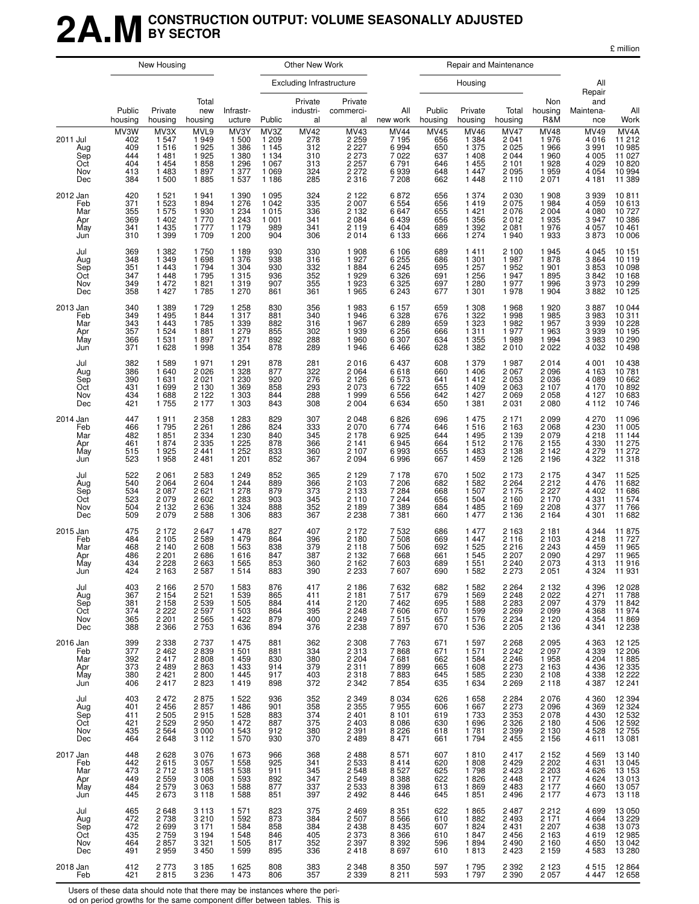# 2A.M CONSTRUCTION OUTPUT: VOLUME SEASONALLY ADJUSTED BY SECTOR

£ million

| | New Housing | | | Other New Work | | | | | Repair and Maintenance | | | | | |
|---|---|---|---|---|---|---|---|---|---|---|---|---|---|---|
| | | | | | Excluding Infrastructure | | | | Housing | | | | | |
| | Public housing | Private housing | Total new housing | Infrastr-ucture | Public | Private industri-al | Private commerci-al | All new work | Public housing | Private housing | Total housing | Non housing R&M | All Repair and Maintena-nce | All Work |
| | MV3W | MV3X | MVL9 | MV3Y | MV3Z | MV42 | MV43 | MV44 | MV45 | MV46 | MV47 | MV48 | MV49 | MV4A |
| 2011 Jul | 402 | 1 547 | 1 949 | 1 500 | 1 209 | 278 | 2 259 | 7 195 | 656 | 1 384 | 2 041 | 1 976 | 4 016 | 11 212 |
| Aug | 409 | 1 516 | 1 925 | 1 386 | 1 145 | 312 | 2 227 | 6 994 | 650 | 1 375 | 2 025 | 1 966 | 3 991 | 10 985 |
| Sep | 444 | 1 481 | 1 925 | 1 380 | 1 134 | 310 | 2 273 | 7 022 | 637 | 1 408 | 2 044 | 1 960 | 4 005 | 11 027 |
| Oct | 404 | 1 454 | 1 858 | 1 296 | 1 067 | 313 | 2 257 | 6 791 | 646 | 1 455 | 2 101 | 1 928 | 4 029 | 10 820 |
| Nov | 413 | 1 483 | 1 897 | 1 377 | 1 069 | 324 | 2 272 | 6 939 | 648 | 1 447 | 2 095 | 1 959 | 4 054 | 10 994 |
| Dec | 384 | 1 500 | 1 885 | 1 537 | 1 186 | 285 | 2 316 | 7 208 | 662 | 1 448 | 2 110 | 2 071 | 4 181 | 11 389 |
| 2012 Jan | 420 | 1 521 | 1 941 | 1 390 | 1 095 | 324 | 2 122 | 6 872 | 656 | 1 374 | 2 030 | 1 908 | 3 939 | 10 811 |
| Feb | 371 | 1 523 | 1 894 | 1 276 | 1 042 | 335 | 2 007 | 6 554 | 656 | 1 419 | 2 075 | 1 984 | 4 059 | 10 613 |
| Mar | 355 | 1 575 | 1 930 | 1 234 | 1 015 | 336 | 2 132 | 6 647 | 655 | 1 421 | 2 076 | 2 004 | 4 080 | 10 727 |
| Apr | 369 | 1 402 | 1 770 | 1 243 | 1 001 | 341 | 2 084 | 6 439 | 656 | 1 356 | 2 012 | 1 935 | 3 947 | 10 386 |
| May | 341 | 1 435 | 1 777 | 1 179 | 989 | 341 | 2 119 | 6 404 | 689 | 1 392 | 2 081 | 1 976 | 4 057 | 10 461 |
| Jun | 310 | 1 399 | 1 709 | 1 200 | 904 | 306 | 2 014 | 6 133 | 666 | 1 274 | 1 940 | 1 933 | 3 873 | 10 006 |
| Jul | 369 | 1 382 | 1 750 | 1 189 | 930 | 330 | 1 908 | 6 106 | 689 | 1 411 | 2 100 | 1 945 | 4 045 | 10 151 |
| Aug | 348 | 1 349 | 1 698 | 1 376 | 938 | 316 | 1 927 | 6 255 | 686 | 1 301 | 1 987 | 1 878 | 3 864 | 10 119 |
| Sep | 351 | 1 443 | 1 794 | 1 304 | 930 | 332 | 1 884 | 6 245 | 695 | 1 257 | 1 952 | 1 901 | 3 853 | 10 098 |
| Oct | 347 | 1 448 | 1 795 | 1 315 | 936 | 352 | 1 929 | 6 326 | 691 | 1 256 | 1 947 | 1 895 | 3 842 | 10 168 |
| Nov | 349 | 1 472 | 1 821 | 1 319 | 907 | 355 | 1 923 | 6 325 | 697 | 1 280 | 1 977 | 1 996 | 3 973 | 10 299 |
| Dec | 358 | 1 427 | 1 785 | 1 270 | 861 | 361 | 1 965 | 6 243 | 677 | 1 301 | 1 978 | 1 904 | 3 882 | 10 125 |
| 2013 Jan | 340 | 1 389 | 1 729 | 1 258 | 830 | 356 | 1 983 | 6 157 | 659 | 1 308 | 1 968 | 1 920 | 3 887 | 10 044 |
| Feb | 349 | 1 495 | 1 844 | 1 317 | 881 | 340 | 1 946 | 6 328 | 676 | 1 322 | 1 998 | 1 985 | 3 983 | 10 311 |
| Mar | 343 | 1 443 | 1 785 | 1 339 | 882 | 316 | 1 967 | 6 289 | 659 | 1 323 | 1 982 | 1 957 | 3 939 | 10 228 |
| Apr | 357 | 1 524 | 1 881 | 1 279 | 855 | 302 | 1 939 | 6 256 | 666 | 1 311 | 1 977 | 1 963 | 3 939 | 10 195 |
| May | 366 | 1 531 | 1 897 | 1 271 | 892 | 288 | 1 960 | 6 307 | 634 | 1 355 | 1 989 | 1 994 | 3 983 | 10 290 |
| Jun | 371 | 1 628 | 1 998 | 1 354 | 878 | 289 | 1 946 | 6 466 | 628 | 1 382 | 2 010 | 2 022 | 4 032 | 10 498 |
| Jul | 382 | 1 589 | 1 971 | 1 291 | 878 | 281 | 2 016 | 6 437 | 608 | 1 379 | 1 987 | 2 014 | 4 001 | 10 438 |
| Aug | 386 | 1 640 | 2 026 | 1 328 | 877 | 322 | 2 064 | 6 618 | 660 | 1 406 | 2 067 | 2 096 | 4 163 | 10 781 |
| Sep | 390 | 1 631 | 2 021 | 1 230 | 920 | 276 | 2 126 | 6 573 | 641 | 1 412 | 2 053 | 2 036 | 4 089 | 10 662 |
| Oct | 431 | 1 699 | 2 130 | 1 369 | 858 | 293 | 2 073 | 6 722 | 655 | 1 409 | 2 063 | 2 107 | 4 170 | 10 892 |
| Nov | 434 | 1 688 | 2 122 | 1 303 | 844 | 288 | 1 999 | 6 556 | 642 | 1 427 | 2 069 | 2 058 | 4 127 | 10 683 |
| Dec | 421 | 1 755 | 2 177 | 1 303 | 843 | 308 | 2 004 | 6 634 | 650 | 1 381 | 2 031 | 2 080 | 4 112 | 10 746 |
| 2014 Jan | 447 | 1 911 | 2 358 | 1 283 | 829 | 307 | 2 048 | 6 826 | 696 | 1 475 | 2 171 | 2 099 | 4 270 | 11 096 |
| Feb | 466 | 1 795 | 2 261 | 1 286 | 824 | 333 | 2 070 | 6 774 | 646 | 1 516 | 2 163 | 2 068 | 4 230 | 11 005 |
| Mar | 482 | 1 851 | 2 334 | 1 230 | 840 | 345 | 2 178 | 6 925 | 644 | 1 495 | 2 139 | 2 079 | 4 218 | 11 144 |
| Apr | 461 | 1 874 | 2 335 | 1 225 | 878 | 366 | 2 141 | 6 945 | 664 | 1 512 | 2 176 | 2 155 | 4 330 | 11 275 |
| May | 515 | 1 925 | 2 441 | 1 252 | 833 | 360 | 2 107 | 6 993 | 655 | 1 483 | 2 138 | 2 142 | 4 279 | 11 272 |
| Jun | 523 | 1 958 | 2 481 | 1 201 | 852 | 367 | 2 094 | 6 996 | 667 | 1 459 | 2 126 | 2 196 | 4 322 | 11 318 |
| Jul | 522 | 2 061 | 2 583 | 1 249 | 852 | 365 | 2 129 | 7 178 | 670 | 1 502 | 2 173 | 2 175 | 4 347 | 11 525 |
| Aug | 540 | 2 064 | 2 604 | 1 244 | 889 | 366 | 2 103 | 7 206 | 682 | 1 582 | 2 264 | 2 212 | 4 476 | 11 682 |
| Sep | 534 | 2 087 | 2 621 | 1 278 | 879 | 373 | 2 133 | 7 284 | 668 | 1 507 | 2 175 | 2 227 | 4 402 | 11 686 |
| Oct | 523 | 2 079 | 2 602 | 1 283 | 903 | 345 | 2 110 | 7 244 | 656 | 1 504 | 2 160 | 2 170 | 4 331 | 11 574 |
| Nov | 504 | 2 132 | 2 636 | 1 324 | 888 | 352 | 2 189 | 7 389 | 684 | 1 485 | 2 169 | 2 208 | 4 377 | 11 766 |
| Dec | 509 | 2 079 | 2 588 | 1 306 | 883 | 367 | 2 238 | 7 381 | 660 | 1 477 | 2 136 | 2 164 | 4 301 | 11 682 |
| 2015 Jan | 475 | 2 172 | 2 647 | 1 478 | 827 | 407 | 2 172 | 7 532 | 686 | 1 477 | 2 163 | 2 181 | 4 344 | 11 875 |
| Feb | 484 | 2 105 | 2 589 | 1 479 | 864 | 396 | 2 180 | 7 508 | 669 | 1 447 | 2 116 | 2 103 | 4 218 | 11 727 |
| Mar | 468 | 2 140 | 2 608 | 1 563 | 838 | 379 | 2 118 | 7 506 | 692 | 1 525 | 2 216 | 2 243 | 4 459 | 11 965 |
| Apr | 486 | 2 201 | 2 686 | 1 616 | 847 | 387 | 2 132 | 7 668 | 661 | 1 545 | 2 207 | 2 090 | 4 297 | 11 965 |
| May | 434 | 2 228 | 2 663 | 1 565 | 853 | 360 | 2 162 | 7 603 | 689 | 1 551 | 2 240 | 2 073 | 4 313 | 11 916 |
| Jun | 424 | 2 163 | 2 587 | 1 514 | 883 | 390 | 2 233 | 7 607 | 690 | 1 582 | 2 273 | 2 051 | 4 324 | 11 931 |
| Jul | 403 | 2 166 | 2 570 | 1 583 | 876 | 417 | 2 186 | 7 632 | 682 | 1 582 | 2 264 | 2 132 | 4 396 | 12 028 |
| Aug | 367 | 2 154 | 2 521 | 1 539 | 865 | 411 | 2 181 | 7 517 | 679 | 1 569 | 2 248 | 2 022 | 4 271 | 11 788 |
| Sep | 381 | 2 158 | 2 539 | 1 505 | 884 | 414 | 2 120 | 7 462 | 695 | 1 588 | 2 283 | 2 097 | 4 379 | 11 842 |
| Oct | 374 | 2 222 | 2 597 | 1 503 | 864 | 395 | 2 248 | 7 606 | 670 | 1 599 | 2 269 | 2 099 | 4 368 | 11 974 |
| Nov | 365 | 2 201 | 2 565 | 1 422 | 879 | 400 | 2 249 | 7 515 | 657 | 1 576 | 2 234 | 2 120 | 4 354 | 11 869 |
| Dec | 388 | 2 366 | 2 753 | 1 636 | 894 | 376 | 2 238 | 7 897 | 670 | 1 536 | 2 205 | 2 136 | 4 341 | 12 238 |
| 2016 Jan | 399 | 2 338 | 2 737 | 1 475 | 881 | 362 | 2 308 | 7 763 | 671 | 1 597 | 2 268 | 2 095 | 4 363 | 12 125 |
| Feb | 377 | 2 462 | 2 839 | 1 501 | 881 | 334 | 2 313 | 7 868 | 671 | 1 571 | 2 242 | 2 097 | 4 339 | 12 206 |
| Mar | 392 | 2 417 | 2 808 | 1 459 | 830 | 380 | 2 204 | 7 681 | 662 | 1 584 | 2 246 | 1 958 | 4 204 | 11 885 |
| Apr | 373 | 2 489 | 2 863 | 1 433 | 914 | 379 | 2 311 | 7 899 | 665 | 1 608 | 2 273 | 2 163 | 4 436 | 12 335 |
| May | 380 | 2 421 | 2 800 | 1 445 | 917 | 403 | 2 318 | 7 883 | 645 | 1 585 | 2 230 | 2 108 | 4 338 | 12 222 |
| Jun | 406 | 2 417 | 2 823 | 1 419 | 898 | 372 | 2 342 | 7 854 | 635 | 1 634 | 2 269 | 2 118 | 4 387 | 12 241 |
| Jul | 403 | 2 472 | 2 875 | 1 522 | 936 | 352 | 2 349 | 8 034 | 626 | 1 658 | 2 284 | 2 076 | 4 360 | 12 394 |
| Aug | 401 | 2 456 | 2 857 | 1 486 | 901 | 358 | 2 355 | 7 955 | 606 | 1 667 | 2 273 | 2 096 | 4 369 | 12 324 |
| Sep | 411 | 2 505 | 2 915 | 1 528 | 883 | 374 | 2 401 | 8 101 | 619 | 1 733 | 2 353 | 2 078 | 4 430 | 12 532 |
| Oct | 421 | 2 529 | 2 950 | 1 472 | 887 | 375 | 2 403 | 8 086 | 630 | 1 696 | 2 326 | 2 180 | 4 506 | 12 592 |
| Nov | 435 | 2 564 | 3 000 | 1 543 | 912 | 380 | 2 391 | 8 226 | 618 | 1 781 | 2 399 | 2 130 | 4 528 | 12 755 |
| Dec | 464 | 2 648 | 3 112 | 1 570 | 930 | 370 | 2 489 | 8 471 | 661 | 1 794 | 2 455 | 2 156 | 4 611 | 13 081 |
| 2017 Jan | 448 | 2 628 | 3 076 | 1 673 | 966 | 368 | 2 488 | 8 571 | 607 | 1 810 | 2 417 | 2 152 | 4 569 | 13 140 |
| Feb | 442 | 2 615 | 3 057 | 1 558 | 925 | 341 | 2 533 | 8 414 | 620 | 1 808 | 2 429 | 2 202 | 4 631 | 13 045 |
| Mar | 473 | 2 712 | 3 185 | 1 538 | 911 | 345 | 2 548 | 8 527 | 625 | 1 798 | 2 423 | 2 203 | 4 626 | 13 153 |
| Apr | 449 | 2 559 | 3 008 | 1 593 | 892 | 347 | 2 549 | 8 388 | 622 | 1 826 | 2 448 | 2 177 | 4 624 | 13 013 |
| May | 484 | 2 579 | 3 063 | 1 588 | 877 | 337 | 2 533 | 8 398 | 613 | 1 869 | 2 483 | 2 177 | 4 660 | 13 057 |
| Jun | 445 | 2 673 | 3 118 | 1 588 | 851 | 397 | 2 492 | 8 446 | 645 | 1 851 | 2 496 | 2 177 | 4 673 | 13 118 |
| Jul | 465 | 2 648 | 3 113 | 1 571 | 823 | 375 | 2 469 | 8 351 | 622 | 1 865 | 2 487 | 2 212 | 4 699 | 13 050 |
| Aug | 472 | 2 738 | 3 210 | 1 592 | 873 | 384 | 2 507 | 8 566 | 610 | 1 882 | 2 493 | 2 171 | 4 664 | 13 229 |
| Sep | 472 | 2 699 | 3 171 | 1 584 | 858 | 384 | 2 438 | 8 435 | 607 | 1 824 | 2 431 | 2 207 | 4 638 | 13 073 |
| Oct | 435 | 2 759 | 3 194 | 1 548 | 846 | 405 | 2 373 | 8 366 | 610 | 1 847 | 2 456 | 2 163 | 4 619 | 12 985 |
| Nov | 464 | 2 857 | 3 321 | 1 505 | 817 | 352 | 2 397 | 8 392 | 596 | 1 894 | 2 490 | 2 160 | 4 650 | 13 042 |
| Dec | 491 | 2 959 | 3 450 | 1 599 | 895 | 336 | 2 418 | 8 697 | 610 | 1 813 | 2 423 | 2 159 | 4 583 | 13 280 |
| 2018 Jan | 412 | 2 773 | 3 185 | 1 625 | 808 | 383 | 2 348 | 8 350 | 597 | 1 795 | 2 392 | 2 123 | 4 515 | 12 864 |
| Feb | 421 | 2 815 | 3 236 | 1 473 | 806 | 357 | 2 339 | 8 211 | 593 | 1 797 | 2 390 | 2 057 | 4 447 | 12 658 |

Users of these data should note that there may be instances where the period on period growths for the same component differ between tables. This is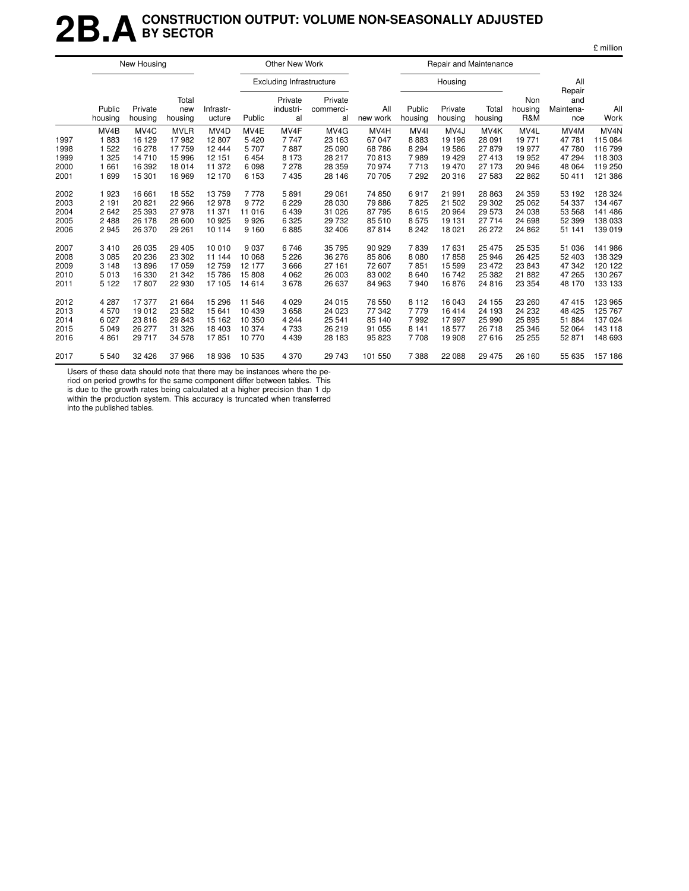# 2B.A CONSTRUCTION OUTPUT: VOLUME NON-SEASONALLY ADJUSTED BY SECTOR

£ million

| | New Housing | | | Other New Work | | | | | Repair and Maintenance | | | | | |
|---|---|---|---|---|---|---|---|---|---|---|---|---|---|---|
| | | | | | Excluding Infrastructure | | | | Housing | | | | | |
| | Public housing | Private housing | Total new housing | Infrastr-ucture | Public | Private industri-al | Private commerci-al | All new work | Public housing | Private housing | Total housing | Non housing R&M | All Repair and Maintena-nce | All Work |
| | MV4B | MV4C | MVLR | MV4D | MV4E | MV4F | MV4G | MV4H | MV4I | MV4J | MV4K | MV4L | MV4M | MV4N |
| 1997 | 1 883 | 16 129 | 17 982 | 12 807 | 5 420 | 7 747 | 23 163 | 67 047 | 8 883 | 19 196 | 28 091 | 19 771 | 47 781 | 115 084 |
| 1998 | 1 522 | 16 278 | 17 759 | 12 444 | 5 707 | 7 887 | 25 090 | 68 786 | 8 294 | 19 586 | 27 879 | 19 977 | 47 780 | 116 799 |
| 1999 | 1 325 | 14 710 | 15 996 | 12 151 | 6 454 | 8 173 | 28 217 | 70 813 | 7 989 | 19 429 | 27 413 | 19 952 | 47 294 | 118 303 |
| 2000 | 1 661 | 16 392 | 18 014 | 11 372 | 6 098 | 7 278 | 28 359 | 70 974 | 7 713 | 19 470 | 27 173 | 20 946 | 48 064 | 119 250 |
| 2001 | 1 699 | 15 301 | 16 969 | 12 170 | 6 153 | 7 435 | 28 146 | 70 705 | 7 292 | 20 316 | 27 583 | 22 862 | 50 411 | 121 386 |
| 2002 | 1 923 | 16 661 | 18 552 | 13 759 | 7 778 | 5 891 | 29 061 | 74 850 | 6 917 | 21 991 | 28 863 | 24 359 | 53 192 | 128 324 |
| 2003 | 2 191 | 20 821 | 22 966 | 12 978 | 9 772 | 6 229 | 28 030 | 79 886 | 7 825 | 21 502 | 29 302 | 25 062 | 54 337 | 134 467 |
| 2004 | 2 642 | 25 393 | 27 978 | 11 371 | 11 016 | 6 439 | 31 026 | 87 795 | 8 615 | 20 964 | 29 573 | 24 038 | 53 568 | 141 486 |
| 2005 | 2 488 | 26 178 | 28 600 | 10 925 | 9 926 | 6 325 | 29 732 | 85 510 | 8 575 | 19 131 | 27 714 | 24 698 | 52 399 | 138 033 |
| 2006 | 2 945 | 26 370 | 29 261 | 10 114 | 9 160 | 6 885 | 32 406 | 87 814 | 8 242 | 18 021 | 26 272 | 24 862 | 51 141 | 139 019 |
| 2007 | 3 410 | 26 035 | 29 405 | 10 010 | 9 037 | 6 746 | 35 795 | 90 929 | 7 839 | 17 631 | 25 475 | 25 535 | 51 036 | 141 986 |
| 2008 | 3 085 | 20 236 | 23 302 | 11 144 | 10 068 | 5 226 | 36 276 | 85 806 | 8 080 | 17 858 | 25 946 | 26 425 | 52 403 | 138 329 |
| 2009 | 3 148 | 13 896 | 17 059 | 12 759 | 12 177 | 3 666 | 27 161 | 72 607 | 7 851 | 15 599 | 23 472 | 23 843 | 47 342 | 120 122 |
| 2010 | 5 013 | 16 330 | 21 342 | 15 786 | 15 808 | 4 062 | 26 003 | 83 002 | 8 640 | 16 742 | 25 382 | 21 882 | 47 265 | 130 267 |
| 2011 | 5 122 | 17 807 | 22 930 | 17 105 | 14 614 | 3 678 | 26 637 | 84 963 | 7 940 | 16 876 | 24 816 | 23 354 | 48 170 | 133 133 |
| 2012 | 4 287 | 17 377 | 21 664 | 15 296 | 11 546 | 4 029 | 24 015 | 76 550 | 8 112 | 16 043 | 24 155 | 23 260 | 47 415 | 123 965 |
| 2013 | 4 570 | 19 012 | 23 582 | 15 641 | 10 439 | 3 658 | 24 023 | 77 342 | 7 779 | 16 414 | 24 193 | 24 232 | 48 425 | 125 767 |
| 2014 | 6 027 | 23 816 | 29 843 | 15 162 | 10 350 | 4 244 | 25 541 | 85 140 | 7 992 | 17 997 | 25 990 | 25 895 | 51 884 | 137 024 |
| 2015 | 5 049 | 26 277 | 31 326 | 18 403 | 10 374 | 4 733 | 26 219 | 91 055 | 8 141 | 18 577 | 26 718 | 25 346 | 52 064 | 143 118 |
| 2016 | 4 861 | 29 717 | 34 578 | 17 851 | 10 770 | 4 439 | 28 183 | 95 823 | 7 708 | 19 908 | 27 616 | 25 255 | 52 871 | 148 693 |
| 2017 | 5 540 | 32 426 | 37 966 | 18 936 | 10 535 | 4 370 | 29 743 | 101 550 | 7 388 | 22 088 | 29 475 | 26 160 | 55 635 | 157 186 |

Users of these data should note that there may be instances where the period on period growths for the same component differ between tables. This is due to the growth rates being calculated at a higher precision than 1 dp within the production system. This accuracy is truncated when transferred into the published tables.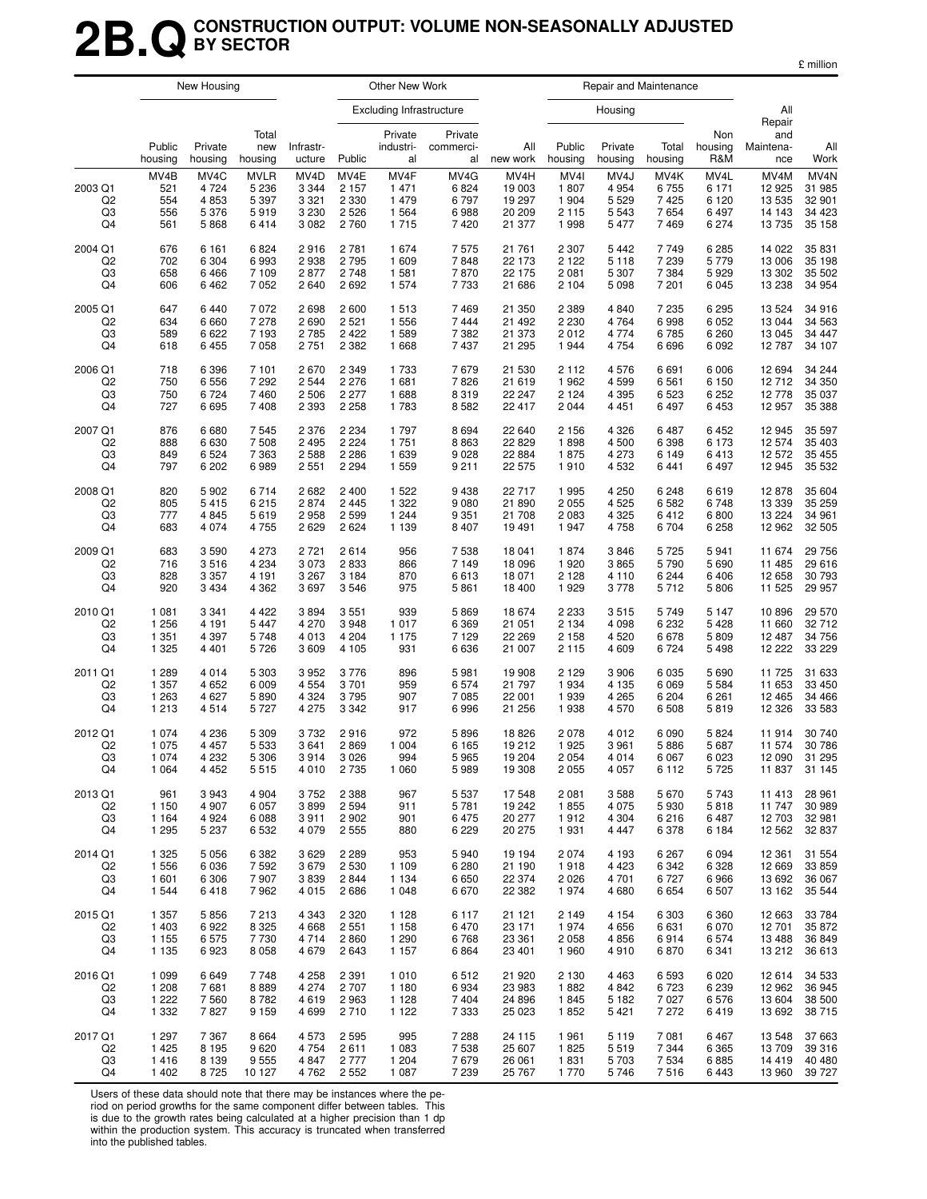# 2B.Q CONSTRUCTION OUTPUT: VOLUME NON-SEASONALLY ADJUSTED BY SECTOR

£ million

| | New Housing | | | Other New Work | | | | | Repair and Maintenance | | | | | |
|---|---|---|---|---|---|---|---|---|---|---|---|---|---|---|
| | | | | | Excluding Infrastructure | | | | Housing | | | | | |
| | Public housing | Private housing | Total new housing | Infrastr-ucture | Public | Private industri-al | Private commerci-al | All new work | Public housing | Private housing | Total housing | Non housing R&M | All Repair and Maintena-nce | All Work |
| | MV4B | MV4C | MVLR | MV4D | MV4E | MV4F | MV4G | MV4H | MV4I | MV4J | MV4K | MV4L | MV4M | MV4N |
| 2003 Q1 | 521 | 4 724 | 5 236 | 3 344 | 2 157 | 1 471 | 6 824 | 19 003 | 1 807 | 4 954 | 6 755 | 6 171 | 12 925 | 31 985 |
| Q2 | 554 | 4 853 | 5 397 | 3 321 | 2 330 | 1 479 | 6 797 | 19 297 | 1 904 | 5 529 | 7 425 | 6 120 | 13 535 | 32 901 |
| Q3 | 556 | 5 376 | 5 919 | 3 230 | 2 526 | 1 564 | 6 988 | 20 209 | 2 115 | 5 543 | 7 654 | 6 497 | 14 143 | 34 423 |
| Q4 | 561 | 5 868 | 6 414 | 3 082 | 2 760 | 1 715 | 7 420 | 21 377 | 1 998 | 5 477 | 7 469 | 6 274 | 13 735 | 35 158 |
| 2004 Q1 | 676 | 6 161 | 6 824 | 2 916 | 2 781 | 1 674 | 7 575 | 21 761 | 2 307 | 5 442 | 7 749 | 6 285 | 14 022 | 35 831 |
| Q2 | 702 | 6 304 | 6 993 | 2 938 | 2 795 | 1 609 | 7 848 | 22 173 | 2 122 | 5 118 | 7 239 | 5 779 | 13 006 | 35 198 |
| Q3 | 658 | 6 466 | 7 109 | 2 877 | 2 748 | 1 581 | 7 870 | 22 175 | 2 081 | 5 307 | 7 384 | 5 929 | 13 302 | 35 502 |
| Q4 | 606 | 6 462 | 7 052 | 2 640 | 2 692 | 1 574 | 7 733 | 21 686 | 2 104 | 5 098 | 7 201 | 6 045 | 13 238 | 34 954 |
| 2005 Q1 | 647 | 6 440 | 7 072 | 2 698 | 2 600 | 1 513 | 7 469 | 21 350 | 2 389 | 4 840 | 7 235 | 6 295 | 13 524 | 34 916 |
| Q2 | 634 | 6 660 | 7 278 | 2 690 | 2 521 | 1 556 | 7 444 | 21 492 | 2 230 | 4 764 | 6 998 | 6 052 | 13 044 | 34 563 |
| Q3 | 589 | 6 622 | 7 193 | 2 785 | 2 422 | 1 589 | 7 382 | 21 373 | 2 012 | 4 774 | 6 785 | 6 260 | 13 045 | 34 447 |
| Q4 | 618 | 6 455 | 7 058 | 2 751 | 2 382 | 1 668 | 7 437 | 21 295 | 1 944 | 4 754 | 6 696 | 6 092 | 12 787 | 34 107 |
| 2006 Q1 | 718 | 6 396 | 7 101 | 2 670 | 2 349 | 1 733 | 7 679 | 21 530 | 2 112 | 4 576 | 6 691 | 6 006 | 12 694 | 34 244 |
| Q2 | 750 | 6 556 | 7 292 | 2 544 | 2 276 | 1 681 | 7 826 | 21 619 | 1 962 | 4 599 | 6 561 | 6 150 | 12 712 | 34 350 |
| Q3 | 750 | 6 724 | 7 460 | 2 506 | 2 277 | 1 688 | 8 319 | 22 247 | 2 124 | 4 395 | 6 523 | 6 252 | 12 778 | 35 037 |
| Q4 | 727 | 6 695 | 7 408 | 2 393 | 2 258 | 1 783 | 8 582 | 22 417 | 2 044 | 4 451 | 6 497 | 6 453 | 12 957 | 35 388 |
| 2007 Q1 | 876 | 6 680 | 7 545 | 2 376 | 2 234 | 1 797 | 8 694 | 22 640 | 2 156 | 4 326 | 6 487 | 6 452 | 12 945 | 35 597 |
| Q2 | 888 | 6 630 | 7 508 | 2 495 | 2 224 | 1 751 | 8 863 | 22 829 | 1 898 | 4 500 | 6 398 | 6 173 | 12 574 | 35 403 |
| Q3 | 849 | 6 524 | 7 363 | 2 588 | 2 286 | 1 639 | 9 028 | 22 884 | 1 875 | 4 273 | 6 149 | 6 413 | 12 572 | 35 455 |
| Q4 | 797 | 6 202 | 6 989 | 2 551 | 2 294 | 1 559 | 9 211 | 22 575 | 1 910 | 4 532 | 6 441 | 6 497 | 12 945 | 35 532 |
| 2008 Q1 | 820 | 5 902 | 6 714 | 2 682 | 2 400 | 1 522 | 9 438 | 22 717 | 1 995 | 4 250 | 6 248 | 6 619 | 12 878 | 35 604 |
| Q2 | 805 | 5 415 | 6 215 | 2 874 | 2 445 | 1 322 | 9 080 | 21 890 | 2 055 | 4 525 | 6 582 | 6 748 | 13 339 | 35 259 |
| Q3 | 777 | 4 845 | 5 619 | 2 958 | 2 599 | 1 244 | 9 351 | 21 708 | 2 083 | 4 325 | 6 412 | 6 800 | 13 224 | 34 961 |
| Q4 | 683 | 4 074 | 4 755 | 2 629 | 2 624 | 1 139 | 8 407 | 19 491 | 1 947 | 4 758 | 6 704 | 6 258 | 12 962 | 32 505 |
| 2009 Q1 | 683 | 3 590 | 4 273 | 2 721 | 2 614 | 956 | 7 538 | 18 041 | 1 874 | 3 846 | 5 725 | 5 941 | 11 674 | 29 756 |
| Q2 | 716 | 3 516 | 4 234 | 2 833 | 2 866 | 866 | 7 149 | 18 096 | 1 920 | 3 865 | 5 790 | 5 690 | 11 485 | 29 616 |
| Q3 | 828 | 3 357 | 4 191 | 3 267 | 3 184 | 870 | 6 613 | 18 071 | 2 128 | 4 110 | 6 244 | 6 406 | 12 658 | 30 793 |
| Q4 | 920 | 3 434 | 4 362 | 3 697 | 3 546 | 975 | 5 861 | 18 400 | 1 929 | 3 778 | 5 712 | 5 806 | 11 525 | 29 957 |
| 2010 Q1 | 1 081 | 3 341 | 4 422 | 3 894 | 3 551 | 939 | 5 869 | 18 674 | 2 233 | 3 515 | 5 749 | 5 147 | 10 896 | 29 570 |
| Q2 | 1 256 | 4 191 | 5 447 | 4 270 | 3 948 | 1 017 | 6 369 | 21 051 | 2 134 | 4 098 | 6 232 | 5 428 | 11 660 | 32 712 |
| Q3 | 1 351 | 4 397 | 5 748 | 4 013 | 4 204 | 1 175 | 7 129 | 22 269 | 2 158 | 4 520 | 6 678 | 5 809 | 12 487 | 34 756 |
| Q4 | 1 325 | 4 401 | 5 726 | 3 609 | 4 105 | 931 | 6 636 | 21 007 | 2 115 | 4 609 | 6 724 | 5 498 | 12 222 | 33 229 |
| 2011 Q1 | 1 289 | 4 014 | 5 303 | 3 952 | 3 776 | 896 | 5 981 | 19 908 | 2 129 | 3 906 | 6 035 | 5 690 | 11 725 | 31 633 |
| Q2 | 1 357 | 4 652 | 6 009 | 4 554 | 3 701 | 959 | 6 574 | 21 797 | 1 934 | 4 135 | 6 069 | 5 584 | 11 653 | 33 450 |
| Q3 | 1 263 | 4 627 | 5 890 | 4 324 | 3 795 | 907 | 7 085 | 22 001 | 1 939 | 4 265 | 6 204 | 6 261 | 12 465 | 34 466 |
| Q4 | 1 213 | 4 514 | 5 727 | 4 275 | 3 342 | 917 | 6 996 | 21 256 | 1 938 | 4 570 | 6 508 | 5 819 | 12 326 | 33 583 |
| 2012 Q1 | 1 074 | 4 236 | 5 309 | 3 732 | 2 916 | 972 | 5 896 | 18 826 | 2 078 | 4 012 | 6 090 | 5 824 | 11 914 | 30 740 |
| Q2 | 1 075 | 4 457 | 5 533 | 3 641 | 2 869 | 1 004 | 6 165 | 19 212 | 1 925 | 3 961 | 5 886 | 5 687 | 11 574 | 30 786 |
| Q3 | 1 074 | 4 232 | 5 306 | 3 914 | 3 026 | 994 | 5 965 | 19 204 | 2 054 | 4 014 | 6 067 | 6 023 | 12 090 | 31 295 |
| Q4 | 1 064 | 4 452 | 5 515 | 4 010 | 2 735 | 1 060 | 5 989 | 19 308 | 2 055 | 4 057 | 6 112 | 5 725 | 11 837 | 31 145 |
| 2013 Q1 | 961 | 3 943 | 4 904 | 3 752 | 2 388 | 967 | 5 537 | 17 548 | 2 081 | 3 588 | 5 670 | 5 743 | 11 413 | 28 961 |
| Q2 | 1 150 | 4 907 | 6 057 | 3 899 | 2 594 | 911 | 5 781 | 19 242 | 1 855 | 4 075 | 5 930 | 5 818 | 11 747 | 30 989 |
| Q3 | 1 164 | 4 924 | 6 088 | 3 911 | 2 902 | 901 | 6 475 | 20 277 | 1 912 | 4 304 | 6 216 | 6 487 | 12 703 | 32 981 |
| Q4 | 1 295 | 5 237 | 6 532 | 4 079 | 2 555 | 880 | 6 229 | 20 275 | 1 931 | 4 447 | 6 378 | 6 184 | 12 562 | 32 837 |
| 2014 Q1 | 1 325 | 5 056 | 6 382 | 3 629 | 2 289 | 953 | 5 940 | 19 194 | 2 074 | 4 193 | 6 267 | 6 094 | 12 361 | 31 554 |
| Q2 | 1 556 | 6 036 | 7 592 | 3 679 | 2 530 | 1 109 | 6 280 | 21 190 | 1 918 | 4 423 | 6 342 | 6 328 | 12 669 | 33 859 |
| Q3 | 1 601 | 6 306 | 7 907 | 3 839 | 2 844 | 1 134 | 6 650 | 22 374 | 2 026 | 4 701 | 6 727 | 6 966 | 13 692 | 36 067 |
| Q4 | 1 544 | 6 418 | 7 962 | 4 015 | 2 686 | 1 048 | 6 670 | 22 382 | 1 974 | 4 680 | 6 654 | 6 507 | 13 162 | 35 544 |
| 2015 Q1 | 1 357 | 5 856 | 7 213 | 4 343 | 2 320 | 1 128 | 6 117 | 21 121 | 2 149 | 4 154 | 6 303 | 6 360 | 12 663 | 33 784 |
| Q2 | 1 403 | 6 922 | 8 325 | 4 668 | 2 551 | 1 158 | 6 470 | 23 171 | 1 974 | 4 656 | 6 631 | 6 070 | 12 701 | 35 872 |
| Q3 | 1 155 | 6 575 | 7 730 | 4 714 | 2 860 | 1 290 | 6 768 | 23 361 | 2 058 | 4 856 | 6 914 | 6 574 | 13 488 | 36 849 |
| Q4 | 1 135 | 6 923 | 8 058 | 4 679 | 2 643 | 1 157 | 6 864 | 23 401 | 1 960 | 4 910 | 6 870 | 6 341 | 13 212 | 36 613 |
| 2016 Q1 | 1 099 | 6 649 | 7 748 | 4 258 | 2 391 | 1 010 | 6 512 | 21 920 | 2 130 | 4 463 | 6 593 | 6 020 | 12 614 | 34 533 |
| Q2 | 1 208 | 7 681 | 8 889 | 4 274 | 2 707 | 1 180 | 6 934 | 23 983 | 1 882 | 4 842 | 6 723 | 6 239 | 12 962 | 36 945 |
| Q3 | 1 222 | 7 560 | 8 782 | 4 619 | 2 963 | 1 128 | 7 404 | 24 896 | 1 845 | 5 182 | 7 027 | 6 576 | 13 604 | 38 500 |
| Q4 | 1 332 | 7 827 | 9 159 | 4 699 | 2 710 | 1 122 | 7 333 | 25 023 | 1 852 | 5 421 | 7 272 | 6 419 | 13 692 | 38 715 |
| 2017 Q1 | 1 297 | 7 367 | 8 664 | 4 573 | 2 595 | 995 | 7 288 | 24 115 | 1 961 | 5 119 | 7 081 | 6 467 | 13 548 | 37 663 |
| Q2 | 1 425 | 8 195 | 9 620 | 4 754 | 2 611 | 1 083 | 7 538 | 25 607 | 1 825 | 5 519 | 7 344 | 6 365 | 13 709 | 39 316 |
| Q3 | 1 416 | 8 139 | 9 555 | 4 847 | 2 777 | 1 204 | 7 679 | 26 061 | 1 831 | 5 703 | 7 534 | 6 885 | 14 419 | 40 480 |
| Q4 | 1 402 | 8 725 | 10 127 | 4 762 | 2 552 | 1 087 | 7 239 | 25 767 | 1 770 | 5 746 | 7 516 | 6 443 | 13 960 | 39 727 |

Users of these data should note that there may be instances where the period on period growths for the same component differ between tables. This is due to the growth rates being calculated at a higher precision than 1 dp within the production system. This accuracy is truncated when transferred into the published tables.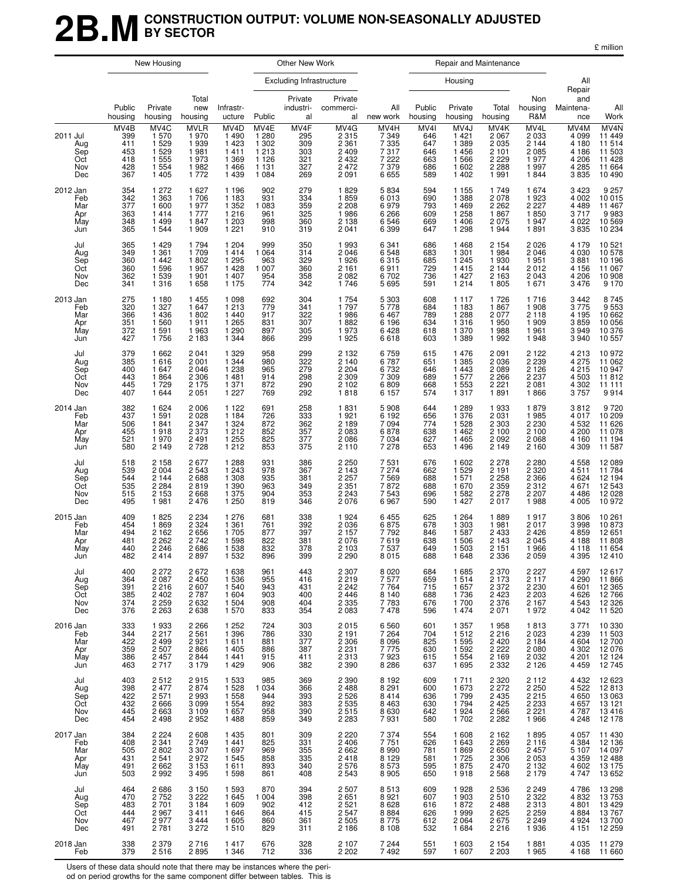# 2B.M CONSTRUCTION OUTPUT: VOLUME NON-SEASONALLY ADJUSTED BY SECTOR

£ million

| | New Housing | | | Other New Work | | | | | Repair and Maintenance | | | | | |
|---|---|---|---|---|---|---|---|---|---|---|---|---|---|---|
| | | | | | Excluding Infrastructure | | | | Housing | | | | | |
| | Public housing | Private housing | Total new housing | Infrastr-ucture | Public | Private industri-al | Private commerci-al | All new work | Public housing | Private housing | Total housing | Non housing R&M | All Repair and Maintena-nce | All Work |
| | MV4B | MV4C | MVLR | MV4D | MV4E | MV4F | MV4G | MV4H | MV4I | MV4J | MV4K | MV4L | MV4M | MV4N |
| 2011 Jul | 399 | 1 570 | 1 970 | 1 490 | 1 280 | 295 | 2 315 | 7 349 | 646 | 1 421 | 2 067 | 2 033 | 4 099 | 11 449 |
| Aug | 411 | 1 529 | 1 939 | 1 423 | 1 302 | 309 | 2 361 | 7 335 | 647 | 1 389 | 2 035 | 2 144 | 4 180 | 11 514 |
| Sep | 453 | 1 529 | 1 981 | 1 411 | 1 213 | 303 | 2 409 | 7 317 | 646 | 1 456 | 2 101 | 2 085 | 4 186 | 11 503 |
| Oct | 418 | 1 555 | 1 973 | 1 369 | 1 126 | 321 | 2 432 | 7 222 | 663 | 1 566 | 2 229 | 1 977 | 4 206 | 11 428 |
| Nov | 428 | 1 554 | 1 982 | 1 466 | 1 131 | 327 | 2 472 | 7 379 | 686 | 1 602 | 2 288 | 1 997 | 4 285 | 11 664 |
| Dec | 367 | 1 405 | 1 772 | 1 439 | 1 084 | 269 | 2 091 | 6 655 | 589 | 1 402 | 1 991 | 1 844 | 3 835 | 10 490 |
| 2012 Jan | 354 | 1 272 | 1 627 | 1 196 | 902 | 279 | 1 829 | 5 834 | 594 | 1 155 | 1 749 | 1 674 | 3 423 | 9 257 |
| Feb | 342 | 1 363 | 1 706 | 1 183 | 931 | 334 | 1 859 | 6 013 | 690 | 1 388 | 2 078 | 1 923 | 4 002 | 10 015 |
| Mar | 377 | 1 600 | 1 977 | 1 352 | 1 083 | 359 | 2 208 | 6 979 | 793 | 1 469 | 2 262 | 2 227 | 4 489 | 11 467 |
| Apr | 363 | 1 414 | 1 777 | 1 216 | 961 | 325 | 1 986 | 6 266 | 609 | 1 258 | 1 867 | 1 850 | 3 717 | 9 983 |
| May | 348 | 1 499 | 1 847 | 1 203 | 998 | 360 | 2 138 | 6 546 | 669 | 1 406 | 2 075 | 1 947 | 4 022 | 10 569 |
| Jun | 365 | 1 544 | 1 909 | 1 221 | 910 | 319 | 2 041 | 6 399 | 647 | 1 298 | 1 944 | 1 891 | 3 835 | 10 234 |
| Jul | 365 | 1 429 | 1 794 | 1 204 | 999 | 350 | 1 993 | 6 341 | 686 | 1 468 | 2 154 | 2 026 | 4 179 | 10 521 |
| Aug | 349 | 1 361 | 1 709 | 1 414 | 1 064 | 314 | 2 046 | 6 548 | 683 | 1 301 | 1 984 | 2 046 | 4 030 | 10 578 |
| Sep | 360 | 1 442 | 1 802 | 1 295 | 963 | 329 | 1 926 | 6 315 | 685 | 1 245 | 1 930 | 1 951 | 3 881 | 10 196 |
| Oct | 360 | 1 596 | 1 957 | 1 428 | 1 007 | 360 | 2 161 | 6 911 | 729 | 1 415 | 2 144 | 2 012 | 4 156 | 11 067 |
| Nov | 362 | 1 539 | 1 901 | 1 407 | 954 | 358 | 2 082 | 6 702 | 736 | 1 427 | 2 163 | 2 043 | 4 206 | 10 908 |
| Dec | 341 | 1 316 | 1 658 | 1 175 | 774 | 342 | 1 746 | 5 695 | 591 | 1 214 | 1 805 | 1 671 | 3 476 | 9 170 |
| 2013 Jan | 275 | 1 180 | 1 455 | 1 098 | 692 | 304 | 1 754 | 5 303 | 608 | 1 117 | 1 726 | 1 716 | 3 442 | 8 745 |
| Feb | 320 | 1 327 | 1 647 | 1 213 | 779 | 341 | 1 797 | 5 778 | 684 | 1 183 | 1 867 | 1 908 | 3 775 | 9 553 |
| Mar | 366 | 1 436 | 1 802 | 1 440 | 917 | 322 | 1 986 | 6 467 | 789 | 1 288 | 2 077 | 2 118 | 4 195 | 10 662 |
| Apr | 351 | 1 560 | 1 911 | 1 265 | 831 | 307 | 1 882 | 6 196 | 634 | 1 316 | 1 950 | 1 909 | 3 859 | 10 056 |
| May | 372 | 1 591 | 1 963 | 1 290 | 897 | 305 | 1 973 | 6 428 | 618 | 1 370 | 1 988 | 1 961 | 3 949 | 10 376 |
| Jun | 427 | 1 756 | 2 183 | 1 344 | 866 | 299 | 1 925 | 6 618 | 603 | 1 389 | 1 992 | 1 948 | 3 940 | 10 557 |
| Jul | 379 | 1 662 | 2 041 | 1 329 | 958 | 299 | 2 132 | 6 759 | 615 | 1 476 | 2 091 | 2 122 | 4 213 | 10 972 |
| Aug | 385 | 1 616 | 2 001 | 1 344 | 980 | 322 | 2 140 | 6 787 | 651 | 1 385 | 2 036 | 2 239 | 4 275 | 11 062 |
| Sep | 400 | 1 647 | 2 046 | 1 238 | 965 | 279 | 2 204 | 6 732 | 646 | 1 443 | 2 089 | 2 126 | 4 215 | 10 947 |
| Oct | 443 | 1 864 | 2 306 | 1 481 | 914 | 298 | 2 309 | 7 309 | 689 | 1 577 | 2 266 | 2 237 | 4 503 | 11 812 |
| Nov | 445 | 1 729 | 2 175 | 1 371 | 872 | 290 | 2 102 | 6 809 | 668 | 1 553 | 2 221 | 2 081 | 4 302 | 11 111 |
| Dec | 407 | 1 644 | 2 051 | 1 227 | 769 | 292 | 1 818 | 6 157 | 574 | 1 317 | 1 891 | 1 866 | 3 757 | 9 914 |
| 2014 Jan | 382 | 1 624 | 2 006 | 1 122 | 691 | 258 | 1 831 | 5 908 | 644 | 1 289 | 1 933 | 1 879 | 3 812 | 9 720 |
| Feb | 437 | 1 591 | 2 028 | 1 184 | 726 | 333 | 1 921 | 6 192 | 656 | 1 376 | 2 031 | 1 985 | 4 017 | 10 209 |
| Mar | 506 | 1 841 | 2 347 | 1 324 | 872 | 362 | 2 189 | 7 094 | 774 | 1 528 | 2 303 | 2 230 | 4 532 | 11 626 |
| Apr | 455 | 1 918 | 2 373 | 1 212 | 852 | 357 | 2 083 | 6 878 | 638 | 1 462 | 2 100 | 2 100 | 4 200 | 11 078 |
| May | 521 | 1 970 | 2 491 | 1 255 | 825 | 377 | 2 086 | 7 034 | 627 | 1 465 | 2 092 | 2 068 | 4 160 | 11 194 |
| Jun | 580 | 2 149 | 2 728 | 1 212 | 853 | 375 | 2 110 | 7 278 | 653 | 1 496 | 2 149 | 2 160 | 4 309 | 11 587 |
| Jul | 518 | 2 158 | 2 677 | 1 288 | 931 | 386 | 2 250 | 7 531 | 676 | 1 602 | 2 278 | 2 280 | 4 558 | 12 089 |
| Aug | 539 | 2 004 | 2 543 | 1 243 | 978 | 367 | 2 143 | 7 274 | 662 | 1 529 | 2 191 | 2 320 | 4 511 | 11 784 |
| Sep | 544 | 2 144 | 2 688 | 1 308 | 935 | 381 | 2 257 | 7 569 | 688 | 1 571 | 2 258 | 2 366 | 4 624 | 12 194 |
| Oct | 535 | 2 284 | 2 819 | 1 390 | 963 | 349 | 2 351 | 7 872 | 688 | 1 670 | 2 359 | 2 312 | 4 671 | 12 543 |
| Nov | 515 | 2 153 | 2 668 | 1 375 | 904 | 353 | 2 243 | 7 543 | 696 | 1 582 | 2 278 | 2 207 | 4 486 | 12 028 |
| Dec | 495 | 1 981 | 2 476 | 1 250 | 819 | 346 | 2 076 | 6 967 | 590 | 1 427 | 2 017 | 1 988 | 4 005 | 10 972 |
| 2015 Jan | 409 | 1 825 | 2 234 | 1 276 | 681 | 338 | 1 924 | 6 455 | 625 | 1 264 | 1 889 | 1 917 | 3 806 | 10 261 |
| Feb | 454 | 1 869 | 2 324 | 1 361 | 761 | 392 | 2 036 | 6 875 | 678 | 1 303 | 1 981 | 2 017 | 3 998 | 10 873 |
| Mar | 494 | 2 162 | 2 656 | 1 705 | 877 | 397 | 2 157 | 7 792 | 846 | 1 587 | 2 433 | 2 426 | 4 859 | 12 651 |
| Apr | 481 | 2 262 | 2 742 | 1 598 | 822 | 381 | 2 076 | 7 619 | 638 | 1 506 | 2 143 | 2 045 | 4 188 | 11 808 |
| May | 440 | 2 246 | 2 686 | 1 538 | 832 | 378 | 2 103 | 7 537 | 649 | 1 503 | 2 151 | 1 966 | 4 118 | 11 654 |
| Jun | 482 | 2 414 | 2 897 | 1 532 | 896 | 399 | 2 290 | 8 015 | 688 | 1 648 | 2 336 | 2 059 | 4 395 | 12 410 |
| Jul | 400 | 2 272 | 2 672 | 1 638 | 961 | 443 | 2 307 | 8 020 | 684 | 1 685 | 2 370 | 2 227 | 4 597 | 12 617 |
| Aug | 364 | 2 087 | 2 450 | 1 536 | 955 | 416 | 2 219 | 7 577 | 659 | 1 514 | 2 173 | 2 117 | 4 290 | 11 866 |
| Sep | 391 | 2 216 | 2 607 | 1 540 | 943 | 431 | 2 242 | 7 764 | 715 | 1 657 | 2 372 | 2 230 | 4 601 | 12 365 |
| Oct | 385 | 2 402 | 2 787 | 1 604 | 903 | 400 | 2 446 | 8 140 | 688 | 1 736 | 2 423 | 2 203 | 4 626 | 12 766 |
| Nov | 374 | 2 259 | 2 632 | 1 504 | 908 | 404 | 2 335 | 7 783 | 676 | 1 700 | 2 376 | 2 167 | 4 543 | 12 326 |
| Dec | 376 | 2 263 | 2 638 | 1 570 | 833 | 354 | 2 083 | 7 478 | 596 | 1 474 | 2 071 | 1 972 | 4 042 | 11 520 |
| 2016 Jan | 333 | 1 933 | 2 266 | 1 252 | 724 | 303 | 2 015 | 6 560 | 601 | 1 357 | 1 958 | 1 813 | 3 771 | 10 330 |
| Feb | 344 | 2 217 | 2 561 | 1 396 | 786 | 330 | 2 191 | 7 264 | 704 | 1 512 | 2 216 | 2 023 | 4 239 | 11 503 |
| Mar | 422 | 2 499 | 2 921 | 1 611 | 881 | 377 | 2 306 | 8 096 | 825 | 1 595 | 2 420 | 2 184 | 4 604 | 12 700 |
| Apr | 359 | 2 507 | 2 866 | 1 405 | 886 | 387 | 2 231 | 7 775 | 630 | 1 592 | 2 222 | 2 080 | 4 302 | 12 076 |
| May | 386 | 2 457 | 2 844 | 1 441 | 915 | 411 | 2 313 | 7 923 | 615 | 1 554 | 2 169 | 2 032 | 4 201 | 12 124 |
| Jun | 463 | 2 717 | 3 179 | 1 429 | 906 | 382 | 2 390 | 8 286 | 637 | 1 695 | 2 332 | 2 126 | 4 459 | 12 745 |
| Jul | 403 | 2 512 | 2 915 | 1 533 | 985 | 369 | 2 390 | 8 192 | 609 | 1 711 | 2 320 | 2 112 | 4 432 | 12 623 |
| Aug | 398 | 2 477 | 2 874 | 1 528 | 1 034 | 366 | 2 488 | 8 291 | 600 | 1 673 | 2 272 | 2 250 | 4 522 | 12 813 |
| Sep | 422 | 2 571 | 2 993 | 1 558 | 944 | 393 | 2 526 | 8 414 | 636 | 1 799 | 2 435 | 2 215 | 4 650 | 13 063 |
| Oct | 432 | 2 666 | 3 099 | 1 554 | 892 | 383 | 2 535 | 8 463 | 630 | 1 794 | 2 425 | 2 233 | 4 657 | 13 121 |
| Nov | 445 | 2 663 | 3 109 | 1 657 | 958 | 390 | 2 515 | 8 630 | 642 | 1 924 | 2 566 | 2 221 | 4 787 | 13 416 |
| Dec | 454 | 2 498 | 2 952 | 1 488 | 859 | 349 | 2 283 | 7 931 | 580 | 1 702 | 2 282 | 1 966 | 4 248 | 12 178 |
| 2017 Jan | 384 | 2 224 | 2 608 | 1 435 | 801 | 309 | 2 220 | 7 374 | 554 | 1 608 | 2 162 | 1 895 | 4 057 | 11 430 |
| Feb | 408 | 2 341 | 2 749 | 1 441 | 825 | 331 | 2 406 | 7 751 | 626 | 1 643 | 2 269 | 2 116 | 4 384 | 12 136 |
| Mar | 505 | 2 802 | 3 307 | 1 697 | 969 | 355 | 2 662 | 8 990 | 781 | 1 869 | 2 650 | 2 457 | 5 107 | 14 097 |
| Apr | 431 | 2 541 | 2 972 | 1 545 | 858 | 335 | 2 418 | 8 129 | 581 | 1 725 | 2 306 | 2 053 | 4 359 | 12 488 |
| May | 491 | 2 662 | 3 153 | 1 611 | 893 | 340 | 2 576 | 8 573 | 595 | 1 875 | 2 470 | 2 132 | 4 602 | 13 175 |
| Jun | 503 | 2 992 | 3 495 | 1 598 | 861 | 408 | 2 543 | 8 905 | 650 | 1 918 | 2 568 | 2 179 | 4 747 | 13 652 |
| Jul | 464 | 2 686 | 3 150 | 1 593 | 870 | 394 | 2 507 | 8 513 | 609 | 1 928 | 2 536 | 2 249 | 4 786 | 13 298 |
| Aug | 470 | 2 752 | 3 222 | 1 645 | 1 004 | 398 | 2 651 | 8 921 | 607 | 1 903 | 2 510 | 2 322 | 4 832 | 13 753 |
| Sep | 483 | 2 701 | 3 184 | 1 609 | 902 | 412 | 2 521 | 8 628 | 616 | 1 872 | 2 488 | 2 313 | 4 801 | 13 429 |
| Oct | 444 | 2 967 | 3 411 | 1 646 | 864 | 415 | 2 547 | 8 884 | 626 | 1 999 | 2 625 | 2 259 | 4 884 | 13 767 |
| Nov | 467 | 2 977 | 3 444 | 1 605 | 860 | 361 | 2 505 | 8 775 | 612 | 2 064 | 2 675 | 2 249 | 4 924 | 13 700 |
| Dec | 491 | 2 781 | 3 272 | 1 510 | 829 | 311 | 2 186 | 8 108 | 532 | 1 684 | 2 216 | 1 936 | 4 151 | 12 259 |
| 2018 Jan | 338 | 2 379 | 2 716 | 1 417 | 676 | 328 | 2 107 | 7 244 | 551 | 1 603 | 2 154 | 1 881 | 4 035 | 11 279 |
| Feb | 379 | 2 516 | 2 895 | 1 346 | 712 | 336 | 2 202 | 7 492 | 597 | 1 607 | 2 203 | 1 965 | 4 168 | 11 660 |

Users of these data should note that there may be instances where the period on period growths for the same component differ between tables. This is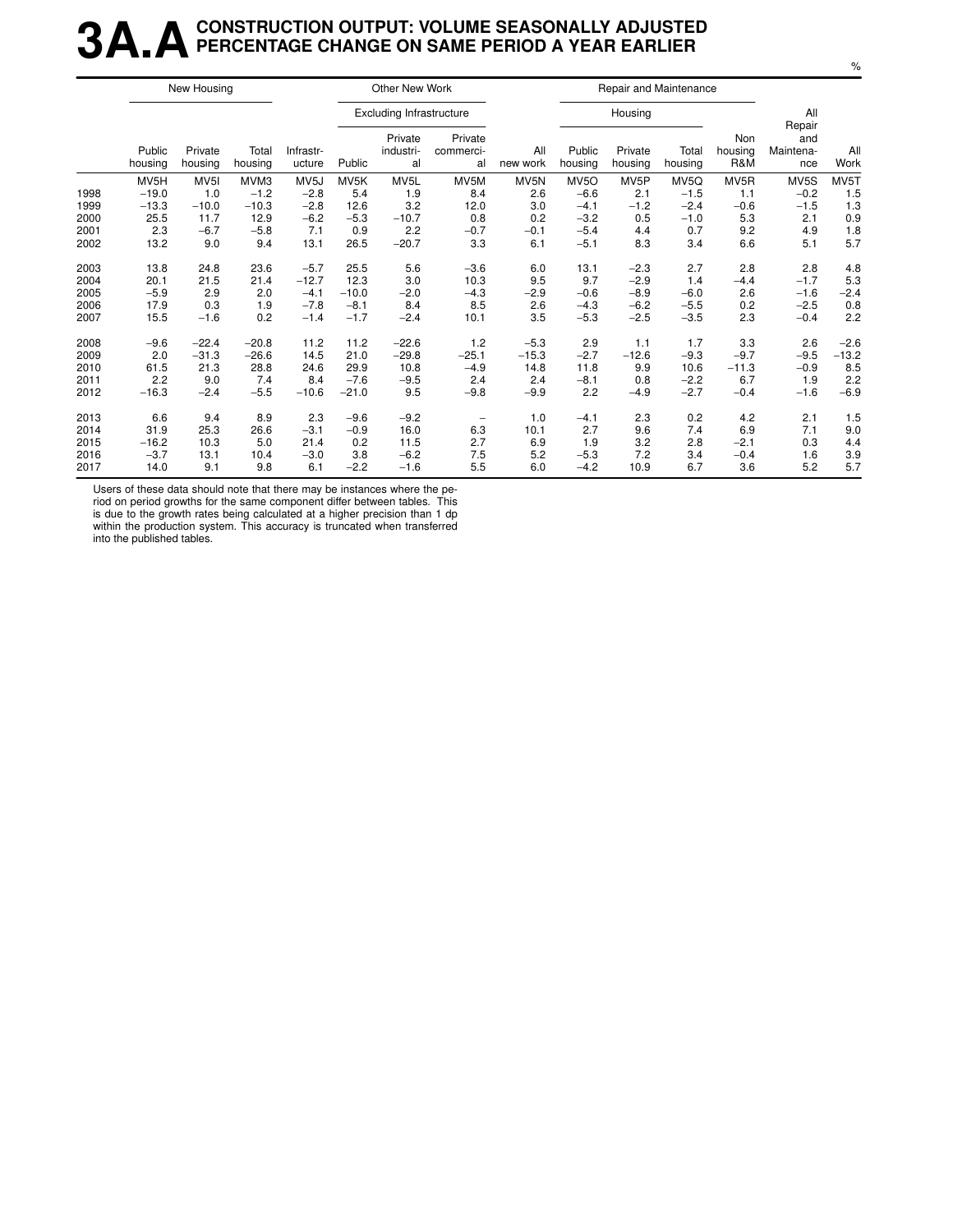# 3A.A CONSTRUCTION OUTPUT: VOLUME SEASONALLY ADJUSTED PERCENTAGE CHANGE ON SAME PERIOD A YEAR EARLIER

%

| | New Housing | | | | Other New Work | | | | Repair and Maintenance | | | | | |
|---|---|---|---|---|---|---|---|---|---|---|---|---|---|---|
| | | | | | Excluding Infrastructure | | | | Housing | | | | | |
| | Public housing | Private housing | Total housing | Infrastr-ucture | Public | Private industri-al | Private commerci-al | All new work | Public housing | Private housing | Total housing | Non housing R&M | All Repair and Maintena-nce | All Work |
| | MV5H | MV5I | MVM3 | MV5J | MV5K | MV5L | MV5M | MV5N | MV5O | MV5P | MV5Q | MV5R | MV5S | MV5T |
| 1998 | −19.0 | 1.0 | −1.2 | −2.8 | 5.4 | 1.9 | 8.4 | 2.6 | −6.6 | 2.1 | −1.5 | 1.1 | −0.2 | 1.5 |
| 1999 | −13.3 | −10.0 | −10.3 | −2.8 | 12.6 | 3.2 | 12.0 | 3.0 | −4.1 | −1.2 | −2.4 | −0.6 | −1.5 | 1.3 |
| 2000 | 25.5 | 11.7 | 12.9 | −6.2 | −5.3 | −10.7 | 0.8 | 0.2 | −3.2 | 0.5 | −1.0 | 5.3 | 2.1 | 0.9 |
| 2001 | 2.3 | −6.7 | −5.8 | 7.1 | 0.9 | 2.2 | −0.7 | −0.1 | −5.4 | 4.4 | 0.7 | 9.2 | 4.9 | 1.8 |
| 2002 | 13.2 | 9.0 | 9.4 | 13.1 | 26.5 | −20.7 | 3.3 | 6.1 | −5.1 | 8.3 | 3.4 | 6.6 | 5.1 | 5.7 |
| 2003 | 13.8 | 24.8 | 23.6 | −5.7 | 25.5 | 5.6 | −3.6 | 6.0 | 13.1 | −2.3 | 2.7 | 2.8 | 2.8 | 4.8 |
| 2004 | 20.1 | 21.5 | 21.4 | −12.7 | 12.3 | 3.0 | 10.3 | 9.5 | 9.7 | −2.9 | 1.4 | −4.4 | −1.7 | 5.3 |
| 2005 | −5.9 | 2.9 | 2.0 | −4.1 | −10.0 | −2.0 | −4.3 | −2.9 | −0.6 | −8.9 | −6.0 | 2.6 | −1.6 | −2.4 |
| 2006 | 17.9 | 0.3 | 1.9 | −7.8 | −8.1 | 8.4 | 8.5 | 2.6 | −4.3 | −6.2 | −5.5 | 0.2 | −2.5 | 0.8 |
| 2007 | 15.5 | −1.6 | 0.2 | −1.4 | −1.7 | −2.4 | 10.1 | 3.5 | −5.3 | −2.5 | −3.5 | 2.3 | −0.4 | 2.2 |
| 2008 | −9.6 | −22.4 | −20.8 | 11.2 | 11.2 | −22.6 | 1.2 | −5.3 | 2.9 | 1.1 | 1.7 | 3.3 | 2.6 | −2.6 |
| 2009 | 2.0 | −31.3 | −26.6 | 14.5 | 21.0 | −29.8 | −25.1 | −15.3 | −2.7 | −12.6 | −9.3 | −9.7 | −9.5 | −13.2 |
| 2010 | 61.5 | 21.3 | 28.8 | 24.6 | 29.9 | 10.8 | −4.9 | 14.8 | 11.8 | 9.9 | 10.6 | −11.3 | −0.9 | 8.5 |
| 2011 | 2.2 | 9.0 | 7.4 | 8.4 | −7.6 | −9.5 | 2.4 | 2.4 | −8.1 | 0.8 | −2.2 | 6.7 | 1.9 | 2.2 |
| 2012 | −16.3 | −2.4 | −5.5 | −10.6 | −21.0 | 9.5 | −9.8 | −9.9 | 2.2 | −4.9 | −2.7 | −0.4 | −1.6 | −6.9 |
| 2013 | 6.6 | 9.4 | 8.9 | 2.3 | −9.6 | −9.2 | − | 1.0 | −4.1 | 2.3 | 0.2 | 4.2 | 2.1 | 1.5 |
| 2014 | 31.9 | 25.3 | 26.6 | −3.1 | −0.9 | 16.0 | 6.3 | 10.1 | 2.7 | 9.6 | 7.4 | 6.9 | 7.1 | 9.0 |
| 2015 | −16.2 | 10.3 | 5.0 | 21.4 | 0.2 | 11.5 | 2.7 | 6.9 | 1.9 | 3.2 | 2.8 | −2.1 | 0.3 | 4.4 |
| 2016 | −3.7 | 13.1 | 10.4 | −3.0 | 3.8 | −6.2 | 7.5 | 5.2 | −5.3 | 7.2 | 3.4 | −0.4 | 1.6 | 3.9 |
| 2017 | 14.0 | 9.1 | 9.8 | 6.1 | −2.2 | −1.6 | 5.5 | 6.0 | −4.2 | 10.9 | 6.7 | 3.6 | 5.2 | 5.7 |

Users of these data should note that there may be instances where the period on period growths for the same component differ between tables. This is due to the growth rates being calculated at a higher precision than 1 dp within the production system. This accuracy is truncated when transferred into the published tables.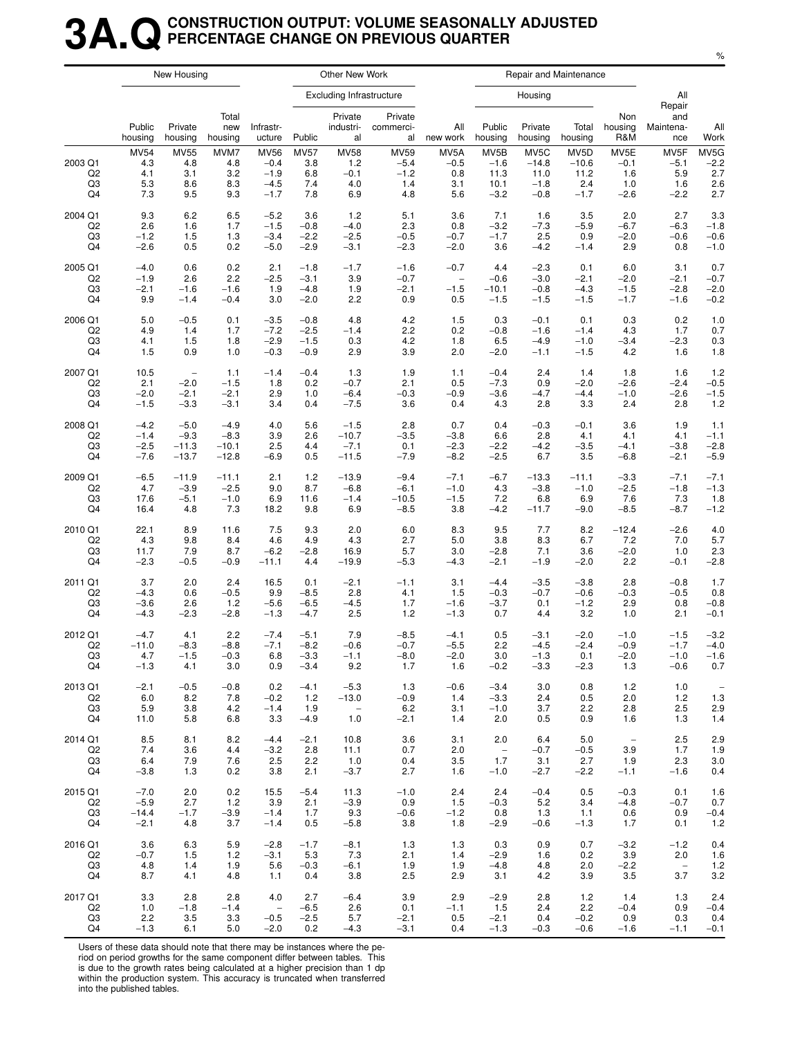# 3A.Q CONSTRUCTION OUTPUT: VOLUME SEASONALLY ADJUSTED PERCENTAGE CHANGE ON PREVIOUS QUARTER

%

| | New Housing | | | Other New Work | | | | | Repair and Maintenance | | | | | |
|---|---|---|---|---|---|---|---|---|---|---|---|---|---|---|
| | | | | | Excluding Infrastructure | | | | Housing | | | | | |
| | Public housing | Private housing | Total new housing | Infrastr-ucture | Public | Private industri-al | Private commerci-al | All new work | Public housing | Private housing | Total housing | Non housing R&M | All Repair and Maintena-nce | All Work |
| | MV54 | MV55 | MVM7 | MV56 | MV57 | MV58 | MV59 | MV5A | MV5B | MV5C | MV5D | MV5E | MV5F | MV5G |
| 2003 Q1 | 4.3 | 4.8 | 4.8 | −0.4 | 3.8 | 1.2 | −5.4 | −0.5 | −1.6 | −14.8 | −10.6 | −0.1 | −5.1 | −2.2 |
| Q2 | 4.1 | 3.1 | 3.2 | −1.9 | 6.8 | −0.1 | −1.2 | 0.8 | 11.3 | 11.0 | 11.2 | 1.6 | 5.9 | 2.7 |
| Q3 | 5.3 | 8.6 | 8.3 | −4.5 | 7.4 | 4.0 | 1.4 | 3.1 | 10.1 | −1.8 | 2.4 | 1.0 | 1.6 | 2.6 |
| Q4 | 7.3 | 9.5 | 9.3 | −1.7 | 7.8 | 6.9 | 4.8 | 5.6 | −3.2 | −0.8 | −1.7 | −2.6 | −2.2 | 2.7 |
| 2004 Q1 | 9.3 | 6.2 | 6.5 | −5.2 | 3.6 | 1.2 | 5.1 | 3.6 | 7.1 | 1.6 | 3.5 | 2.0 | 2.7 | 3.3 |
| Q2 | 2.6 | 1.6 | 1.7 | −1.5 | −0.8 | −4.0 | 2.3 | 0.8 | −3.2 | −7.3 | −5.9 | −6.7 | −6.3 | −1.8 |
| Q3 | −1.2 | 1.5 | 1.3 | −3.4 | −2.2 | −2.5 | −0.5 | −0.7 | −1.7 | 2.5 | 0.9 | −2.0 | −0.6 | −0.6 |
| Q4 | −2.6 | 0.5 | 0.2 | −5.0 | −2.9 | −3.1 | −2.3 | −2.0 | 3.6 | −4.2 | −1.4 | 2.9 | 0.8 | −1.0 |
| 2005 Q1 | −4.0 | 0.6 | 0.2 | 2.1 | −1.8 | −1.7 | −1.6 | −0.7 | 4.4 | −2.3 | 0.1 | 6.0 | 3.1 | 0.7 |
| Q2 | −1.9 | 2.6 | 2.2 | −2.5 | −3.1 | 3.9 | −0.7 | – | −0.6 | −3.0 | −2.1 | −2.0 | −2.1 | −0.7 |
| Q3 | −2.1 | −1.6 | −1.6 | 1.9 | −4.8 | 1.9 | −2.1 | −1.5 | −10.1 | −0.8 | −4.3 | −1.5 | −2.8 | −2.0 |
| Q4 | 9.9 | −1.4 | −0.4 | 3.0 | −2.0 | 2.2 | 0.9 | 0.5 | −1.5 | −1.5 | −1.5 | −1.7 | −1.6 | −0.2 |
| 2006 Q1 | 5.0 | −0.5 | 0.1 | −3.5 | −0.8 | 4.8 | 4.2 | 1.5 | 0.3 | −0.1 | 0.1 | 0.3 | 0.2 | 1.0 |
| Q2 | 4.9 | 1.4 | 1.7 | −7.2 | −2.5 | −1.4 | 2.2 | 0.2 | −0.8 | −1.6 | −1.4 | 4.3 | 1.7 | 0.7 |
| Q3 | 4.1 | 1.5 | 1.8 | −2.9 | −1.5 | 0.3 | 4.2 | 1.8 | 6.5 | −4.9 | −1.0 | −3.4 | −2.3 | 0.3 |
| Q4 | 1.5 | 0.9 | 1.0 | −0.3 | −0.9 | 2.9 | 3.9 | 2.0 | −2.0 | −1.1 | −1.5 | 4.2 | 1.6 | 1.8 |
| 2007 Q1 | 10.5 | – | 1.1 | −1.4 | −0.4 | 1.3 | 1.9 | 1.1 | −0.4 | 2.4 | 1.4 | 1.8 | 1.6 | 1.2 |
| Q2 | 2.1 | −2.0 | −1.5 | 1.8 | 0.2 | −0.7 | 2.1 | 0.5 | −7.3 | 0.9 | −2.0 | −2.6 | −2.4 | −0.5 |
| Q3 | −2.0 | −2.1 | −2.1 | 2.9 | 1.0 | −6.4 | −0.3 | −0.9 | −3.6 | −4.7 | −4.4 | −1.0 | −2.6 | −1.5 |
| Q4 | −1.5 | −3.3 | −3.1 | 3.4 | 0.4 | −7.5 | 3.6 | 0.4 | 4.3 | 2.8 | 3.3 | 2.4 | 2.8 | 1.2 |
| 2008 Q1 | −4.2 | −5.0 | −4.9 | 4.0 | 5.6 | −1.5 | 2.8 | 0.7 | 0.4 | −0.3 | −0.1 | 3.6 | 1.9 | 1.1 |
| Q2 | −1.4 | −9.3 | −8.3 | 3.9 | 2.6 | −10.7 | −3.5 | −3.8 | 6.6 | 2.8 | 4.1 | 4.1 | 4.1 | −1.1 |
| Q3 | −2.5 | −11.3 | −10.1 | 2.5 | 4.4 | −7.1 | 0.1 | −2.3 | −2.2 | −4.2 | −3.5 | −4.1 | −3.8 | −2.8 |
| Q4 | −7.6 | −13.7 | −12.8 | −6.9 | 0.5 | −11.5 | −7.9 | −8.2 | −2.5 | 6.7 | 3.5 | −6.8 | −2.1 | −5.9 |
| 2009 Q1 | −6.5 | −11.9 | −11.1 | 2.1 | 1.2 | −13.9 | −9.4 | −7.1 | −6.7 | −13.3 | −11.1 | −3.3 | −7.1 | −7.1 |
| Q2 | 4.7 | −3.9 | −2.5 | 9.0 | 8.7 | −6.8 | −6.1 | −1.0 | 4.3 | −3.8 | −1.0 | −2.5 | −1.8 | −1.3 |
| Q3 | 17.6 | −5.1 | −1.0 | 6.9 | 11.6 | −1.4 | −10.5 | −1.5 | 7.2 | 6.8 | 6.9 | 7.6 | 7.3 | 1.8 |
| Q4 | 16.4 | 4.8 | 7.3 | 18.2 | 9.8 | 6.9 | −8.5 | 3.8 | −4.2 | −11.7 | −9.0 | −8.5 | −8.7 | −1.2 |
| 2010 Q1 | 22.1 | 8.9 | 11.6 | 7.5 | 9.3 | 2.0 | 6.0 | 8.3 | 9.5 | 7.7 | 8.2 | −12.4 | −2.6 | 4.0 |
| Q2 | 4.3 | 9.8 | 8.4 | 4.6 | 4.9 | 4.3 | 2.7 | 5.0 | 3.8 | 8.3 | 6.7 | 7.2 | 7.0 | 5.7 |
| Q3 | 11.7 | 7.9 | 8.7 | −6.2 | −2.8 | 16.9 | 5.7 | 3.0 | −2.8 | 7.1 | 3.6 | −2.0 | 1.0 | 2.3 |
| Q4 | −2.3 | −0.5 | −0.9 | −11.1 | 4.4 | −19.9 | −5.3 | −4.3 | −2.1 | −1.9 | −2.0 | 2.2 | −0.1 | −2.8 |
| 2011 Q1 | 3.7 | 2.0 | 2.4 | 16.5 | 0.1 | −2.1 | −1.1 | 3.1 | −4.4 | −3.5 | −3.8 | 2.8 | −0.8 | 1.7 |
| Q2 | −4.3 | 0.6 | −0.5 | 9.9 | −8.5 | 2.8 | 4.1 | 1.5 | −0.3 | −0.7 | −0.6 | −0.3 | −0.5 | 0.8 |
| Q3 | −3.6 | 2.6 | 1.2 | −5.6 | −6.5 | −4.5 | 1.7 | −1.6 | −3.7 | 0.1 | −1.2 | 2.9 | 0.8 | −0.8 |
| Q4 | −4.3 | −2.3 | −2.8 | −1.3 | −4.7 | 2.5 | 1.2 | −1.3 | 0.7 | 4.4 | 3.2 | 1.0 | 2.1 | −0.1 |
| 2012 Q1 | −4.7 | 4.1 | 2.2 | −7.4 | −5.1 | 7.9 | −8.5 | −4.1 | 0.5 | −3.1 | −2.0 | −1.0 | −1.5 | −3.2 |
| Q2 | −11.0 | −8.3 | −8.8 | −7.1 | −8.2 | −0.6 | −0.7 | −5.5 | 2.2 | −4.5 | −2.4 | −0.9 | −1.7 | −4.0 |
| Q3 | 4.7 | −1.5 | −0.3 | 6.8 | −3.3 | −1.1 | −8.0 | −2.0 | 3.0 | −1.3 | 0.1 | −2.0 | −1.0 | −1.6 |
| Q4 | −1.3 | 4.1 | 3.0 | 0.9 | −3.4 | 9.2 | 1.7 | 1.6 | −0.2 | −3.3 | −2.3 | 1.3 | −0.6 | 0.7 |
| 2013 Q1 | −2.1 | −0.5 | −0.8 | 0.2 | −4.1 | −5.3 | 1.3 | −0.6 | −3.4 | 3.0 | 0.8 | 1.2 | 1.0 | – |
| Q2 | 6.0 | 8.2 | 7.8 | −0.2 | 1.2 | −13.0 | −0.9 | 1.4 | −3.3 | 2.4 | 0.5 | 2.0 | 1.2 | 1.3 |
| Q3 | 5.9 | 3.8 | 4.2 | −1.4 | 1.9 | – | 6.2 | 3.1 | −1.0 | 3.7 | 2.2 | 2.8 | 2.5 | 2.9 |
| Q4 | 11.0 | 5.8 | 6.8 | 3.3 | −4.9 | 1.0 | −2.1 | 1.4 | 2.0 | 0.5 | 0.9 | 1.6 | 1.3 | 1.4 |
| 2014 Q1 | 8.5 | 8.1 | 8.2 | −4.4 | −2.1 | 10.8 | 3.6 | 3.1 | 2.0 | 6.4 | 5.0 | – | 2.5 | 2.9 |
| Q2 | 7.4 | 3.6 | 4.4 | −3.2 | 2.8 | 11.1 | 0.7 | 2.0 | – | −0.7 | −0.5 | 3.9 | 1.7 | 1.9 |
| Q3 | 6.4 | 7.9 | 7.6 | 2.5 | 2.2 | 1.0 | 0.4 | 3.5 | 1.7 | 3.1 | 2.7 | 1.9 | 2.3 | 3.0 |
| Q4 | −3.8 | 1.3 | 0.2 | 3.8 | 2.1 | −3.7 | 2.7 | 1.6 | −1.0 | −2.7 | −2.2 | −1.1 | −1.6 | 0.4 |
| 2015 Q1 | −7.0 | 2.0 | 0.2 | 15.5 | −5.4 | 11.3 | −1.0 | 2.4 | 2.4 | −0.4 | 0.5 | −0.3 | 0.1 | 1.6 |
| Q2 | −5.9 | 2.7 | 1.2 | 3.9 | 2.1 | −3.9 | 0.9 | 1.5 | −0.3 | 5.2 | 3.4 | −4.8 | −0.7 | 0.7 |
| Q3 | −14.4 | −1.7 | −3.9 | −1.4 | 1.7 | 9.3 | −0.6 | −1.2 | 0.8 | 1.3 | 1.1 | 0.6 | 0.9 | −0.4 |
| Q4 | −2.1 | 4.8 | 3.7 | −1.4 | 0.5 | −5.8 | 3.8 | 1.8 | −2.9 | −0.6 | −1.3 | 1.7 | 0.1 | 1.2 |
| 2016 Q1 | 3.6 | 6.3 | 5.9 | −2.8 | −1.7 | −8.1 | 1.3 | 1.3 | 0.3 | 0.9 | 0.7 | −3.2 | −1.2 | 0.4 |
| Q2 | −0.7 | 1.5 | 1.2 | −3.1 | 5.3 | 7.3 | 2.1 | 1.4 | −2.9 | 1.6 | 0.2 | 3.9 | 2.0 | 1.6 |
| Q3 | 4.8 | 1.4 | 1.9 | 5.6 | −0.3 | −6.1 | 1.9 | 1.9 | −4.8 | 4.8 | 2.0 | −2.2 | – | 1.2 |
| Q4 | 8.7 | 4.1 | 4.8 | 1.1 | 0.4 | 3.8 | 2.5 | 2.9 | 3.1 | 4.2 | 3.9 | 3.5 | 3.7 | 3.2 |
| 2017 Q1 | 3.3 | 2.8 | 2.8 | 4.0 | 2.7 | −6.4 | 3.9 | 2.9 | −2.9 | 2.8 | 1.2 | 1.4 | 1.3 | 2.4 |
| Q2 | 1.0 | −1.8 | −1.4 | – | −6.5 | 2.6 | 0.1 | −1.1 | 1.5 | 2.4 | 2.2 | −0.4 | 0.9 | −0.4 |
| Q3 | 2.2 | 3.5 | 3.3 | −0.5 | −2.5 | 5.7 | −2.1 | 0.5 | −2.1 | 0.4 | −0.2 | 0.9 | 0.3 | 0.4 |
| Q4 | −1.3 | 6.1 | 5.0 | −2.0 | 0.2 | −4.3 | −3.1 | 0.4 | −1.3 | −0.3 | −0.6 | −1.6 | −1.1 | −0.1 |

Users of these data should note that there may be instances where the period on period growths for the same component differ between tables. This is due to the growth rates being calculated at a higher precision than 1 dp within the production system. This accuracy is truncated when transferred into the published tables.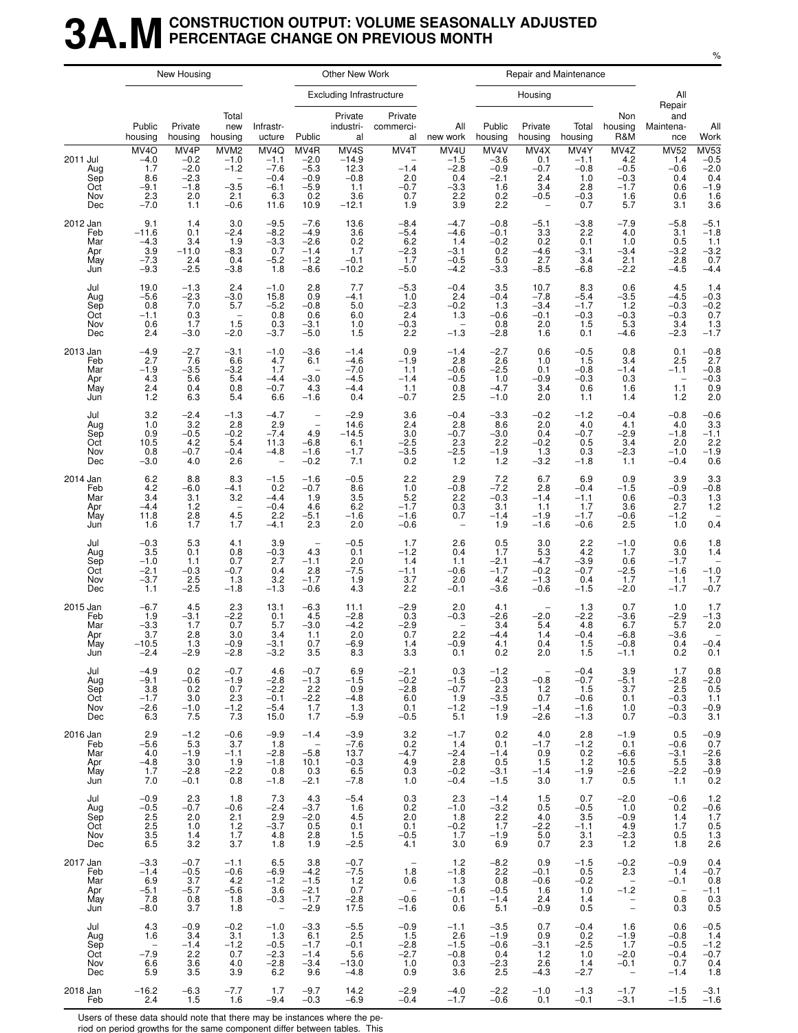# 3A.M CONSTRUCTION OUTPUT: VOLUME SEASONALLY ADJUSTED PERCENTAGE CHANGE ON PREVIOUS MONTH

%

| | New Housing | | | | Other New Work | | | | Repair and Maintenance | | | | | |
|---|---|---|---|---|---|---|---|---|---|---|---|---|---|---|
| | | | | | Excluding Infrastructure | | | | Housing | | | | | |
| | Public housing | Private housing | Total new housing | Infrastructure | Public | Private industrial | Private commercial | All new work | Public housing | Private housing | Total housing | Non housing R&M | All Repair and Maintenance | All Work |
| | MV4O | MV4P | MVM2 | MV4Q | MV4R | MV4S | MV4T | MV4U | MV4V | MV4X | MV4Y | MV4Z | MV52 | MV53 |
| 2011 Jul | −4.0 | −0.2 | −1.0 | −1.1 | −2.0 | −14.9 | – | −1.5 | −3.6 | 0.1 | −1.1 | 4.2 | 1.4 | −0.5 |
| Aug | 1.7 | −2.0 | −1.2 | −7.6 | −5.3 | 12.3 | −1.4 | −2.8 | −0.9 | −0.7 | −0.8 | −0.5 | −0.6 | −2.0 |
| Sep | 8.6 | −2.3 | – | −0.4 | −0.9 | −0.8 | 2.0 | 0.4 | −2.1 | 2.4 | 1.0 | −0.3 | 0.4 | 0.4 |
| Oct | −9.1 | −1.8 | −3.5 | −6.1 | −5.9 | 1.1 | −0.7 | −3.3 | 1.6 | 3.4 | 2.8 | −1.7 | 0.6 | −1.9 |
| Nov | 2.3 | 2.0 | 2.1 | 6.3 | 0.2 | 3.6 | 0.7 | 2.2 | 0.2 | −0.5 | −0.3 | 1.6 | 0.6 | 1.6 |
| Dec | −7.0 | 1.1 | −0.6 | 11.6 | 10.9 | −12.1 | 1.9 | 3.9 | 2.2 | – | 0.7 | 5.7 | 3.1 | 3.6 |
| 2012 Jan | 9.1 | 1.4 | 3.0 | −9.5 | −7.6 | 13.6 | −8.4 | −4.7 | −0.8 | −5.1 | −3.8 | −7.9 | −5.8 | −5.1 |
| Feb | −11.6 | 0.1 | −2.4 | −8.2 | −4.9 | 3.6 | −5.4 | −4.6 | −0.1 | 3.3 | 2.2 | 4.0 | 3.1 | −1.8 |
| Mar | −4.3 | 3.4 | 1.9 | −3.3 | −2.6 | 0.2 | 6.2 | 1.4 | −0.2 | 0.2 | 0.1 | 1.0 | 0.5 | 1.1 |
| Apr | 3.9 | −11.0 | −8.3 | 0.7 | −1.4 | 1.7 | −2.3 | −3.1 | 0.2 | −4.6 | −3.1 | −3.4 | −3.2 | −3.2 |
| May | −7.3 | 2.4 | 0.4 | −5.2 | −1.2 | −0.1 | 1.7 | −0.5 | 5.0 | 2.7 | 3.4 | 2.1 | 2.8 | 0.7 |
| Jun | −9.3 | −2.5 | −3.8 | 1.8 | −8.6 | −10.2 | −5.0 | −4.2 | −3.3 | −8.5 | −6.8 | −2.2 | −4.5 | −4.4 |
| Jul | 19.0 | −1.3 | 2.4 | −1.0 | 2.8 | 7.7 | −5.3 | −0.4 | 3.5 | 10.7 | 8.3 | 0.6 | 4.5 | 1.4 |
| Aug | −5.6 | −2.3 | −3.0 | 15.8 | 0.9 | −4.1 | 1.0 | 2.4 | −0.4 | −7.8 | −5.4 | −3.5 | −4.5 | −0.3 |
| Sep | 0.8 | 7.0 | 5.7 | −5.2 | −0.8 | 5.0 | −2.3 | −0.2 | 1.3 | −3.4 | −1.7 | 1.2 | −0.3 | −0.2 |
| Oct | −1.1 | 0.3 | – | 0.8 | 0.6 | 6.0 | 2.4 | 1.3 | −0.6 | −0.1 | −0.3 | −0.3 | −0.3 | 0.7 |
| Nov | 0.6 | 1.7 | 1.5 | 0.3 | −3.1 | 1.0 | −0.3 | – | 0.8 | 2.0 | 1.5 | 5.3 | 3.4 | 1.3 |
| Dec | 2.4 | −3.0 | −2.0 | −3.7 | −5.0 | 1.5 | 2.2 | −1.3 | −2.8 | 1.6 | 0.1 | −4.6 | −2.3 | −1.7 |
| 2013 Jan | −4.9 | −2.7 | −3.1 | −1.0 | −3.6 | −1.4 | 0.9 | −1.4 | −2.7 | 0.6 | −0.5 | 0.8 | 0.1 | −0.8 |
| Feb | 2.7 | 7.6 | 6.6 | 4.7 | 6.1 | −4.6 | −1.9 | 2.8 | 2.6 | 1.0 | 1.5 | 3.4 | 2.5 | 2.7 |
| Mar | −1.9 | −3.5 | −3.2 | 1.7 | – | −7.0 | 1.1 | −0.6 | −2.5 | 0.1 | −0.8 | −1.4 | −1.1 | −0.8 |
| Apr | 4.3 | 5.6 | 5.4 | −4.4 | −3.0 | −4.5 | −1.4 | −0.5 | 1.0 | −0.9 | −0.3 | 0.3 | – | −0.3 |
| May | 2.4 | 0.4 | 0.8 | −0.7 | 4.3 | −4.4 | 1.1 | 0.8 | −4.7 | 3.4 | 0.6 | 1.6 | 1.1 | 0.9 |
| Jun | 1.2 | 6.3 | 5.4 | 6.6 | −1.6 | 0.4 | −0.7 | 2.5 | −1.0 | 2.0 | 1.1 | 1.4 | 1.2 | 2.0 |
| Jul | 3.2 | −2.4 | −1.3 | −4.7 | – | −2.9 | 3.6 | −0.4 | −3.3 | −0.2 | −1.2 | −0.4 | −0.8 | −0.6 |
| Aug | 1.0 | 3.2 | 2.8 | 2.9 | – | 14.6 | 2.4 | 2.8 | 8.6 | 2.0 | 4.0 | 4.1 | 4.0 | 3.3 |
| Sep | 0.9 | −0.5 | −0.2 | −7.4 | 4.9 | −14.5 | 3.0 | −0.7 | −3.0 | 0.4 | −0.7 | −2.9 | −1.8 | −1.1 |
| Oct | 10.5 | 4.2 | 5.4 | 11.3 | −6.8 | 6.1 | −2.5 | 2.3 | 2.2 | −0.2 | 0.5 | 3.4 | 2.0 | 2.2 |
| Nov | 0.8 | −0.7 | −0.4 | −4.8 | −1.6 | −1.7 | −3.5 | −2.5 | −1.9 | 1.3 | 0.3 | −2.3 | −1.0 | −1.9 |
| Dec | −3.0 | 4.0 | 2.6 | – | −0.2 | 7.1 | 0.2 | 1.2 | 1.2 | −3.2 | −1.8 | 1.1 | −0.4 | 0.6 |
| 2014 Jan | 6.2 | 8.8 | 8.3 | −1.5 | −1.6 | −0.5 | 2.2 | 2.9 | 7.2 | 6.7 | 6.9 | 0.9 | 3.9 | 3.3 |
| Feb | 4.2 | −6.0 | −4.1 | 0.2 | −0.7 | 8.6 | 1.0 | −0.8 | −7.2 | 2.8 | −0.4 | −1.5 | −0.9 | −0.8 |
| Mar | 3.4 | 3.1 | 3.2 | −4.4 | 1.9 | 3.5 | 5.2 | 2.2 | −0.3 | −1.4 | −1.1 | 0.6 | −0.3 | 1.3 |
| Apr | −4.4 | 1.2 | – | −0.4 | 4.6 | 6.2 | −1.7 | 0.3 | 3.1 | 1.1 | 1.7 | 3.6 | 2.7 | 1.2 |
| May | 11.8 | 2.8 | 4.5 | 2.2 | −5.1 | −1.6 | −1.6 | 0.7 | −1.4 | −1.9 | −1.7 | −0.6 | −1.2 | – |
| Jun | 1.6 | 1.7 | 1.7 | −4.1 | 2.3 | 2.0 | −0.6 | – | 1.9 | −1.6 | −0.6 | 2.5 | 1.0 | 0.4 |
| Jul | −0.3 | 5.3 | 4.1 | 3.9 | – | −0.5 | 1.7 | 2.6 | 0.5 | 3.0 | 2.2 | −1.0 | 0.6 | 1.8 |
| Aug | 3.5 | 0.1 | 0.8 | −0.3 | 4.3 | 0.1 | −1.2 | 0.4 | 1.7 | 5.3 | 4.2 | 1.7 | 3.0 | 1.4 |
| Sep | −1.0 | 1.1 | 0.7 | 2.7 | −1.1 | 2.0 | 1.4 | 1.1 | −2.1 | −4.7 | −3.9 | 0.6 | −1.7 | – |
| Oct | −2.1 | −0.3 | −0.7 | 0.4 | 2.8 | −7.5 | −1.1 | −0.6 | −1.7 | −0.2 | −0.7 | −2.5 | −1.6 | −1.0 |
| Nov | −3.7 | 2.5 | 1.3 | 3.2 | −1.7 | 1.9 | 3.7 | 2.0 | 4.2 | −1.3 | 0.4 | 1.7 | 1.1 | 1.7 |
| Dec | 1.1 | −2.5 | −1.8 | −1.3 | −0.6 | 4.3 | 2.2 | −0.1 | −3.6 | −0.6 | −1.5 | −2.0 | −1.7 | −0.7 |
| 2015 Jan | −6.7 | 4.5 | 2.3 | 13.1 | −6.3 | 11.1 | −2.9 | 2.0 | 4.1 | – | 1.3 | 0.7 | 1.0 | 1.7 |
| Feb | 1.9 | −3.1 | −2.2 | 0.1 | 4.5 | −2.8 | 0.3 | −0.3 | −2.6 | −2.0 | −2.2 | −3.6 | −2.9 | −1.3 |
| Mar | −3.3 | 1.7 | 0.7 | 5.7 | −3.0 | −4.2 | −2.9 | – | 3.4 | 5.4 | 4.8 | 6.7 | 5.7 | 2.0 |
| Apr | 3.7 | 2.8 | 3.0 | 3.4 | 1.1 | 2.0 | 0.7 | 2.2 | −4.4 | 1.4 | −0.4 | −6.8 | −3.6 | – |
| May | −10.5 | 1.3 | −0.9 | −3.1 | 0.7 | −6.9 | 1.4 | −0.9 | 4.1 | 0.4 | 1.5 | −0.8 | 0.4 | −0.4 |
| Jun | −2.4 | −2.9 | −2.8 | −3.2 | 3.5 | 8.3 | 3.3 | 0.1 | 0.2 | 2.0 | 1.5 | −1.1 | 0.2 | 0.1 |
| Jul | −4.9 | 0.2 | −0.7 | 4.6 | −0.7 | 6.9 | −2.1 | 0.3 | −1.2 | – | −0.4 | 3.9 | 1.7 | 0.8 |
| Aug | −9.1 | −0.6 | −1.9 | −2.8 | −1.3 | −1.5 | −0.2 | −1.5 | −0.3 | −0.8 | −0.7 | −5.1 | −2.8 | −2.0 |
| Sep | 3.8 | 0.2 | 0.7 | −2.2 | 2.2 | 0.9 | −2.8 | −0.7 | 2.3 | 1.2 | 1.5 | 3.7 | 2.5 | 0.5 |
| Oct | −1.7 | 3.0 | 2.3 | −0.1 | −2.2 | −4.8 | 6.0 | 1.9 | −3.5 | 0.7 | −0.6 | 0.1 | −0.3 | 1.1 |
| Nov | −2.6 | −1.0 | −1.2 | −5.4 | 1.7 | 1.3 | 0.1 | −1.2 | −1.9 | −1.4 | −1.6 | 1.0 | −0.3 | −0.9 |
| Dec | 6.3 | 7.5 | 7.3 | 15.0 | 1.7 | −5.9 | −0.5 | 5.1 | 1.9 | −2.6 | −1.3 | 0.7 | −0.3 | 3.1 |
| 2016 Jan | 2.9 | −1.2 | −0.6 | −9.9 | −1.4 | −3.9 | 3.2 | −1.7 | 0.2 | 4.0 | 2.8 | −1.9 | 0.5 | −0.9 |
| Feb | −5.6 | 5.3 | 3.7 | 1.8 | – | −7.6 | 0.2 | 1.4 | 0.1 | −1.7 | −1.2 | 0.1 | −0.6 | 0.7 |
| Mar | 4.0 | −1.9 | −1.1 | −2.8 | −5.8 | 13.7 | −4.7 | −2.4 | −1.4 | 0.9 | 0.2 | −6.6 | −3.1 | −2.6 |
| Apr | −4.8 | 3.0 | 1.9 | −1.8 | 10.1 | −0.3 | 4.9 | 2.8 | 0.5 | 1.5 | 1.2 | 10.5 | 5.5 | 3.8 |
| May | 1.7 | −2.8 | −2.2 | 0.8 | 0.3 | 6.5 | 0.3 | −0.2 | −3.1 | −1.4 | −1.9 | −2.6 | −2.2 | −0.9 |
| Jun | 7.0 | −0.1 | 0.8 | −1.8 | −2.1 | −7.8 | 1.0 | −0.4 | −1.5 | 3.0 | 1.7 | 0.5 | 1.1 | 0.2 |
| Jul | −0.9 | 2.3 | 1.8 | 7.3 | 4.3 | −5.4 | 0.3 | 2.3 | −1.4 | 1.5 | 0.7 | −2.0 | −0.6 | 1.2 |
| Aug | −0.5 | −0.7 | −0.6 | −2.4 | −3.7 | 1.6 | 0.2 | −1.0 | −3.2 | 0.5 | −0.5 | 1.0 | 0.2 | −0.6 |
| Sep | 2.5 | 2.0 | 2.1 | 2.9 | −2.0 | 4.5 | 2.0 | 1.8 | 2.2 | 4.0 | 3.5 | −0.9 | 1.4 | 1.7 |
| Oct | 2.5 | 1.0 | 1.2 | −3.7 | 0.5 | 0.1 | 0.1 | −0.2 | 1.7 | −2.2 | −1.1 | 4.9 | 1.7 | 0.5 |
| Nov | 3.5 | 1.4 | 1.7 | 4.8 | 2.8 | 1.5 | −0.5 | 1.7 | −1.9 | 5.0 | 3.1 | −2.3 | 0.5 | 1.3 |
| Dec | 6.5 | 3.2 | 3.7 | 1.8 | 1.9 | −2.5 | 4.1 | 3.0 | 6.9 | 0.7 | 2.3 | 1.2 | 1.8 | 2.6 |
| 2017 Jan | −3.3 | −0.7 | −1.1 | 6.5 | 3.8 | −0.7 | – | 1.2 | −8.2 | 0.9 | −1.5 | −0.2 | −0.9 | 0.4 |
| Feb | −1.4 | −0.5 | −0.6 | −6.9 | −4.2 | −7.5 | 1.8 | −1.8 | 2.2 | −0.1 | 0.5 | 2.3 | 1.4 | −0.7 |
| Mar | 6.9 | 3.7 | 4.2 | −1.2 | −1.5 | 1.2 | 0.6 | 1.3 | 0.8 | −0.6 | −0.2 | – | −0.1 | 0.8 |
| Apr | −5.1 | −5.7 | −5.6 | 3.6 | −2.1 | 0.7 | – | −1.6 | −0.5 | 1.6 | 1.0 | −1.2 | – | −1.1 |
| May | 7.8 | 0.8 | 1.8 | −0.3 | −1.7 | −2.8 | −0.6 | 0.1 | −1.4 | 2.4 | 1.4 | – | 0.8 | 0.3 |
| Jun | −8.0 | 3.7 | 1.8 | – | −2.9 | 17.5 | −1.6 | 0.6 | 5.1 | −0.9 | 0.5 | – | 0.3 | 0.5 |
| Jul | 4.3 | −0.9 | −0.2 | −1.0 | −3.3 | −5.5 | −0.9 | −1.1 | −3.5 | 0.7 | −0.4 | 1.6 | 0.6 | −0.5 |
| Aug | 1.6 | 3.4 | 3.1 | 1.3 | 6.1 | 2.5 | 1.5 | 2.6 | −1.9 | 0.9 | 0.2 | −1.9 | −0.8 | 1.4 |
| Sep | – | −1.4 | −1.2 | −0.5 | −1.7 | −0.1 | −2.8 | −1.5 | −0.6 | −3.1 | −2.5 | 1.7 | −0.5 | −1.2 |
| Oct | −7.9 | 2.2 | 0.7 | −2.3 | −1.4 | 5.6 | −2.7 | −0.8 | 0.4 | 1.2 | 1.0 | −2.0 | −0.4 | −0.7 |
| Nov | 6.6 | 3.6 | 4.0 | −2.8 | −3.4 | −13.0 | 1.0 | 0.3 | −2.3 | 2.6 | 1.4 | −0.1 | 0.7 | 0.4 |
| Dec | 5.9 | 3.5 | 3.9 | 6.2 | 9.6 | −4.8 | 0.9 | 3.6 | 2.5 | −4.3 | −2.7 | – | −1.4 | 1.8 |
| 2018 Jan | −16.2 | −6.3 | −7.7 | 1.7 | −9.7 | 14.2 | −2.9 | −4.0 | −2.2 | −1.0 | −1.3 | −1.7 | −1.5 | −3.1 |
| Feb | 2.4 | 1.5 | 1.6 | −9.4 | −0.3 | −6.9 | −0.4 | −1.7 | −0.6 | 0.1 | −0.1 | −3.1 | −1.5 | −1.6 |

Users of these data should note that there may be instances where the period on period growths for the same component differ between tables. This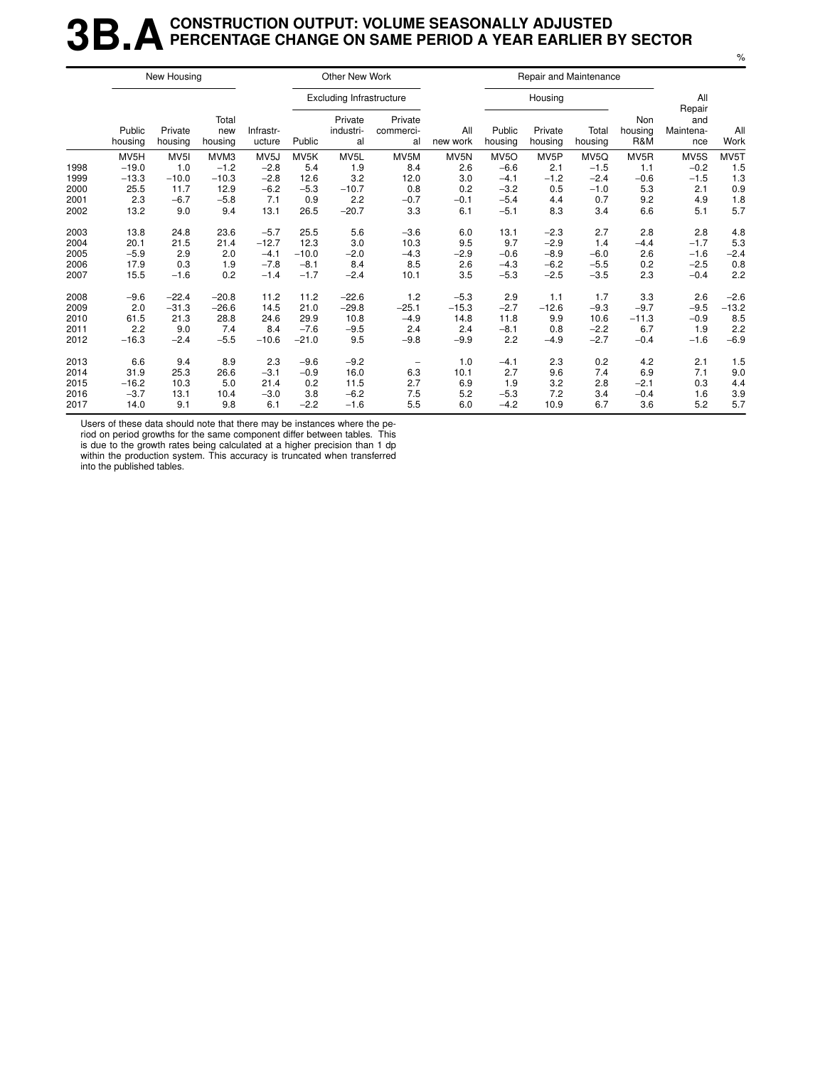# 3B.A CONSTRUCTION OUTPUT: VOLUME SEASONALLY ADJUSTED PERCENTAGE CHANGE ON SAME PERIOD A YEAR EARLIER BY SECTOR

%

| | New Housing | | | Other New Work | | | | | Repair and Maintenance | | | | | |
|---|---|---|---|---|---|---|---|---|---|---|---|---|---|---|
| | | | | | Excluding Infrastructure | | | | Housing | | | | | |
| | Public housing | Private housing | Total new housing | Infrastr-ucture | Public | Private industri-al | Private commerci-al | All new work | Public housing | Private housing | Total housing | Non housing R&M | All Repair and Maintena-nce | All Work |
| | MV5H | MV5I | MVM3 | MV5J | MV5K | MV5L | MV5M | MV5N | MV5O | MV5P | MV5Q | MV5R | MV5S | MV5T |
| 1998 | −19.0 | 1.0 | −1.2 | −2.8 | 5.4 | 1.9 | 8.4 | 2.6 | −6.6 | 2.1 | −1.5 | 1.1 | −0.2 | 1.5 |
| 1999 | −13.3 | −10.0 | −10.3 | −2.8 | 12.6 | 3.2 | 12.0 | 3.0 | −4.1 | −1.2 | −2.4 | −0.6 | −1.5 | 1.3 |
| 2000 | 25.5 | 11.7 | 12.9 | −6.2 | −5.3 | −10.7 | 0.8 | 0.2 | −3.2 | 0.5 | −1.0 | 5.3 | 2.1 | 0.9 |
| 2001 | 2.3 | −6.7 | −5.8 | 7.1 | 0.9 | 2.2 | −0.7 | −0.1 | −5.4 | 4.4 | 0.7 | 9.2 | 4.9 | 1.8 |
| 2002 | 13.2 | 9.0 | 9.4 | 13.1 | 26.5 | −20.7 | 3.3 | 6.1 | −5.1 | 8.3 | 3.4 | 6.6 | 5.1 | 5.7 |
| 2003 | 13.8 | 24.8 | 23.6 | −5.7 | 25.5 | 5.6 | −3.6 | 6.0 | 13.1 | −2.3 | 2.7 | 2.8 | 2.8 | 4.8 |
| 2004 | 20.1 | 21.5 | 21.4 | −12.7 | 12.3 | 3.0 | 10.3 | 9.5 | 9.7 | −2.9 | 1.4 | −4.4 | −1.7 | 5.3 |
| 2005 | −5.9 | 2.9 | 2.0 | −4.1 | −10.0 | −2.0 | −4.3 | −2.9 | −0.6 | −8.9 | −6.0 | 2.6 | −1.6 | −2.4 |
| 2006 | 17.9 | 0.3 | 1.9 | −7.8 | −8.1 | 8.4 | 8.5 | 2.6 | −4.3 | −6.2 | −5.5 | 0.2 | −2.5 | 0.8 |
| 2007 | 15.5 | −1.6 | 0.2 | −1.4 | −1.7 | −2.4 | 10.1 | 3.5 | −5.3 | −2.5 | −3.5 | 2.3 | −0.4 | 2.2 |
| 2008 | −9.6 | −22.4 | −20.8 | 11.2 | 11.2 | −22.6 | 1.2 | −5.3 | 2.9 | 1.1 | 1.7 | 3.3 | 2.6 | −2.6 |
| 2009 | 2.0 | −31.3 | −26.6 | 14.5 | 21.0 | −29.8 | −25.1 | −15.3 | −2.7 | −12.6 | −9.3 | −9.7 | −9.5 | −13.2 |
| 2010 | 61.5 | 21.3 | 28.8 | 24.6 | 29.9 | 10.8 | −4.9 | 14.8 | 11.8 | 9.9 | 10.6 | −11.3 | −0.9 | 8.5 |
| 2011 | 2.2 | 9.0 | 7.4 | 8.4 | −7.6 | −9.5 | 2.4 | 2.4 | −8.1 | 0.8 | −2.2 | 6.7 | 1.9 | 2.2 |
| 2012 | −16.3 | −2.4 | −5.5 | −10.6 | −21.0 | 9.5 | −9.8 | −9.9 | 2.2 | −4.9 | −2.7 | −0.4 | −1.6 | −6.9 |
| 2013 | 6.6 | 9.4 | 8.9 | 2.3 | −9.6 | −9.2 | – | 1.0 | −4.1 | 2.3 | 0.2 | 4.2 | 2.1 | 1.5 |
| 2014 | 31.9 | 25.3 | 26.6 | −3.1 | −0.9 | 16.0 | 6.3 | 10.1 | 2.7 | 9.6 | 7.4 | 6.9 | 7.1 | 9.0 |
| 2015 | −16.2 | 10.3 | 5.0 | 21.4 | 0.2 | 11.5 | 2.7 | 6.9 | 1.9 | 3.2 | 2.8 | −2.1 | 0.3 | 4.4 |
| 2016 | −3.7 | 13.1 | 10.4 | −3.0 | 3.8 | −6.2 | 7.5 | 5.2 | −5.3 | 7.2 | 3.4 | −0.4 | 1.6 | 3.9 |
| 2017 | 14.0 | 9.1 | 9.8 | 6.1 | −2.2 | −1.6 | 5.5 | 6.0 | −4.2 | 10.9 | 6.7 | 3.6 | 5.2 | 5.7 |

Users of these data should note that there may be instances where the period on period growths for the same component differ between tables. This is due to the growth rates being calculated at a higher precision than 1 dp within the production system. This accuracy is truncated when transferred into the published tables.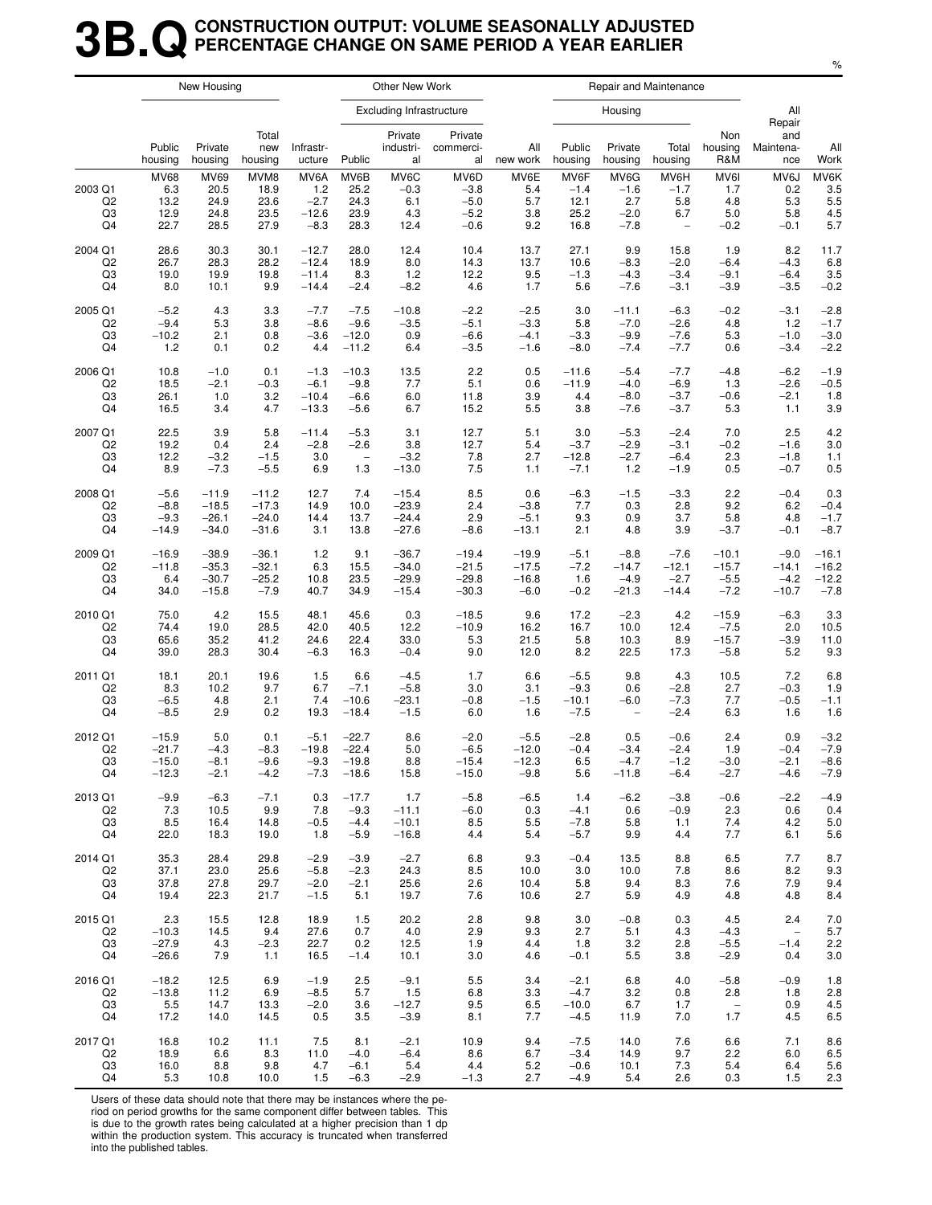# 3B.Q CONSTRUCTION OUTPUT: VOLUME SEASONALLY ADJUSTED PERCENTAGE CHANGE ON SAME PERIOD A YEAR EARLIER

%

| | New Housing | | | Other New Work | | | | | Repair and Maintenance | | | | | |
|---|---|---|---|---|---|---|---|---|---|---|---|---|---|---|
| | | | | | Excluding Infrastructure | | | | Housing | | | | | |
| | Public housing | Private housing | Total new housing | Infrastr-ucture | Public | Private industri-al | Private commerci-al | All new work | Public housing | Private housing | Total housing | Non housing R&M | All Repair and Maintena-nce | All Work |
| | MV68 | MV69 | MVM8 | MV6A | MV6B | MV6C | MV6D | MV6E | MV6F | MV6G | MV6H | MV6I | MV6J | MV6K |
| 2003 Q1 | 6.3 | 20.5 | 18.9 | 1.2 | 25.2 | −0.3 | −3.8 | 5.4 | −1.4 | −1.6 | −1.7 | 1.7 | 0.2 | 3.5 |
| Q2 | 13.2 | 24.9 | 23.6 | −2.7 | 24.3 | 6.1 | −5.0 | 5.7 | 12.1 | 2.7 | 5.8 | 4.8 | 5.3 | 5.5 |
| Q3 | 12.9 | 24.8 | 23.5 | −12.6 | 23.9 | 4.3 | −5.2 | 3.8 | 25.2 | −2.0 | 6.7 | 5.0 | 5.8 | 4.5 |
| Q4 | 22.7 | 28.5 | 27.9 | −8.3 | 28.3 | 12.4 | −0.6 | 9.2 | 16.8 | −7.8 | – | −0.2 | −0.1 | 5.7 |
| 2004 Q1 | 28.6 | 30.3 | 30.1 | −12.7 | 28.0 | 12.4 | 10.4 | 13.7 | 27.1 | 9.9 | 15.8 | 1.9 | 8.2 | 11.7 |
| Q2 | 26.7 | 28.3 | 28.2 | −12.4 | 18.9 | 8.0 | 14.3 | 13.7 | 10.6 | −8.3 | −2.0 | −6.4 | −4.3 | 6.8 |
| Q3 | 19.0 | 19.9 | 19.8 | −11.4 | 8.3 | 1.2 | 12.2 | 9.5 | −1.3 | −4.3 | −3.4 | −9.1 | −6.4 | 3.5 |
| Q4 | 8.0 | 10.1 | 9.9 | −14.4 | −2.4 | −8.2 | 4.6 | 1.7 | 5.6 | −7.6 | −3.1 | −3.9 | −3.5 | −0.2 |
| 2005 Q1 | −5.2 | 4.3 | 3.3 | −7.7 | −7.5 | −10.8 | −2.2 | −2.5 | 3.0 | −11.1 | −6.3 | −0.2 | −3.1 | −2.8 |
| Q2 | −9.4 | 5.3 | 3.8 | −8.6 | −9.6 | −3.5 | −5.1 | −3.3 | 5.8 | −7.0 | −2.6 | 4.8 | 1.2 | −1.7 |
| Q3 | −10.2 | 2.1 | 0.8 | −3.6 | −12.0 | 0.9 | −6.6 | −4.1 | −3.3 | −9.9 | −7.6 | 5.3 | −1.0 | −3.0 |
| Q4 | 1.2 | 0.1 | 0.2 | 4.4 | −11.2 | 6.4 | −3.5 | −1.6 | −8.0 | −7.4 | −7.7 | 0.6 | −3.4 | −2.2 |
| 2006 Q1 | 10.8 | −1.0 | 0.1 | −1.3 | −10.3 | 13.5 | 2.2 | 0.5 | −11.6 | −5.4 | −7.7 | −4.8 | −6.2 | −1.9 |
| Q2 | 18.5 | −2.1 | −0.3 | −6.1 | −9.8 | 7.7 | 5.1 | 0.6 | −11.9 | −4.0 | −6.9 | 1.3 | −2.6 | −0.5 |
| Q3 | 26.1 | 1.0 | 3.2 | −10.4 | −6.6 | 6.0 | 11.8 | 3.9 | 4.4 | −8.0 | −3.7 | −0.6 | −2.1 | 1.8 |
| Q4 | 16.5 | 3.4 | 4.7 | −13.3 | −5.6 | 6.7 | 15.2 | 5.5 | 3.8 | −7.6 | −3.7 | 5.3 | 1.1 | 3.9 |
| 2007 Q1 | 22.5 | 3.9 | 5.8 | −11.4 | −5.3 | 3.1 | 12.7 | 5.1 | 3.0 | −5.3 | −2.4 | 7.0 | 2.5 | 4.2 |
| Q2 | 19.2 | 0.4 | 2.4 | −2.8 | −2.6 | 3.8 | 12.7 | 5.4 | −3.7 | −2.9 | −3.1 | −0.2 | −1.6 | 3.0 |
| Q3 | 12.2 | −3.2 | −1.5 | 3.0 | – | −3.2 | 7.8 | 2.7 | −12.8 | −2.7 | −6.4 | 2.3 | −1.8 | 1.1 |
| Q4 | 8.9 | −7.3 | −5.5 | 6.9 | 1.3 | −13.0 | 7.5 | 1.1 | −7.1 | 1.2 | −1.9 | 0.5 | −0.7 | 0.5 |
| 2008 Q1 | −5.6 | −11.9 | −11.2 | 12.7 | 7.4 | −15.4 | 8.5 | 0.6 | −6.3 | −1.5 | −3.3 | 2.2 | −0.4 | 0.3 |
| Q2 | −8.8 | −18.5 | −17.3 | 14.9 | 10.0 | −23.9 | 2.4 | −3.8 | 7.7 | 0.3 | 2.8 | 9.2 | 6.2 | −0.4 |
| Q3 | −9.3 | −26.1 | −24.0 | 14.4 | 13.7 | −24.4 | 2.9 | −5.1 | 9.3 | 0.9 | 3.7 | 5.8 | 4.8 | −1.7 |
| Q4 | −14.9 | −34.0 | −31.6 | 3.1 | 13.8 | −27.6 | −8.6 | −13.1 | 2.1 | 4.8 | 3.9 | −3.7 | −0.1 | −8.7 |
| 2009 Q1 | −16.9 | −38.9 | −36.1 | 1.2 | 9.1 | −36.7 | −19.4 | −19.9 | −5.1 | −8.8 | −7.6 | −10.1 | −9.0 | −16.1 |
| Q2 | −11.8 | −35.3 | −32.1 | 6.3 | 15.5 | −34.0 | −21.5 | −17.5 | −7.2 | −14.7 | −12.1 | −15.7 | −14.1 | −16.2 |
| Q3 | 6.4 | −30.7 | −25.2 | 10.8 | 23.5 | −29.9 | −29.8 | −16.8 | 1.6 | −4.9 | −2.7 | −5.5 | −4.2 | −12.2 |
| Q4 | 34.0 | −15.8 | −7.9 | 40.7 | 34.9 | −15.4 | −30.3 | −6.0 | −0.2 | −21.3 | −14.4 | −7.2 | −10.7 | −7.8 |
| 2010 Q1 | 75.0 | 4.2 | 15.5 | 48.1 | 45.6 | 0.3 | −18.5 | 9.6 | 17.2 | −2.3 | 4.2 | −15.9 | −6.3 | 3.3 |
| Q2 | 74.4 | 19.0 | 28.5 | 42.0 | 40.5 | 12.2 | −10.9 | 16.2 | 16.7 | 10.0 | 12.4 | −7.5 | 2.0 | 10.5 |
| Q3 | 65.6 | 35.2 | 41.2 | 24.6 | 22.4 | 33.0 | 5.3 | 21.5 | 5.8 | 10.3 | 8.9 | −15.7 | −3.9 | 11.0 |
| Q4 | 39.0 | 28.3 | 30.4 | −6.3 | 16.3 | −0.4 | 9.0 | 12.0 | 8.2 | 22.5 | 17.3 | −5.8 | 5.2 | 9.3 |
| 2011 Q1 | 18.1 | 20.1 | 19.6 | 1.5 | 6.6 | −4.5 | 1.7 | 6.6 | −5.5 | 9.8 | 4.3 | 10.5 | 7.2 | 6.8 |
| Q2 | 8.3 | 10.2 | 9.7 | 6.7 | −7.1 | −5.8 | 3.0 | 3.1 | −9.3 | 0.6 | −2.8 | 2.7 | −0.3 | 1.9 |
| Q3 | −6.5 | 4.8 | 2.1 | 7.4 | −10.6 | −23.1 | −0.8 | −1.5 | −10.1 | −6.0 | −7.3 | 7.7 | −0.5 | −1.1 |
| Q4 | −8.5 | 2.9 | 0.2 | 19.3 | −18.4 | −1.5 | 6.0 | 1.6 | −7.5 | – | −2.4 | 6.3 | 1.6 | 1.6 |
| 2012 Q1 | −15.9 | 5.0 | 0.1 | −5.1 | −22.7 | 8.6 | −2.0 | −5.5 | −2.8 | 0.5 | −0.6 | 2.4 | 0.9 | −3.2 |
| Q2 | −21.7 | −4.3 | −8.3 | −19.8 | −22.4 | 5.0 | −6.5 | −12.0 | −0.4 | −3.4 | −2.4 | 1.9 | −0.4 | −7.9 |
| Q3 | −15.0 | −8.1 | −9.6 | −9.3 | −19.8 | 8.8 | −15.4 | −12.3 | 6.5 | −4.7 | −1.2 | −3.0 | −2.1 | −8.6 |
| Q4 | −12.3 | −2.1 | −4.2 | −7.3 | −18.6 | 15.8 | −15.0 | −9.8 | 5.6 | −11.8 | −6.4 | −2.7 | −4.6 | −7.9 |
| 2013 Q1 | −9.9 | −6.3 | −7.1 | 0.3 | −17.7 | 1.7 | −5.8 | −6.5 | 1.4 | −6.2 | −3.8 | −0.6 | −2.2 | −4.9 |
| Q2 | 7.3 | 10.5 | 9.9 | 7.8 | −9.3 | −11.1 | −6.0 | 0.3 | −4.1 | 0.6 | −0.9 | 2.3 | 0.6 | 0.4 |
| Q3 | 8.5 | 16.4 | 14.8 | −0.5 | −4.4 | −10.1 | 8.5 | 5.5 | −7.8 | 5.8 | 1.1 | 7.4 | 4.2 | 5.0 |
| Q4 | 22.0 | 18.3 | 19.0 | 1.8 | −5.9 | −16.8 | 4.4 | 5.4 | −5.7 | 9.9 | 4.4 | 7.7 | 6.1 | 5.6 |
| 2014 Q1 | 35.3 | 28.4 | 29.8 | −2.9 | −3.9 | −2.7 | 6.8 | 9.3 | −0.4 | 13.5 | 8.8 | 6.5 | 7.7 | 8.7 |
| Q2 | 37.1 | 23.0 | 25.6 | −5.8 | −2.3 | 24.3 | 8.5 | 10.0 | 3.0 | 10.0 | 7.8 | 8.6 | 8.2 | 9.3 |
| Q3 | 37.8 | 27.8 | 29.7 | −2.0 | −2.1 | 25.6 | 2.6 | 10.4 | 5.8 | 9.4 | 8.3 | 7.6 | 7.9 | 9.4 |
| Q4 | 19.4 | 22.3 | 21.7 | −1.5 | 5.1 | 19.7 | 7.6 | 10.6 | 2.7 | 5.9 | 4.9 | 4.8 | 4.8 | 8.4 |
| 2015 Q1 | 2.3 | 15.5 | 12.8 | 18.9 | 1.5 | 20.2 | 2.8 | 9.8 | 3.0 | −0.8 | 0.3 | 4.5 | 2.4 | 7.0 |
| Q2 | −10.3 | 14.5 | 9.4 | 27.6 | 0.7 | 4.0 | 2.9 | 9.3 | 2.7 | 5.1 | 4.3 | −4.3 | – | 5.7 |
| Q3 | −27.9 | 4.3 | −2.3 | 22.7 | 0.2 | 12.5 | 1.9 | 4.4 | 1.8 | 3.2 | 2.8 | −5.5 | −1.4 | 2.2 |
| Q4 | −26.6 | 7.9 | 1.1 | 16.5 | −1.4 | 10.1 | 3.0 | 4.6 | −0.1 | 5.5 | 3.8 | −2.9 | 0.4 | 3.0 |
| 2016 Q1 | −18.2 | 12.5 | 6.9 | −1.9 | 2.5 | −9.1 | 5.5 | 3.4 | −2.1 | 6.8 | 4.0 | −5.8 | −0.9 | 1.8 |
| Q2 | −13.8 | 11.2 | 6.9 | −8.5 | 5.7 | 1.5 | 6.8 | 3.3 | −4.7 | 3.2 | 0.8 | 2.8 | 1.8 | 2.8 |
| Q3 | 5.5 | 14.7 | 13.3 | −2.0 | 3.6 | −12.7 | 9.5 | 6.5 | −10.0 | 6.7 | 1.7 | – | 0.9 | 4.5 |
| Q4 | 17.2 | 14.0 | 14.5 | 0.5 | 3.5 | −3.9 | 8.1 | 7.7 | −4.5 | 11.9 | 7.0 | 1.7 | 4.5 | 6.5 |
| 2017 Q1 | 16.8 | 10.2 | 11.1 | 7.5 | 8.1 | −2.1 | 10.9 | 9.4 | −7.5 | 14.0 | 7.6 | 6.6 | 7.1 | 8.6 |
| Q2 | 18.9 | 6.6 | 8.3 | 11.0 | −4.0 | −6.4 | 8.6 | 6.7 | −3.4 | 14.9 | 9.7 | 2.2 | 6.0 | 6.5 |
| Q3 | 16.0 | 8.8 | 9.8 | 4.7 | −6.1 | 5.4 | 4.4 | 5.2 | −0.6 | 10.1 | 7.3 | 5.4 | 6.4 | 5.6 |
| Q4 | 5.3 | 10.8 | 10.0 | 1.5 | −6.3 | −2.9 | −1.3 | 2.7 | −4.9 | 5.4 | 2.6 | 0.3 | 1.5 | 2.3 |

Users of these data should note that there may be instances where the period on period growths for the same component differ between tables. This is due to the growth rates being calculated at a higher precision than 1 dp within the production system. This accuracy is truncated when transferred into the published tables.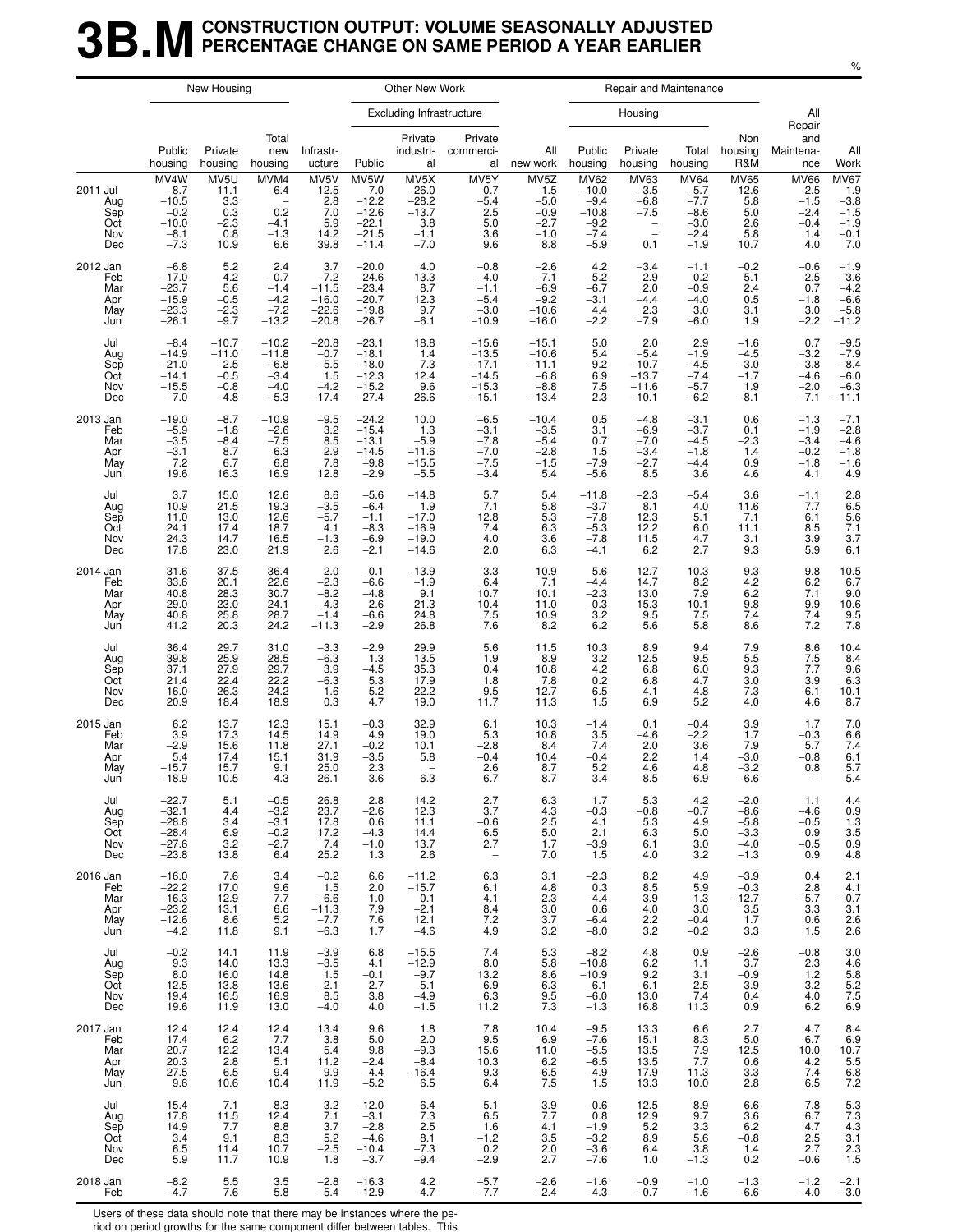# 3B.M CONSTRUCTION OUTPUT: VOLUME SEASONALLY ADJUSTED PERCENTAGE CHANGE ON SAME PERIOD A YEAR EARLIER

%

| | New Housing | | | Other New Work | | | | | Repair and Maintenance | | | | | |
|---|---|---|---|---|---|---|---|---|---|---|---|---|---|---|
| | | | | | Excluding Infrastructure | | | | Housing | | | | | |
| | Public housing | Private housing | Total new housing | Infrastr-ucture | Public | Private industri-al | Private commerci-al | All new work | Public housing | Private housing | Total housing | Non housing R&M | All Repair and Maintena-nce | All Work |
| | MV4W | MV5U | MVM4 | MV5V | MV5W | MV5X | MV5Y | MV5Z | MV62 | MV63 | MV64 | MV65 | MV66 | MV67 |
| 2011 Jul | −8.7 | 11.1 | 6.4 | 12.5 | −7.0 | −26.0 | 0.7 | 1.5 | −10.0 | −3.5 | −5.7 | 12.6 | 2.5 | 1.9 |
| Aug | −10.5 | 3.3 | – | 2.8 | −12.2 | −28.2 | −5.4 | −5.0 | −9.4 | −6.8 | −7.7 | 5.8 | −1.5 | −3.8 |
| Sep | −0.2 | 0.3 | 0.2 | 7.0 | −12.6 | −13.7 | 2.5 | −0.9 | −10.8 | −7.5 | −8.6 | 5.0 | −2.4 | −1.5 |
| Oct | −10.0 | −2.3 | −4.1 | 5.9 | −22.1 | 3.8 | 5.0 | −2.7 | −9.2 | – | −3.0 | 2.6 | −0.4 | −1.9 |
| Nov | −8.1 | 0.8 | −1.3 | 14.2 | −21.5 | −1.1 | 3.6 | −1.0 | −7.4 | – | −2.4 | 5.8 | 1.4 | −0.1 |
| Dec | −7.3 | 10.9 | 6.6 | 39.8 | −11.4 | −7.0 | 9.6 | 8.8 | −5.9 | 0.1 | −1.9 | 10.7 | 4.0 | 7.0 |
| 2012 Jan | −6.8 | 5.2 | 2.4 | 3.7 | −20.0 | 4.0 | −0.8 | −2.6 | 4.2 | −3.4 | −1.1 | −0.2 | −0.6 | −1.9 |
| Feb | −17.0 | 4.2 | −0.7 | −7.2 | −24.6 | 13.3 | −4.0 | −7.1 | −5.2 | 2.9 | 0.2 | 5.1 | 2.5 | −3.6 |
| Mar | −23.7 | 5.6 | −1.4 | −11.5 | −23.4 | 8.7 | −1.1 | −6.9 | −6.7 | 2.0 | −0.9 | 2.4 | 0.7 | −4.2 |
| Apr | −15.9 | −0.5 | −4.2 | −16.0 | −20.7 | 12.3 | −5.4 | −9.2 | −3.1 | −4.4 | −4.0 | 0.5 | −1.8 | −6.6 |
| May | −23.3 | −2.3 | −7.2 | −22.6 | −19.8 | 9.7 | −3.0 | −10.6 | 4.4 | 2.3 | 3.0 | 3.1 | 3.0 | −5.8 |
| Jun | −26.1 | −9.7 | −13.2 | −20.8 | −26.7 | −6.1 | −10.9 | −16.0 | −2.2 | −7.9 | −6.0 | 1.9 | −2.2 | −11.2 |
| Jul | −8.4 | −10.7 | −10.2 | −20.8 | −23.1 | 18.8 | −15.6 | −15.1 | 5.0 | 2.0 | 2.9 | −1.6 | 0.7 | −9.5 |
| Aug | −14.9 | −11.0 | −11.8 | −0.7 | −18.1 | 1.4 | −13.5 | −10.6 | 5.4 | −5.4 | −1.9 | −4.5 | −3.2 | −7.9 |
| Sep | −21.0 | −2.5 | −6.8 | −5.5 | −18.0 | 7.3 | −17.1 | −11.1 | 9.2 | −10.7 | −4.5 | −3.0 | −3.8 | −8.4 |
| Oct | −14.1 | −0.5 | −3.4 | 1.5 | −12.3 | 12.4 | −14.5 | −6.8 | 6.9 | −13.7 | −7.4 | −1.7 | −4.6 | −6.0 |
| Nov | −15.5 | −0.8 | −4.0 | −4.2 | −15.2 | 9.6 | −15.3 | −8.8 | 7.5 | −11.6 | −5.7 | 1.9 | −2.0 | −6.3 |
| Dec | −7.0 | −4.8 | −5.3 | −17.4 | −27.4 | 26.6 | −15.1 | −13.4 | 2.3 | −10.1 | −6.2 | −8.1 | −7.1 | −11.1 |
| 2013 Jan | −19.0 | −8.7 | −10.9 | −9.5 | −24.2 | 10.0 | −6.5 | −10.4 | 0.5 | −4.8 | −3.1 | 0.6 | −1.3 | −7.1 |
| Feb | −5.9 | −1.8 | −2.6 | 3.2 | −15.4 | 1.3 | −3.1 | −3.5 | 3.1 | −6.9 | −3.7 | 0.1 | −1.9 | −2.8 |
| Mar | −3.5 | −8.4 | −7.5 | 8.5 | −13.1 | −5.9 | −7.8 | −5.4 | 0.7 | −7.0 | −4.5 | −2.3 | −3.4 | −4.6 |
| Apr | −3.1 | 8.7 | 6.3 | 2.9 | −14.5 | −11.6 | −7.0 | −2.8 | 1.5 | −3.4 | −1.8 | 1.4 | −0.2 | −1.8 |
| May | 7.2 | 6.7 | 6.8 | 7.8 | −9.8 | −15.5 | −7.5 | −1.5 | −7.9 | −2.7 | −4.4 | 0.9 | −1.8 | −1.6 |
| Jun | 19.6 | 16.3 | 16.9 | 12.8 | −2.9 | −5.5 | −3.4 | 5.4 | −5.6 | 8.5 | 3.6 | 4.6 | 4.1 | 4.9 |
| Jul | 3.7 | 15.0 | 12.6 | 8.6 | −5.6 | −14.8 | 5.7 | 5.4 | −11.8 | −2.3 | −5.4 | 3.6 | −1.1 | 2.8 |
| Aug | 10.9 | 21.5 | 19.3 | −3.5 | −6.4 | 1.9 | 7.1 | 5.8 | −3.7 | 8.1 | 4.0 | 11.6 | 7.7 | 6.5 |
| Sep | 11.0 | 13.0 | 12.6 | −5.7 | −1.1 | −17.0 | 12.8 | 5.3 | −7.8 | 12.3 | 5.1 | 7.1 | 6.1 | 5.6 |
| Oct | 24.1 | 17.4 | 18.7 | 4.1 | −8.3 | −16.9 | 7.4 | 6.3 | −5.3 | 12.2 | 6.0 | 11.1 | 8.5 | 7.1 |
| Nov | 24.3 | 14.7 | 16.5 | −1.3 | −6.9 | −19.0 | 4.0 | 3.6 | −7.8 | 11.5 | 4.7 | 3.1 | 3.9 | 3.7 |
| Dec | 17.8 | 23.0 | 21.9 | 2.6 | −2.1 | −14.6 | 2.0 | 6.3 | −4.1 | 6.2 | 2.7 | 9.3 | 5.9 | 6.1 |
| 2014 Jan | 31.6 | 37.5 | 36.4 | 2.0 | −0.1 | −13.9 | 3.3 | 10.9 | 5.6 | 12.7 | 10.3 | 9.3 | 9.8 | 10.5 |
| Feb | 33.6 | 20.1 | 22.6 | −2.3 | −6.6 | −1.9 | 6.4 | 7.1 | −4.4 | 14.7 | 8.2 | 4.2 | 6.2 | 6.7 |
| Mar | 40.8 | 28.3 | 30.7 | −8.2 | −4.8 | 9.1 | 10.7 | 10.1 | −2.3 | 13.0 | 7.9 | 6.2 | 7.1 | 9.0 |
| Apr | 29.0 | 23.0 | 24.1 | −4.3 | 2.6 | 21.3 | 10.4 | 11.0 | −0.3 | 15.3 | 10.1 | 9.8 | 9.9 | 10.6 |
| May | 40.8 | 25.8 | 28.7 | −1.4 | −6.6 | 24.8 | 7.5 | 10.9 | 3.2 | 9.5 | 7.5 | 7.4 | 7.4 | 9.5 |
| Jun | 41.2 | 20.3 | 24.2 | −11.3 | −2.9 | 26.8 | 7.6 | 8.2 | 6.2 | 5.6 | 5.8 | 8.6 | 7.2 | 7.8 |
| Jul | 36.4 | 29.7 | 31.0 | −3.3 | −2.9 | 29.9 | 5.6 | 11.5 | 10.3 | 8.9 | 9.4 | 7.9 | 8.6 | 10.4 |
| Aug | 39.8 | 25.9 | 28.5 | −6.3 | 1.3 | 13.5 | 1.9 | 8.9 | 3.2 | 12.5 | 9.5 | 5.5 | 7.5 | 8.4 |
| Sep | 37.1 | 27.9 | 29.7 | 3.9 | −4.5 | 35.3 | 0.4 | 10.8 | 4.2 | 6.8 | 6.0 | 9.3 | 7.7 | 9.6 |
| Oct | 21.4 | 22.4 | 22.2 | −6.3 | 5.3 | 17.9 | 1.8 | 7.8 | 0.2 | 6.8 | 4.7 | 3.0 | 3.9 | 6.3 |
| Nov | 16.0 | 26.3 | 24.2 | 1.6 | 5.2 | 22.2 | 9.5 | 12.7 | 6.5 | 4.1 | 4.8 | 7.3 | 6.1 | 10.1 |
| Dec | 20.9 | 18.4 | 18.9 | 0.3 | 4.7 | 19.0 | 11.7 | 11.3 | 1.5 | 6.9 | 5.2 | 4.0 | 4.6 | 8.7 |
| 2015 Jan | 6.2 | 13.7 | 12.3 | 15.1 | −0.3 | 32.9 | 6.1 | 10.3 | −1.4 | 0.1 | −0.4 | 3.9 | 1.7 | 7.0 |
| Feb | 3.9 | 17.3 | 14.5 | 14.9 | 4.9 | 19.0 | 5.3 | 10.8 | 3.5 | −4.6 | −2.2 | 1.7 | −0.3 | 6.6 |
| Mar | −2.9 | 15.6 | 11.8 | 27.1 | −0.2 | 10.1 | −2.8 | 8.4 | 7.4 | 2.0 | 3.6 | 7.9 | 5.7 | 7.4 |
| Apr | 5.4 | 17.4 | 15.1 | 31.9 | −3.5 | 5.8 | −0.4 | 10.4 | −0.4 | 2.2 | 1.4 | −3.0 | −0.8 | 6.1 |
| May | −15.7 | 15.7 | 9.1 | 25.0 | 2.3 | – | 2.6 | 8.7 | 5.2 | 4.6 | 4.8 | −3.2 | 0.8 | 5.7 |
| Jun | −18.9 | 10.5 | 4.3 | 26.1 | 3.6 | 6.3 | 6.7 | 8.7 | 3.4 | 8.5 | 6.9 | −6.6 | – | 5.4 |
| Jul | −22.7 | 5.1 | −0.5 | 26.8 | 2.8 | 14.2 | 2.7 | 6.3 | 1.7 | 5.3 | 4.2 | −2.0 | 1.1 | 4.4 |
| Aug | −32.1 | 4.4 | −3.2 | 23.7 | −2.6 | 12.3 | 3.7 | 4.3 | −0.3 | −0.8 | −0.7 | −8.6 | −4.6 | 0.9 |
| Sep | −28.8 | 3.4 | −3.1 | 17.8 | 0.6 | 11.1 | −0.6 | 2.5 | 4.1 | 5.3 | 4.9 | −5.8 | −0.5 | 1.3 |
| Oct | −28.4 | 6.9 | −0.2 | 17.2 | −4.3 | 14.4 | 6.5 | 5.0 | 2.1 | 6.3 | 5.0 | −3.3 | 0.9 | 3.5 |
| Nov | −27.6 | 3.2 | −2.7 | 7.4 | −1.0 | 13.7 | 2.7 | 1.7 | −3.9 | 6.1 | 3.0 | −4.0 | −0.5 | 0.9 |
| Dec | −23.8 | 13.8 | 6.4 | 25.2 | 1.3 | 2.6 | – | 7.0 | 1.5 | 4.0 | 3.2 | −1.3 | 0.9 | 4.8 |
| 2016 Jan | −16.0 | 7.6 | 3.4 | −0.2 | 6.6 | −11.2 | 6.3 | 3.1 | −2.3 | 8.2 | 4.9 | −3.9 | 0.4 | 2.1 |
| Feb | −22.2 | 17.0 | 9.6 | 1.5 | 2.0 | −15.7 | 6.1 | 4.8 | 0.3 | 8.5 | 5.9 | −0.3 | 2.8 | 4.1 |
| Mar | −16.3 | 12.9 | 7.7 | −6.6 | −1.0 | 0.1 | 4.1 | 2.3 | −4.4 | 3.9 | 1.3 | −12.7 | −5.7 | −0.7 |
| Apr | −23.2 | 13.1 | 6.6 | −11.3 | 7.9 | −2.1 | 8.4 | 3.0 | 0.6 | 4.0 | 3.0 | 3.5 | 3.3 | 3.1 |
| May | −12.6 | 8.6 | 5.2 | −7.7 | 7.6 | 12.1 | 7.2 | 3.7 | −6.4 | 2.2 | −0.4 | 1.7 | 0.6 | 2.6 |
| Jun | −4.2 | 11.8 | 9.1 | −6.3 | 1.7 | −4.6 | 4.9 | 3.2 | −8.0 | 3.2 | −0.2 | 3.3 | 1.5 | 2.6 |
| Jul | −0.2 | 14.1 | 11.9 | −3.9 | 6.8 | −15.5 | 7.4 | 5.3 | −8.2 | 4.8 | 0.9 | −2.6 | −0.8 | 3.0 |
| Aug | 9.3 | 14.0 | 13.3 | −3.5 | 4.1 | −12.9 | 8.0 | 5.8 | −10.8 | 6.2 | 1.1 | 3.7 | 2.3 | 4.6 |
| Sep | 8.0 | 16.0 | 14.8 | 1.5 | −0.1 | −9.7 | 13.2 | 8.6 | −10.9 | 9.2 | 3.1 | −0.9 | 1.2 | 5.8 |
| Oct | 12.5 | 13.8 | 13.6 | −2.1 | 2.7 | −5.1 | 6.9 | 6.3 | −6.1 | 6.1 | 2.5 | 3.9 | 3.2 | 5.2 |
| Nov | 19.4 | 16.5 | 16.9 | 8.5 | 3.8 | −4.9 | 6.3 | 9.5 | −6.0 | 13.0 | 7.4 | 0.4 | 4.0 | 7.5 |
| Dec | 19.6 | 11.9 | 13.0 | −4.0 | 4.0 | −1.5 | 11.2 | 7.3 | −1.3 | 16.8 | 11.3 | 0.9 | 6.2 | 6.9 |
| 2017 Jan | 12.4 | 12.4 | 12.4 | 13.4 | 9.6 | 1.8 | 7.8 | 10.4 | −9.5 | 13.3 | 6.6 | 2.7 | 4.7 | 8.4 |
| Feb | 17.4 | 6.2 | 7.7 | 3.8 | 5.0 | 2.0 | 9.5 | 6.9 | −7.6 | 15.1 | 8.3 | 5.0 | 6.7 | 6.9 |
| Mar | 20.7 | 12.2 | 13.4 | 5.4 | 9.8 | −9.3 | 15.6 | 11.0 | −5.5 | 13.5 | 7.9 | 12.5 | 10.0 | 10.7 |
| Apr | 20.3 | 2.8 | 5.1 | 11.2 | −2.4 | −8.4 | 10.3 | 6.2 | −6.5 | 13.5 | 7.7 | 0.6 | 4.2 | 5.5 |
| May | 27.5 | 6.5 | 9.4 | 9.9 | −4.4 | −16.4 | 9.3 | 6.5 | −4.9 | 17.9 | 11.3 | 3.3 | 7.4 | 6.8 |
| Jun | 9.6 | 10.6 | 10.4 | 11.9 | −5.2 | 6.5 | 6.4 | 7.5 | 1.5 | 13.3 | 10.0 | 2.8 | 6.5 | 7.2 |
| Jul | 15.4 | 7.1 | 8.3 | 3.2 | −12.0 | 6.4 | 5.1 | 3.9 | −0.6 | 12.5 | 8.9 | 6.6 | 7.8 | 5.3 |
| Aug | 17.8 | 11.5 | 12.4 | 7.1 | −3.1 | 7.3 | 6.5 | 7.7 | 0.8 | 12.9 | 9.7 | 3.6 | 6.7 | 7.3 |
| Sep | 14.9 | 7.7 | 8.8 | 3.7 | −2.8 | 2.5 | 1.6 | 4.1 | −1.9 | 5.2 | 3.3 | 6.2 | 4.7 | 4.3 |
| Oct | 3.4 | 9.1 | 8.3 | 5.2 | −4.6 | 8.1 | −1.2 | 3.5 | −3.2 | 8.9 | 5.6 | −0.8 | 2.5 | 3.1 |
| Nov | 6.5 | 11.4 | 10.7 | −2.5 | −10.4 | −7.3 | 0.2 | 2.0 | −3.6 | 6.4 | 3.8 | 1.4 | 2.7 | 2.3 |
| Dec | 5.9 | 11.7 | 10.9 | 1.8 | −3.7 | −9.4 | −2.9 | 2.7 | −7.6 | 1.0 | −1.3 | 0.2 | −0.6 | 1.5 |
| 2018 Jan | −8.2 | 5.5 | 3.5 | −2.8 | −16.3 | 4.2 | −5.7 | −2.6 | −1.6 | −0.9 | −1.0 | −1.3 | −1.2 | −2.1 |
| Feb | −4.7 | 7.6 | 5.8 | −5.4 | −12.9 | 4.7 | −7.7 | −2.4 | −4.3 | −0.7 | −1.6 | −6.6 | −4.0 | −3.0 |

Users of these data should note that there may be instances where the period on period growths for the same component differ between tables. This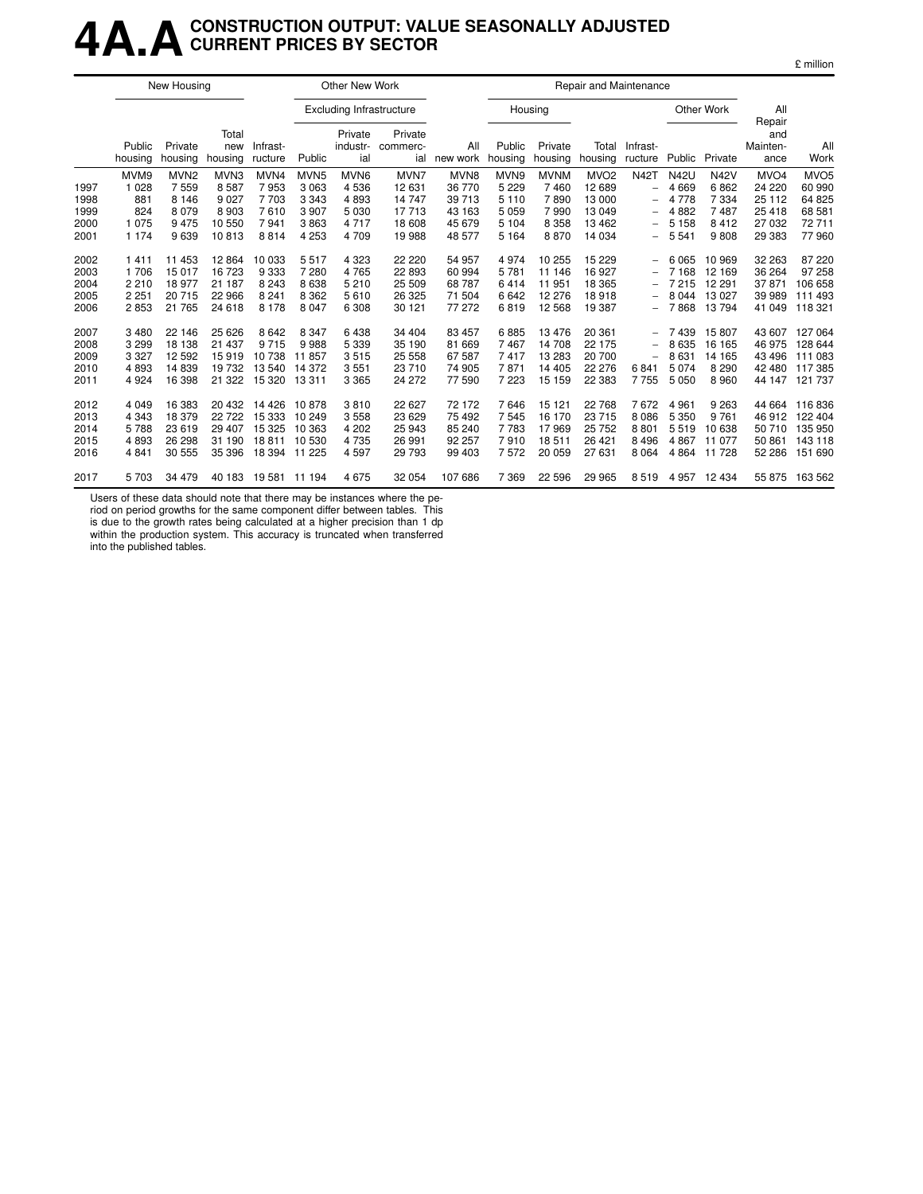# 4A.A CONSTRUCTION OUTPUT: VALUE SEASONALLY ADJUSTED CURRENT PRICES BY SECTOR

£ million

| | New Housing | | | Other New Work | | | | | Repair and Maintenance | | | | | | | |
|---|---|---|---|---|---|---|---|---|---|---|---|---|---|---|---|---|
| | | | | | Excluding Infrastructure | | | | Housing | | | | Other Work | | | |
| | Public housing | Private housing | Total new housing | Infrast-ructure | Public | Private industr-ial | Private commerc-ial | All new work | Public housing | Private housing | Total housing | Infrast-ructure | Public | Private | All Repair and Mainten-ance | All Work |
| | MVM9 | MVN2 | MVN3 | MVN4 | MVN5 | MVN6 | MVN7 | MVN8 | MVN9 | MVNM | MVO2 | N42T | N42U | N42V | MVO4 | MVO5 |
| 1997 | 1 028 | 7 559 | 8 587 | 7 953 | 3 063 | 4 536 | 12 631 | 36 770 | 5 229 | 7 460 | 12 689 | – | 4 669 | 6 862 | 24 220 | 60 990 |
| 1998 | 881 | 8 146 | 9 027 | 7 703 | 3 343 | 4 893 | 14 747 | 39 713 | 5 110 | 7 890 | 13 000 | – | 4 778 | 7 334 | 25 112 | 64 825 |
| 1999 | 824 | 8 079 | 8 903 | 7 610 | 3 907 | 5 030 | 17 713 | 43 163 | 5 059 | 7 990 | 13 049 | – | 4 882 | 7 487 | 25 418 | 68 581 |
| 2000 | 1 075 | 9 475 | 10 550 | 7 941 | 3 863 | 4 717 | 18 608 | 45 679 | 5 104 | 8 358 | 13 462 | – | 5 158 | 8 412 | 27 032 | 72 711 |
| 2001 | 1 174 | 9 639 | 10 813 | 8 814 | 4 253 | 4 709 | 19 988 | 48 577 | 5 164 | 8 870 | 14 034 | – | 5 541 | 9 808 | 29 383 | 77 960 |
| 2002 | 1 411 | 11 453 | 12 864 | 10 033 | 5 517 | 4 323 | 22 220 | 54 957 | 4 974 | 10 255 | 15 229 | – | 6 065 | 10 969 | 32 263 | 87 220 |
| 2003 | 1 706 | 15 017 | 16 723 | 9 333 | 7 280 | 4 765 | 22 893 | 60 994 | 5 781 | 11 146 | 16 927 | – | 7 168 | 12 169 | 36 264 | 97 258 |
| 2004 | 2 210 | 18 977 | 21 187 | 8 243 | 8 638 | 5 210 | 25 509 | 68 787 | 6 414 | 11 951 | 18 365 | – | 7 215 | 12 291 | 37 871 | 106 658 |
| 2005 | 2 251 | 20 715 | 22 966 | 8 241 | 8 362 | 5 610 | 26 325 | 71 504 | 6 642 | 12 276 | 18 918 | – | 8 044 | 13 027 | 39 989 | 111 493 |
| 2006 | 2 853 | 21 765 | 24 618 | 8 178 | 8 047 | 6 308 | 30 121 | 77 272 | 6 819 | 12 568 | 19 387 | – | 7 868 | 13 794 | 41 049 | 118 321 |
| 2007 | 3 480 | 22 146 | 25 626 | 8 642 | 8 347 | 6 438 | 34 404 | 83 457 | 6 885 | 13 476 | 20 361 | – | 7 439 | 15 807 | 43 607 | 127 064 |
| 2008 | 3 299 | 18 138 | 21 437 | 9 715 | 9 988 | 5 339 | 35 190 | 81 669 | 7 467 | 14 708 | 22 175 | – | 8 635 | 16 165 | 46 975 | 128 644 |
| 2009 | 3 327 | 12 592 | 15 919 | 10 738 | 11 857 | 3 515 | 25 558 | 67 587 | 7 417 | 13 283 | 20 700 | – | 8 631 | 14 165 | 43 496 | 111 083 |
| 2010 | 4 893 | 14 839 | 19 732 | 13 540 | 14 372 | 3 551 | 23 710 | 74 905 | 7 871 | 14 405 | 22 276 | 6 841 | 5 074 | 8 290 | 42 480 | 117 385 |
| 2011 | 4 924 | 16 398 | 21 322 | 15 320 | 13 311 | 3 365 | 24 272 | 77 590 | 7 223 | 15 159 | 22 383 | 7 755 | 5 050 | 8 960 | 44 147 | 121 737 |
| 2012 | 4 049 | 16 383 | 20 432 | 14 426 | 10 878 | 3 810 | 22 627 | 72 172 | 7 646 | 15 121 | 22 768 | 7 672 | 4 961 | 9 263 | 44 664 | 116 836 |
| 2013 | 4 343 | 18 379 | 22 722 | 15 333 | 10 249 | 3 558 | 23 629 | 75 492 | 7 545 | 16 170 | 23 715 | 8 086 | 5 350 | 9 761 | 46 912 | 122 404 |
| 2014 | 5 788 | 23 619 | 29 407 | 15 325 | 10 363 | 4 202 | 25 943 | 85 240 | 7 783 | 17 969 | 25 752 | 8 801 | 5 519 | 10 638 | 50 710 | 135 950 |
| 2015 | 4 893 | 26 298 | 31 190 | 18 811 | 10 530 | 4 735 | 26 991 | 92 257 | 7 910 | 18 511 | 26 421 | 8 496 | 4 867 | 11 077 | 50 861 | 143 118 |
| 2016 | 4 841 | 30 555 | 35 396 | 18 394 | 11 225 | 4 597 | 29 793 | 99 403 | 7 572 | 20 059 | 27 631 | 8 064 | 4 864 | 11 728 | 52 286 | 151 690 |
| 2017 | 5 703 | 34 479 | 40 183 | 19 581 | 11 194 | 4 675 | 32 054 | 107 686 | 7 369 | 22 596 | 29 965 | 8 519 | 4 957 | 12 434 | 55 875 | 163 562 |

Users of these data should note that there may be instances where the period on period growths for the same component differ between tables. This is due to the growth rates being calculated at a higher precision than 1 dp within the production system. This accuracy is truncated when transferred into the published tables.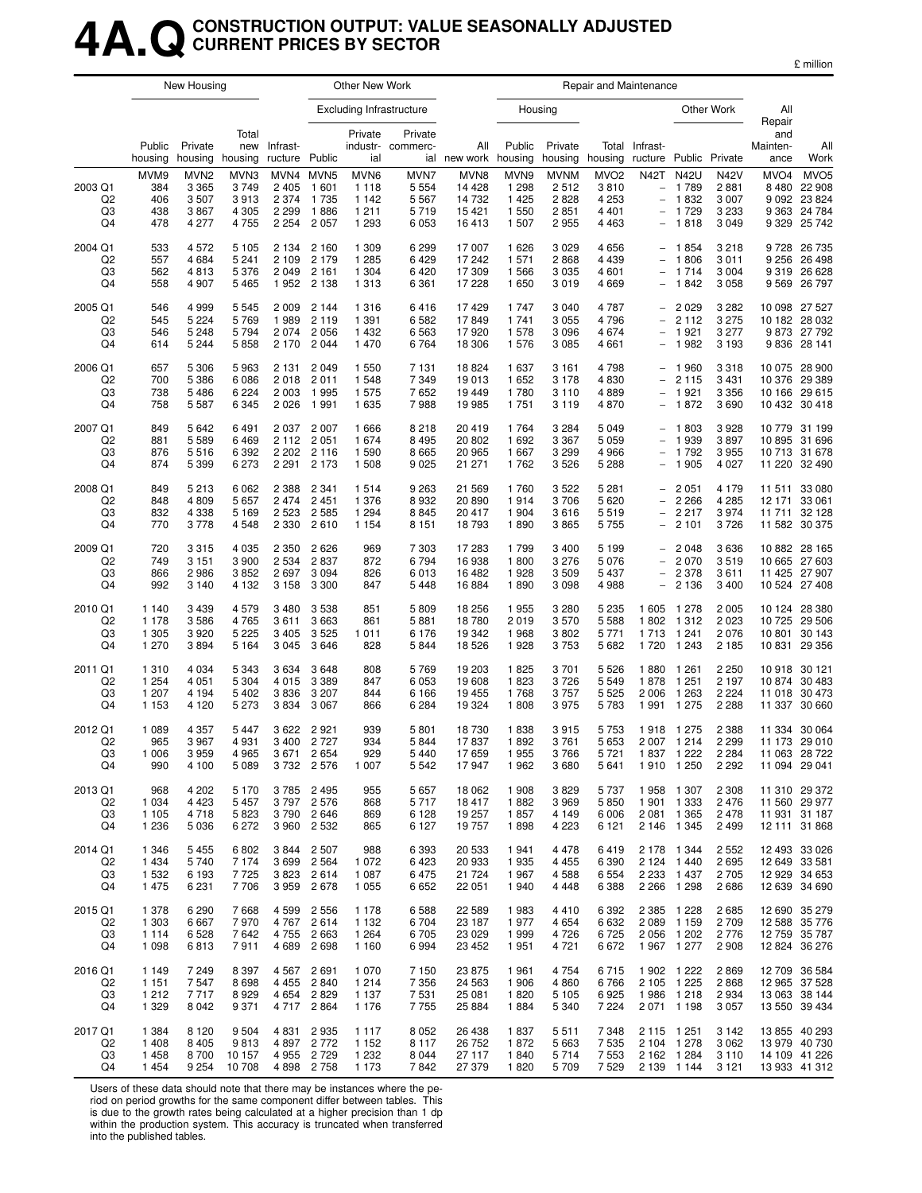# 4A.Q CONSTRUCTION OUTPUT: VALUE SEASONALLY ADJUSTED CURRENT PRICES BY SECTOR

£ million

| | New Housing | | | Other New Work | | | | | Repair and Maintenance | | | | | | | | |
|---|---|---|---|---|---|---|---|---|---|---|---|---|---|---|---|---|---|
| | | | | | Excluding Infrastructure | | | | Housing | | | | Other Work | | | | |
| | Public housing | Private housing | Total new housing | Infrast-ructure | Public | Private industr-ial | Private commerc-ial | All new work | Public housing | Private housing | Total housing | Infrast-ructure | Public | Private | All Repair and Mainten-ance | All Work |
| | MVM9 | MVN2 | MVN3 | MVN4 | MVN5 | MVN6 | MVN7 | MVN8 | MVN9 | MVNM | MVO2 | N42T | N42U | N42V | MVO4 | MVO5 |
| 2003 Q1 | 384 | 3 365 | 3 749 | 2 405 | 1 601 | 1 118 | 5 554 | 14 428 | 1 298 | 2 512 | 3 810 | – | 1 789 | 2 881 | 8 480 | 22 908 |
| Q2 | 406 | 3 507 | 3 913 | 2 374 | 1 735 | 1 142 | 5 567 | 14 732 | 1 425 | 2 828 | 4 253 | – | 1 832 | 3 007 | 9 092 | 23 824 |
| Q3 | 438 | 3 867 | 4 305 | 2 299 | 1 886 | 1 211 | 5 719 | 15 421 | 1 550 | 2 851 | 4 401 | – | 1 729 | 3 233 | 9 363 | 24 784 |
| Q4 | 478 | 4 277 | 4 755 | 2 254 | 2 057 | 1 293 | 6 053 | 16 413 | 1 507 | 2 955 | 4 463 | – | 1 818 | 3 049 | 9 329 | 25 742 |
| 2004 Q1 | 533 | 4 572 | 5 105 | 2 134 | 2 160 | 1 309 | 6 299 | 17 007 | 1 626 | 3 029 | 4 656 | – | 1 854 | 3 218 | 9 728 | 26 735 |
| Q2 | 557 | 4 684 | 5 241 | 2 109 | 2 179 | 1 285 | 6 429 | 17 242 | 1 571 | 2 868 | 4 439 | – | 1 806 | 3 011 | 9 256 | 26 498 |
| Q3 | 562 | 4 813 | 5 376 | 2 049 | 2 161 | 1 304 | 6 420 | 17 309 | 1 566 | 3 035 | 4 601 | – | 1 714 | 3 004 | 9 319 | 26 628 |
| Q4 | 558 | 4 907 | 5 465 | 1 952 | 2 138 | 1 313 | 6 361 | 17 228 | 1 650 | 3 019 | 4 669 | – | 1 842 | 3 058 | 9 569 | 26 797 |
| 2005 Q1 | 546 | 4 999 | 5 545 | 2 009 | 2 144 | 1 316 | 6 416 | 17 429 | 1 747 | 3 040 | 4 787 | – | 2 029 | 3 282 | 10 098 | 27 527 |
| Q2 | 545 | 5 224 | 5 769 | 1 989 | 2 119 | 1 391 | 6 582 | 17 849 | 1 741 | 3 055 | 4 796 | – | 2 112 | 3 275 | 10 182 | 28 032 |
| Q3 | 546 | 5 248 | 5 794 | 2 074 | 2 056 | 1 432 | 6 563 | 17 920 | 1 578 | 3 096 | 4 674 | – | 1 921 | 3 277 | 9 873 | 27 792 |
| Q4 | 614 | 5 244 | 5 858 | 2 170 | 2 044 | 1 470 | 6 764 | 18 306 | 1 576 | 3 085 | 4 661 | – | 1 982 | 3 193 | 9 836 | 28 141 |
| 2006 Q1 | 657 | 5 306 | 5 963 | 2 131 | 2 049 | 1 550 | 7 131 | 18 824 | 1 637 | 3 161 | 4 798 | – | 1 960 | 3 318 | 10 075 | 28 900 |
| Q2 | 700 | 5 386 | 6 086 | 2 018 | 2 011 | 1 548 | 7 349 | 19 013 | 1 652 | 3 178 | 4 830 | – | 2 115 | 3 431 | 10 376 | 29 389 |
| Q3 | 738 | 5 486 | 6 224 | 2 003 | 1 995 | 1 575 | 7 652 | 19 449 | 1 780 | 3 110 | 4 889 | – | 1 921 | 3 356 | 10 166 | 29 615 |
| Q4 | 758 | 5 587 | 6 345 | 2 026 | 1 991 | 1 635 | 7 988 | 19 985 | 1 751 | 3 119 | 4 870 | – | 1 872 | 3 690 | 10 432 | 30 418 |
| 2007 Q1 | 849 | 5 642 | 6 491 | 2 037 | 2 007 | 1 666 | 8 218 | 20 419 | 1 764 | 3 284 | 5 049 | – | 1 803 | 3 928 | 10 779 | 31 199 |
| Q2 | 881 | 5 589 | 6 469 | 2 112 | 2 051 | 1 674 | 8 495 | 20 802 | 1 692 | 3 367 | 5 059 | – | 1 939 | 3 897 | 10 895 | 31 696 |
| Q3 | 876 | 5 516 | 6 392 | 2 202 | 2 116 | 1 590 | 8 665 | 20 965 | 1 667 | 3 299 | 4 966 | – | 1 792 | 3 955 | 10 713 | 31 678 |
| Q4 | 874 | 5 399 | 6 273 | 2 291 | 2 173 | 1 508 | 9 025 | 21 271 | 1 762 | 3 526 | 5 288 | – | 1 905 | 4 027 | 11 220 | 32 490 |
| 2008 Q1 | 849 | 5 213 | 6 062 | 2 388 | 2 341 | 1 514 | 9 263 | 21 569 | 1 760 | 3 522 | 5 281 | – | 2 051 | 4 179 | 11 511 | 33 080 |
| Q2 | 848 | 4 809 | 5 657 | 2 474 | 2 451 | 1 376 | 8 932 | 20 890 | 1 914 | 3 706 | 5 620 | – | 2 266 | 4 285 | 12 171 | 33 061 |
| Q3 | 832 | 4 338 | 5 169 | 2 523 | 2 585 | 1 294 | 8 845 | 20 417 | 1 904 | 3 616 | 5 519 | – | 2 217 | 3 974 | 11 711 | 32 128 |
| Q4 | 770 | 3 778 | 4 548 | 2 330 | 2 610 | 1 154 | 8 151 | 18 793 | 1 890 | 3 865 | 5 755 | – | 2 101 | 3 726 | 11 582 | 30 375 |
| 2009 Q1 | 720 | 3 315 | 4 035 | 2 350 | 2 626 | 969 | 7 303 | 17 283 | 1 799 | 3 400 | 5 199 | – | 2 048 | 3 636 | 10 882 | 28 165 |
| Q2 | 749 | 3 151 | 3 900 | 2 534 | 2 837 | 872 | 6 794 | 16 938 | 1 800 | 3 276 | 5 076 | – | 2 070 | 3 519 | 10 665 | 27 603 |
| Q3 | 866 | 2 986 | 3 852 | 2 697 | 3 094 | 826 | 6 013 | 16 482 | 1 928 | 3 509 | 5 437 | – | 2 378 | 3 611 | 11 425 | 27 907 |
| Q4 | 992 | 3 140 | 4 132 | 3 158 | 3 300 | 847 | 5 448 | 16 884 | 1 890 | 3 098 | 4 988 | – | 2 136 | 3 400 | 10 524 | 27 408 |
| 2010 Q1 | 1 140 | 3 439 | 4 579 | 3 480 | 3 538 | 851 | 5 809 | 18 256 | 1 955 | 3 280 | 5 235 | 1 605 | 1 278 | 2 005 | 10 124 | 28 380 |
| Q2 | 1 178 | 3 586 | 4 765 | 3 611 | 3 663 | 861 | 5 881 | 18 780 | 2 019 | 3 570 | 5 588 | 1 802 | 1 312 | 2 023 | 10 725 | 29 506 |
| Q3 | 1 305 | 3 920 | 5 225 | 3 405 | 3 525 | 1 011 | 6 176 | 19 342 | 1 968 | 3 802 | 5 771 | 1 713 | 1 241 | 2 076 | 10 801 | 30 143 |
| Q4 | 1 270 | 3 894 | 5 164 | 3 045 | 3 646 | 828 | 5 844 | 18 526 | 1 928 | 3 753 | 5 682 | 1 720 | 1 243 | 2 185 | 10 831 | 29 356 |
| 2011 Q1 | 1 310 | 4 034 | 5 343 | 3 634 | 3 648 | 808 | 5 769 | 19 203 | 1 825 | 3 701 | 5 526 | 1 880 | 1 261 | 2 250 | 10 918 | 30 121 |
| Q2 | 1 254 | 4 051 | 5 304 | 4 015 | 3 389 | 847 | 6 053 | 19 608 | 1 823 | 3 726 | 5 549 | 1 878 | 1 251 | 2 197 | 10 874 | 30 483 |
| Q3 | 1 207 | 4 194 | 5 402 | 3 836 | 3 207 | 844 | 6 166 | 19 455 | 1 768 | 3 757 | 5 525 | 2 006 | 1 263 | 2 224 | 11 018 | 30 473 |
| Q4 | 1 153 | 4 120 | 5 273 | 3 834 | 3 067 | 866 | 6 284 | 19 324 | 1 808 | 3 975 | 5 783 | 1 991 | 1 275 | 2 288 | 11 337 | 30 660 |
| 2012 Q1 | 1 089 | 4 357 | 5 447 | 3 622 | 2 921 | 939 | 5 801 | 18 730 | 1 838 | 3 915 | 5 753 | 1 918 | 1 275 | 2 388 | 11 334 | 30 064 |
| Q2 | 965 | 3 967 | 4 931 | 3 400 | 2 727 | 934 | 5 844 | 17 837 | 1 892 | 3 761 | 5 653 | 2 007 | 1 214 | 2 299 | 11 173 | 29 010 |
| Q3 | 1 006 | 3 959 | 4 965 | 3 671 | 2 654 | 929 | 5 440 | 17 659 | 1 955 | 3 766 | 5 721 | 1 837 | 1 222 | 2 284 | 11 063 | 28 722 |
| Q4 | 990 | 4 100 | 5 089 | 3 732 | 2 576 | 1 007 | 5 542 | 17 947 | 1 962 | 3 680 | 5 641 | 1 910 | 1 250 | 2 292 | 11 094 | 29 041 |
| 2013 Q1 | 968 | 4 202 | 5 170 | 3 785 | 2 495 | 955 | 5 657 | 18 062 | 1 908 | 3 829 | 5 737 | 1 958 | 1 307 | 2 308 | 11 310 | 29 372 |
| Q2 | 1 034 | 4 423 | 5 457 | 3 797 | 2 576 | 868 | 5 717 | 18 417 | 1 882 | 3 969 | 5 850 | 1 901 | 1 333 | 2 476 | 11 560 | 29 977 |
| Q3 | 1 105 | 4 718 | 5 823 | 3 790 | 2 646 | 869 | 6 128 | 19 257 | 1 857 | 4 149 | 6 006 | 2 081 | 1 365 | 2 478 | 11 931 | 31 187 |
| Q4 | 1 236 | 5 036 | 6 272 | 3 960 | 2 532 | 865 | 6 127 | 19 757 | 1 898 | 4 223 | 6 121 | 2 146 | 1 345 | 2 499 | 12 111 | 31 868 |
| 2014 Q1 | 1 346 | 5 455 | 6 802 | 3 844 | 2 507 | 988 | 6 393 | 20 533 | 1 941 | 4 478 | 6 419 | 2 178 | 1 344 | 2 552 | 12 493 | 33 026 |
| Q2 | 1 434 | 5 740 | 7 174 | 3 699 | 2 564 | 1 072 | 6 423 | 20 933 | 1 935 | 4 455 | 6 390 | 2 124 | 1 440 | 2 695 | 12 649 | 33 581 |
| Q3 | 1 532 | 6 193 | 7 725 | 3 823 | 2 614 | 1 087 | 6 475 | 21 724 | 1 967 | 4 588 | 6 554 | 2 233 | 1 437 | 2 705 | 12 929 | 34 653 |
| Q4 | 1 475 | 6 231 | 7 706 | 3 959 | 2 678 | 1 055 | 6 652 | 22 051 | 1 940 | 4 448 | 6 388 | 2 266 | 1 298 | 2 686 | 12 639 | 34 690 |
| 2015 Q1 | 1 378 | 6 290 | 7 668 | 4 599 | 2 556 | 1 178 | 6 588 | 22 589 | 1 983 | 4 410 | 6 392 | 2 385 | 1 228 | 2 685 | 12 690 | 35 279 |
| Q2 | 1 303 | 6 667 | 7 970 | 4 767 | 2 614 | 1 132 | 6 704 | 23 187 | 1 977 | 4 654 | 6 632 | 2 089 | 1 159 | 2 709 | 12 588 | 35 776 |
| Q3 | 1 114 | 6 528 | 7 642 | 4 755 | 2 663 | 1 264 | 6 705 | 23 029 | 1 999 | 4 726 | 6 725 | 2 056 | 1 202 | 2 776 | 12 759 | 35 787 |
| Q4 | 1 098 | 6 813 | 7 911 | 4 689 | 2 698 | 1 160 | 6 994 | 23 452 | 1 951 | 4 721 | 6 672 | 1 967 | 1 277 | 2 908 | 12 824 | 36 276 |
| 2016 Q1 | 1 149 | 7 249 | 8 397 | 4 567 | 2 691 | 1 070 | 7 150 | 23 875 | 1 961 | 4 754 | 6 715 | 1 902 | 1 222 | 2 869 | 12 709 | 36 584 |
| Q2 | 1 151 | 7 547 | 8 698 | 4 455 | 2 840 | 1 214 | 7 356 | 24 563 | 1 906 | 4 860 | 6 766 | 2 105 | 1 225 | 2 868 | 12 965 | 37 528 |
| Q3 | 1 212 | 7 717 | 8 929 | 4 654 | 2 829 | 1 137 | 7 531 | 25 081 | 1 820 | 5 105 | 6 925 | 1 986 | 1 218 | 2 934 | 13 063 | 38 144 |
| Q4 | 1 329 | 8 042 | 9 371 | 4 717 | 2 864 | 1 176 | 7 755 | 25 884 | 1 884 | 5 340 | 7 224 | 2 071 | 1 198 | 3 057 | 13 550 | 39 434 |
| 2017 Q1 | 1 384 | 8 120 | 9 504 | 4 831 | 2 935 | 1 117 | 8 052 | 26 438 | 1 837 | 5 511 | 7 348 | 2 115 | 1 251 | 3 142 | 13 855 | 40 293 |
| Q2 | 1 408 | 8 405 | 9 813 | 4 897 | 2 772 | 1 152 | 8 117 | 26 752 | 1 872 | 5 663 | 7 535 | 2 104 | 1 278 | 3 062 | 13 979 | 40 730 |
| Q3 | 1 458 | 8 700 | 10 157 | 4 955 | 2 729 | 1 232 | 8 044 | 27 117 | 1 840 | 5 714 | 7 553 | 2 162 | 1 284 | 3 110 | 14 109 | 41 226 |
| Q4 | 1 454 | 9 254 | 10 708 | 4 898 | 2 758 | 1 173 | 7 842 | 27 379 | 1 820 | 5 709 | 7 529 | 2 139 | 1 144 | 3 121 | 13 933 | 41 312 |

Users of these data should note that there may be instances where the period on period growths for the same component differ between tables. This is due to the growth rates being calculated at a higher precision than 1 dp within the production system. This accuracy is truncated when transferred into the published tables.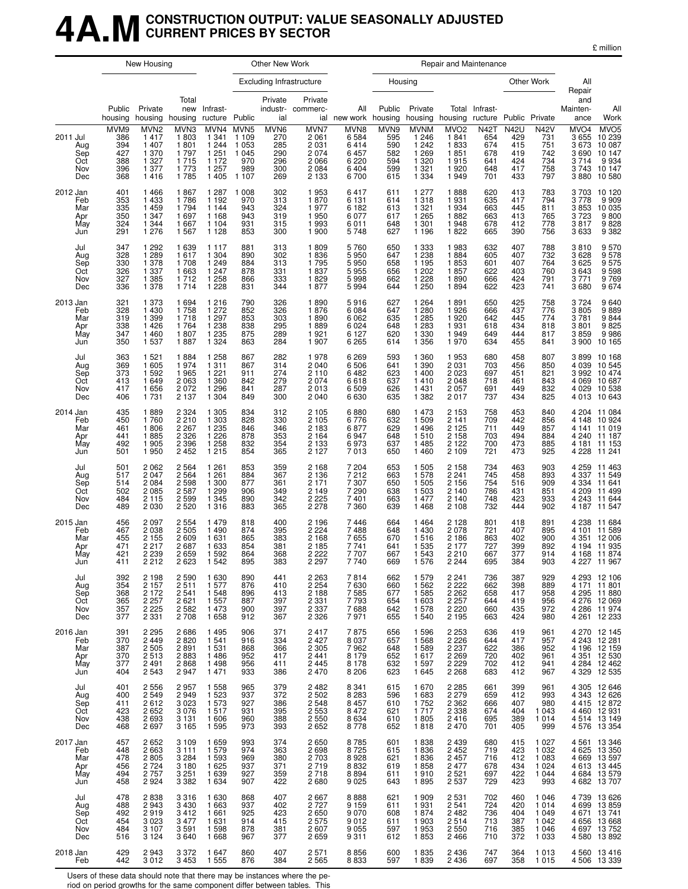# 4A.M CONSTRUCTION OUTPUT: VALUE SEASONALLY ADJUSTED CURRENT PRICES BY SECTOR

£ million

| | New Housing | | | Other New Work | | | | | Repair and Maintenance | | | | | | | |
|---|---|---|---|---|---|---|---|---|---|---|---|---|---|---|---|---|
| | | | | | Excluding Infrastructure | | | | Housing | | | | Other Work | | | |
| | Public housing | Private housing | Total new housing | Infrastructure | Public | Private industrial | Private commercial | All new work | Public housing | Private housing | Total housing | Infrastructure | Public | Private | All Repair and Maintenance | All Work |
| | MVM9 | MVN2 | MVN3 | MVN4 | MVN5 | MVN6 | MVN7 | MVN8 | MVN9 | MVNM | MVO2 | N42T | N42U | N42V | MVO4 | MVO5 |
| 2011 Jul | 386 | 1 417 | 1 803 | 1 341 | 1 109 | 270 | 2 061 | 6 584 | 595 | 1 246 | 1 841 | 654 | 429 | 731 | 3 655 | 10 239 |
| Aug | 394 | 1 407 | 1 801 | 1 244 | 1 053 | 285 | 2 031 | 6 414 | 590 | 1 242 | 1 833 | 674 | 415 | 751 | 3 673 | 10 087 |
| Sep | 427 | 1 370 | 1 797 | 1 251 | 1 045 | 290 | 2 074 | 6 457 | 582 | 1 269 | 1 851 | 678 | 419 | 742 | 3 690 | 10 147 |
| Oct | 388 | 1 327 | 1 715 | 1 172 | 970 | 296 | 2 066 | 6 220 | 594 | 1 320 | 1 915 | 641 | 424 | 734 | 3 714 | 9 934 |
| Nov | 396 | 1 377 | 1 773 | 1 257 | 989 | 300 | 2 084 | 6 404 | 599 | 1 321 | 1 920 | 648 | 417 | 758 | 3 743 | 10 147 |
| Dec | 368 | 1 416 | 1 785 | 1 405 | 1 107 | 269 | 2 133 | 6 700 | 615 | 1 334 | 1 949 | 701 | 433 | 797 | 3 880 | 10 580 |
| 2012 Jan | 401 | 1 466 | 1 867 | 1 287 | 1 008 | 302 | 1 953 | 6 417 | 611 | 1 277 | 1 888 | 620 | 413 | 783 | 3 703 | 10 120 |
| Feb | 353 | 1 433 | 1 786 | 1 192 | 970 | 313 | 1 870 | 6 131 | 614 | 1 318 | 1 931 | 635 | 417 | 794 | 3 778 | 9 909 |
| Mar | 335 | 1 459 | 1 794 | 1 144 | 943 | 324 | 1 977 | 6 182 | 613 | 1 321 | 1 934 | 663 | 445 | 811 | 3 853 | 10 035 |
| Apr | 350 | 1 347 | 1 697 | 1 168 | 943 | 319 | 1 950 | 6 077 | 617 | 1 265 | 1 882 | 663 | 413 | 765 | 3 723 | 9 800 |
| May | 324 | 1 344 | 1 667 | 1 104 | 931 | 315 | 1 993 | 6 011 | 648 | 1 301 | 1 948 | 678 | 412 | 778 | 3 817 | 9 828 |
| Jun | 291 | 1 276 | 1 567 | 1 128 | 853 | 300 | 1 900 | 5 748 | 627 | 1 196 | 1 822 | 665 | 390 | 756 | 3 633 | 9 382 |
| Jul | 347 | 1 292 | 1 639 | 1 117 | 881 | 313 | 1 809 | 5 760 | 650 | 1 333 | 1 983 | 632 | 407 | 788 | 3 810 | 9 570 |
| Aug | 328 | 1 289 | 1 617 | 1 304 | 890 | 302 | 1 836 | 5 950 | 647 | 1 238 | 1 884 | 605 | 407 | 732 | 3 628 | 9 578 |
| Sep | 330 | 1 378 | 1 708 | 1 249 | 884 | 313 | 1 795 | 5 950 | 658 | 1 195 | 1 853 | 601 | 407 | 764 | 3 625 | 9 575 |
| Oct | 326 | 1 337 | 1 663 | 1 247 | 878 | 331 | 1 837 | 5 955 | 656 | 1 202 | 1 857 | 622 | 403 | 760 | 3 643 | 9 598 |
| Nov | 327 | 1 385 | 1 712 | 1 258 | 866 | 333 | 1 829 | 5 998 | 662 | 1 228 | 1 890 | 666 | 424 | 791 | 3 771 | 9 769 |
| Dec | 336 | 1 378 | 1 714 | 1 228 | 831 | 344 | 1 877 | 5 994 | 644 | 1 250 | 1 894 | 622 | 423 | 741 | 3 680 | 9 674 |
| 2013 Jan | 321 | 1 373 | 1 694 | 1 216 | 790 | 326 | 1 890 | 5 916 | 627 | 1 264 | 1 891 | 650 | 425 | 758 | 3 724 | 9 640 |
| Feb | 328 | 1 430 | 1 758 | 1 272 | 852 | 326 | 1 876 | 6 084 | 647 | 1 280 | 1 926 | 666 | 437 | 776 | 3 805 | 9 889 |
| Mar | 319 | 1 399 | 1 718 | 1 297 | 853 | 303 | 1 890 | 6 062 | 635 | 1 285 | 1 920 | 642 | 445 | 774 | 3 781 | 9 844 |
| Apr | 338 | 1 426 | 1 764 | 1 238 | 838 | 295 | 1 889 | 6 024 | 648 | 1 283 | 1 931 | 618 | 434 | 818 | 3 801 | 9 825 |
| May | 347 | 1 460 | 1 807 | 1 235 | 875 | 289 | 1 921 | 6 127 | 620 | 1 330 | 1 949 | 649 | 444 | 817 | 3 859 | 9 986 |
| Jun | 350 | 1 537 | 1 887 | 1 324 | 863 | 284 | 1 907 | 6 265 | 614 | 1 356 | 1 970 | 634 | 455 | 841 | 3 900 | 10 165 |
| Jul | 363 | 1 521 | 1 884 | 1 258 | 867 | 282 | 1 978 | 6 269 | 593 | 1 360 | 1 953 | 680 | 458 | 807 | 3 899 | 10 168 |
| Aug | 369 | 1 605 | 1 974 | 1 311 | 867 | 314 | 2 040 | 6 506 | 641 | 1 390 | 2 031 | 703 | 456 | 850 | 4 039 | 10 545 |
| Sep | 373 | 1 592 | 1 965 | 1 221 | 911 | 274 | 2 110 | 6 482 | 623 | 1 400 | 2 023 | 697 | 451 | 821 | 3 992 | 10 474 |
| Oct | 413 | 1 649 | 2 063 | 1 360 | 842 | 279 | 2 074 | 6 618 | 637 | 1 410 | 2 048 | 718 | 461 | 843 | 4 069 | 10 687 |
| Nov | 417 | 1 656 | 2 072 | 1 296 | 841 | 287 | 2 013 | 6 509 | 626 | 1 431 | 2 057 | 691 | 449 | 832 | 4 029 | 10 538 |
| Dec | 406 | 1 731 | 2 137 | 1 304 | 849 | 300 | 2 040 | 6 630 | 635 | 1 382 | 2 017 | 737 | 434 | 825 | 4 013 | 10 643 |
| 2014 Jan | 435 | 1 889 | 2 324 | 1 305 | 834 | 312 | 2 105 | 6 880 | 680 | 1 473 | 2 153 | 758 | 453 | 840 | 4 204 | 11 084 |
| Feb | 450 | 1 760 | 2 210 | 1 303 | 828 | 330 | 2 105 | 6 776 | 632 | 1 509 | 2 141 | 709 | 442 | 856 | 4 148 | 10 924 |
| Mar | 461 | 1 806 | 2 267 | 1 235 | 846 | 346 | 2 183 | 6 877 | 629 | 1 496 | 2 125 | 711 | 449 | 857 | 4 141 | 11 019 |
| Apr | 441 | 1 885 | 2 326 | 1 226 | 878 | 353 | 2 164 | 6 947 | 648 | 1 510 | 2 158 | 703 | 494 | 884 | 4 240 | 11 187 |
| May | 492 | 1 905 | 2 396 | 1 258 | 832 | 354 | 2 133 | 6 973 | 637 | 1 485 | 2 122 | 700 | 473 | 885 | 4 181 | 11 153 |
| Jun | 501 | 1 950 | 2 452 | 1 215 | 854 | 365 | 2 127 | 7 013 | 650 | 1 460 | 2 109 | 721 | 473 | 925 | 4 228 | 11 241 |
| Jul | 501 | 2 062 | 2 564 | 1 261 | 853 | 359 | 2 168 | 7 204 | 653 | 1 505 | 2 158 | 734 | 463 | 903 | 4 259 | 11 463 |
| Aug | 517 | 2 047 | 2 564 | 1 261 | 884 | 367 | 2 136 | 7 212 | 663 | 1 578 | 2 241 | 745 | 458 | 893 | 4 337 | 11 549 |
| Sep | 514 | 2 084 | 2 598 | 1 300 | 877 | 361 | 2 171 | 7 307 | 650 | 1 505 | 2 156 | 754 | 516 | 909 | 4 334 | 11 641 |
| Oct | 502 | 2 085 | 2 587 | 1 299 | 906 | 349 | 2 149 | 7 290 | 638 | 1 503 | 2 140 | 786 | 431 | 851 | 4 209 | 11 499 |
| Nov | 484 | 2 115 | 2 599 | 1 345 | 890 | 342 | 2 225 | 7 401 | 663 | 1 477 | 2 140 | 748 | 423 | 933 | 4 243 | 11 644 |
| Dec | 489 | 2 030 | 2 520 | 1 316 | 883 | 365 | 2 278 | 7 360 | 639 | 1 468 | 2 108 | 732 | 444 | 902 | 4 187 | 11 547 |
| 2015 Jan | 456 | 2 097 | 2 554 | 1 479 | 818 | 400 | 2 196 | 7 446 | 664 | 1 464 | 2 128 | 801 | 418 | 891 | 4 238 | 11 684 |
| Feb | 467 | 2 038 | 2 505 | 1 490 | 874 | 395 | 2 224 | 7 488 | 648 | 1 430 | 2 078 | 721 | 407 | 895 | 4 101 | 11 589 |
| Mar | 455 | 2 155 | 2 609 | 1 631 | 865 | 383 | 2 168 | 7 655 | 670 | 1 516 | 2 186 | 863 | 402 | 900 | 4 351 | 12 006 |
| Apr | 471 | 2 217 | 2 687 | 1 633 | 854 | 381 | 2 185 | 7 741 | 641 | 1 535 | 2 177 | 727 | 399 | 892 | 4 194 | 11 935 |
| May | 421 | 2 239 | 2 659 | 1 592 | 864 | 368 | 2 222 | 7 707 | 667 | 1 543 | 2 210 | 667 | 377 | 914 | 4 168 | 11 874 |
| Jun | 411 | 2 212 | 2 623 | 1 542 | 895 | 383 | 2 297 | 7 740 | 669 | 1 576 | 2 244 | 695 | 384 | 903 | 4 227 | 11 967 |
| Jul | 392 | 2 198 | 2 590 | 1 630 | 890 | 441 | 2 263 | 7 814 | 662 | 1 579 | 2 241 | 736 | 387 | 929 | 4 293 | 12 106 |
| Aug | 354 | 2 157 | 2 511 | 1 577 | 876 | 410 | 2 254 | 7 630 | 660 | 1 562 | 2 222 | 662 | 398 | 889 | 4 171 | 11 801 |
| Sep | 368 | 2 172 | 2 541 | 1 548 | 896 | 413 | 2 188 | 7 585 | 677 | 1 585 | 2 262 | 658 | 417 | 958 | 4 295 | 11 880 |
| Oct | 365 | 2 257 | 2 621 | 1 557 | 887 | 397 | 2 331 | 7 793 | 654 | 1 603 | 2 257 | 644 | 419 | 956 | 4 276 | 12 069 |
| Nov | 357 | 2 225 | 2 582 | 1 473 | 900 | 397 | 2 337 | 7 688 | 642 | 1 578 | 2 220 | 660 | 435 | 972 | 4 286 | 11 974 |
| Dec | 377 | 2 331 | 2 708 | 1 658 | 912 | 367 | 2 326 | 7 971 | 655 | 1 540 | 2 195 | 663 | 424 | 980 | 4 261 | 12 233 |
| 2016 Jan | 391 | 2 295 | 2 686 | 1 495 | 906 | 371 | 2 417 | 7 875 | 656 | 1 596 | 2 253 | 636 | 419 | 961 | 4 270 | 12 145 |
| Feb | 370 | 2 449 | 2 820 | 1 541 | 916 | 334 | 2 427 | 8 037 | 657 | 1 568 | 2 226 | 644 | 417 | 957 | 4 243 | 12 281 |
| Mar | 387 | 2 505 | 2 891 | 1 531 | 868 | 366 | 2 305 | 7 962 | 648 | 1 589 | 2 237 | 622 | 386 | 952 | 4 196 | 12 159 |
| Apr | 370 | 2 513 | 2 883 | 1 486 | 952 | 417 | 2 441 | 8 179 | 652 | 1 617 | 2 269 | 720 | 402 | 961 | 4 351 | 12 530 |
| May | 377 | 2 491 | 2 868 | 1 498 | 956 | 411 | 2 445 | 8 178 | 632 | 1 597 | 2 229 | 702 | 412 | 941 | 4 284 | 12 462 |
| Jun | 404 | 2 543 | 2 947 | 1 471 | 933 | 386 | 2 470 | 8 206 | 623 | 1 645 | 2 268 | 683 | 412 | 967 | 4 329 | 12 535 |
| Jul | 401 | 2 556 | 2 957 | 1 558 | 965 | 379 | 2 482 | 8 341 | 615 | 1 670 | 2 285 | 661 | 399 | 961 | 4 305 | 12 646 |
| Aug | 400 | 2 549 | 2 949 | 1 523 | 937 | 372 | 2 502 | 8 283 | 596 | 1 683 | 2 279 | 659 | 412 | 993 | 4 343 | 12 626 |
| Sep | 411 | 2 612 | 3 023 | 1 573 | 927 | 386 | 2 548 | 8 457 | 610 | 1 752 | 2 362 | 666 | 407 | 980 | 4 415 | 12 872 |
| Oct | 423 | 2 652 | 3 076 | 1 517 | 931 | 395 | 2 553 | 8 472 | 621 | 1 717 | 2 338 | 674 | 404 | 1 043 | 4 460 | 12 931 |
| Nov | 438 | 2 693 | 3 131 | 1 606 | 960 | 388 | 2 550 | 8 634 | 610 | 1 805 | 2 416 | 695 | 389 | 1 014 | 4 514 | 13 149 |
| Dec | 468 | 2 697 | 3 165 | 1 595 | 973 | 393 | 2 652 | 8 778 | 652 | 1 818 | 2 470 | 701 | 405 | 999 | 4 576 | 13 354 |
| 2017 Jan | 457 | 2 652 | 3 109 | 1 659 | 993 | 374 | 2 650 | 8 785 | 601 | 1 838 | 2 439 | 680 | 415 | 1 027 | 4 561 | 13 346 |
| Feb | 448 | 2 663 | 3 111 | 1 579 | 974 | 363 | 2 698 | 8 725 | 615 | 1 836 | 2 452 | 719 | 423 | 1 032 | 4 625 | 13 350 |
| Mar | 478 | 2 805 | 3 284 | 1 593 | 969 | 380 | 2 703 | 8 928 | 621 | 1 836 | 2 457 | 716 | 412 | 1 083 | 4 669 | 13 597 |
| Apr | 456 | 2 724 | 3 180 | 1 625 | 937 | 371 | 2 719 | 8 832 | 619 | 1 858 | 2 477 | 678 | 434 | 1 024 | 4 613 | 13 445 |
| May | 494 | 2 757 | 3 251 | 1 639 | 927 | 359 | 2 718 | 8 894 | 611 | 1 910 | 2 521 | 697 | 422 | 1 044 | 4 684 | 13 579 |
| Jun | 458 | 2 924 | 3 382 | 1 634 | 907 | 422 | 2 680 | 9 025 | 643 | 1 895 | 2 537 | 729 | 423 | 993 | 4 682 | 13 707 |
| Jul | 478 | 2 838 | 3 316 | 1 630 | 868 | 407 | 2 667 | 8 888 | 621 | 1 909 | 2 531 | 702 | 460 | 1 046 | 4 739 | 13 626 |
| Aug | 488 | 2 943 | 3 430 | 1 663 | 937 | 402 | 2 727 | 9 159 | 611 | 1 931 | 2 541 | 724 | 420 | 1 014 | 4 699 | 13 859 |
| Sep | 492 | 2 919 | 3 412 | 1 661 | 925 | 423 | 2 650 | 9 070 | 608 | 1 874 | 2 482 | 736 | 404 | 1 049 | 4 671 | 13 741 |
| Oct | 454 | 3 023 | 3 477 | 1 631 | 914 | 415 | 2 575 | 9 012 | 611 | 1 903 | 2 514 | 713 | 387 | 1 042 | 4 656 | 13 668 |
| Nov | 484 | 3 107 | 3 591 | 1 598 | 878 | 381 | 2 607 | 9 055 | 597 | 1 953 | 2 550 | 716 | 385 | 1 046 | 4 697 | 13 752 |
| Dec | 516 | 3 124 | 3 640 | 1 668 | 967 | 377 | 2 659 | 9 311 | 612 | 1 853 | 2 466 | 710 | 372 | 1 033 | 4 580 | 13 892 |
| 2018 Jan | 429 | 2 943 | 3 372 | 1 647 | 860 | 407 | 2 571 | 8 856 | 600 | 1 835 | 2 436 | 747 | 364 | 1 013 | 4 560 | 13 416 |
| Feb | 442 | 3 012 | 3 453 | 1 555 | 876 | 384 | 2 565 | 8 833 | 597 | 1 839 | 2 436 | 697 | 358 | 1 015 | 4 506 | 13 339 |

Users of these data should note that there may be instances where the period on period growths for the same component differ between tables. This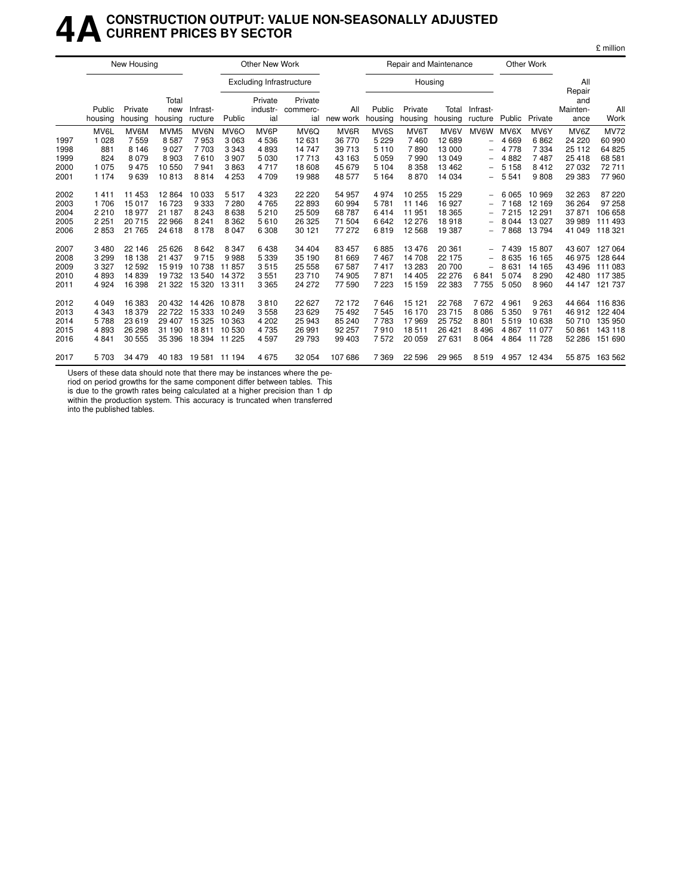# 4A CONSTRUCTION OUTPUT: VALUE NON-SEASONALLY ADJUSTED CURRENT PRICES BY SECTOR

£ million

| | New Housing | | | Other New Work | | | | | Repair and Maintenance | | | | Other Work | | | |
|---|---|---|---|---|---|---|---|---|---|---|---|---|---|---|---|---|
| | | | | | Excluding Infrastructure | | | | Housing | | | | | | | |
| | Public housing | Private housing | Total new housing | Infrast-ructure | Public | Private industr-ial | Private commerc-ial | All new work | Public housing | Private housing | Total housing | Infrast-ructure | Public | Private | All Repair and Mainten-ance | All Work |
| | MV6L | MV6M | MVM5 | MV6N | MV6O | MV6P | MV6Q | MV6R | MV6S | MV6T | MV6V | MV6W | MV6X | MV6Y | MV6Z | MV72 |
| 1997 | 1 028 | 7 559 | 8 587 | 7 953 | 3 063 | 4 536 | 12 631 | 36 770 | 5 229 | 7 460 | 12 689 | – | 4 669 | 6 862 | 24 220 | 60 990 |
| 1998 | 881 | 8 146 | 9 027 | 7 703 | 3 343 | 4 893 | 14 747 | 39 713 | 5 110 | 7 890 | 13 000 | – | 4 778 | 7 334 | 25 112 | 64 825 |
| 1999 | 824 | 8 079 | 8 903 | 7 610 | 3 907 | 5 030 | 17 713 | 43 163 | 5 059 | 7 990 | 13 049 | – | 4 882 | 7 487 | 25 418 | 68 581 |
| 2000 | 1 075 | 9 475 | 10 550 | 7 941 | 3 863 | 4 717 | 18 608 | 45 679 | 5 104 | 8 358 | 13 462 | – | 5 158 | 8 412 | 27 032 | 72 711 |
| 2001 | 1 174 | 9 639 | 10 813 | 8 814 | 4 253 | 4 709 | 19 988 | 48 577 | 5 164 | 8 870 | 14 034 | – | 5 541 | 9 808 | 29 383 | 77 960 |
| 2002 | 1 411 | 11 453 | 12 864 | 10 033 | 5 517 | 4 323 | 22 220 | 54 957 | 4 974 | 10 255 | 15 229 | – | 6 065 | 10 969 | 32 263 | 87 220 |
| 2003 | 1 706 | 15 017 | 16 723 | 9 333 | 7 280 | 4 765 | 22 893 | 60 994 | 5 781 | 11 146 | 16 927 | – | 7 168 | 12 169 | 36 264 | 97 258 |
| 2004 | 2 210 | 18 977 | 21 187 | 8 243 | 8 638 | 5 210 | 25 509 | 68 787 | 6 414 | 11 951 | 18 365 | – | 7 215 | 12 291 | 37 871 | 106 658 |
| 2005 | 2 251 | 20 715 | 22 966 | 8 241 | 8 362 | 5 610 | 26 325 | 71 504 | 6 642 | 12 276 | 18 918 | – | 8 044 | 13 027 | 39 989 | 111 493 |
| 2006 | 2 853 | 21 765 | 24 618 | 8 178 | 8 047 | 6 308 | 30 121 | 77 272 | 6 819 | 12 568 | 19 387 | – | 7 868 | 13 794 | 41 049 | 118 321 |
| 2007 | 3 480 | 22 146 | 25 626 | 8 642 | 8 347 | 6 438 | 34 404 | 83 457 | 6 885 | 13 476 | 20 361 | – | 7 439 | 15 807 | 43 607 | 127 064 |
| 2008 | 3 299 | 18 138 | 21 437 | 9 715 | 9 988 | 5 339 | 35 190 | 81 669 | 7 467 | 14 708 | 22 175 | – | 8 635 | 16 165 | 46 975 | 128 644 |
| 2009 | 3 327 | 12 592 | 15 919 | 10 738 | 11 857 | 3 515 | 25 558 | 67 587 | 7 417 | 13 283 | 20 700 | – | 8 631 | 14 165 | 43 496 | 111 083 |
| 2010 | 4 893 | 14 839 | 19 732 | 13 540 | 14 372 | 3 551 | 23 710 | 74 905 | 7 871 | 14 405 | 22 276 | 6 841 | 5 074 | 8 290 | 42 480 | 117 385 |
| 2011 | 4 924 | 16 398 | 21 322 | 15 320 | 13 311 | 3 365 | 24 272 | 77 590 | 7 223 | 15 159 | 22 383 | 7 755 | 5 050 | 8 960 | 44 147 | 121 737 |
| 2012 | 4 049 | 16 383 | 20 432 | 14 426 | 10 878 | 3 810 | 22 627 | 72 172 | 7 646 | 15 121 | 22 768 | 7 672 | 4 961 | 9 263 | 44 664 | 116 836 |
| 2013 | 4 343 | 18 379 | 22 722 | 15 333 | 10 249 | 3 558 | 23 629 | 75 492 | 7 545 | 16 170 | 23 715 | 8 086 | 5 350 | 9 761 | 46 912 | 122 404 |
| 2014 | 5 788 | 23 619 | 29 407 | 15 325 | 10 363 | 4 202 | 25 943 | 85 240 | 7 783 | 17 969 | 25 752 | 8 801 | 5 519 | 10 638 | 50 710 | 135 950 |
| 2015 | 4 893 | 26 298 | 31 190 | 18 811 | 10 530 | 4 735 | 26 991 | 92 257 | 7 910 | 18 511 | 26 421 | 8 496 | 4 867 | 11 077 | 50 861 | 143 118 |
| 2016 | 4 841 | 30 555 | 35 396 | 18 394 | 11 225 | 4 597 | 29 793 | 99 403 | 7 572 | 20 059 | 27 631 | 8 064 | 4 864 | 11 728 | 52 286 | 151 690 |
| 2017 | 5 703 | 34 479 | 40 183 | 19 581 | 11 194 | 4 675 | 32 054 | 107 686 | 7 369 | 22 596 | 29 965 | 8 519 | 4 957 | 12 434 | 55 875 | 163 562 |

Users of these data should note that there may be instances where the period on period growths for the same component differ between tables. This is due to the growth rates being calculated at a higher precision than 1 dp within the production system. This accuracy is truncated when transferred into the published tables.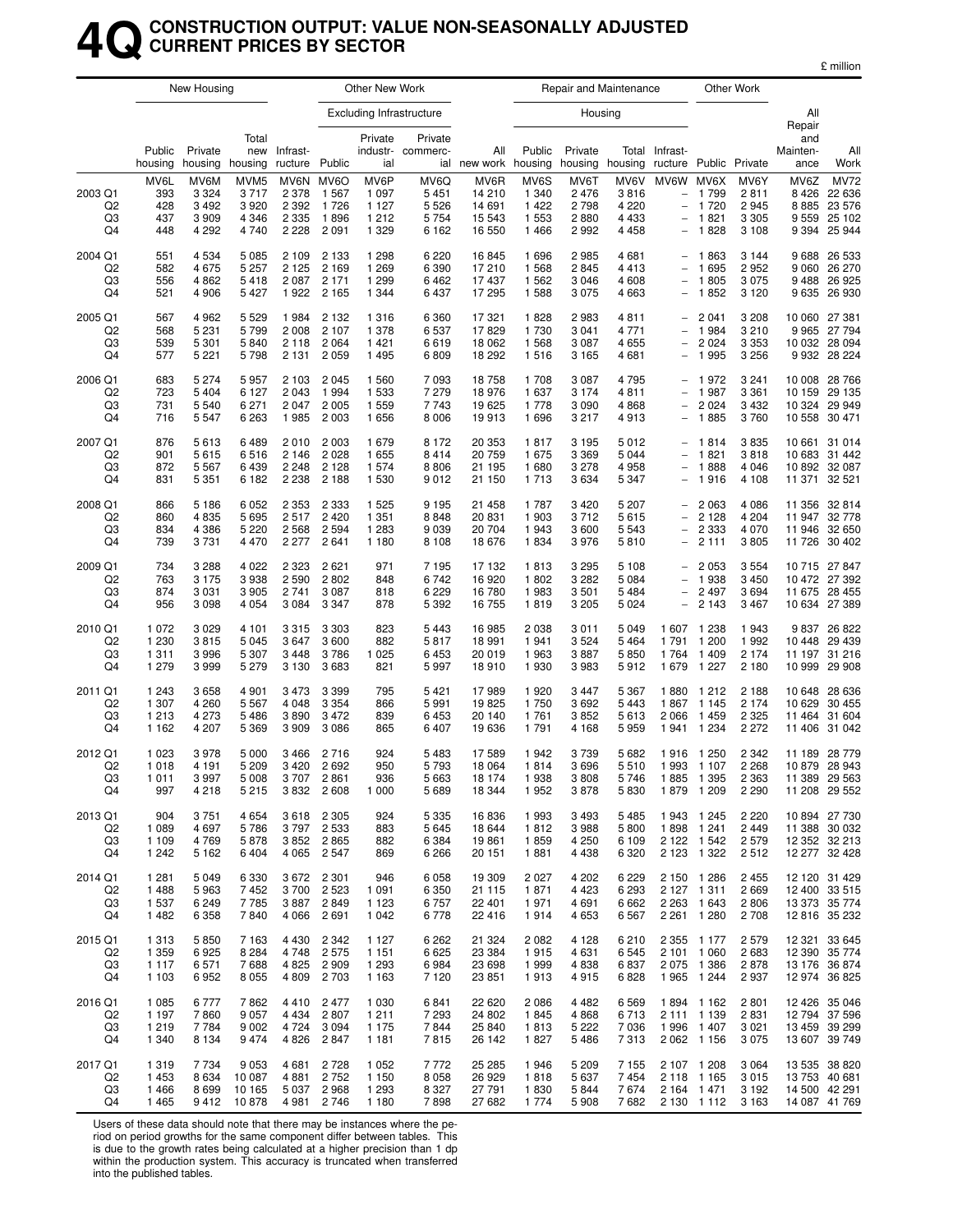# 4Q CONSTRUCTION OUTPUT: VALUE NON-SEASONALLY ADJUSTED CURRENT PRICES BY SECTOR

£ million

| | New Housing | | | Other New Work | | | | | Repair and Maintenance | | | | Other Work | | | |
|---|---|---|---|---|---|---|---|---|---|---|---|---|---|---|---|---|
| | | | | | Excluding Infrastructure | | | | Housing | | | | | | | |
| | Public housing | Private housing | Total new housing | Infrastructure | Public | Private industrial | Private commercial | All new work | Public housing | Private housing | Total housing | Infrastructure | Public | Private | All Repair and Maintenance | All Work |
| | MV6L | MV6M | MVM5 | MV6N | MV6O | MV6P | MV6Q | MV6R | MV6S | MV6T | MV6V | MV6W | MV6X | MV6Y | MV6Z | MV72 |
| 2003 Q1 | 393 | 3 324 | 3 717 | 2 378 | 1 567 | 1 097 | 5 451 | 14 210 | 1 340 | 2 476 | 3 816 | – | 1 799 | 2 811 | 8 426 | 22 636 |
| Q2 | 428 | 3 492 | 3 920 | 2 392 | 1 726 | 1 127 | 5 526 | 14 691 | 1 422 | 2 798 | 4 220 | – | 1 720 | 2 945 | 8 885 | 23 576 |
| Q3 | 437 | 3 909 | 4 346 | 2 335 | 1 896 | 1 212 | 5 754 | 15 543 | 1 553 | 2 880 | 4 433 | – | 1 821 | 3 305 | 9 559 | 25 102 |
| Q4 | 448 | 4 292 | 4 740 | 2 228 | 2 091 | 1 329 | 6 162 | 16 550 | 1 466 | 2 992 | 4 458 | – | 1 828 | 3 108 | 9 394 | 25 944 |
| 2004 Q1 | 551 | 4 534 | 5 085 | 2 109 | 2 133 | 1 298 | 6 220 | 16 845 | 1 696 | 2 985 | 4 681 | – | 1 863 | 3 144 | 9 688 | 26 533 |
| Q2 | 582 | 4 675 | 5 257 | 2 125 | 2 169 | 1 269 | 6 390 | 17 210 | 1 568 | 2 845 | 4 413 | – | 1 695 | 2 952 | 9 060 | 26 270 |
| Q3 | 556 | 4 862 | 5 418 | 2 087 | 2 171 | 1 299 | 6 462 | 17 437 | 1 562 | 3 046 | 4 608 | – | 1 805 | 3 075 | 9 488 | 26 925 |
| Q4 | 521 | 4 906 | 5 427 | 1 922 | 2 165 | 1 344 | 6 437 | 17 295 | 1 588 | 3 075 | 4 663 | – | 1 852 | 3 120 | 9 635 | 26 930 |
| 2005 Q1 | 567 | 4 962 | 5 529 | 1 984 | 2 132 | 1 316 | 6 360 | 17 321 | 1 828 | 2 983 | 4 811 | – | 2 041 | 3 208 | 10 060 | 27 381 |
| Q2 | 568 | 5 231 | 5 799 | 2 008 | 2 107 | 1 378 | 6 537 | 17 829 | 1 730 | 3 041 | 4 771 | – | 1 984 | 3 210 | 9 965 | 27 794 |
| Q3 | 539 | 5 301 | 5 840 | 2 118 | 2 064 | 1 421 | 6 619 | 18 062 | 1 568 | 3 087 | 4 655 | – | 2 024 | 3 353 | 10 032 | 28 094 |
| Q4 | 577 | 5 221 | 5 798 | 2 131 | 2 059 | 1 495 | 6 809 | 18 292 | 1 516 | 3 165 | 4 681 | – | 1 995 | 3 256 | 9 932 | 28 224 |
| 2006 Q1 | 683 | 5 274 | 5 957 | 2 103 | 2 045 | 1 560 | 7 093 | 18 758 | 1 708 | 3 087 | 4 795 | – | 1 972 | 3 241 | 10 008 | 28 766 |
| Q2 | 723 | 5 404 | 6 127 | 2 043 | 1 994 | 1 533 | 7 279 | 18 976 | 1 637 | 3 174 | 4 811 | – | 1 987 | 3 361 | 10 159 | 29 135 |
| Q3 | 731 | 5 540 | 6 271 | 2 047 | 2 005 | 1 559 | 7 743 | 19 625 | 1 778 | 3 090 | 4 868 | – | 2 024 | 3 432 | 10 324 | 29 949 |
| Q4 | 716 | 5 547 | 6 263 | 1 985 | 2 003 | 1 656 | 8 006 | 19 913 | 1 696 | 3 217 | 4 913 | – | 1 885 | 3 760 | 10 558 | 30 471 |
| 2007 Q1 | 876 | 5 613 | 6 489 | 2 010 | 2 003 | 1 679 | 8 172 | 20 353 | 1 817 | 3 195 | 5 012 | – | 1 814 | 3 835 | 10 661 | 31 014 |
| Q2 | 901 | 5 615 | 6 516 | 2 146 | 2 028 | 1 655 | 8 414 | 20 759 | 1 675 | 3 369 | 5 044 | – | 1 821 | 3 818 | 10 683 | 31 442 |
| Q3 | 872 | 5 567 | 6 439 | 2 248 | 2 128 | 1 574 | 8 806 | 21 195 | 1 680 | 3 278 | 4 958 | – | 1 888 | 4 046 | 10 892 | 32 087 |
| Q4 | 831 | 5 351 | 6 182 | 2 238 | 2 188 | 1 530 | 9 012 | 21 150 | 1 713 | 3 634 | 5 347 | – | 1 916 | 4 108 | 11 371 | 32 521 |
| 2008 Q1 | 866 | 5 186 | 6 052 | 2 353 | 2 333 | 1 525 | 9 195 | 21 458 | 1 787 | 3 420 | 5 207 | – | 2 063 | 4 086 | 11 356 | 32 814 |
| Q2 | 860 | 4 835 | 5 695 | 2 517 | 2 420 | 1 351 | 8 848 | 20 831 | 1 903 | 3 712 | 5 615 | – | 2 128 | 4 204 | 11 947 | 32 778 |
| Q3 | 834 | 4 386 | 5 220 | 2 568 | 2 594 | 1 283 | 9 039 | 20 704 | 1 943 | 3 600 | 5 543 | – | 2 333 | 4 070 | 11 946 | 32 650 |
| Q4 | 739 | 3 731 | 4 470 | 2 277 | 2 641 | 1 180 | 8 108 | 18 676 | 1 834 | 3 976 | 5 810 | – | 2 111 | 3 805 | 11 726 | 30 402 |
| 2009 Q1 | 734 | 3 288 | 4 022 | 2 323 | 2 621 | 971 | 7 195 | 17 132 | 1 813 | 3 295 | 5 108 | – | 2 053 | 3 554 | 10 715 | 27 847 |
| Q2 | 763 | 3 175 | 3 938 | 2 590 | 2 802 | 848 | 6 742 | 16 920 | 1 802 | 3 282 | 5 084 | – | 1 938 | 3 450 | 10 472 | 27 392 |
| Q3 | 874 | 3 031 | 3 905 | 2 741 | 3 087 | 818 | 6 229 | 16 780 | 1 983 | 3 501 | 5 484 | – | 2 497 | 3 694 | 11 675 | 28 455 |
| Q4 | 956 | 3 098 | 4 054 | 3 084 | 3 347 | 878 | 5 392 | 16 755 | 1 819 | 3 205 | 5 024 | – | 2 143 | 3 467 | 10 634 | 27 389 |
| 2010 Q1 | 1 072 | 3 029 | 4 101 | 3 315 | 3 303 | 823 | 5 443 | 16 985 | 2 038 | 3 011 | 5 049 | 1 607 | 1 238 | 1 943 | 9 837 | 26 822 |
| Q2 | 1 230 | 3 815 | 5 045 | 3 647 | 3 600 | 882 | 5 817 | 18 991 | 1 941 | 3 524 | 5 464 | 1 791 | 1 200 | 1 992 | 10 448 | 29 439 |
| Q3 | 1 311 | 3 996 | 5 307 | 3 448 | 3 786 | 1 025 | 6 453 | 20 019 | 1 963 | 3 887 | 5 850 | 1 764 | 1 409 | 2 174 | 11 197 | 31 216 |
| Q4 | 1 279 | 3 999 | 5 279 | 3 130 | 3 683 | 821 | 5 997 | 18 910 | 1 930 | 3 983 | 5 912 | 1 679 | 1 227 | 2 180 | 10 999 | 29 908 |
| 2011 Q1 | 1 243 | 3 658 | 4 901 | 3 473 | 3 399 | 795 | 5 421 | 17 989 | 1 920 | 3 447 | 5 367 | 1 880 | 1 212 | 2 188 | 10 648 | 28 636 |
| Q2 | 1 307 | 4 260 | 5 567 | 4 048 | 3 354 | 866 | 5 991 | 19 825 | 1 750 | 3 692 | 5 443 | 1 867 | 1 145 | 2 174 | 10 629 | 30 455 |
| Q3 | 1 213 | 4 273 | 5 486 | 3 890 | 3 472 | 839 | 6 453 | 20 140 | 1 761 | 3 852 | 5 613 | 2 066 | 1 459 | 2 325 | 11 464 | 31 604 |
| Q4 | 1 162 | 4 207 | 5 369 | 3 909 | 3 086 | 865 | 6 407 | 19 636 | 1 791 | 4 168 | 5 959 | 1 941 | 1 234 | 2 272 | 11 406 | 31 042 |
| 2012 Q1 | 1 023 | 3 978 | 5 000 | 3 466 | 2 716 | 924 | 5 483 | 17 589 | 1 942 | 3 739 | 5 682 | 1 916 | 1 250 | 2 342 | 11 189 | 28 779 |
| Q2 | 1 018 | 4 191 | 5 209 | 3 420 | 2 692 | 950 | 5 793 | 18 064 | 1 814 | 3 696 | 5 510 | 1 993 | 1 107 | 2 268 | 10 879 | 28 943 |
| Q3 | 1 011 | 3 997 | 5 008 | 3 707 | 2 861 | 936 | 5 663 | 18 174 | 1 938 | 3 808 | 5 746 | 1 885 | 1 395 | 2 363 | 11 389 | 29 563 |
| Q4 | 997 | 4 218 | 5 215 | 3 832 | 2 608 | 1 000 | 5 689 | 18 344 | 1 952 | 3 878 | 5 830 | 1 879 | 1 209 | 2 290 | 11 208 | 29 552 |
| 2013 Q1 | 904 | 3 751 | 4 654 | 3 618 | 2 305 | 924 | 5 335 | 16 836 | 1 993 | 3 493 | 5 485 | 1 943 | 1 245 | 2 220 | 10 894 | 27 730 |
| Q2 | 1 089 | 4 697 | 5 786 | 3 797 | 2 533 | 883 | 5 645 | 18 644 | 1 812 | 3 988 | 5 800 | 1 898 | 1 241 | 2 449 | 11 388 | 30 032 |
| Q3 | 1 109 | 4 769 | 5 878 | 3 852 | 2 865 | 882 | 6 384 | 19 861 | 1 859 | 4 250 | 6 109 | 2 122 | 1 542 | 2 579 | 12 352 | 32 213 |
| Q4 | 1 242 | 5 162 | 6 404 | 4 065 | 2 547 | 869 | 6 266 | 20 151 | 1 881 | 4 438 | 6 320 | 2 123 | 1 322 | 2 512 | 12 277 | 32 428 |
| 2014 Q1 | 1 281 | 5 049 | 6 330 | 3 672 | 2 301 | 946 | 6 058 | 19 309 | 2 027 | 4 202 | 6 229 | 2 150 | 1 286 | 2 455 | 12 120 | 31 429 |
| Q2 | 1 488 | 5 963 | 7 452 | 3 700 | 2 523 | 1 091 | 6 350 | 21 115 | 1 871 | 4 423 | 6 293 | 2 127 | 1 311 | 2 669 | 12 400 | 33 515 |
| Q3 | 1 537 | 6 249 | 7 785 | 3 887 | 2 849 | 1 123 | 6 757 | 22 401 | 1 971 | 4 691 | 6 662 | 2 263 | 1 643 | 2 806 | 13 373 | 35 774 |
| Q4 | 1 482 | 6 358 | 7 840 | 4 066 | 2 691 | 1 042 | 6 778 | 22 416 | 1 914 | 4 653 | 6 567 | 2 261 | 1 280 | 2 708 | 12 816 | 35 232 |
| 2015 Q1 | 1 313 | 5 850 | 7 163 | 4 430 | 2 342 | 1 127 | 6 262 | 21 324 | 2 082 | 4 128 | 6 210 | 2 355 | 1 177 | 2 579 | 12 321 | 33 645 |
| Q2 | 1 359 | 6 925 | 8 284 | 4 748 | 2 575 | 1 151 | 6 625 | 23 384 | 1 915 | 4 631 | 6 545 | 2 101 | 1 060 | 2 683 | 12 390 | 35 774 |
| Q3 | 1 117 | 6 571 | 7 688 | 4 825 | 2 909 | 1 293 | 6 984 | 23 698 | 1 999 | 4 838 | 6 837 | 2 075 | 1 386 | 2 878 | 13 176 | 36 874 |
| Q4 | 1 103 | 6 952 | 8 055 | 4 809 | 2 703 | 1 163 | 7 120 | 23 851 | 1 913 | 4 915 | 6 828 | 1 965 | 1 244 | 2 937 | 12 974 | 36 825 |
| 2016 Q1 | 1 085 | 6 777 | 7 862 | 4 410 | 2 477 | 1 030 | 6 841 | 22 620 | 2 086 | 4 482 | 6 569 | 1 894 | 1 162 | 2 801 | 12 426 | 35 046 |
| Q2 | 1 197 | 7 860 | 9 057 | 4 434 | 2 807 | 1 211 | 7 293 | 24 802 | 1 845 | 4 868 | 6 713 | 2 111 | 1 139 | 2 831 | 12 794 | 37 596 |
| Q3 | 1 219 | 7 784 | 9 002 | 4 724 | 3 094 | 1 175 | 7 844 | 25 840 | 1 813 | 5 222 | 7 036 | 1 996 | 1 407 | 3 021 | 13 459 | 39 299 |
| Q4 | 1 340 | 8 134 | 9 474 | 4 826 | 2 847 | 1 181 | 7 815 | 26 142 | 1 827 | 5 486 | 7 313 | 2 062 | 1 156 | 3 075 | 13 607 | 39 749 |
| 2017 Q1 | 1 319 | 7 734 | 9 053 | 4 681 | 2 728 | 1 052 | 7 772 | 25 285 | 1 946 | 5 209 | 7 155 | 2 107 | 1 208 | 3 064 | 13 535 | 38 820 |
| Q2 | 1 453 | 8 634 | 10 087 | 4 881 | 2 752 | 1 150 | 8 058 | 26 929 | 1 818 | 5 637 | 7 454 | 2 118 | 1 165 | 3 015 | 13 753 | 40 681 |
| Q3 | 1 466 | 8 699 | 10 165 | 5 037 | 2 968 | 1 293 | 8 327 | 27 791 | 1 830 | 5 844 | 7 674 | 2 164 | 1 471 | 3 192 | 14 500 | 42 291 |
| Q4 | 1 465 | 9 412 | 10 878 | 4 981 | 2 746 | 1 180 | 7 898 | 27 682 | 1 774 | 5 908 | 7 682 | 2 130 | 1 112 | 3 163 | 14 087 | 41 769 |

Users of these data should note that there may be instances where the period on period growths for the same component differ between tables. This is due to the growth rates being calculated at a higher precision than 1 dp within the production system. This accuracy is truncated when transferred into the published tables.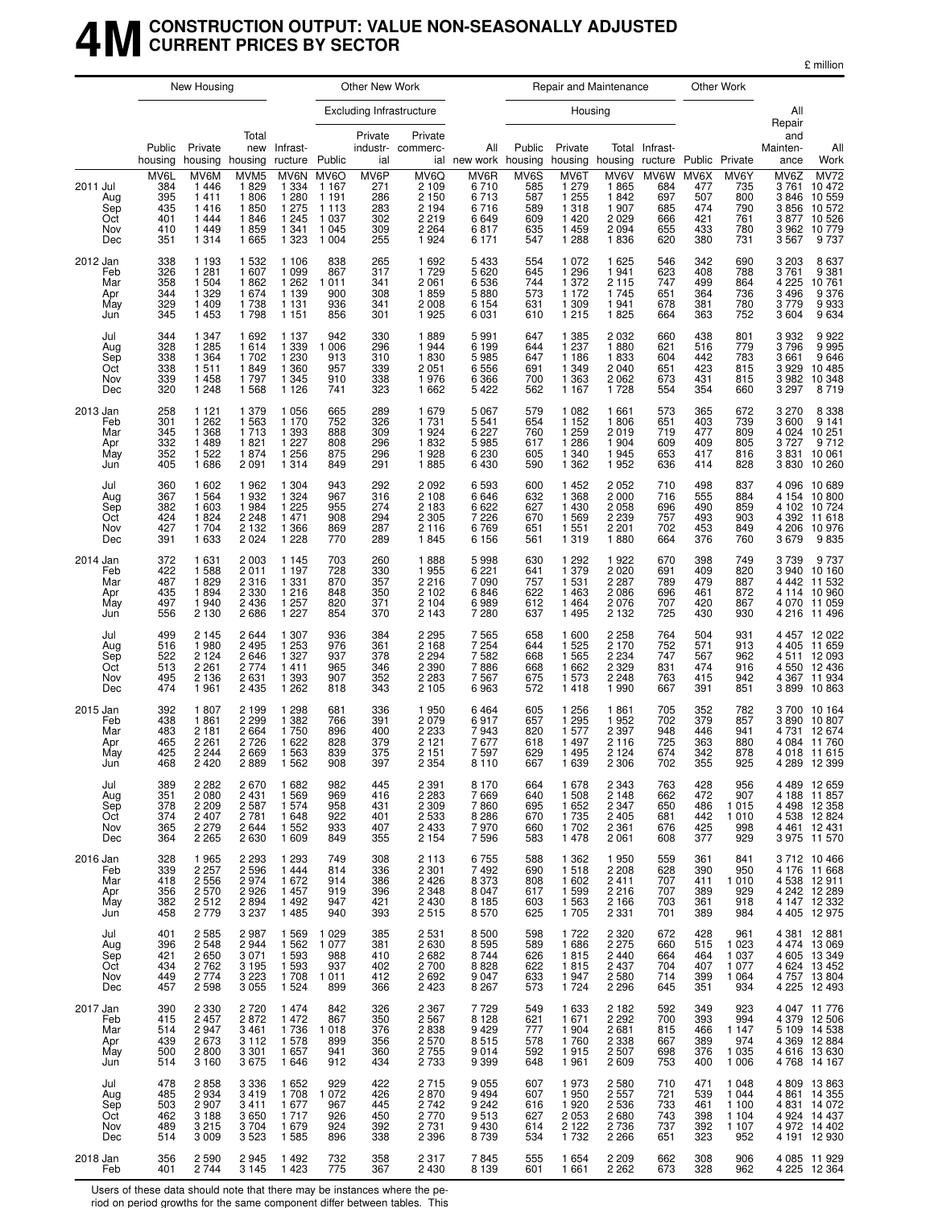# 4M CONSTRUCTION OUTPUT: VALUE NON-SEASONALLY ADJUSTED CURRENT PRICES BY SECTOR

£ million

| | New Housing | | | Other New Work | | | | | Repair and Maintenance | | | | Other Work | | | |
|---|---|---|---|---|---|---|---|---|---|---|---|---|---|---|---|---|
| | | | | | Excluding Infrastructure | | | | Housing | | | | | | | |
| | Public housing | Private housing | Total new housing | Infrast-ructure | Public | Private industr-ial | Private commerc-ial | All new work | Public housing | Private housing | Total housing | Infrast-ructure | Public | Private | All Repair and Mainten-ance | All Work |
| | MV6L | MV6M | MVM5 | MV6N | MV6O | MV6P | MV6Q | MV6R | MV6S | MV6T | MV6V | MV6W | MV6X | MV6Y | MV6Z | MV72 |
| 2011 Jul | 384 | 1 446 | 1 829 | 1 334 | 1 167 | 271 | 2 109 | 6 710 | 585 | 1 279 | 1 865 | 684 | 477 | 735 | 3 761 | 10 472 |
| Aug | 395 | 1 411 | 1 806 | 1 280 | 1 191 | 286 | 2 150 | 6 713 | 587 | 1 255 | 1 842 | 697 | 507 | 800 | 3 846 | 10 559 |
| Sep | 435 | 1 416 | 1 850 | 1 275 | 1 113 | 283 | 2 194 | 6 716 | 589 | 1 318 | 1 907 | 685 | 474 | 790 | 3 856 | 10 572 |
| Oct | 401 | 1 444 | 1 846 | 1 245 | 1 037 | 302 | 2 219 | 6 649 | 609 | 1 420 | 2 029 | 666 | 421 | 761 | 3 877 | 10 526 |
| Nov | 410 | 1 449 | 1 859 | 1 341 | 1 045 | 309 | 2 264 | 6 817 | 635 | 1 459 | 2 094 | 655 | 433 | 780 | 3 962 | 10 779 |
| Dec | 351 | 1 314 | 1 665 | 1 323 | 1 004 | 255 | 1 924 | 6 171 | 547 | 1 288 | 1 836 | 620 | 380 | 731 | 3 567 | 9 737 |
| 2012 Jan | 338 | 1 193 | 1 532 | 1 106 | 838 | 265 | 1 692 | 5 433 | 554 | 1 072 | 1 625 | 546 | 342 | 690 | 3 203 | 8 637 |
| Feb | 326 | 1 281 | 1 607 | 1 099 | 867 | 317 | 1 729 | 5 620 | 645 | 1 296 | 1 941 | 623 | 408 | 788 | 3 761 | 9 381 |
| Mar | 358 | 1 504 | 1 862 | 1 262 | 1 011 | 341 | 2 061 | 6 536 | 744 | 1 372 | 2 115 | 747 | 499 | 864 | 4 225 | 10 761 |
| Apr | 344 | 1 329 | 1 674 | 1 139 | 900 | 308 | 1 859 | 5 880 | 573 | 1 172 | 1 745 | 651 | 364 | 736 | 3 496 | 9 376 |
| May | 329 | 1 409 | 1 738 | 1 131 | 936 | 341 | 2 008 | 6 154 | 631 | 1 309 | 1 941 | 678 | 381 | 780 | 3 779 | 9 933 |
| Jun | 345 | 1 453 | 1 798 | 1 151 | 856 | 301 | 1 925 | 6 031 | 610 | 1 215 | 1 825 | 664 | 363 | 752 | 3 604 | 9 634 |
| Jul | 344 | 1 347 | 1 692 | 1 137 | 942 | 330 | 1 889 | 5 991 | 647 | 1 385 | 2 032 | 660 | 438 | 801 | 3 932 | 9 922 |
| Aug | 328 | 1 285 | 1 614 | 1 339 | 1 006 | 296 | 1 944 | 6 199 | 644 | 1 237 | 1 880 | 621 | 516 | 779 | 3 796 | 9 995 |
| Sep | 338 | 1 364 | 1 702 | 1 230 | 913 | 310 | 1 830 | 5 985 | 647 | 1 186 | 1 833 | 604 | 442 | 783 | 3 661 | 9 646 |
| Oct | 338 | 1 511 | 1 849 | 1 360 | 957 | 339 | 2 051 | 6 556 | 691 | 1 349 | 2 040 | 651 | 423 | 815 | 3 929 | 10 485 |
| Nov | 339 | 1 458 | 1 797 | 1 345 | 910 | 338 | 1 976 | 6 366 | 700 | 1 363 | 2 062 | 673 | 431 | 815 | 3 982 | 10 348 |
| Dec | 320 | 1 248 | 1 568 | 1 126 | 741 | 323 | 1 662 | 5 422 | 562 | 1 167 | 1 728 | 554 | 354 | 660 | 3 297 | 8 719 |
| 2013 Jan | 258 | 1 121 | 1 379 | 1 056 | 665 | 289 | 1 679 | 5 067 | 579 | 1 082 | 1 661 | 573 | 365 | 672 | 3 270 | 8 338 |
| Feb | 301 | 1 262 | 1 563 | 1 170 | 752 | 326 | 1 731 | 5 541 | 654 | 1 152 | 1 806 | 651 | 403 | 739 | 3 600 | 9 141 |
| Mar | 345 | 1 368 | 1 713 | 1 393 | 888 | 309 | 1 924 | 6 227 | 760 | 1 259 | 2 019 | 719 | 477 | 809 | 4 024 | 10 251 |
| Apr | 332 | 1 489 | 1 821 | 1 227 | 808 | 296 | 1 832 | 5 985 | 617 | 1 286 | 1 904 | 609 | 409 | 805 | 3 727 | 9 712 |
| May | 352 | 1 522 | 1 874 | 1 256 | 875 | 296 | 1 928 | 6 230 | 605 | 1 340 | 1 945 | 653 | 417 | 816 | 3 831 | 10 061 |
| Jun | 405 | 1 686 | 2 091 | 1 314 | 849 | 291 | 1 885 | 6 430 | 590 | 1 362 | 1 952 | 636 | 414 | 828 | 3 830 | 10 260 |
| Jul | 360 | 1 602 | 1 962 | 1 304 | 943 | 292 | 2 092 | 6 593 | 600 | 1 452 | 2 052 | 710 | 498 | 837 | 4 096 | 10 689 |
| Aug | 367 | 1 564 | 1 932 | 1 324 | 967 | 316 | 2 108 | 6 646 | 632 | 1 368 | 2 000 | 716 | 555 | 884 | 4 154 | 10 800 |
| Sep | 382 | 1 603 | 1 984 | 1 225 | 955 | 274 | 2 183 | 6 622 | 627 | 1 430 | 2 058 | 696 | 490 | 859 | 4 102 | 10 724 |
| Oct | 424 | 1 824 | 2 248 | 1 471 | 908 | 294 | 2 305 | 7 226 | 670 | 1 569 | 2 239 | 757 | 493 | 903 | 4 392 | 11 618 |
| Nov | 427 | 1 704 | 2 132 | 1 366 | 869 | 287 | 2 116 | 6 769 | 651 | 1 551 | 2 201 | 702 | 453 | 849 | 4 206 | 10 976 |
| Dec | 391 | 1 633 | 2 024 | 1 228 | 770 | 289 | 1 845 | 6 156 | 561 | 1 319 | 1 880 | 664 | 376 | 760 | 3 679 | 9 835 |
| 2014 Jan | 372 | 1 631 | 2 003 | 1 145 | 703 | 260 | 1 888 | 5 998 | 630 | 1 292 | 1 922 | 670 | 398 | 749 | 3 739 | 9 737 |
| Feb | 422 | 1 588 | 2 011 | 1 197 | 728 | 330 | 1 955 | 6 221 | 641 | 1 379 | 2 020 | 691 | 409 | 820 | 3 940 | 10 160 |
| Mar | 487 | 1 829 | 2 316 | 1 331 | 870 | 357 | 2 216 | 7 090 | 757 | 1 531 | 2 287 | 789 | 479 | 887 | 4 442 | 11 532 |
| Apr | 435 | 1 894 | 2 330 | 1 216 | 848 | 350 | 2 102 | 6 846 | 622 | 1 463 | 2 086 | 696 | 461 | 872 | 4 114 | 10 960 |
| May | 497 | 1 940 | 2 436 | 1 257 | 820 | 371 | 2 104 | 6 989 | 612 | 1 464 | 2 076 | 707 | 420 | 867 | 4 070 | 11 059 |
| Jun | 556 | 2 130 | 2 686 | 1 227 | 854 | 370 | 2 143 | 7 280 | 637 | 1 495 | 2 132 | 725 | 430 | 930 | 4 216 | 11 496 |
| Jul | 499 | 2 145 | 2 644 | 1 307 | 936 | 384 | 2 295 | 7 565 | 658 | 1 600 | 2 258 | 764 | 504 | 931 | 4 457 | 12 022 |
| Aug | 516 | 1 980 | 2 495 | 1 253 | 976 | 361 | 2 168 | 7 254 | 644 | 1 525 | 2 170 | 752 | 571 | 913 | 4 405 | 11 659 |
| Sep | 522 | 2 124 | 2 646 | 1 327 | 937 | 378 | 2 294 | 7 582 | 668 | 1 565 | 2 234 | 747 | 567 | 962 | 4 511 | 12 093 |
| Oct | 513 | 2 261 | 2 774 | 1 411 | 965 | 346 | 2 390 | 7 886 | 668 | 1 662 | 2 329 | 831 | 474 | 916 | 4 550 | 12 436 |
| Nov | 495 | 2 136 | 2 631 | 1 393 | 907 | 352 | 2 283 | 7 567 | 675 | 1 573 | 2 248 | 763 | 415 | 942 | 4 367 | 11 934 |
| Dec | 474 | 1 961 | 2 435 | 1 262 | 818 | 343 | 2 105 | 6 963 | 572 | 1 418 | 1 990 | 667 | 391 | 851 | 3 899 | 10 863 |
| 2015 Jan | 392 | 1 807 | 2 199 | 1 298 | 681 | 336 | 1 950 | 6 464 | 605 | 1 256 | 1 861 | 705 | 352 | 782 | 3 700 | 10 164 |
| Feb | 438 | 1 861 | 2 299 | 1 382 | 766 | 391 | 2 079 | 6 917 | 657 | 1 295 | 1 952 | 702 | 379 | 857 | 3 890 | 10 807 |
| Mar | 483 | 2 181 | 2 664 | 1 750 | 896 | 400 | 2 233 | 7 943 | 820 | 1 577 | 2 397 | 948 | 446 | 941 | 4 731 | 12 674 |
| Apr | 465 | 2 261 | 2 726 | 1 622 | 828 | 379 | 2 121 | 7 677 | 618 | 1 497 | 2 116 | 725 | 363 | 880 | 4 084 | 11 760 |
| May | 425 | 2 244 | 2 669 | 1 563 | 839 | 375 | 2 151 | 7 597 | 629 | 1 495 | 2 124 | 674 | 342 | 878 | 4 018 | 11 615 |
| Jun | 468 | 2 420 | 2 889 | 1 562 | 908 | 397 | 2 354 | 8 110 | 667 | 1 639 | 2 306 | 702 | 355 | 925 | 4 289 | 12 399 |
| Jul | 389 | 2 282 | 2 670 | 1 682 | 982 | 445 | 2 391 | 8 170 | 664 | 1 678 | 2 343 | 763 | 428 | 956 | 4 489 | 12 659 |
| Aug | 351 | 2 080 | 2 431 | 1 569 | 969 | 416 | 2 283 | 7 669 | 640 | 1 508 | 2 148 | 662 | 472 | 907 | 4 188 | 11 857 |
| Sep | 378 | 2 209 | 2 587 | 1 574 | 958 | 431 | 2 309 | 7 860 | 695 | 1 652 | 2 347 | 650 | 486 | 1 015 | 4 498 | 12 358 |
| Oct | 374 | 2 407 | 2 781 | 1 648 | 922 | 401 | 2 533 | 8 286 | 670 | 1 735 | 2 405 | 681 | 442 | 1 010 | 4 538 | 12 824 |
| Nov | 365 | 2 279 | 2 644 | 1 552 | 933 | 407 | 2 433 | 7 970 | 660 | 1 702 | 2 361 | 676 | 425 | 998 | 4 461 | 12 431 |
| Dec | 364 | 2 265 | 2 630 | 1 609 | 849 | 355 | 2 154 | 7 596 | 583 | 1 478 | 2 061 | 608 | 377 | 929 | 3 975 | 11 570 |
| 2016 Jan | 328 | 1 965 | 2 293 | 1 293 | 749 | 308 | 2 113 | 6 755 | 588 | 1 362 | 1 950 | 559 | 361 | 841 | 3 712 | 10 466 |
| Feb | 339 | 2 257 | 2 596 | 1 444 | 814 | 336 | 2 301 | 7 492 | 690 | 1 518 | 2 208 | 628 | 390 | 950 | 4 176 | 11 668 |
| Mar | 418 | 2 556 | 2 974 | 1 672 | 914 | 386 | 2 426 | 8 373 | 808 | 1 602 | 2 411 | 707 | 411 | 1 010 | 4 538 | 12 911 |
| Apr | 356 | 2 570 | 2 926 | 1 457 | 919 | 396 | 2 348 | 8 047 | 617 | 1 599 | 2 216 | 707 | 389 | 929 | 4 242 | 12 289 |
| May | 382 | 2 512 | 2 894 | 1 492 | 947 | 421 | 2 430 | 8 185 | 603 | 1 563 | 2 166 | 703 | 361 | 918 | 4 147 | 12 332 |
| Jun | 458 | 2 779 | 3 237 | 1 485 | 940 | 393 | 2 515 | 8 570 | 625 | 1 705 | 2 331 | 701 | 389 | 984 | 4 405 | 12 975 |
| Jul | 401 | 2 585 | 2 987 | 1 569 | 1 029 | 385 | 2 531 | 8 500 | 598 | 1 722 | 2 320 | 672 | 428 | 961 | 4 381 | 12 881 |
| Aug | 396 | 2 548 | 2 944 | 1 562 | 1 077 | 381 | 2 630 | 8 595 | 589 | 1 686 | 2 275 | 660 | 515 | 1 023 | 4 474 | 13 069 |
| Sep | 421 | 2 650 | 3 071 | 1 593 | 988 | 410 | 2 682 | 8 744 | 626 | 1 815 | 2 440 | 664 | 464 | 1 037 | 4 605 | 13 349 |
| Oct | 434 | 2 762 | 3 195 | 1 593 | 937 | 402 | 2 700 | 8 828 | 622 | 1 815 | 2 437 | 704 | 407 | 1 077 | 4 624 | 13 452 |
| Nov | 449 | 2 774 | 3 223 | 1 708 | 1 011 | 412 | 2 692 | 9 047 | 633 | 1 947 | 2 580 | 714 | 399 | 1 064 | 4 757 | 13 804 |
| Dec | 457 | 2 598 | 3 055 | 1 524 | 899 | 366 | 2 423 | 8 267 | 573 | 1 724 | 2 296 | 645 | 351 | 934 | 4 225 | 12 493 |
| 2017 Jan | 390 | 2 330 | 2 720 | 1 474 | 842 | 326 | 2 367 | 7 729 | 549 | 1 633 | 2 182 | 592 | 349 | 923 | 4 047 | 11 776 |
| Feb | 415 | 2 457 | 2 872 | 1 472 | 867 | 350 | 2 567 | 8 128 | 621 | 1 671 | 2 292 | 700 | 393 | 994 | 4 379 | 12 506 |
| Mar | 514 | 2 947 | 3 461 | 1 736 | 1 018 | 376 | 2 838 | 9 429 | 777 | 1 904 | 2 681 | 815 | 466 | 1 147 | 5 109 | 14 538 |
| Apr | 439 | 2 673 | 3 112 | 1 578 | 899 | 356 | 2 570 | 8 515 | 578 | 1 760 | 2 338 | 667 | 389 | 974 | 4 369 | 12 884 |
| May | 500 | 2 800 | 3 301 | 1 657 | 941 | 360 | 2 755 | 9 014 | 592 | 1 915 | 2 507 | 698 | 376 | 1 035 | 4 616 | 13 630 |
| Jun | 514 | 3 160 | 3 675 | 1 646 | 912 | 434 | 2 733 | 9 399 | 648 | 1 961 | 2 609 | 753 | 400 | 1 006 | 4 768 | 14 167 |
| Jul | 478 | 2 858 | 3 336 | 1 652 | 929 | 422 | 2 715 | 9 055 | 607 | 1 973 | 2 580 | 710 | 471 | 1 048 | 4 809 | 13 863 |
| Aug | 485 | 2 934 | 3 419 | 1 708 | 1 072 | 426 | 2 870 | 9 494 | 607 | 1 950 | 2 557 | 721 | 539 | 1 044 | 4 861 | 14 355 |
| Sep | 503 | 2 907 | 3 411 | 1 677 | 967 | 445 | 2 742 | 9 242 | 616 | 1 920 | 2 536 | 733 | 461 | 1 100 | 4 831 | 14 072 |
| Oct | 462 | 3 188 | 3 650 | 1 717 | 926 | 450 | 2 770 | 9 513 | 627 | 2 053 | 2 680 | 743 | 398 | 1 104 | 4 924 | 14 437 |
| Nov | 489 | 3 215 | 3 704 | 1 679 | 924 | 392 | 2 731 | 9 430 | 614 | 2 122 | 2 736 | 737 | 392 | 1 107 | 4 972 | 14 402 |
| Dec | 514 | 3 009 | 3 523 | 1 585 | 896 | 338 | 2 396 | 8 739 | 534 | 1 732 | 2 266 | 651 | 323 | 952 | 4 191 | 12 930 |
| 2018 Jan | 356 | 2 590 | 2 945 | 1 492 | 732 | 358 | 2 317 | 7 845 | 555 | 1 654 | 2 209 | 662 | 308 | 906 | 4 085 | 11 929 |
| Feb | 401 | 2 744 | 3 145 | 1 423 | 775 | 367 | 2 430 | 8 139 | 601 | 1 661 | 2 262 | 673 | 328 | 962 | 4 225 | 12 364 |

Users of these data should note that there may be instances where the period on period growths for the same component differ between tables. This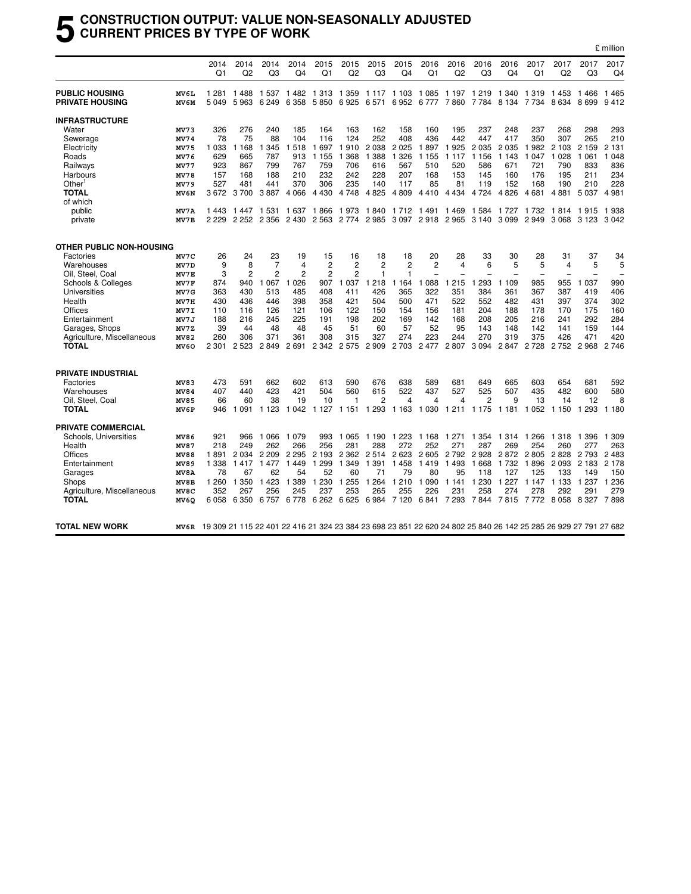# 5 CONSTRUCTION OUTPUT: VALUE NON-SEASONALLY ADJUSTED CURRENT PRICES BY TYPE OF WORK

£ million

| | | 2014 Q1 | 2014 Q2 | 2014 Q3 | 2014 Q4 | 2015 Q1 | 2015 Q2 | 2015 Q3 | 2015 Q4 | 2016 Q1 | 2016 Q2 | 2016 Q3 | 2016 Q4 | 2017 Q1 | 2017 Q2 | 2017 Q3 | 2017 Q4 |
|---|---|---|---|---|---|---|---|---|---|---|---|---|---|---|---|---|---|
| **PUBLIC HOUSING** | MV6L | 1 281 | 1 488 | 1 537 | 1 482 | 1 313 | 1 359 | 1 117 | 1 103 | 1 085 | 1 197 | 1 219 | 1 340 | 1 319 | 1 453 | 1 466 | 1 465 |
| **PRIVATE HOUSING** | MV6M | 5 049 | 5 963 | 6 249 | 6 358 | 5 850 | 6 925 | 6 571 | 6 952 | 6 777 | 7 860 | 7 784 | 8 134 | 7 734 | 8 634 | 8 699 | 9 412 |
| **INFRASTRUCTURE** | | | | | | | | | | | | | | | | | |
| Water | MV73 | 326 | 276 | 240 | 185 | 164 | 163 | 162 | 158 | 160 | 195 | 237 | 248 | 237 | 268 | 298 | 293 |
| Sewerage | MV74 | 78 | 75 | 88 | 104 | 116 | 124 | 252 | 408 | 436 | 442 | 447 | 417 | 350 | 307 | 265 | 210 |
| Electricity | MV75 | 1 033 | 1 168 | 1 345 | 1 518 | 1 697 | 1 910 | 2 038 | 2 025 | 1 897 | 1 925 | 2 035 | 2 035 | 1 982 | 2 103 | 2 159 | 2 131 |
| Roads | MV76 | 629 | 665 | 787 | 913 | 1 155 | 1 368 | 1 388 | 1 326 | 1 155 | 1 117 | 1 156 | 1 143 | 1 047 | 1 028 | 1 061 | 1 048 |
| Railways | MV77 | 923 | 867 | 799 | 767 | 759 | 706 | 616 | 567 | 510 | 520 | 586 | 671 | 721 | 790 | 833 | 836 |
| Harbours | MV78 | 157 | 168 | 188 | 210 | 232 | 242 | 228 | 207 | 168 | 153 | 145 | 160 | 176 | 195 | 211 | 234 |
| Other[1] | MV79 | 527 | 481 | 441 | 370 | 306 | 235 | 140 | 117 | 85 | 81 | 119 | 152 | 168 | 190 | 210 | 228 |
| **TOTAL** | MV6N | 3 672 | 3 700 | 3 887 | 4 066 | 4 430 | 4 748 | 4 825 | 4 809 | 4 410 | 4 434 | 4 724 | 4 826 | 4 681 | 4 881 | 5 037 | 4 981 |
| of which | | | | | | | | | | | | | | | | | |
| public | MV7A | 1 443 | 1 447 | 1 531 | 1 637 | 1 866 | 1 973 | 1 840 | 1 712 | 1 491 | 1 469 | 1 584 | 1 727 | 1 732 | 1 814 | 1 915 | 1 938 |
| private | MV7B | 2 229 | 2 252 | 2 356 | 2 430 | 2 563 | 2 774 | 2 985 | 3 097 | 2 918 | 2 965 | 3 140 | 3 099 | 2 949 | 3 068 | 3 123 | 3 042 |
| **OTHER PUBLIC NON-HOUSING** | | | | | | | | | | | | | | | | | |
| Factories | MV7C | 26 | 24 | 23 | 19 | 15 | 16 | 18 | 18 | 20 | 28 | 33 | 30 | 28 | 31 | 37 | 34 |
| Warehouses | MV7D | 9 | 8 | 7 | 4 | 2 | 2 | 2 | 2 | 2 | 4 | 6 | 5 | 5 | 4 | 5 | 5 |
| Oil, Steel, Coal | MV7E | 3 | 2 | 2 | 2 | 2 | 2 | 1 | 1 | – | – | – | – | – | – | – | – |
| Schools & Colleges | MV7F | 874 | 940 | 1 067 | 1 026 | 907 | 1 037 | 1 218 | 1 164 | 1 088 | 1 215 | 1 293 | 1 109 | 985 | 955 | 1 037 | 990 |
| Universities | MV7G | 363 | 430 | 513 | 485 | 408 | 411 | 426 | 365 | 322 | 351 | 384 | 361 | 367 | 387 | 419 | 406 |
| Health | MV7H | 430 | 436 | 446 | 398 | 358 | 421 | 504 | 500 | 471 | 522 | 552 | 482 | 431 | 397 | 374 | 302 |
| Offices | MV7I | 110 | 116 | 126 | 121 | 106 | 122 | 150 | 154 | 156 | 181 | 204 | 188 | 178 | 170 | 175 | 160 |
| Entertainment | MV7J | 188 | 216 | 245 | 225 | 191 | 198 | 202 | 169 | 142 | 168 | 208 | 205 | 216 | 241 | 292 | 284 |
| Garages, Shops | MV7Z | 39 | 44 | 48 | 48 | 45 | 51 | 60 | 57 | 52 | 95 | 143 | 148 | 142 | 141 | 159 | 144 |
| Agriculture, Miscellaneous | MV82 | 260 | 306 | 371 | 361 | 308 | 315 | 327 | 274 | 223 | 244 | 270 | 319 | 375 | 426 | 471 | 420 |
| **TOTAL** | MV6O | 2 301 | 2 523 | 2 849 | 2 691 | 2 342 | 2 575 | 2 909 | 2 703 | 2 477 | 2 807 | 3 094 | 2 847 | 2 728 | 2 752 | 2 968 | 2 746 |
| **PRIVATE INDUSTRIAL** | | | | | | | | | | | | | | | | | |
| Factories | MV83 | 473 | 591 | 662 | 602 | 613 | 590 | 676 | 638 | 589 | 681 | 649 | 665 | 603 | 654 | 681 | 592 |
| Warehouses | MV84 | 407 | 440 | 423 | 421 | 504 | 560 | 615 | 522 | 437 | 527 | 525 | 507 | 435 | 482 | 600 | 580 |
| Oil, Steel, Coal | MV85 | 66 | 60 | 38 | 19 | 10 | 1 | 2 | 4 | 4 | 4 | 2 | 9 | 13 | 14 | 12 | 8 |
| **TOTAL** | MV6P | 946 | 1 091 | 1 123 | 1 042 | 1 127 | 1 151 | 1 293 | 1 163 | 1 030 | 1 211 | 1 175 | 1 181 | 1 052 | 1 150 | 1 293 | 1 180 |
| **PRIVATE COMMERCIAL** | | | | | | | | | | | | | | | | | |
| Schools, Universities | MV86 | 921 | 966 | 1 066 | 1 079 | 993 | 1 065 | 1 190 | 1 223 | 1 168 | 1 271 | 1 354 | 1 314 | 1 266 | 1 318 | 1 396 | 1 309 |
| Health | MV87 | 218 | 249 | 262 | 266 | 256 | 281 | 288 | 272 | 252 | 271 | 287 | 269 | 254 | 260 | 277 | 263 |
| Offices | MV88 | 1 891 | 2 034 | 2 209 | 2 295 | 2 193 | 2 362 | 2 514 | 2 623 | 2 605 | 2 792 | 2 928 | 2 872 | 2 805 | 2 828 | 2 793 | 2 483 |
| Entertainment | MV89 | 1 338 | 1 417 | 1 477 | 1 449 | 1 299 | 1 349 | 1 391 | 1 458 | 1 419 | 1 493 | 1 668 | 1 732 | 1 896 | 2 093 | 2 183 | 2 178 |
| Garages | MV8A | 78 | 67 | 62 | 54 | 52 | 60 | 71 | 79 | 80 | 95 | 118 | 127 | 125 | 133 | 149 | 150 |
| Shops | MV8B | 1 260 | 1 350 | 1 423 | 1 389 | 1 230 | 1 255 | 1 264 | 1 210 | 1 090 | 1 141 | 1 230 | 1 227 | 1 147 | 1 133 | 1 237 | 1 236 |
| Agriculture, Miscellaneous | MV8C | 352 | 267 | 256 | 245 | 237 | 253 | 265 | 255 | 226 | 231 | 258 | 274 | 278 | 292 | 291 | 279 |
| **TOTAL** | MV6Q | 6 058 | 6 350 | 6 757 | 6 778 | 6 262 | 6 625 | 6 984 | 7 120 | 6 841 | 7 293 | 7 844 | 7 815 | 7 772 | 8 058 | 8 327 | 7 898 |
| **TOTAL NEW WORK** | MV6R | 19 309 | 21 115 | 22 401 | 22 416 | 21 324 | 23 384 | 23 698 | 23 851 | 22 620 | 24 802 | 25 840 | 26 142 | 25 285 | 26 929 | 27 791 | 27 682 |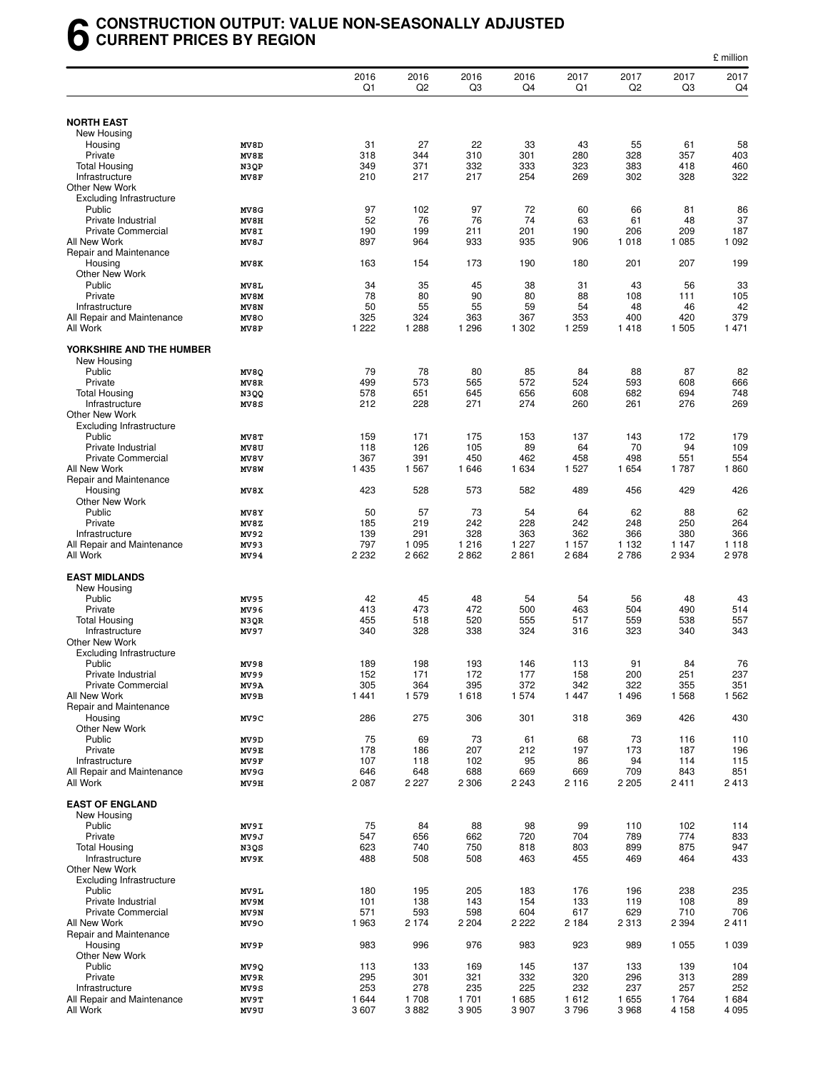# 6 CONSTRUCTION OUTPUT: VALUE NON-SEASONALLY ADJUSTED CURRENT PRICES BY REGION

£ million

| | | 2016 Q1 | 2016 Q2 | 2016 Q3 | 2016 Q4 | 2017 Q1 | 2017 Q2 | 2017 Q3 | 2017 Q4 |
|---|---|---|---|---|---|---|---|---|---|
| **NORTH EAST** | | | | | | | | | |
| New Housing | | | | | | | | | |
| Housing | MV8D | 31 | 27 | 22 | 33 | 43 | 55 | 61 | 58 |
| Private | MV8E | 318 | 344 | 310 | 301 | 280 | 328 | 357 | 403 |
| Total Housing | N3QP | 349 | 371 | 332 | 333 | 323 | 383 | 418 | 460 |
| Infrastructure | MV8F | 210 | 217 | 217 | 254 | 269 | 302 | 328 | 322 |
| Other New Work | | | | | | | | | |
| Excluding Infrastructure | | | | | | | | | |
| Public | MV8G | 97 | 102 | 97 | 72 | 60 | 66 | 81 | 86 |
| Private Industrial | MV8H | 52 | 76 | 76 | 74 | 63 | 61 | 48 | 37 |
| Private Commercial | MV8I | 190 | 199 | 211 | 201 | 190 | 206 | 209 | 187 |
| All New Work | MV8J | 897 | 964 | 933 | 935 | 906 | 1 018 | 1 085 | 1 092 |
| Repair and Maintenance | | | | | | | | | |
| Housing | MV8K | 163 | 154 | 173 | 190 | 180 | 201 | 207 | 199 |
| Other New Work | | | | | | | | | |
| Public | MV8L | 34 | 35 | 45 | 38 | 31 | 43 | 56 | 33 |
| Private | MV8M | 78 | 80 | 90 | 80 | 88 | 108 | 111 | 105 |
| Infrastructure | MV8N | 50 | 55 | 55 | 59 | 54 | 48 | 46 | 42 |
| All Repair and Maintenance | MV8O | 325 | 324 | 363 | 367 | 353 | 400 | 420 | 379 |
| All Work | MV8P | 1 222 | 1 288 | 1 296 | 1 302 | 1 259 | 1 418 | 1 505 | 1 471 |
| **YORKSHIRE AND THE HUMBER** | | | | | | | | | |
| New Housing | | | | | | | | | |
| Public | MV8Q | 79 | 78 | 80 | 85 | 84 | 88 | 87 | 82 |
| Private | MV8R | 499 | 573 | 565 | 572 | 524 | 593 | 608 | 666 |
| Total Housing | N3QQ | 578 | 651 | 645 | 656 | 608 | 682 | 694 | 748 |
| Infrastructure | MV8S | 212 | 228 | 271 | 274 | 260 | 261 | 276 | 269 |
| Other New Work | | | | | | | | | |
| Excluding Infrastructure | | | | | | | | | |
| Public | MV8T | 159 | 171 | 175 | 153 | 137 | 143 | 172 | 179 |
| Private Industrial | MV8U | 118 | 126 | 105 | 89 | 64 | 70 | 94 | 109 |
| Private Commercial | MV8V | 367 | 391 | 450 | 462 | 458 | 498 | 551 | 554 |
| All New Work | MV8W | 1 435 | 1 567 | 1 646 | 1 634 | 1 527 | 1 654 | 1 787 | 1 860 |
| Repair and Maintenance | | | | | | | | | |
| Housing | MV8X | 423 | 528 | 573 | 582 | 489 | 456 | 429 | 426 |
| Other New Work | | | | | | | | | |
| Public | MV8Y | 50 | 57 | 73 | 54 | 64 | 62 | 88 | 62 |
| Private | MV8Z | 185 | 219 | 242 | 228 | 242 | 248 | 250 | 264 |
| Infrastructure | MV92 | 139 | 291 | 328 | 363 | 362 | 366 | 380 | 366 |
| All Repair and Maintenance | MV93 | 797 | 1 095 | 1 216 | 1 227 | 1 157 | 1 132 | 1 147 | 1 118 |
| All Work | MV94 | 2 232 | 2 662 | 2 862 | 2 861 | 2 684 | 2 786 | 2 934 | 2 978 |
| **EAST MIDLANDS** | | | | | | | | | |
| New Housing | | | | | | | | | |
| Public | MV95 | 42 | 45 | 48 | 54 | 54 | 56 | 48 | 43 |
| Private | MV96 | 413 | 473 | 472 | 500 | 463 | 504 | 490 | 514 |
| Total Housing | N3QR | 455 | 518 | 520 | 555 | 517 | 559 | 538 | 557 |
| Infrastructure | MV97 | 340 | 328 | 338 | 324 | 316 | 323 | 340 | 343 |
| Other New Work | | | | | | | | | |
| Excluding Infrastructure | | | | | | | | | |
| Public | MV98 | 189 | 198 | 193 | 146 | 113 | 91 | 84 | 76 |
| Private Industrial | MV99 | 152 | 171 | 172 | 177 | 158 | 200 | 251 | 237 |
| Private Commercial | MV9A | 305 | 364 | 395 | 372 | 342 | 322 | 355 | 351 |
| All New Work | MV9B | 1 441 | 1 579 | 1 618 | 1 574 | 1 447 | 1 496 | 1 568 | 1 562 |
| Repair and Maintenance | | | | | | | | | |
| Housing | MV9C | 286 | 275 | 306 | 301 | 318 | 369 | 426 | 430 |
| Other New Work | | | | | | | | | |
| Public | MV9D | 75 | 69 | 73 | 61 | 68 | 73 | 116 | 110 |
| Private | MV9E | 178 | 186 | 207 | 212 | 197 | 173 | 187 | 196 |
| Infrastructure | MV9F | 107 | 118 | 102 | 95 | 86 | 94 | 114 | 115 |
| All Repair and Maintenance | MV9G | 646 | 648 | 688 | 669 | 669 | 709 | 843 | 851 |
| All Work | MV9H | 2 087 | 2 227 | 2 306 | 2 243 | 2 116 | 2 205 | 2 411 | 2 413 |
| **EAST OF ENGLAND** | | | | | | | | | |
| New Housing | | | | | | | | | |
| Public | MV9I | 75 | 84 | 88 | 98 | 99 | 110 | 102 | 114 |
| Private | MV9J | 547 | 656 | 662 | 720 | 704 | 789 | 774 | 833 |
| Total Housing | N3QS | 623 | 740 | 750 | 818 | 803 | 899 | 875 | 947 |
| Infrastructure | MV9K | 488 | 508 | 508 | 463 | 455 | 469 | 464 | 433 |
| Other New Work | | | | | | | | | |
| Excluding Infrastructure | | | | | | | | | |
| Public | MV9L | 180 | 195 | 205 | 183 | 176 | 196 | 238 | 235 |
| Private Industrial | MV9M | 101 | 138 | 143 | 154 | 133 | 119 | 108 | 89 |
| Private Commercial | MV9N | 571 | 593 | 598 | 604 | 617 | 629 | 710 | 706 |
| All New Work | MV9O | 1 963 | 2 174 | 2 204 | 2 222 | 2 184 | 2 313 | 2 394 | 2 411 |
| Repair and Maintenance | | | | | | | | | |
| Housing | MV9P | 983 | 996 | 976 | 983 | 923 | 989 | 1 055 | 1 039 |
| Other New Work | | | | | | | | | |
| Public | MV9Q | 113 | 133 | 169 | 145 | 137 | 133 | 139 | 104 |
| Private | MV9R | 295 | 301 | 321 | 332 | 320 | 296 | 313 | 289 |
| Infrastructure | MV9S | 253 | 278 | 235 | 225 | 232 | 237 | 257 | 252 |
| All Repair and Maintenance | MV9T | 1 644 | 1 708 | 1 701 | 1 685 | 1 612 | 1 655 | 1 764 | 1 684 |
| All Work | MV9U | 3 607 | 3 882 | 3 905 | 3 907 | 3 796 | 3 968 | 4 158 | 4 095 |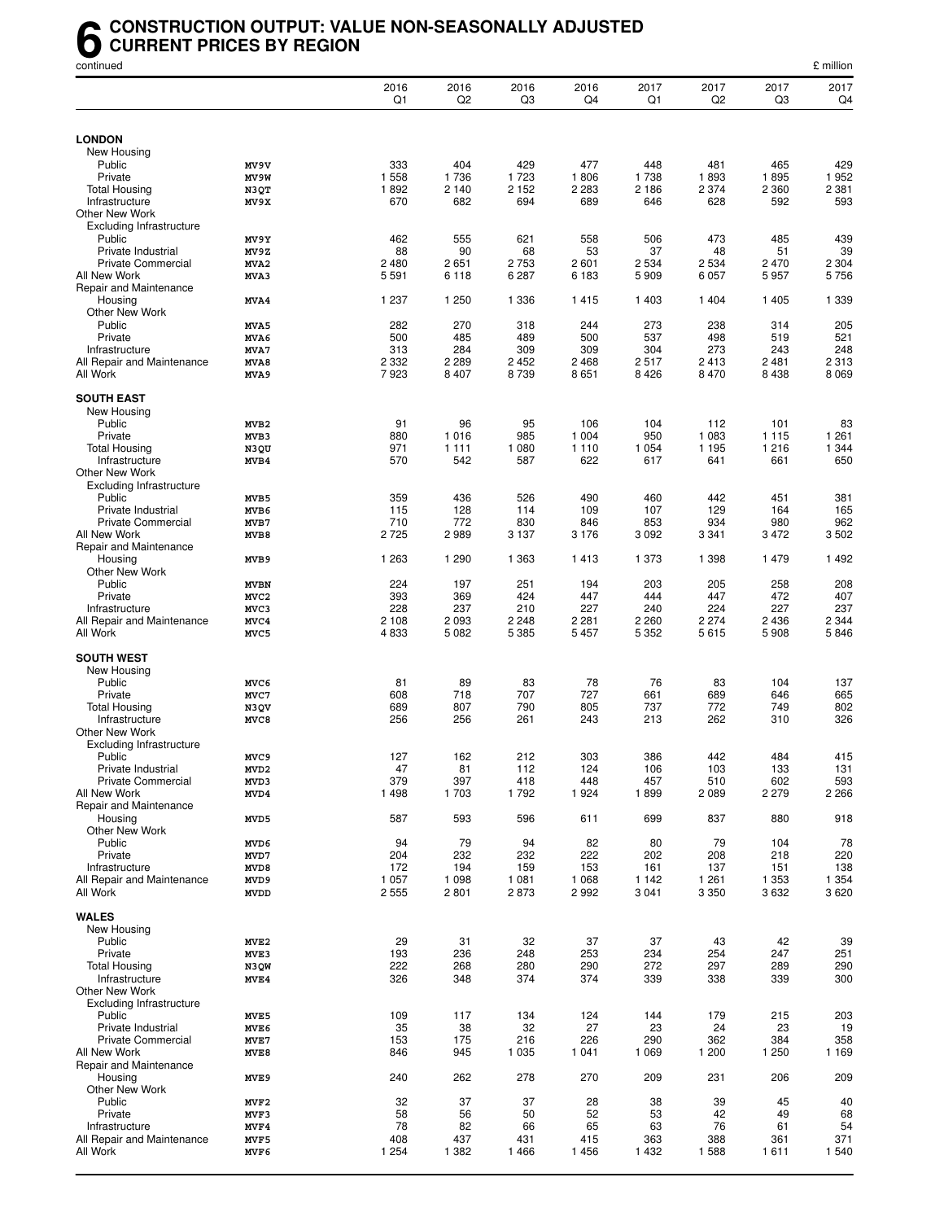# 6 CONSTRUCTION OUTPUT: VALUE NON-SEASONALLY ADJUSTED CURRENT PRICES BY REGION

continued

£ million

| | | 2016 Q1 | 2016 Q2 | 2016 Q3 | 2016 Q4 | 2017 Q1 | 2017 Q2 | 2017 Q3 | 2017 Q4 |
|---|---|---|---|---|---|---|---|---|---|
| **LONDON** | | | | | | | | | |
| New Housing | | | | | | | | | |
| Public | MV9V | 333 | 404 | 429 | 477 | 448 | 481 | 465 | 429 |
| Private | MV9W | 1 558 | 1 736 | 1 723 | 1 806 | 1 738 | 1 893 | 1 895 | 1 952 |
| Total Housing | N3QT | 1 892 | 2 140 | 2 152 | 2 283 | 2 186 | 2 374 | 2 360 | 2 381 |
| Infrastructure | MV9X | 670 | 682 | 694 | 689 | 646 | 628 | 592 | 593 |
| Other New Work | | | | | | | | | |
| Excluding Infrastructure | | | | | | | | | |
| Public | MV9Y | 462 | 555 | 621 | 558 | 506 | 473 | 485 | 439 |
| Private Industrial | MV9Z | 88 | 90 | 68 | 53 | 37 | 48 | 51 | 39 |
| Private Commercial | MVA2 | 2 480 | 2 651 | 2 753 | 2 601 | 2 534 | 2 534 | 2 470 | 2 304 |
| All New Work | MVA3 | 5 591 | 6 118 | 6 287 | 6 183 | 5 909 | 6 057 | 5 957 | 5 756 |
| Repair and Maintenance | | | | | | | | | |
| Housing | MVA4 | 1 237 | 1 250 | 1 336 | 1 415 | 1 403 | 1 404 | 1 405 | 1 339 |
| Other New Work | | | | | | | | | |
| Public | MVA5 | 282 | 270 | 318 | 244 | 273 | 238 | 314 | 205 |
| Private | MVA6 | 500 | 485 | 489 | 500 | 537 | 498 | 519 | 521 |
| Infrastructure | MVA7 | 313 | 284 | 309 | 309 | 304 | 273 | 243 | 248 |
| All Repair and Maintenance | MVA8 | 2 332 | 2 289 | 2 452 | 2 468 | 2 517 | 2 413 | 2 481 | 2 313 |
| All Work | MVA9 | 7 923 | 8 407 | 8 739 | 8 651 | 8 426 | 8 470 | 8 438 | 8 069 |
| **SOUTH EAST** | | | | | | | | | |
| New Housing | | | | | | | | | |
| Public | MVB2 | 91 | 96 | 95 | 106 | 104 | 112 | 101 | 83 |
| Private | MVB3 | 880 | 1 016 | 985 | 1 004 | 950 | 1 083 | 1 115 | 1 261 |
| Total Housing | N3QU | 971 | 1 111 | 1 080 | 1 110 | 1 054 | 1 195 | 1 216 | 1 344 |
| Infrastructure | MVB4 | 570 | 542 | 587 | 622 | 617 | 641 | 661 | 650 |
| Other New Work | | | | | | | | | |
| Excluding Infrastructure | | | | | | | | | |
| Public | MVB5 | 359 | 436 | 526 | 490 | 460 | 442 | 451 | 381 |
| Private Industrial | MVB6 | 115 | 128 | 114 | 109 | 107 | 129 | 164 | 165 |
| Private Commercial | MVB7 | 710 | 772 | 830 | 846 | 853 | 934 | 980 | 962 |
| All New Work | MVB8 | 2 725 | 2 989 | 3 137 | 3 176 | 3 092 | 3 341 | 3 472 | 3 502 |
| Repair and Maintenance | | | | | | | | | |
| Housing | MVB9 | 1 263 | 1 290 | 1 363 | 1 413 | 1 373 | 1 398 | 1 479 | 1 492 |
| Other New Work | | | | | | | | | |
| Public | MVBN | 224 | 197 | 251 | 194 | 203 | 205 | 258 | 208 |
| Private | MVC2 | 393 | 369 | 424 | 447 | 444 | 447 | 472 | 407 |
| Infrastructure | MVC3 | 228 | 237 | 210 | 227 | 240 | 224 | 227 | 237 |
| All Repair and Maintenance | MVC4 | 2 108 | 2 093 | 2 248 | 2 281 | 2 260 | 2 274 | 2 436 | 2 344 |
| All Work | MVC5 | 4 833 | 5 082 | 5 385 | 5 457 | 5 352 | 5 615 | 5 908 | 5 846 |
| **SOUTH WEST** | | | | | | | | | |
| New Housing | | | | | | | | | |
| Public | MVC6 | 81 | 89 | 83 | 78 | 76 | 83 | 104 | 137 |
| Private | MVC7 | 608 | 718 | 707 | 727 | 661 | 689 | 646 | 665 |
| Total Housing | N3QV | 689 | 807 | 790 | 805 | 737 | 772 | 749 | 802 |
| Infrastructure | MVC8 | 256 | 256 | 261 | 243 | 213 | 262 | 310 | 326 |
| Other New Work | | | | | | | | | |
| Excluding Infrastructure | | | | | | | | | |
| Public | MVC9 | 127 | 162 | 212 | 303 | 386 | 442 | 484 | 415 |
| Private Industrial | MVD2 | 47 | 81 | 112 | 124 | 106 | 103 | 133 | 131 |
| Private Commercial | MVD3 | 379 | 397 | 418 | 448 | 457 | 510 | 602 | 593 |
| All New Work | MVD4 | 1 498 | 1 703 | 1 792 | 1 924 | 1 899 | 2 089 | 2 279 | 2 266 |
| Repair and Maintenance | | | | | | | | | |
| Housing | MVD5 | 587 | 593 | 596 | 611 | 699 | 837 | 880 | 918 |
| Other New Work | | | | | | | | | |
| Public | MVD6 | 94 | 79 | 94 | 82 | 80 | 79 | 104 | 78 |
| Private | MVD7 | 204 | 232 | 232 | 222 | 202 | 208 | 218 | 220 |
| Infrastructure | MVD8 | 172 | 194 | 159 | 153 | 161 | 137 | 151 | 138 |
| All Repair and Maintenance | MVD9 | 1 057 | 1 098 | 1 081 | 1 068 | 1 142 | 1 261 | 1 353 | 1 354 |
| All Work | MVDD | 2 555 | 2 801 | 2 873 | 2 992 | 3 041 | 3 350 | 3 632 | 3 620 |
| **WALES** | | | | | | | | | |
| New Housing | | | | | | | | | |
| Public | MVE2 | 29 | 31 | 32 | 37 | 37 | 43 | 42 | 39 |
| Private | MVE3 | 193 | 236 | 248 | 253 | 234 | 254 | 247 | 251 |
| Total Housing | N3QW | 222 | 268 | 280 | 290 | 272 | 297 | 289 | 290 |
| Infrastructure | MVE4 | 326 | 348 | 374 | 374 | 339 | 338 | 339 | 300 |
| Other New Work | | | | | | | | | |
| Excluding Infrastructure | | | | | | | | | |
| Public | MVE5 | 109 | 117 | 134 | 124 | 144 | 179 | 215 | 203 |
| Private Industrial | MVE6 | 35 | 38 | 32 | 27 | 23 | 24 | 23 | 19 |
| Private Commercial | MVE7 | 153 | 175 | 216 | 226 | 290 | 362 | 384 | 358 |
| All New Work | MVE8 | 846 | 945 | 1 035 | 1 041 | 1 069 | 1 200 | 1 250 | 1 169 |
| Repair and Maintenance | | | | | | | | | |
| Housing | MVE9 | 240 | 262 | 278 | 270 | 209 | 231 | 206 | 209 |
| Other New Work | | | | | | | | | |
| Public | MVF2 | 32 | 37 | 37 | 28 | 38 | 39 | 45 | 40 |
| Private | MVF3 | 58 | 56 | 50 | 52 | 53 | 42 | 49 | 68 |
| Infrastructure | MVF4 | 78 | 82 | 66 | 65 | 63 | 76 | 61 | 54 |
| All Repair and Maintenance | MVF5 | 408 | 437 | 431 | 415 | 363 | 388 | 361 | 371 |
| All Work | MVF6 | 1 254 | 1 382 | 1 466 | 1 456 | 1 432 | 1 588 | 1 611 | 1 540 |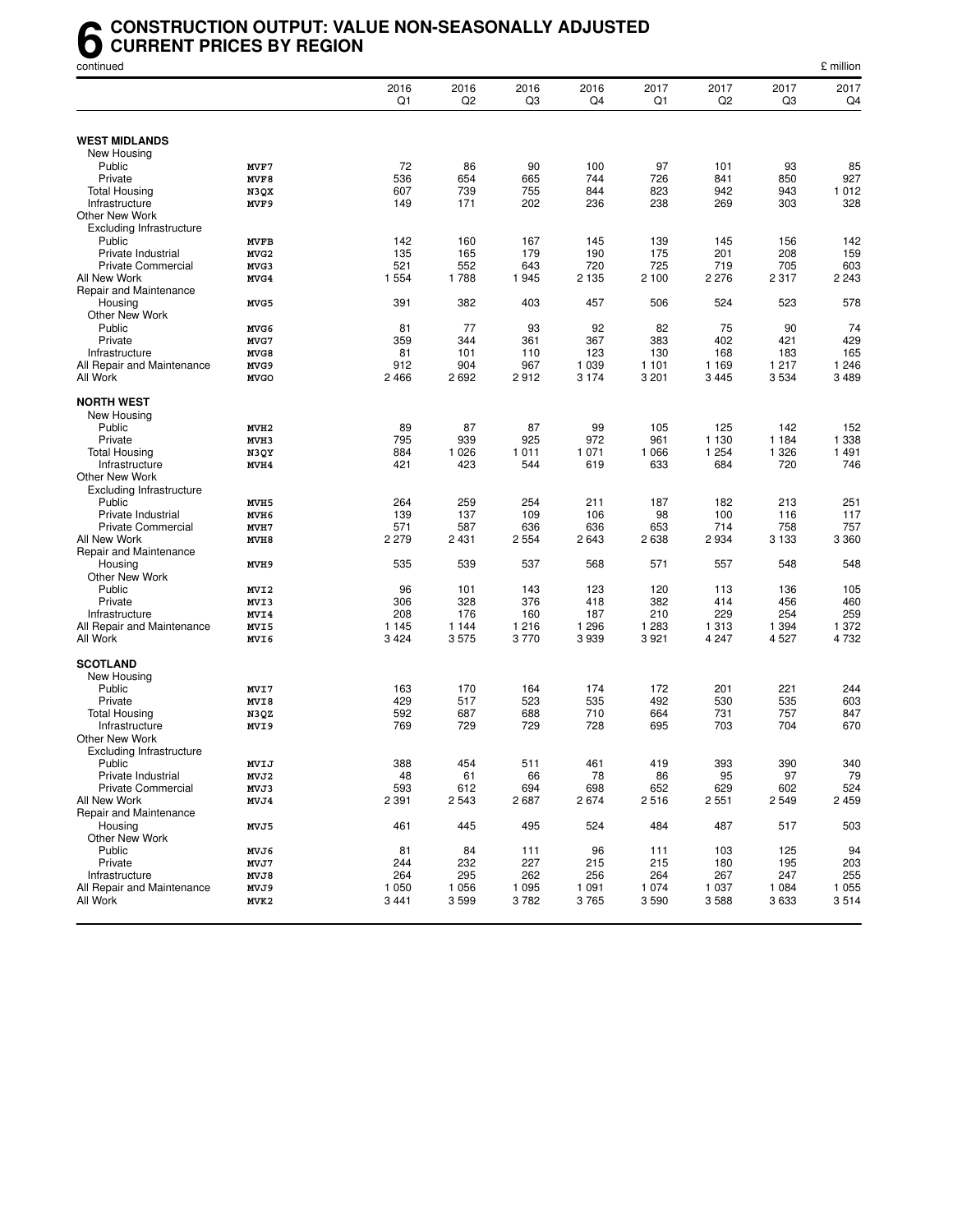# 6 CONSTRUCTION OUTPUT: VALUE NON-SEASONALLY ADJUSTED CURRENT PRICES BY REGION

continued

£ million

| | | 2016 Q1 | 2016 Q2 | 2016 Q3 | 2016 Q4 | 2017 Q1 | 2017 Q2 | 2017 Q3 | 2017 Q4 |
|---|---|---|---|---|---|---|---|---|---|
| **WEST MIDLANDS** | | | | | | | | | |
| New Housing | | | | | | | | | |
| Public | MVF7 | 72 | 86 | 90 | 100 | 97 | 101 | 93 | 85 |
| Private | MVF8 | 536 | 654 | 665 | 744 | 726 | 841 | 850 | 927 |
| Total Housing | N3QX | 607 | 739 | 755 | 844 | 823 | 942 | 943 | 1 012 |
| Infrastructure | MVF9 | 149 | 171 | 202 | 236 | 238 | 269 | 303 | 328 |
| Other New Work | | | | | | | | | |
| Excluding Infrastructure | | | | | | | | | |
| Public | MVFB | 142 | 160 | 167 | 145 | 139 | 145 | 156 | 142 |
| Private Industrial | MVG2 | 135 | 165 | 179 | 190 | 175 | 201 | 208 | 159 |
| Private Commercial | MVG3 | 521 | 552 | 643 | 720 | 725 | 719 | 705 | 603 |
| All New Work | MVG4 | 1 554 | 1 788 | 1 945 | 2 135 | 2 100 | 2 276 | 2 317 | 2 243 |
| Repair and Maintenance | | | | | | | | | |
| Housing | MVG5 | 391 | 382 | 403 | 457 | 506 | 524 | 523 | 578 |
| Other New Work | | | | | | | | | |
| Public | MVG6 | 81 | 77 | 93 | 92 | 82 | 75 | 90 | 74 |
| Private | MVG7 | 359 | 344 | 361 | 367 | 383 | 402 | 421 | 429 |
| Infrastructure | MVG8 | 81 | 101 | 110 | 123 | 130 | 168 | 183 | 165 |
| All Repair and Maintenance | MVG9 | 912 | 904 | 967 | 1 039 | 1 101 | 1 169 | 1 217 | 1 246 |
| All Work | MVGO | 2 466 | 2 692 | 2 912 | 3 174 | 3 201 | 3 445 | 3 534 | 3 489 |
| **NORTH WEST** | | | | | | | | | |
| New Housing | | | | | | | | | |
| Public | MVH2 | 89 | 87 | 87 | 99 | 105 | 125 | 142 | 152 |
| Private | MVH3 | 795 | 939 | 925 | 972 | 961 | 1 130 | 1 184 | 1 338 |
| Total Housing | N3QY | 884 | 1 026 | 1 011 | 1 071 | 1 066 | 1 254 | 1 326 | 1 491 |
| Infrastructure | MVH4 | 421 | 423 | 544 | 619 | 633 | 684 | 720 | 746 |
| Other New Work | | | | | | | | | |
| Excluding Infrastructure | | | | | | | | | |
| Public | MVH5 | 264 | 259 | 254 | 211 | 187 | 182 | 213 | 251 |
| Private Industrial | MVH6 | 139 | 137 | 109 | 106 | 98 | 100 | 116 | 117 |
| Private Commercial | MVH7 | 571 | 587 | 636 | 636 | 653 | 714 | 758 | 757 |
| All New Work | MVH8 | 2 279 | 2 431 | 2 554 | 2 643 | 2 638 | 2 934 | 3 133 | 3 360 |
| Repair and Maintenance | | | | | | | | | |
| Housing | MVH9 | 535 | 539 | 537 | 568 | 571 | 557 | 548 | 548 |
| Other New Work | | | | | | | | | |
| Public | MVI2 | 96 | 101 | 143 | 123 | 120 | 113 | 136 | 105 |
| Private | MVI3 | 306 | 328 | 376 | 418 | 382 | 414 | 456 | 460 |
| Infrastructure | MVI4 | 208 | 176 | 160 | 187 | 210 | 229 | 254 | 259 |
| All Repair and Maintenance | MVI5 | 1 145 | 1 144 | 1 216 | 1 296 | 1 283 | 1 313 | 1 394 | 1 372 |
| All Work | MVI6 | 3 424 | 3 575 | 3 770 | 3 939 | 3 921 | 4 247 | 4 527 | 4 732 |
| **SCOTLAND** | | | | | | | | | |
| New Housing | | | | | | | | | |
| Public | MVI7 | 163 | 170 | 164 | 174 | 172 | 201 | 221 | 244 |
| Private | MVI8 | 429 | 517 | 523 | 535 | 492 | 530 | 535 | 603 |
| Total Housing | N3QZ | 592 | 687 | 688 | 710 | 664 | 731 | 757 | 847 |
| Infrastructure | MVI9 | 769 | 729 | 729 | 728 | 695 | 703 | 704 | 670 |
| Other New Work | | | | | | | | | |
| Excluding Infrastructure | | | | | | | | | |
| Public | MVIJ | 388 | 454 | 511 | 461 | 419 | 393 | 390 | 340 |
| Private Industrial | MVJ2 | 48 | 61 | 66 | 78 | 86 | 95 | 97 | 79 |
| Private Commercial | MVJ3 | 593 | 612 | 694 | 698 | 652 | 629 | 602 | 524 |
| All New Work | MVJ4 | 2 391 | 2 543 | 2 687 | 2 674 | 2 516 | 2 551 | 2 549 | 2 459 |
| Repair and Maintenance | | | | | | | | | |
| Housing | MVJ5 | 461 | 445 | 495 | 524 | 484 | 487 | 517 | 503 |
| Other New Work | | | | | | | | | |
| Public | MVJ6 | 81 | 84 | 111 | 96 | 111 | 103 | 125 | 94 |
| Private | MVJ7 | 244 | 232 | 227 | 215 | 215 | 180 | 195 | 203 |
| Infrastructure | MVJ8 | 264 | 295 | 262 | 256 | 264 | 267 | 247 | 255 |
| All Repair and Maintenance | MVJ9 | 1 050 | 1 056 | 1 095 | 1 091 | 1 074 | 1 037 | 1 084 | 1 055 |
| All Work | MVK2 | 3 441 | 3 599 | 3 782 | 3 765 | 3 590 | 3 588 | 3 633 | 3 514 |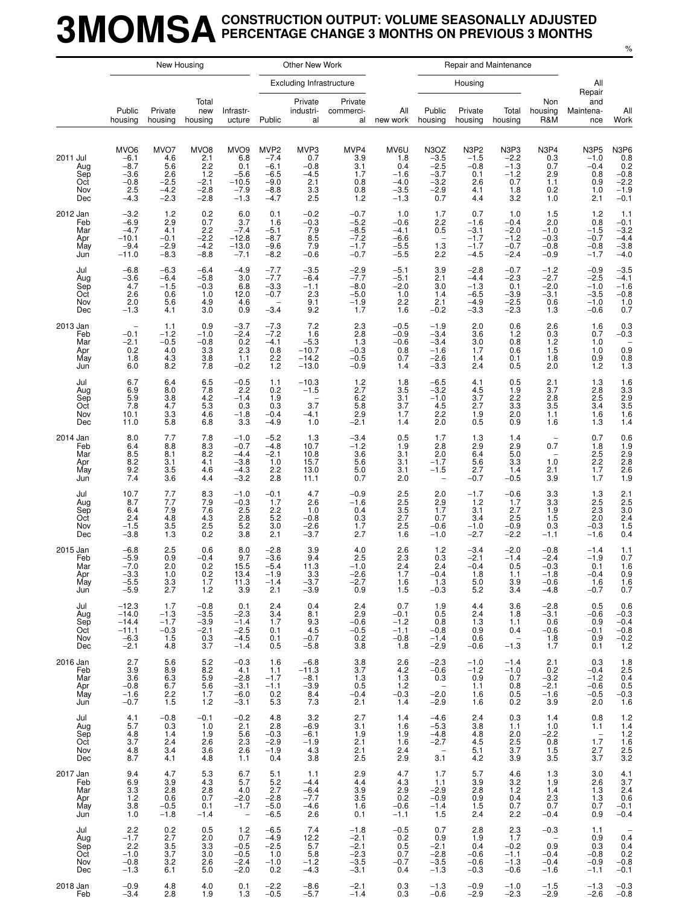# 3MOMSA CONSTRUCTION OUTPUT: VOLUME SEASONALLY ADJUSTED PERCENTAGE CHANGE 3 MONTHS ON PREVIOUS 3 MONTHS

%

| | New Housing | | | | Other New Work | | | | Repair and Maintenance | | | | | |
|---|---|---|---|---|---|---|---|---|---|---|---|---|---|---|
| | | | | | Excluding Infrastructure | | | | Housing | | | | | |
| | Public housing | Private housing | Total new housing | Infrastr-ucture | Public | Private industri-al | Private commerci-al | All new work | Public housing | Private housing | Total housing | Non housing R&M | All Repair and Maintena-nce | All Work |
| | MVO6 | MVO7 | MVO8 | MVO9 | MVP2 | MVP3 | MVP4 | MV6U | N3OZ | N3P2 | N3P3 | N3P4 | N3P5 | N3P6 |
| 2011 Jul | −6.1 | 4.6 | 2.1 | 6.8 | −7.4 | 0.7 | 3.9 | 1.8 | −3.5 | −1.5 | −2.2 | 0.3 | −1.0 | 0.8 |
| Aug | −8.7 | 5.6 | 2.2 | 0.1 | −6.1 | −0.8 | 3.1 | 0.4 | −2.5 | −0.8 | −1.3 | 0.7 | −0.4 | 0.2 |
| Sep | −3.6 | 2.6 | 1.2 | −5.6 | −6.5 | −4.5 | 1.7 | −1.6 | −3.7 | 0.1 | −1.2 | 2.9 | 0.8 | −0.8 |
| Oct | −0.8 | −2.5 | −2.1 | −10.5 | −9.0 | 2.1 | 0.8 | −4.0 | −3.2 | 2.6 | 0.7 | 1.1 | 0.9 | −2.2 |
| Nov | 2.5 | −4.2 | −2.8 | −7.9 | −8.8 | 3.3 | 0.8 | −3.5 | −2.9 | 4.1 | 1.8 | 0.2 | 1.0 | −1.9 |
| Dec | −4.3 | −2.3 | −2.8 | −1.3 | −4.7 | 2.5 | 1.2 | −1.3 | 0.7 | 4.4 | 3.2 | 1.0 | 2.1 | −0.1 |
| 2012 Jan | −3.2 | 1.2 | 0.2 | 6.0 | 0.1 | −0.2 | −0.7 | 1.0 | 1.7 | 0.7 | 1.0 | 1.5 | 1.2 | 1.1 |
| Feb | −6.9 | 2.9 | 0.7 | 3.7 | 1.6 | −0.3 | −5.2 | −0.6 | 2.2 | −1.6 | −0.4 | 2.0 | 0.8 | −0.1 |
| Mar | −4.7 | 4.1 | 2.2 | −7.4 | −5.1 | 7.9 | −8.5 | −4.1 | 0.5 | −3.1 | −2.0 | −1.0 | −1.5 | −3.2 |
| Apr | −10.1 | −0.1 | −2.2 | −12.8 | −8.7 | 8.5 | −7.2 | −6.6 | – | −1.7 | −1.2 | −0.3 | −0.7 | −4.4 |
| May | −9.4 | −2.9 | −4.2 | −13.0 | −9.6 | 7.9 | −1.7 | −5.5 | 1.3 | −1.7 | −0.7 | −0.8 | −0.8 | −3.8 |
| Jun | −11.0 | −8.3 | −8.8 | −7.1 | −8.2 | −0.6 | −0.7 | −5.5 | 2.2 | −4.5 | −2.4 | −0.9 | −1.7 | −4.0 |
| Jul | −6.8 | −6.3 | −6.4 | −4.9 | −7.7 | −3.5 | −2.9 | −5.1 | 3.9 | −2.8 | −0.7 | −1.2 | −0.9 | −3.5 |
| Aug | −3.6 | −6.4 | −5.8 | 3.0 | −7.7 | −6.4 | −7.7 | −5.1 | 2.1 | −4.4 | −2.3 | −2.7 | −2.5 | −4.1 |
| Sep | 4.7 | −1.5 | −0.3 | 6.8 | −3.3 | −1.1 | −8.0 | −2.0 | 3.0 | −1.3 | 0.1 | −2.0 | −1.0 | −1.6 |
| Oct | 2.6 | 0.6 | 1.0 | 12.0 | −0.7 | 2.3 | −5.0 | 1.0 | 1.4 | −6.5 | −3.9 | −3.1 | −3.5 | −0.8 |
| Nov | 2.0 | 5.6 | 4.9 | 4.6 | – | 9.1 | −1.9 | 2.2 | 2.1 | −4.9 | −2.5 | 0.6 | −1.0 | 1.0 |
| Dec | −1.3 | 4.1 | 3.0 | 0.9 | −3.4 | 9.2 | 1.7 | 1.6 | −0.2 | −3.3 | −2.3 | 1.3 | −0.6 | 0.7 |
| 2013 Jan | – | 1.1 | 0.9 | −3.7 | −7.3 | 7.2 | 2.3 | −0.5 | −1.9 | 2.0 | 0.6 | 2.6 | 1.6 | 0.3 |
| Feb | −0.1 | −1.2 | −1.0 | −2.4 | −7.2 | 1.6 | 2.8 | −0.9 | −3.4 | 3.6 | 1.2 | 0.3 | 0.7 | −0.3 |
| Mar | −2.1 | −0.5 | −0.8 | 0.2 | −4.1 | −5.3 | 1.3 | −0.6 | −3.4 | 3.0 | 0.8 | 1.2 | 1.0 | – |
| Apr | 0.2 | 4.0 | 3.3 | 2.3 | 0.8 | −10.7 | −0.3 | 0.8 | −1.6 | 1.7 | 0.6 | 1.5 | 1.0 | 0.9 |
| May | 1.8 | 4.3 | 3.8 | 1.1 | 2.2 | −14.2 | −0.5 | 0.7 | −2.6 | 1.4 | 0.1 | 1.8 | 0.9 | 0.8 |
| Jun | 6.0 | 8.2 | 7.8 | −0.2 | 1.2 | −13.0 | −0.9 | 1.4 | −3.3 | 2.4 | 0.5 | 2.0 | 1.2 | 1.3 |
| Jul | 6.7 | 6.4 | 6.5 | −0.5 | 1.1 | −10.3 | 1.2 | 1.8 | −6.5 | 4.1 | 0.5 | 2.1 | 1.3 | 1.6 |
| Aug | 6.9 | 8.0 | 7.8 | 2.2 | 0.2 | −1.5 | 2.7 | 3.5 | −3.2 | 4.5 | 1.9 | 3.7 | 2.8 | 3.3 |
| Sep | 5.9 | 3.8 | 4.2 | −1.4 | 1.9 | – | 6.2 | 3.1 | −1.0 | 3.7 | 2.2 | 2.8 | 2.5 | 2.9 |
| Oct | 7.8 | 4.7 | 5.3 | 0.3 | 0.3 | 3.7 | 5.8 | 3.7 | 4.5 | 2.7 | 3.3 | 3.5 | 3.4 | 3.5 |
| Nov | 10.1 | 3.3 | 4.6 | −1.8 | −0.4 | −4.1 | 2.9 | 1.7 | 2.2 | 1.9 | 2.0 | 1.1 | 1.6 | 1.6 |
| Dec | 11.0 | 5.8 | 6.8 | 3.3 | −4.9 | 1.0 | −2.1 | 1.4 | 2.0 | 0.5 | 0.9 | 1.6 | 1.3 | 1.4 |
| 2014 Jan | 8.0 | 7.7 | 7.8 | −1.0 | −5.2 | 1.3 | −3.4 | 0.5 | 1.7 | 1.3 | 1.4 | – | 0.7 | 0.6 |
| Feb | 6.4 | 8.8 | 8.3 | −0.7 | −4.8 | 10.7 | −1.2 | 1.9 | 2.8 | 2.9 | 2.9 | 0.7 | 1.8 | 1.9 |
| Mar | 8.5 | 8.1 | 8.2 | −4.4 | −2.1 | 10.8 | 3.6 | 3.1 | 2.0 | 6.4 | 5.0 | – | 2.5 | 2.9 |
| Apr | 8.2 | 3.1 | 4.1 | −3.8 | 1.0 | 15.7 | 5.6 | 3.1 | −1.7 | 5.6 | 3.3 | 1.0 | 2.2 | 2.8 |
| May | 9.2 | 3.5 | 4.6 | −4.3 | 2.2 | 13.0 | 5.0 | 3.1 | −1.5 | 2.7 | 1.4 | 2.1 | 1.7 | 2.6 |
| Jun | 7.4 | 3.6 | 4.4 | −3.2 | 2.8 | 11.1 | 0.7 | 2.0 | – | −0.7 | −0.5 | 3.9 | 1.7 | 1.9 |
| Jul | 10.7 | 7.7 | 8.3 | −1.0 | −0.1 | 4.7 | −0.9 | 2.5 | 2.0 | −1.7 | −0.6 | 3.3 | 1.3 | 2.1 |
| Aug | 8.7 | 7.7 | 7.9 | −0.3 | 1.7 | 2.6 | −1.6 | 2.5 | 2.9 | 1.2 | 1.7 | 3.3 | 2.5 | 2.5 |
| Sep | 6.4 | 7.9 | 7.6 | 2.5 | 2.2 | 1.0 | 0.4 | 3.5 | 1.7 | 3.1 | 2.7 | 1.9 | 2.3 | 3.0 |
| Oct | 2.4 | 4.8 | 4.3 | 2.8 | 5.2 | −0.8 | 0.3 | 2.7 | 0.7 | 3.4 | 2.5 | 1.5 | 2.0 | 2.4 |
| Nov | −1.5 | 3.5 | 2.5 | 5.2 | 3.0 | −2.6 | 1.7 | 2.5 | −0.6 | −1.0 | −0.9 | 0.3 | −0.3 | 1.5 |
| Dec | −3.8 | 1.3 | 0.2 | 3.8 | 2.1 | −3.7 | 2.7 | 1.6 | −1.0 | −2.7 | −2.2 | −1.1 | −1.6 | 0.4 |
| 2015 Jan | −6.8 | 2.5 | 0.6 | 8.0 | −2.8 | 3.9 | 4.0 | 2.6 | 1.2 | −3.4 | −2.0 | −0.8 | −1.4 | 1.1 |
| Feb | −5.9 | 0.9 | −0.4 | 9.7 | −3.6 | 9.4 | 2.5 | 2.3 | 0.3 | −2.1 | −1.4 | −2.4 | −1.9 | 0.7 |
| Mar | −7.0 | 2.0 | 0.2 | 15.5 | −5.4 | 11.3 | −1.0 | 2.4 | 2.4 | −0.4 | 0.5 | −0.3 | 0.1 | 1.6 |
| Apr | −3.3 | 1.0 | 0.2 | 13.4 | −1.9 | 3.3 | −2.6 | 1.7 | −0.4 | 1.8 | 1.1 | −1.8 | −0.4 | 0.9 |
| May | −5.5 | 3.3 | 1.7 | 11.3 | −1.4 | −3.7 | −2.7 | 1.6 | 1.3 | 5.0 | 3.9 | −0.6 | 1.6 | 1.6 |
| Jun | −5.9 | 2.7 | 1.2 | 3.9 | 2.1 | −3.9 | 0.9 | 1.5 | −0.3 | 5.2 | 3.4 | −4.8 | −0.7 | 0.7 |
| Jul | −12.3 | 1.7 | −0.8 | 0.1 | 2.4 | 0.4 | 2.4 | 0.7 | 1.9 | 4.4 | 3.6 | −2.8 | 0.5 | 0.6 |
| Aug | −14.0 | −1.3 | −3.5 | −2.3 | 3.4 | 8.1 | 2.9 | −0.1 | 0.5 | 2.4 | 1.8 | −3.1 | −0.6 | −0.3 |
| Sep | −14.4 | −1.7 | −3.9 | −1.4 | 1.7 | 9.3 | −0.6 | −1.2 | 0.8 | 1.3 | 1.1 | 0.6 | 0.9 | −0.4 |
| Oct | −11.1 | −0.3 | −2.1 | −2.5 | 0.1 | 4.5 | −0.5 | −1.1 | −0.8 | 0.9 | 0.4 | −0.6 | −0.1 | −0.8 |
| Nov | −6.3 | 1.5 | 0.3 | −4.5 | 0.1 | −0.7 | 0.2 | −0.8 | −1.4 | 0.6 | – | 1.8 | 0.9 | −0.2 |
| Dec | −2.1 | 4.8 | 3.7 | −1.4 | 0.5 | −5.8 | 3.8 | 1.8 | −2.9 | −0.6 | −1.3 | 1.7 | 0.1 | 1.2 |
| 2016 Jan | 2.7 | 5.6 | 5.2 | −0.3 | 1.6 | −6.8 | 3.8 | 2.6 | −2.3 | −1.0 | −1.4 | 2.1 | 0.3 | 1.8 |
| Feb | 3.9 | 8.9 | 8.2 | 4.1 | 1.1 | −11.3 | 3.7 | 4.2 | −0.6 | −1.2 | −1.0 | 0.2 | −0.4 | 2.5 |
| Mar | 3.6 | 6.3 | 5.9 | −2.8 | −1.7 | −8.1 | 1.3 | 1.3 | 0.3 | 0.9 | 0.7 | −3.2 | −1.2 | 0.4 |
| Apr | −0.8 | 6.7 | 5.6 | −3.1 | −1.1 | −3.9 | 0.5 | 1.2 | – | 1.1 | 0.8 | −2.1 | −0.6 | 0.5 |
| May | −1.6 | 2.2 | 1.7 | −6.0 | 0.2 | 8.4 | −0.4 | −0.3 | −2.0 | 1.6 | 0.5 | −1.6 | −0.5 | −0.3 |
| Jun | −0.7 | 1.5 | 1.2 | −3.1 | 5.3 | 7.3 | 2.1 | 1.4 | −2.9 | 1.6 | 0.2 | 3.9 | 2.0 | 1.6 |
| Jul | 4.1 | −0.8 | −0.1 | −0.2 | 4.8 | 3.2 | 2.7 | 1.4 | −4.6 | 2.4 | 0.3 | 1.4 | 0.8 | 1.2 |
| Aug | 5.7 | 0.3 | 1.0 | 2.1 | 2.8 | −6.9 | 3.1 | 1.6 | −5.3 | 3.8 | 1.1 | 1.0 | 1.1 | 1.4 |
| Sep | 4.8 | 1.4 | 1.9 | 5.6 | −0.3 | −6.1 | 1.9 | 1.9 | −4.8 | 4.8 | 2.0 | −2.2 | – | 1.2 |
| Oct | 3.7 | 2.4 | 2.6 | 2.3 | −2.9 | −1.9 | 2.1 | 1.6 | −2.7 | 4.5 | 2.5 | 0.8 | 1.7 | 1.6 |
| Nov | 4.8 | 3.4 | 3.6 | 2.6 | −1.9 | 4.3 | 2.1 | 2.4 | – | 5.1 | 3.7 | 1.5 | 2.7 | 2.5 |
| Dec | 8.7 | 4.1 | 4.8 | 1.1 | 0.4 | 3.8 | 2.5 | 2.9 | 3.1 | 4.2 | 3.9 | 3.5 | 3.7 | 3.2 |
| 2017 Jan | 9.4 | 4.7 | 5.3 | 6.7 | 5.1 | 1.1 | 2.9 | 4.7 | 1.7 | 5.7 | 4.6 | 1.3 | 3.0 | 4.1 |
| Feb | 6.9 | 3.9 | 4.3 | 5.7 | 5.2 | −4.4 | 4.4 | 4.3 | 1.1 | 3.9 | 3.2 | 1.9 | 2.6 | 3.7 |
| Mar | 3.3 | 2.8 | 2.8 | 4.0 | 2.7 | −6.4 | 3.9 | 2.9 | −2.9 | 2.8 | 1.2 | 1.4 | 1.3 | 2.4 |
| Apr | 1.2 | 0.6 | 0.7 | −2.0 | −2.8 | −7.7 | 3.5 | 0.2 | −0.9 | 0.9 | 0.4 | 2.3 | 1.3 | 0.6 |
| May | 3.8 | −0.5 | 0.1 | −1.7 | −5.0 | −4.6 | 1.6 | −0.6 | −1.4 | 1.5 | 0.7 | 0.7 | 0.7 | −0.1 |
| Jun | 1.0 | −1.8 | −1.4 | – | −6.5 | 2.6 | 0.1 | −1.1 | 1.5 | 2.4 | 2.2 | −0.4 | 0.9 | −0.4 |
| Jul | 2.2 | 0.2 | 0.5 | 1.2 | −6.5 | 7.4 | −1.8 | −0.5 | 0.7 | 2.8 | 2.3 | −0.3 | 1.1 | – |
| Aug | −1.7 | 2.7 | 2.0 | 0.7 | −4.9 | 12.2 | −2.1 | 0.2 | 0.9 | 1.9 | 1.7 | – | 0.9 | 0.4 |
| Sep | 2.2 | 3.5 | 3.3 | −0.5 | −2.5 | 5.7 | −2.1 | 0.5 | −2.1 | 0.4 | −0.2 | 0.9 | 0.3 | 0.4 |
| Oct | −1.0 | 3.7 | 3.0 | −0.5 | 1.0 | 5.8 | −2.3 | 0.7 | −2.8 | −0.6 | −1.1 | −0.4 | −0.8 | 0.2 |
| Nov | −0.8 | 3.2 | 2.6 | −2.4 | −1.0 | −1.2 | −3.5 | −0.7 | −3.5 | −0.6 | −1.3 | −0.4 | −0.9 | −0.8 |
| Dec | −1.3 | 6.1 | 5.0 | −2.0 | 0.2 | −4.3 | −3.1 | 0.4 | −1.3 | −0.3 | −0.6 | −1.6 | −1.1 | −0.1 |
| 2018 Jan | −0.9 | 4.8 | 4.0 | 0.1 | −2.2 | −8.6 | −2.1 | 0.3 | −1.3 | −0.9 | −1.0 | −1.5 | −1.3 | −0.3 |
| Feb | −3.4 | 2.8 | 1.9 | 1.3 | −0.5 | −5.7 | −1.4 | 0.3 | −0.6 | −2.9 | −2.3 | −2.9 | −2.6 | −0.8 |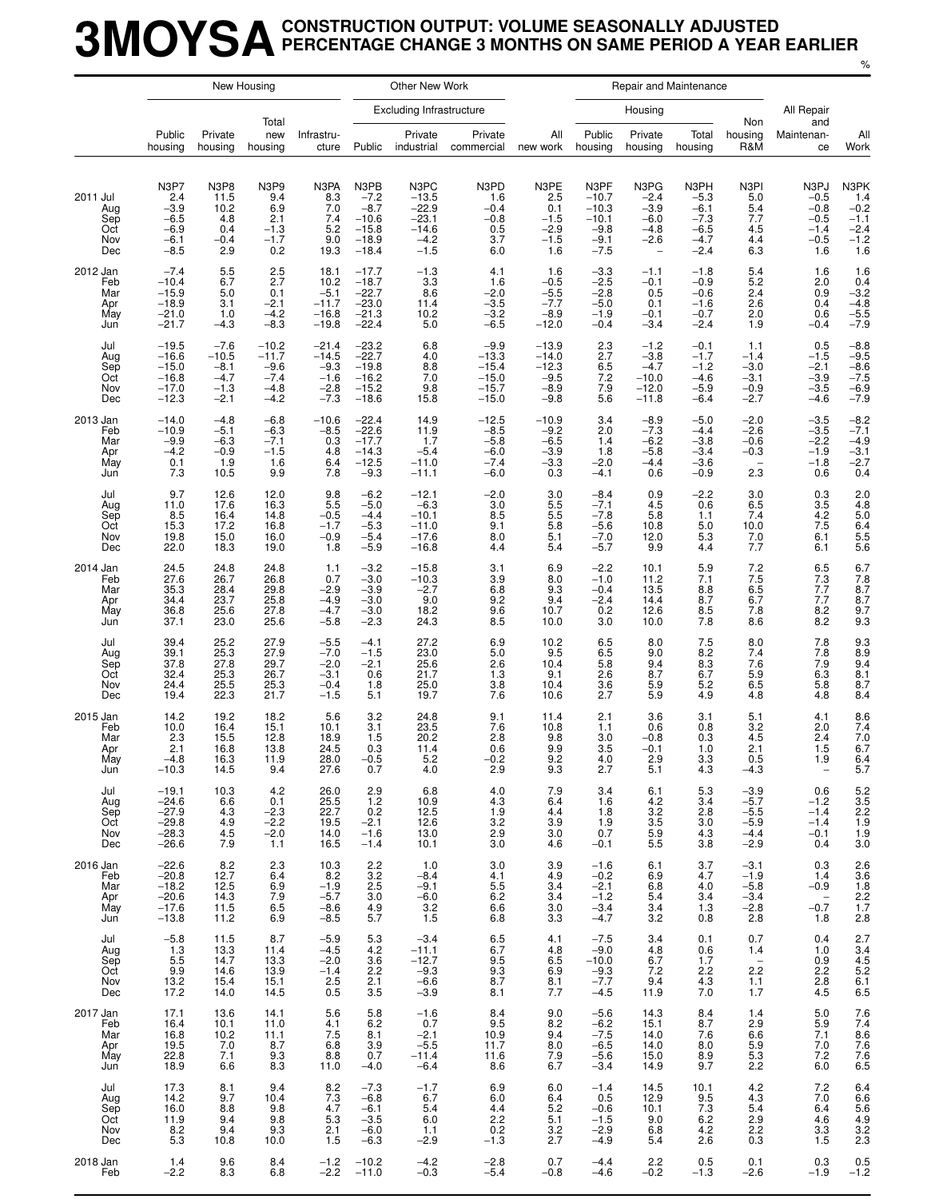# 3MOYSA CONSTRUCTION OUTPUT: VOLUME SEASONALLY ADJUSTED PERCENTAGE CHANGE 3 MONTHS ON SAME PERIOD A YEAR EARLIER

%

| | New Housing | | | Other New Work | | | | | Repair and Maintenance | | | | | |
|---|---|---|---|---|---|---|---|---|---|---|---|---|---|---|
| | | | | | Excluding Infrastructure | | | | Housing | | | | | |
| | Public housing | Private housing | Total new housing | Infrastructure | Public | Private industrial | Private commercial | All new work | Public housing | Private housing | Total housing | Non housing R&M | All Repair and Maintenance | All Work |
| | N3P7 | N3P8 | N3P9 | N3PA | N3PB | N3PC | N3PD | N3PE | N3PF | N3PG | N3PH | N3PI | N3PJ | N3PK |
| 2011 Jul | 2.4 | 11.5 | 9.4 | 8.3 | −7.2 | −13.5 | 1.6 | 2.5 | −10.7 | −2.4 | −5.3 | 5.0 | −0.5 | 1.4 |
| Aug | −3.9 | 10.2 | 6.9 | 7.0 | −8.7 | −22.9 | −0.4 | 0.1 | −10.3 | −3.9 | −6.1 | 5.4 | −0.8 | −0.2 |
| Sep | −6.5 | 4.8 | 2.1 | 7.4 | −10.6 | −23.1 | −0.8 | −1.5 | −10.1 | −6.0 | −7.3 | 7.7 | −0.5 | −1.1 |
| Oct | −6.9 | 0.4 | −1.3 | 5.2 | −15.8 | −14.6 | 0.5 | −2.9 | −9.8 | −4.8 | −6.5 | 4.5 | −1.4 | −2.4 |
| Nov | −6.1 | −0.4 | −1.7 | 9.0 | −18.9 | −4.2 | 3.7 | −1.5 | −9.1 | −2.6 | −4.7 | 4.4 | −0.5 | −1.2 |
| Dec | −8.5 | 2.9 | 0.2 | 19.3 | −18.4 | −1.5 | 6.0 | 1.6 | −7.5 | – | −2.4 | 6.3 | 1.6 | 1.6 |
| 2012 Jan | −7.4 | 5.5 | 2.5 | 18.1 | −17.7 | −1.3 | 4.1 | 1.6 | −3.3 | −1.1 | −1.8 | 5.4 | 1.6 | 1.6 |
| Feb | −10.4 | 6.7 | 2.7 | 10.2 | −18.7 | 3.3 | 1.6 | −0.5 | −2.5 | −0.1 | −0.9 | 5.2 | 2.0 | 0.4 |
| Mar | −15.9 | 5.0 | 0.1 | −5.1 | −22.7 | 8.6 | −2.0 | −5.5 | −2.8 | 0.5 | −0.6 | 2.4 | 0.9 | −3.2 |
| Apr | −18.9 | 3.1 | −2.1 | −11.7 | −23.0 | 11.4 | −3.5 | −7.7 | −5.0 | 0.1 | −1.6 | 2.6 | 0.4 | −4.8 |
| May | −21.0 | 1.0 | −4.2 | −16.8 | −21.3 | 10.2 | −3.2 | −8.9 | −1.9 | −0.1 | −0.7 | 2.0 | 0.6 | −5.5 |
| Jun | −21.7 | −4.3 | −8.3 | −19.8 | −22.4 | 5.0 | −6.5 | −12.0 | −0.4 | −3.4 | −2.4 | 1.9 | −0.4 | −7.9 |
| Jul | −19.5 | −7.6 | −10.2 | −21.4 | −23.2 | 6.8 | −9.9 | −13.9 | 2.3 | −1.2 | −0.1 | 1.1 | 0.5 | −8.8 |
| Aug | −16.6 | −10.5 | −11.7 | −14.5 | −22.7 | 4.0 | −13.3 | −14.0 | 2.7 | −3.8 | −1.7 | −1.4 | −1.5 | −9.5 |
| Sep | −15.0 | −8.1 | −9.6 | −9.3 | −19.8 | 8.8 | −15.4 | −12.3 | 6.5 | −4.7 | −1.2 | −3.0 | −2.1 | −8.6 |
| Oct | −16.8 | −4.7 | −7.4 | −1.6 | −16.2 | 7.0 | −15.0 | −9.5 | 7.2 | −10.0 | −4.6 | −3.1 | −3.9 | −7.5 |
| Nov | −17.0 | −1.3 | −4.8 | −2.8 | −15.2 | 9.8 | −15.7 | −8.9 | 7.9 | −12.0 | −5.9 | −0.9 | −3.5 | −6.9 |
| Dec | −12.3 | −2.1 | −4.2 | −7.3 | −18.6 | 15.8 | −15.0 | −9.8 | 5.6 | −11.8 | −6.4 | −2.7 | −4.6 | −7.9 |
| 2013 Jan | −14.0 | −4.8 | −6.8 | −10.6 | −22.4 | 14.9 | −12.5 | −10.9 | 3.4 | −8.9 | −5.0 | −2.0 | −3.5 | −8.2 |
| Feb | −10.9 | −5.1 | −6.3 | −8.5 | −22.6 | 11.9 | −8.5 | −9.2 | 2.0 | −7.3 | −4.4 | −2.6 | −3.5 | −7.1 |
| Mar | −9.9 | −6.3 | −7.1 | 0.3 | −17.7 | 1.7 | −5.8 | −6.5 | 1.4 | −6.2 | −3.8 | −0.6 | −2.2 | −4.9 |
| Apr | −4.2 | −0.9 | −1.5 | 4.8 | −14.3 | −5.4 | −6.0 | −3.9 | 1.8 | −5.8 | −3.4 | −0.3 | −1.9 | −3.1 |
| May | 0.1 | 1.9 | 1.6 | 6.4 | −12.5 | −11.0 | −7.4 | −3.3 | −2.0 | −4.4 | −3.6 | – | −1.8 | −2.7 |
| Jun | 7.3 | 10.5 | 9.9 | 7.8 | −9.3 | −11.1 | −6.0 | 0.3 | −4.1 | 0.6 | −0.9 | 2.3 | 0.6 | 0.4 |
| Jul | 9.7 | 12.6 | 12.0 | 9.8 | −6.2 | −12.1 | −2.0 | 3.0 | −8.4 | 0.9 | −2.2 | 3.0 | 0.3 | 2.0 |
| Aug | 11.0 | 17.6 | 16.3 | 5.5 | −5.0 | −6.3 | 3.0 | 5.5 | −7.1 | 4.5 | 0.6 | 6.5 | 3.5 | 4.8 |
| Sep | 8.5 | 16.4 | 14.8 | −0.5 | −4.4 | −10.1 | 8.5 | 5.5 | −7.8 | 5.8 | 1.1 | 7.4 | 4.2 | 5.0 |
| Oct | 15.3 | 17.2 | 16.8 | −1.7 | −5.3 | −11.0 | 9.1 | 5.8 | −5.6 | 10.8 | 5.0 | 10.0 | 7.5 | 6.4 |
| Nov | 19.8 | 15.0 | 16.0 | −0.9 | −5.4 | −17.6 | 8.0 | 5.1 | −7.0 | 12.0 | 5.3 | 7.0 | 6.1 | 5.5 |
| Dec | 22.0 | 18.3 | 19.0 | 1.8 | −5.9 | −16.8 | 4.4 | 5.4 | −5.7 | 9.9 | 4.4 | 7.7 | 6.1 | 5.6 |
| 2014 Jan | 24.5 | 24.8 | 24.8 | 1.1 | −3.2 | −15.8 | 3.1 | 6.9 | −2.2 | 10.1 | 5.9 | 7.2 | 6.5 | 6.7 |
| Feb | 27.6 | 26.7 | 26.8 | 0.7 | −3.0 | −10.3 | 3.9 | 8.0 | −1.0 | 11.2 | 7.1 | 7.5 | 7.3 | 7.8 |
| Mar | 35.3 | 28.4 | 29.8 | −2.9 | −3.9 | −2.7 | 6.8 | 9.3 | −0.4 | 13.5 | 8.8 | 6.5 | 7.7 | 8.7 |
| Apr | 34.4 | 23.7 | 25.8 | −4.9 | −3.0 | 9.0 | 9.2 | 9.4 | −2.4 | 14.4 | 8.7 | 6.7 | 7.7 | 8.7 |
| May | 36.8 | 25.6 | 27.8 | −4.7 | −3.0 | 18.2 | 9.6 | 10.7 | 0.2 | 12.6 | 8.5 | 7.8 | 8.2 | 9.7 |
| Jun | 37.1 | 23.0 | 25.6 | −5.8 | −2.3 | 24.3 | 8.5 | 10.0 | 3.0 | 10.0 | 7.8 | 8.6 | 8.2 | 9.3 |
| Jul | 39.4 | 25.2 | 27.9 | −5.5 | −4.1 | 27.2 | 6.9 | 10.2 | 6.5 | 8.0 | 7.5 | 8.0 | 7.8 | 9.3 |
| Aug | 39.1 | 25.3 | 27.9 | −7.0 | −1.5 | 23.0 | 5.0 | 9.5 | 6.5 | 9.0 | 8.2 | 7.4 | 7.8 | 8.9 |
| Sep | 37.8 | 27.8 | 29.7 | −2.0 | −2.1 | 25.6 | 2.6 | 10.4 | 5.8 | 9.4 | 8.3 | 7.6 | 7.9 | 9.4 |
| Oct | 32.4 | 25.3 | 26.7 | −3.1 | 0.6 | 21.7 | 1.3 | 9.1 | 2.6 | 8.7 | 6.7 | 5.9 | 6.3 | 8.1 |
| Nov | 24.4 | 25.5 | 25.3 | −0.4 | 1.8 | 25.0 | 3.8 | 10.4 | 3.6 | 5.9 | 5.2 | 6.5 | 5.8 | 8.7 |
| Dec | 19.4 | 22.3 | 21.7 | −1.5 | 5.1 | 19.7 | 7.6 | 10.6 | 2.7 | 5.9 | 4.9 | 4.8 | 4.8 | 8.4 |
| 2015 Jan | 14.2 | 19.2 | 18.2 | 5.6 | 3.2 | 24.8 | 9.1 | 11.4 | 2.1 | 3.6 | 3.1 | 5.1 | 4.1 | 8.6 |
| Feb | 10.0 | 16.4 | 15.1 | 10.1 | 3.1 | 23.5 | 7.6 | 10.8 | 1.1 | 0.6 | 0.8 | 3.2 | 2.0 | 7.4 |
| Mar | 2.3 | 15.5 | 12.8 | 18.9 | 1.5 | 20.2 | 2.8 | 9.8 | 3.0 | −0.8 | 0.3 | 4.5 | 2.4 | 7.0 |
| Apr | 2.1 | 16.8 | 13.8 | 24.5 | 0.3 | 11.4 | 0.6 | 9.9 | 3.5 | −0.1 | 1.0 | 2.1 | 1.5 | 6.7 |
| May | −4.8 | 16.3 | 11.9 | 28.0 | −0.5 | 5.2 | −0.2 | 9.2 | 4.0 | 2.9 | 3.3 | 0.5 | 1.9 | 6.4 |
| Jun | −10.3 | 14.5 | 9.4 | 27.6 | 0.7 | 4.0 | 2.9 | 9.3 | 2.7 | 5.1 | 4.3 | −4.3 | – | 5.7 |
| Jul | −19.1 | 10.3 | 4.2 | 26.0 | 2.9 | 6.8 | 4.0 | 7.9 | 3.4 | 6.1 | 5.3 | −3.9 | 0.6 | 5.2 |
| Aug | −24.6 | 6.6 | 0.1 | 25.5 | 1.2 | 10.9 | 4.3 | 6.4 | 1.6 | 4.2 | 3.4 | −5.7 | −1.2 | 3.5 |
| Sep | −27.9 | 4.3 | −2.3 | 22.7 | 0.2 | 12.5 | 1.9 | 4.4 | 1.8 | 3.2 | 2.8 | −5.5 | −1.4 | 2.2 |
| Oct | −29.8 | 4.9 | −2.2 | 19.5 | −2.1 | 12.6 | 3.2 | 3.9 | 1.9 | 3.5 | 3.0 | −5.9 | −1.4 | 1.9 |
| Nov | −28.3 | 4.5 | −2.0 | 14.0 | −1.6 | 13.0 | 2.9 | 3.0 | 0.7 | 5.9 | 4.3 | −4.4 | −0.1 | 1.9 |
| Dec | −26.6 | 7.9 | 1.1 | 16.5 | −1.4 | 10.1 | 3.0 | 4.6 | −0.1 | 5.5 | 3.8 | −2.9 | 0.4 | 3.0 |
| 2016 Jan | −22.6 | 8.2 | 2.3 | 10.3 | 2.2 | 1.0 | 3.0 | 3.9 | −1.6 | 6.1 | 3.7 | −3.1 | 0.3 | 2.6 |
| Feb | −20.8 | 12.7 | 6.4 | 8.2 | 3.2 | −8.4 | 4.1 | 4.9 | −0.2 | 6.9 | 4.7 | −1.9 | 1.4 | 3.6 |
| Mar | −18.2 | 12.5 | 6.9 | −1.9 | 2.5 | −9.1 | 5.5 | 3.4 | −2.1 | 6.8 | 4.0 | −5.8 | −0.9 | 1.8 |
| Apr | −20.6 | 14.3 | 7.9 | −5.7 | 3.0 | −6.0 | 6.2 | 3.4 | −1.2 | 5.4 | 3.4 | −3.4 | – | 2.2 |
| May | −17.6 | 11.5 | 6.5 | −8.6 | 4.9 | 3.2 | 6.6 | 3.0 | −3.4 | 3.4 | 1.3 | −2.8 | −0.7 | 1.7 |
| Jun | −13.8 | 11.2 | 6.9 | −8.5 | 5.7 | 1.5 | 6.8 | 3.3 | −4.7 | 3.2 | 0.8 | 2.8 | 1.8 | 2.8 |
| Jul | −5.8 | 11.5 | 8.7 | −5.9 | 5.3 | −3.4 | 6.5 | 4.1 | −7.5 | 3.4 | 0.1 | 0.7 | 0.4 | 2.7 |
| Aug | 1.3 | 13.3 | 11.4 | −4.5 | 4.2 | −11.1 | 6.7 | 4.8 | −9.0 | 4.8 | 0.6 | 1.4 | 1.0 | 3.4 |
| Sep | 5.5 | 14.7 | 13.3 | −2.0 | 3.6 | −12.7 | 9.5 | 6.5 | −10.0 | 6.7 | 1.7 | – | 0.9 | 4.5 |
| Oct | 9.9 | 14.6 | 13.9 | −1.4 | 2.2 | −9.3 | 9.3 | 6.9 | −9.3 | 7.2 | 2.2 | 2.2 | 2.2 | 5.2 |
| Nov | 13.2 | 15.4 | 15.1 | 2.5 | 2.1 | −6.6 | 8.7 | 8.1 | −7.7 | 9.4 | 4.3 | 1.1 | 2.8 | 6.1 |
| Dec | 17.2 | 14.0 | 14.5 | 0.5 | 3.5 | −3.9 | 8.1 | 7.7 | −4.5 | 11.9 | 7.0 | 1.7 | 4.5 | 6.5 |
| 2017 Jan | 17.1 | 13.6 | 14.1 | 5.6 | 5.8 | −1.6 | 8.4 | 9.0 | −5.6 | 14.3 | 8.4 | 1.4 | 5.0 | 7.6 |
| Feb | 16.4 | 10.1 | 11.0 | 4.1 | 6.2 | 0.7 | 9.5 | 8.2 | −6.2 | 15.1 | 8.7 | 2.9 | 5.9 | 7.4 |
| Mar | 16.8 | 10.2 | 11.1 | 7.5 | 8.1 | −2.1 | 10.9 | 9.4 | −7.5 | 14.0 | 7.6 | 6.6 | 7.1 | 8.6 |
| Apr | 19.5 | 7.0 | 8.7 | 6.8 | 3.9 | −5.5 | 11.7 | 8.0 | −6.5 | 14.0 | 8.0 | 5.9 | 7.0 | 7.6 |
| May | 22.8 | 7.1 | 9.3 | 8.8 | 0.7 | −11.4 | 11.6 | 7.9 | −5.6 | 15.0 | 8.9 | 5.3 | 7.2 | 7.6 |
| Jun | 18.9 | 6.6 | 8.3 | 11.0 | −4.0 | −6.4 | 8.6 | 6.7 | −3.4 | 14.9 | 9.7 | 2.2 | 6.0 | 6.5 |
| Jul | 17.3 | 8.1 | 9.4 | 8.2 | −7.3 | −1.7 | 6.9 | 6.0 | −1.4 | 14.5 | 10.1 | 4.2 | 7.2 | 6.4 |
| Aug | 14.2 | 9.7 | 10.4 | 7.3 | −6.8 | 6.7 | 6.0 | 6.4 | 0.5 | 12.9 | 9.5 | 4.3 | 7.0 | 6.6 |
| Sep | 16.0 | 8.8 | 9.8 | 4.7 | −6.1 | 5.4 | 4.4 | 5.2 | −0.6 | 10.1 | 7.3 | 5.4 | 6.4 | 5.6 |
| Oct | 11.9 | 9.4 | 9.8 | 5.3 | −3.5 | 6.0 | 2.2 | 5.1 | −1.5 | 9.0 | 6.2 | 2.9 | 4.6 | 4.9 |
| Nov | 8.2 | 9.4 | 9.3 | 2.1 | −6.0 | 1.1 | 0.2 | 3.2 | −2.9 | 6.8 | 4.2 | 2.2 | 3.3 | 3.2 |
| Dec | 5.3 | 10.8 | 10.0 | 1.5 | −6.3 | −2.9 | −1.3 | 2.7 | −4.9 | 5.4 | 2.6 | 0.3 | 1.5 | 2.3 |
| 2018 Jan | 1.4 | 9.6 | 8.4 | −1.2 | −10.2 | −4.2 | −2.8 | 0.7 | −4.4 | 2.2 | 0.5 | 0.1 | 0.3 | 0.5 |
| Feb | −2.2 | 8.3 | 6.8 | −2.2 | −11.0 | −0.3 | −5.4 | −0.8 | −4.6 | −0.2 | −1.3 | −2.6 | −1.9 | −1.2 |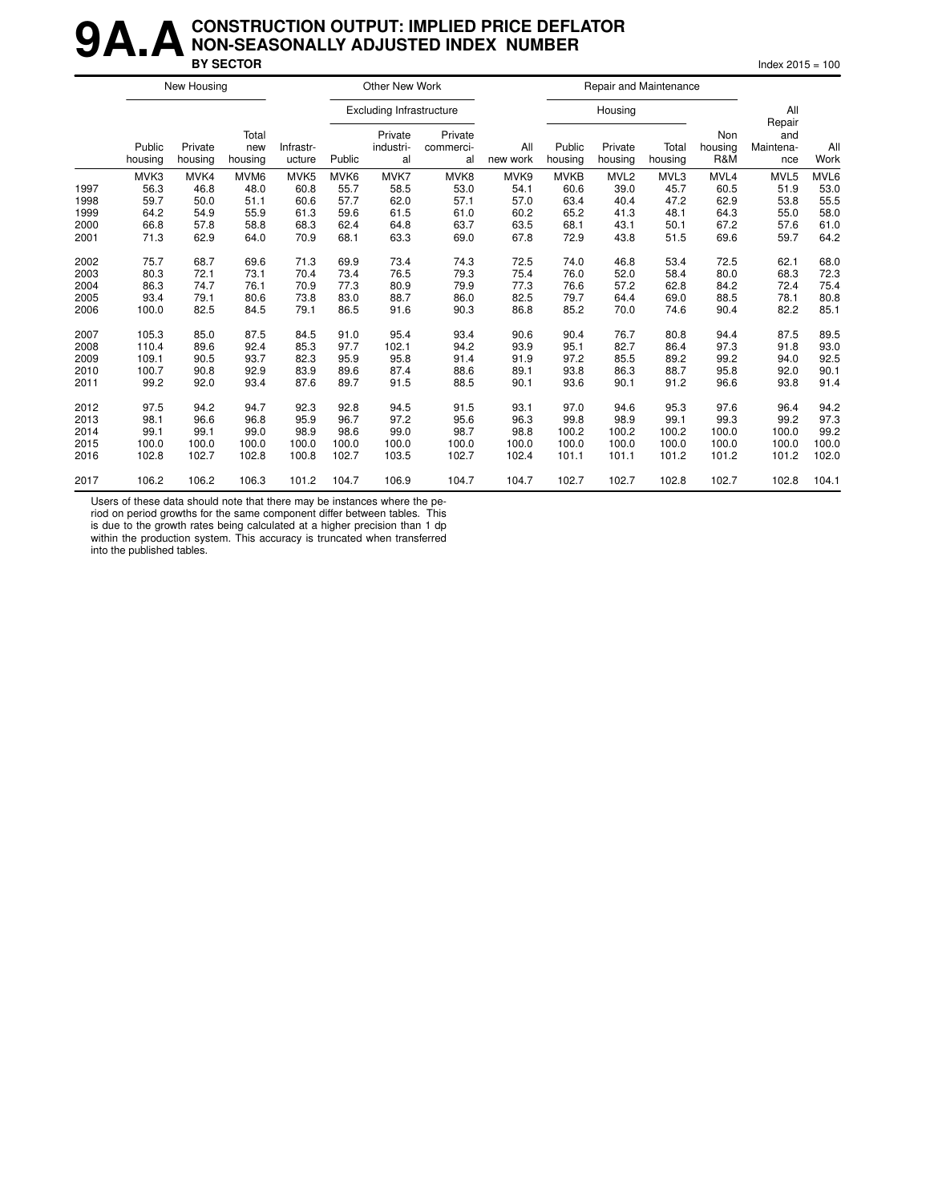# 9A.A CONSTRUCTION OUTPUT: IMPLIED PRICE DEFLATOR NON-SEASONALLY ADJUSTED INDEX NUMBER

## BY SECTOR

Index 2015 = 100

| | New Housing | | | | Other New Work | | | | Repair and Maintenance | | | | | |
|---|---|---|---|---|---|---|---|---|---|---|---|---|---|---|
| | | | | | Excluding Infrastructure | | | | Housing | | | | | |
| | Public housing | Private housing | Total new housing | Infrastructure | Public | Private industrial | Private commercial | All new work | Public housing | Private housing | Total housing | Non housing R&M | All Repair and Maintenance | All Work |
| | MVK3 | MVK4 | MVM6 | MVK5 | MVK6 | MVK7 | MVK8 | MVK9 | MVKB | MVL2 | MVL3 | MVL4 | MVL5 | MVL6 |
| 1997 | 56.3 | 46.8 | 48.0 | 60.8 | 55.7 | 58.5 | 53.0 | 54.1 | 60.6 | 39.0 | 45.7 | 60.5 | 51.9 | 53.0 |
| 1998 | 59.7 | 50.0 | 51.1 | 60.6 | 57.7 | 62.0 | 57.1 | 57.0 | 63.4 | 40.4 | 47.2 | 62.9 | 53.8 | 55.5 |
| 1999 | 64.2 | 54.9 | 55.9 | 61.3 | 59.6 | 61.5 | 61.0 | 60.2 | 65.2 | 41.3 | 48.1 | 64.3 | 55.0 | 58.0 |
| 2000 | 66.8 | 57.8 | 58.8 | 68.3 | 62.4 | 64.8 | 63.7 | 63.5 | 68.1 | 43.1 | 50.1 | 67.2 | 57.6 | 61.0 |
| 2001 | 71.3 | 62.9 | 64.0 | 70.9 | 68.1 | 63.3 | 69.0 | 67.8 | 72.9 | 43.8 | 51.5 | 69.6 | 59.7 | 64.2 |
| 2002 | 75.7 | 68.7 | 69.6 | 71.3 | 69.9 | 73.4 | 74.3 | 72.5 | 74.0 | 46.8 | 53.4 | 72.5 | 62.1 | 68.0 |
| 2003 | 80.3 | 72.1 | 73.1 | 70.4 | 73.4 | 76.5 | 79.3 | 75.4 | 76.0 | 52.0 | 58.4 | 80.0 | 68.3 | 72.3 |
| 2004 | 86.3 | 74.7 | 76.1 | 70.9 | 77.3 | 80.9 | 79.9 | 77.3 | 76.6 | 57.2 | 62.8 | 84.2 | 72.4 | 75.4 |
| 2005 | 93.4 | 79.1 | 80.6 | 73.8 | 83.0 | 88.7 | 86.0 | 82.5 | 79.7 | 64.4 | 69.0 | 88.5 | 78.1 | 80.8 |
| 2006 | 100.0 | 82.5 | 84.5 | 79.1 | 86.5 | 91.6 | 90.3 | 86.8 | 85.2 | 70.0 | 74.6 | 90.4 | 82.2 | 85.1 |
| 2007 | 105.3 | 85.0 | 87.5 | 84.5 | 91.0 | 95.4 | 93.4 | 90.6 | 90.4 | 76.7 | 80.8 | 94.4 | 87.5 | 89.5 |
| 2008 | 110.4 | 89.6 | 92.4 | 85.3 | 97.7 | 102.1 | 94.2 | 93.9 | 95.1 | 82.7 | 86.4 | 97.3 | 91.8 | 93.0 |
| 2009 | 109.1 | 90.5 | 93.7 | 82.3 | 95.9 | 95.8 | 91.4 | 91.9 | 97.2 | 85.5 | 89.2 | 99.2 | 94.0 | 92.5 |
| 2010 | 100.7 | 90.8 | 92.9 | 83.9 | 89.6 | 87.4 | 88.6 | 89.1 | 93.8 | 86.3 | 88.7 | 95.8 | 92.0 | 90.1 |
| 2011 | 99.2 | 92.0 | 93.4 | 87.6 | 89.7 | 91.5 | 88.5 | 90.1 | 93.6 | 90.1 | 91.2 | 96.6 | 93.8 | 91.4 |
| 2012 | 97.5 | 94.2 | 94.7 | 92.3 | 92.8 | 94.5 | 91.5 | 93.1 | 97.0 | 94.6 | 95.3 | 97.6 | 96.4 | 94.2 |
| 2013 | 98.1 | 96.6 | 96.8 | 95.9 | 96.7 | 97.2 | 95.6 | 96.3 | 99.8 | 98.9 | 99.1 | 99.3 | 99.2 | 97.3 |
| 2014 | 99.1 | 99.1 | 99.0 | 98.9 | 98.6 | 99.0 | 98.7 | 98.8 | 100.2 | 100.2 | 100.2 | 100.0 | 100.0 | 99.2 |
| 2015 | 100.0 | 100.0 | 100.0 | 100.0 | 100.0 | 100.0 | 100.0 | 100.0 | 100.0 | 100.0 | 100.0 | 100.0 | 100.0 | 100.0 |
| 2016 | 102.8 | 102.7 | 102.8 | 100.8 | 102.7 | 103.5 | 102.7 | 102.4 | 101.1 | 101.1 | 101.2 | 101.2 | 101.2 | 102.0 |
| 2017 | 106.2 | 106.2 | 106.3 | 101.2 | 104.7 | 106.9 | 104.7 | 104.7 | 102.7 | 102.7 | 102.8 | 102.7 | 102.8 | 104.1 |

Users of these data should note that there may be instances where the period on period growths for the same component differ between tables. This is due to the growth rates being calculated at a higher precision than 1 dp within the production system. This accuracy is truncated when transferred into the published tables.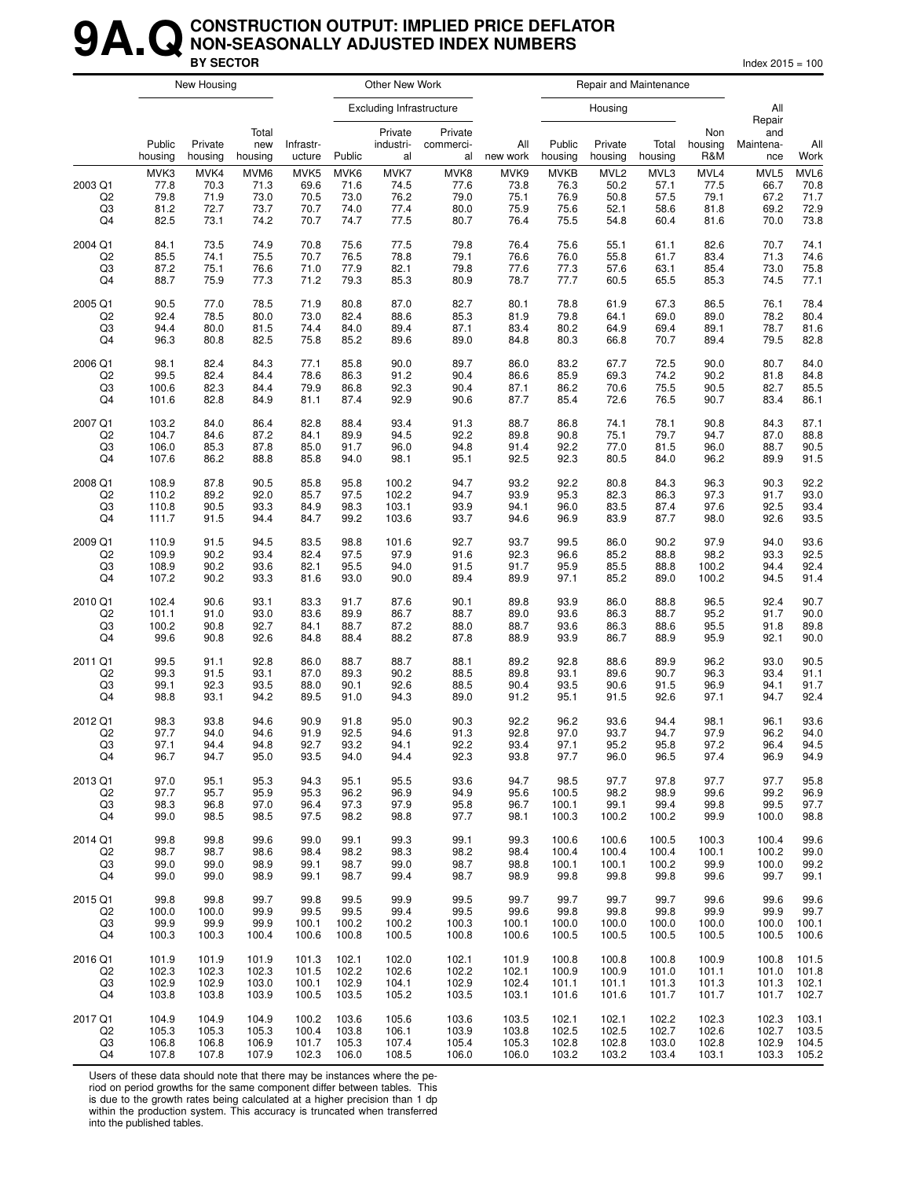# 9A.Q CONSTRUCTION OUTPUT: IMPLIED PRICE DEFLATOR NON-SEASONALLY ADJUSTED INDEX NUMBERS BY SECTOR

Index 2015 = 100

| | New Housing | | | Other New Work | | | | | Repair and Maintenance | | | | | |
|---|---|---|---|---|---|---|---|---|---|---|---|---|---|---|
| | | | | | Excluding Infrastructure | | | | Housing | | | | | |
| | Public housing | Private housing | Total new housing | Infrastructure | Public | Private industrial | Private commercial | All new work | Public housing | Private housing | Total housing | Non housing R&M | All Repair and Maintenance | All Work |
| | MVK3 | MVK4 | MVM6 | MVK5 | MVK6 | MVK7 | MVK8 | MVK9 | MVKB | MVL2 | MVL3 | MVL4 | MVL5 | MVL6 |
| 2003 Q1 | 77.8 | 70.3 | 71.3 | 69.6 | 71.6 | 74.5 | 77.6 | 73.8 | 76.3 | 50.2 | 57.1 | 77.5 | 66.7 | 70.8 |
| Q2 | 79.8 | 71.9 | 73.0 | 70.5 | 73.0 | 76.2 | 79.0 | 75.1 | 76.9 | 50.8 | 57.5 | 79.1 | 67.2 | 71.7 |
| Q3 | 81.2 | 72.7 | 73.7 | 70.7 | 74.0 | 77.4 | 80.0 | 75.9 | 75.6 | 52.1 | 58.6 | 81.8 | 69.2 | 72.9 |
| Q4 | 82.5 | 73.1 | 74.2 | 70.7 | 74.7 | 77.5 | 80.7 | 76.4 | 75.5 | 54.8 | 60.4 | 81.6 | 70.0 | 73.8 |
| 2004 Q1 | 84.1 | 73.5 | 74.9 | 70.8 | 75.6 | 77.5 | 79.8 | 76.4 | 75.6 | 55.1 | 61.1 | 82.6 | 70.7 | 74.1 |
| Q2 | 85.5 | 74.1 | 75.5 | 70.7 | 76.5 | 78.8 | 79.1 | 76.6 | 76.0 | 55.8 | 61.7 | 83.4 | 71.3 | 74.6 |
| Q3 | 87.2 | 75.1 | 76.6 | 71.0 | 77.9 | 82.1 | 79.8 | 77.6 | 77.3 | 57.6 | 63.1 | 85.4 | 73.0 | 75.8 |
| Q4 | 88.7 | 75.9 | 77.3 | 71.2 | 79.3 | 85.3 | 80.9 | 78.7 | 77.7 | 60.5 | 65.5 | 85.3 | 74.5 | 77.1 |
| 2005 Q1 | 90.5 | 77.0 | 78.5 | 71.9 | 80.8 | 87.0 | 82.7 | 80.1 | 78.8 | 61.9 | 67.3 | 86.5 | 76.1 | 78.4 |
| Q2 | 92.4 | 78.5 | 80.0 | 73.0 | 82.4 | 88.6 | 85.3 | 81.9 | 79.8 | 64.1 | 69.0 | 89.0 | 78.2 | 80.4 |
| Q3 | 94.4 | 80.0 | 81.5 | 74.4 | 84.0 | 89.4 | 87.1 | 83.4 | 80.2 | 64.9 | 69.4 | 89.1 | 78.7 | 81.6 |
| Q4 | 96.3 | 80.8 | 82.5 | 75.8 | 85.2 | 89.6 | 89.0 | 84.8 | 80.3 | 66.8 | 70.7 | 89.4 | 79.5 | 82.8 |
| 2006 Q1 | 98.1 | 82.4 | 84.3 | 77.1 | 85.8 | 90.0 | 89.7 | 86.0 | 83.2 | 67.7 | 72.5 | 90.0 | 80.7 | 84.0 |
| Q2 | 99.5 | 82.4 | 84.4 | 78.6 | 86.3 | 91.2 | 90.4 | 86.6 | 85.9 | 69.3 | 74.2 | 90.2 | 81.8 | 84.8 |
| Q3 | 100.6 | 82.3 | 84.4 | 79.9 | 86.8 | 92.3 | 90.4 | 87.1 | 86.2 | 70.6 | 75.5 | 90.5 | 82.7 | 85.5 |
| Q4 | 101.6 | 82.8 | 84.9 | 81.1 | 87.4 | 92.9 | 90.6 | 87.7 | 85.4 | 72.6 | 76.5 | 90.7 | 83.4 | 86.1 |
| 2007 Q1 | 103.2 | 84.0 | 86.4 | 82.8 | 88.4 | 93.4 | 91.3 | 88.7 | 86.8 | 74.1 | 78.1 | 90.8 | 84.3 | 87.1 |
| Q2 | 104.7 | 84.6 | 87.2 | 84.1 | 89.9 | 94.5 | 92.2 | 89.8 | 90.8 | 75.1 | 79.7 | 94.7 | 87.0 | 88.8 |
| Q3 | 106.0 | 85.3 | 87.8 | 85.0 | 91.7 | 96.0 | 94.8 | 91.4 | 92.2 | 77.0 | 81.5 | 96.0 | 88.7 | 90.5 |
| Q4 | 107.6 | 86.2 | 88.8 | 85.8 | 94.0 | 98.1 | 95.1 | 92.5 | 92.3 | 80.5 | 84.0 | 96.2 | 89.9 | 91.5 |
| 2008 Q1 | 108.9 | 87.8 | 90.5 | 85.8 | 95.8 | 100.2 | 94.7 | 93.2 | 92.2 | 80.8 | 84.3 | 96.3 | 90.3 | 92.2 |
| Q2 | 110.2 | 89.2 | 92.0 | 85.7 | 97.5 | 102.2 | 94.7 | 93.9 | 95.3 | 82.3 | 86.3 | 97.3 | 91.7 | 93.0 |
| Q3 | 110.8 | 90.5 | 93.3 | 84.9 | 98.3 | 103.1 | 93.9 | 94.1 | 96.0 | 83.5 | 87.4 | 97.6 | 92.5 | 93.4 |
| Q4 | 111.7 | 91.5 | 94.4 | 84.7 | 99.2 | 103.6 | 93.7 | 94.6 | 96.9 | 83.9 | 87.7 | 98.0 | 92.6 | 93.5 |
| 2009 Q1 | 110.9 | 91.5 | 94.5 | 83.5 | 98.8 | 101.6 | 92.7 | 93.7 | 99.5 | 86.0 | 90.2 | 97.9 | 94.0 | 93.6 |
| Q2 | 109.9 | 90.2 | 93.4 | 82.4 | 97.5 | 97.9 | 91.6 | 92.3 | 96.6 | 85.2 | 88.8 | 98.2 | 93.3 | 92.5 |
| Q3 | 108.9 | 90.2 | 93.6 | 82.1 | 95.5 | 94.0 | 91.5 | 91.7 | 95.9 | 85.5 | 88.8 | 100.2 | 94.4 | 92.4 |
| Q4 | 107.2 | 90.2 | 93.3 | 81.6 | 93.0 | 90.0 | 89.4 | 89.9 | 97.1 | 85.2 | 89.0 | 100.2 | 94.5 | 91.4 |
| 2010 Q1 | 102.4 | 90.6 | 93.1 | 83.3 | 91.7 | 87.6 | 90.1 | 89.8 | 93.9 | 86.0 | 88.8 | 96.5 | 92.4 | 90.7 |
| Q2 | 101.1 | 91.0 | 93.0 | 83.6 | 89.9 | 86.7 | 88.7 | 89.0 | 93.6 | 86.3 | 88.7 | 95.2 | 91.7 | 90.0 |
| Q3 | 100.2 | 90.8 | 92.7 | 84.1 | 88.7 | 87.2 | 88.0 | 88.7 | 93.6 | 86.3 | 88.6 | 95.5 | 91.8 | 89.8 |
| Q4 | 99.6 | 90.8 | 92.6 | 84.8 | 88.4 | 88.2 | 87.8 | 88.9 | 93.9 | 86.7 | 88.9 | 95.9 | 92.1 | 90.0 |
| 2011 Q1 | 99.5 | 91.1 | 92.8 | 86.0 | 88.7 | 88.7 | 88.1 | 89.2 | 92.8 | 88.6 | 89.9 | 96.2 | 93.0 | 90.5 |
| Q2 | 99.3 | 91.5 | 93.1 | 87.0 | 89.3 | 90.2 | 88.5 | 89.8 | 93.1 | 89.6 | 90.7 | 96.3 | 93.4 | 91.1 |
| Q3 | 99.1 | 92.3 | 93.5 | 88.0 | 90.1 | 92.6 | 88.5 | 90.4 | 93.5 | 90.6 | 91.5 | 96.9 | 94.1 | 91.7 |
| Q4 | 98.8 | 93.1 | 94.2 | 89.5 | 91.0 | 94.3 | 89.0 | 91.2 | 95.1 | 91.5 | 92.6 | 97.1 | 94.7 | 92.4 |
| 2012 Q1 | 98.3 | 93.8 | 94.6 | 90.9 | 91.8 | 95.0 | 90.3 | 92.2 | 96.2 | 93.6 | 94.4 | 98.1 | 96.1 | 93.6 |
| Q2 | 97.7 | 94.0 | 94.6 | 91.9 | 92.5 | 94.6 | 91.3 | 92.8 | 97.0 | 93.7 | 94.7 | 97.9 | 96.2 | 94.0 |
| Q3 | 97.1 | 94.4 | 94.8 | 92.7 | 93.2 | 94.1 | 92.2 | 93.4 | 97.1 | 95.2 | 95.8 | 97.2 | 96.4 | 94.5 |
| Q4 | 96.7 | 94.7 | 95.0 | 93.5 | 94.0 | 94.4 | 92.3 | 93.8 | 97.7 | 96.0 | 96.5 | 97.4 | 96.9 | 94.9 |
| 2013 Q1 | 97.0 | 95.1 | 95.3 | 94.3 | 95.1 | 95.5 | 93.6 | 94.7 | 98.5 | 97.7 | 97.8 | 97.7 | 97.7 | 95.8 |
| Q2 | 97.7 | 95.7 | 95.9 | 95.3 | 96.2 | 96.9 | 94.9 | 95.6 | 100.5 | 98.2 | 98.9 | 99.6 | 99.2 | 96.9 |
| Q3 | 98.3 | 96.8 | 97.0 | 96.4 | 97.3 | 97.9 | 95.8 | 96.7 | 100.1 | 99.1 | 99.4 | 99.8 | 99.5 | 97.7 |
| Q4 | 99.0 | 98.5 | 98.5 | 97.5 | 98.2 | 98.8 | 97.7 | 98.1 | 100.3 | 100.2 | 100.2 | 99.9 | 100.0 | 98.8 |
| 2014 Q1 | 99.8 | 99.8 | 99.6 | 99.0 | 99.1 | 99.3 | 99.1 | 99.3 | 100.6 | 100.6 | 100.5 | 100.3 | 100.4 | 99.6 |
| Q2 | 98.7 | 98.7 | 98.6 | 98.4 | 98.2 | 98.3 | 98.2 | 98.4 | 100.4 | 100.4 | 100.4 | 100.1 | 100.2 | 99.0 |
| Q3 | 99.0 | 99.0 | 98.9 | 99.1 | 98.7 | 99.0 | 98.7 | 98.8 | 100.1 | 100.1 | 100.2 | 99.9 | 100.0 | 99.2 |
| Q4 | 99.0 | 99.0 | 98.9 | 99.1 | 98.7 | 99.4 | 98.7 | 98.9 | 99.8 | 99.8 | 99.8 | 99.6 | 99.7 | 99.1 |
| 2015 Q1 | 99.8 | 99.8 | 99.7 | 99.8 | 99.5 | 99.9 | 99.5 | 99.7 | 99.7 | 99.7 | 99.7 | 99.6 | 99.6 | 99.6 |
| Q2 | 100.0 | 100.0 | 99.9 | 99.5 | 99.5 | 99.4 | 99.5 | 99.6 | 99.8 | 99.8 | 99.8 | 99.9 | 99.9 | 99.7 |
| Q3 | 99.9 | 99.9 | 99.9 | 100.1 | 100.2 | 100.2 | 100.3 | 100.1 | 100.0 | 100.0 | 100.0 | 100.0 | 100.0 | 100.1 |
| Q4 | 100.3 | 100.3 | 100.4 | 100.6 | 100.8 | 100.5 | 100.8 | 100.6 | 100.5 | 100.5 | 100.5 | 100.5 | 100.5 | 100.6 |
| 2016 Q1 | 101.9 | 101.9 | 101.9 | 101.3 | 102.1 | 102.0 | 102.1 | 101.9 | 100.8 | 100.8 | 100.8 | 100.9 | 100.8 | 101.5 |
| Q2 | 102.3 | 102.3 | 102.3 | 101.5 | 102.2 | 102.6 | 102.2 | 102.1 | 100.9 | 100.9 | 101.0 | 101.1 | 101.0 | 101.8 |
| Q3 | 102.9 | 102.9 | 103.0 | 100.1 | 102.9 | 104.1 | 102.9 | 102.4 | 101.1 | 101.1 | 101.3 | 101.3 | 101.3 | 102.1 |
| Q4 | 103.8 | 103.8 | 103.9 | 100.5 | 103.5 | 105.2 | 103.5 | 103.1 | 101.6 | 101.6 | 101.7 | 101.7 | 101.7 | 102.7 |
| 2017 Q1 | 104.9 | 104.9 | 104.9 | 100.2 | 103.6 | 105.6 | 103.6 | 103.5 | 102.1 | 102.1 | 102.2 | 102.3 | 102.3 | 103.1 |
| Q2 | 105.3 | 105.3 | 105.3 | 100.4 | 103.8 | 106.1 | 103.9 | 103.8 | 102.5 | 102.5 | 102.7 | 102.6 | 102.7 | 103.5 |
| Q3 | 106.8 | 106.8 | 106.9 | 101.7 | 105.3 | 107.4 | 105.4 | 105.3 | 102.8 | 102.8 | 103.0 | 102.8 | 102.9 | 104.5 |
| Q4 | 107.8 | 107.8 | 107.9 | 102.3 | 106.0 | 108.5 | 106.0 | 106.0 | 103.2 | 103.2 | 103.4 | 103.1 | 103.3 | 105.2 |

Users of these data should note that there may be instances where the period on period growths for the same component differ between tables. This is due to the growth rates being calculated at a higher precision than 1 dp within the production system. This accuracy is truncated when transferred into the published tables.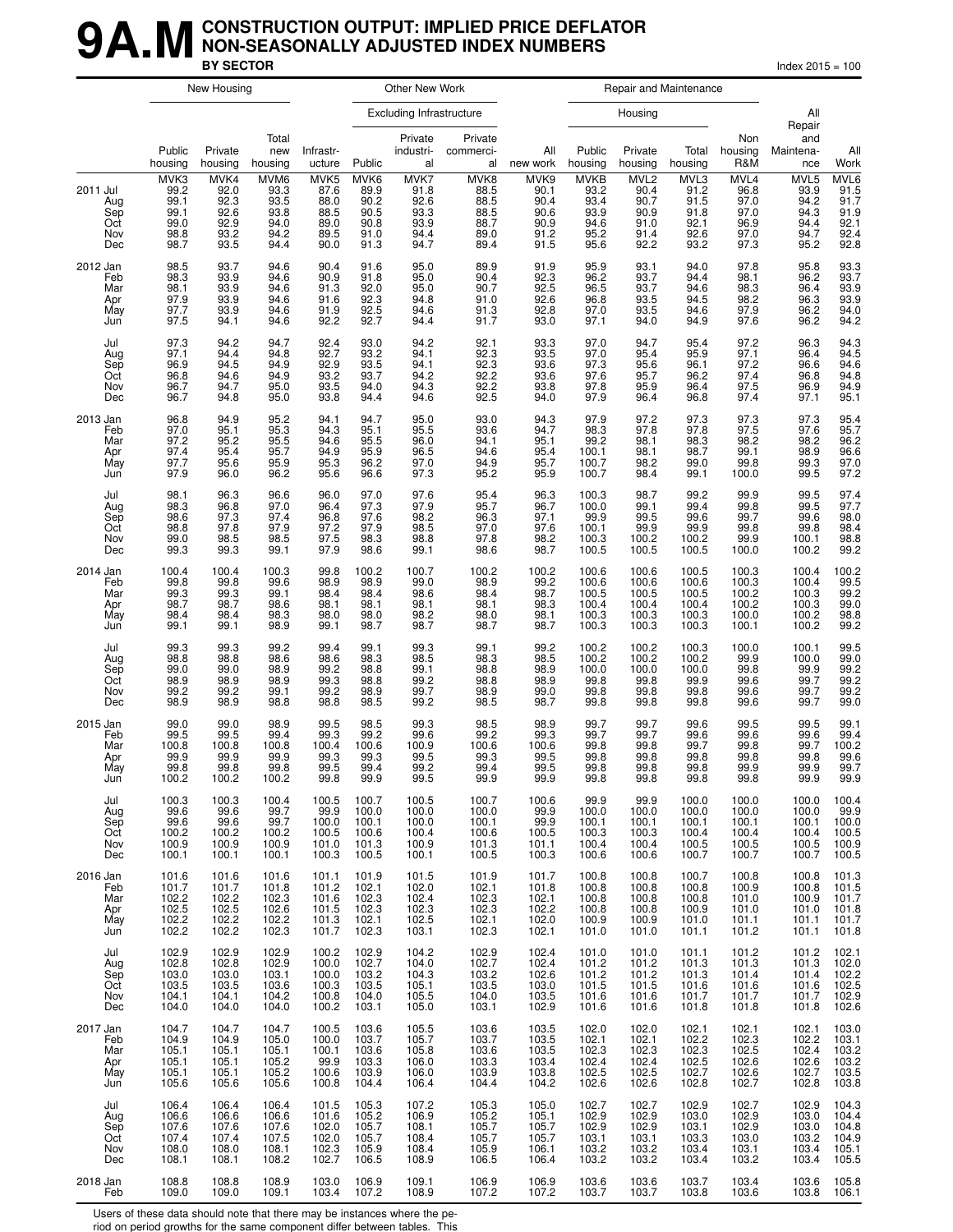# 9A.M CONSTRUCTION OUTPUT: IMPLIED PRICE DEFLATOR NON-SEASONALLY ADJUSTED INDEX NUMBERS

**BY SECTOR**

Index 2015 = 100

| | New Housing | | | Other New Work | | | | | Repair and Maintenance | | | | | |
|---|---|---|---|---|---|---|---|---|---|---|---|---|---|---|
| | | | | | Excluding Infrastructure | | | | Housing | | | | All Repair and Maintenance | All Work |
| | Public housing | Private housing | Total new housing | Infrastructure | Public | Private industrial | Private commercial | All new work | Public housing | Private housing | Total housing | Non housing R&M | | |
| | MVK3 | MVK4 | MVM6 | MVK5 | MVK6 | MVK7 | MVK8 | MVK9 | MVKB | MVL2 | MVL3 | MVL4 | MVL5 | MVL6 |
| 2011 Jul | 99.2 | 92.0 | 93.3 | 87.6 | 89.9 | 91.8 | 88.5 | 90.1 | 93.2 | 90.4 | 91.2 | 96.8 | 93.9 | 91.5 |
| Aug | 99.1 | 92.3 | 93.5 | 88.0 | 90.2 | 92.6 | 88.5 | 90.4 | 93.4 | 90.7 | 91.5 | 97.0 | 94.2 | 91.7 |
| Sep | 99.1 | 92.6 | 93.8 | 88.5 | 90.5 | 93.3 | 88.5 | 90.6 | 93.9 | 90.9 | 91.8 | 97.0 | 94.3 | 91.9 |
| Oct | 99.0 | 92.9 | 94.0 | 89.0 | 90.8 | 93.9 | 88.7 | 90.9 | 94.6 | 91.0 | 92.1 | 96.9 | 94.4 | 92.1 |
| Nov | 98.8 | 93.2 | 94.2 | 89.5 | 91.0 | 94.4 | 89.0 | 91.2 | 95.2 | 91.4 | 92.6 | 97.0 | 94.7 | 92.4 |
| Dec | 98.7 | 93.5 | 94.4 | 90.0 | 91.3 | 94.7 | 89.4 | 91.5 | 95.6 | 92.2 | 93.2 | 97.3 | 95.2 | 92.8 |
| 2012 Jan | 98.5 | 93.7 | 94.6 | 90.4 | 91.6 | 95.0 | 89.9 | 91.9 | 95.9 | 93.1 | 94.0 | 97.8 | 95.8 | 93.3 |
| Feb | 98.3 | 93.9 | 94.6 | 90.9 | 91.8 | 95.0 | 90.4 | 92.3 | 96.2 | 93.7 | 94.4 | 98.1 | 96.2 | 93.7 |
| Mar | 98.1 | 93.9 | 94.6 | 91.3 | 92.0 | 95.0 | 90.7 | 92.5 | 96.5 | 93.7 | 94.6 | 98.3 | 96.4 | 93.9 |
| Apr | 97.9 | 93.9 | 94.6 | 91.6 | 92.3 | 94.8 | 91.0 | 92.6 | 96.8 | 93.5 | 94.5 | 98.2 | 96.3 | 93.9 |
| May | 97.7 | 93.9 | 94.6 | 91.9 | 92.5 | 94.6 | 91.3 | 92.8 | 97.0 | 93.5 | 94.6 | 97.9 | 96.2 | 94.0 |
| Jun | 97.5 | 94.1 | 94.6 | 92.2 | 92.7 | 94.4 | 91.7 | 93.0 | 97.1 | 94.0 | 94.9 | 97.6 | 96.2 | 94.2 |
| Jul | 97.3 | 94.2 | 94.7 | 92.4 | 93.0 | 94.2 | 92.1 | 93.3 | 97.0 | 94.7 | 95.4 | 97.2 | 96.3 | 94.3 |
| Aug | 97.1 | 94.4 | 94.8 | 92.7 | 93.2 | 94.1 | 92.3 | 93.5 | 97.0 | 95.4 | 95.9 | 97.1 | 96.4 | 94.5 |
| Sep | 96.9 | 94.5 | 94.9 | 92.9 | 93.5 | 94.1 | 92.3 | 93.6 | 97.3 | 95.6 | 96.1 | 97.2 | 96.6 | 94.6 |
| Oct | 96.8 | 94.6 | 94.9 | 93.2 | 93.7 | 94.2 | 92.2 | 93.6 | 97.6 | 95.7 | 96.2 | 97.4 | 96.8 | 94.8 |
| Nov | 96.7 | 94.7 | 95.0 | 93.5 | 94.0 | 94.3 | 92.2 | 93.8 | 97.8 | 95.9 | 96.4 | 97.5 | 96.9 | 94.9 |
| Dec | 96.7 | 94.8 | 95.0 | 93.8 | 94.4 | 94.6 | 92.5 | 94.0 | 97.9 | 96.4 | 96.8 | 97.4 | 97.1 | 95.1 |
| 2013 Jan | 96.8 | 94.9 | 95.2 | 94.1 | 94.7 | 95.0 | 93.0 | 94.3 | 97.9 | 97.2 | 97.3 | 97.3 | 97.3 | 95.4 |
| Feb | 97.0 | 95.1 | 95.3 | 94.3 | 95.1 | 95.5 | 93.6 | 94.7 | 98.3 | 97.8 | 97.8 | 97.5 | 97.6 | 95.7 |
| Mar | 97.2 | 95.2 | 95.5 | 94.6 | 95.5 | 96.0 | 94.1 | 95.1 | 99.2 | 98.1 | 98.3 | 98.2 | 98.2 | 96.2 |
| Apr | 97.4 | 95.4 | 95.7 | 94.9 | 95.9 | 96.5 | 94.6 | 95.4 | 100.1 | 98.1 | 98.7 | 99.1 | 98.9 | 96.6 |
| May | 97.7 | 95.6 | 95.9 | 95.3 | 96.2 | 97.0 | 94.9 | 95.7 | 100.7 | 98.2 | 99.0 | 99.8 | 99.3 | 97.0 |
| Jun | 97.9 | 96.0 | 96.2 | 95.6 | 96.6 | 97.3 | 95.2 | 95.9 | 100.7 | 98.4 | 99.1 | 100.0 | 99.5 | 97.2 |
| Jul | 98.1 | 96.3 | 96.6 | 96.0 | 97.0 | 97.6 | 95.4 | 96.3 | 100.3 | 98.7 | 99.2 | 99.9 | 99.5 | 97.4 |
| Aug | 98.3 | 96.8 | 97.0 | 96.4 | 97.3 | 97.9 | 95.7 | 96.7 | 100.0 | 99.1 | 99.4 | 99.8 | 99.5 | 97.7 |
| Sep | 98.6 | 97.3 | 97.4 | 96.8 | 97.6 | 98.2 | 96.3 | 97.1 | 99.9 | 99.5 | 99.6 | 99.7 | 99.6 | 98.0 |
| Oct | 98.8 | 97.8 | 97.9 | 97.2 | 97.9 | 98.5 | 97.0 | 97.6 | 100.1 | 99.9 | 99.9 | 99.8 | 99.8 | 98.4 |
| Nov | 99.0 | 98.5 | 98.5 | 97.5 | 98.3 | 98.8 | 97.8 | 98.2 | 100.3 | 100.2 | 100.2 | 99.9 | 100.1 | 98.8 |
| Dec | 99.3 | 99.3 | 99.1 | 97.9 | 98.6 | 99.1 | 98.6 | 98.7 | 100.5 | 100.5 | 100.5 | 100.0 | 100.2 | 99.2 |
| 2014 Jan | 100.4 | 100.4 | 100.3 | 99.8 | 100.2 | 100.7 | 100.2 | 100.2 | 100.6 | 100.6 | 100.5 | 100.3 | 100.4 | 100.2 |
| Feb | 99.8 | 99.8 | 99.6 | 98.9 | 98.9 | 99.0 | 98.9 | 99.2 | 100.6 | 100.6 | 100.6 | 100.3 | 100.4 | 99.5 |
| Mar | 99.3 | 99.3 | 99.1 | 98.4 | 98.4 | 98.6 | 98.4 | 98.7 | 100.5 | 100.5 | 100.5 | 100.2 | 100.3 | 99.2 |
| Apr | 98.7 | 98.7 | 98.6 | 98.1 | 98.1 | 98.1 | 98.1 | 98.3 | 100.4 | 100.4 | 100.4 | 100.2 | 100.3 | 99.0 |
| May | 98.4 | 98.4 | 98.3 | 98.0 | 98.0 | 98.2 | 98.0 | 98.1 | 100.3 | 100.3 | 100.3 | 100.0 | 100.2 | 98.8 |
| Jun | 99.1 | 99.1 | 98.9 | 99.1 | 98.7 | 98.7 | 98.7 | 98.7 | 100.3 | 100.3 | 100.3 | 100.1 | 100.2 | 99.2 |
| Jul | 99.3 | 99.3 | 99.2 | 99.4 | 99.1 | 99.3 | 99.1 | 99.2 | 100.2 | 100.2 | 100.3 | 100.0 | 100.1 | 99.5 |
| Aug | 98.8 | 98.8 | 98.6 | 98.6 | 98.3 | 98.5 | 98.3 | 98.5 | 100.2 | 100.2 | 100.2 | 99.9 | 100.0 | 99.0 |
| Sep | 99.0 | 99.0 | 98.9 | 99.2 | 98.8 | 99.1 | 98.8 | 98.9 | 100.0 | 100.0 | 100.0 | 99.8 | 99.9 | 99.2 |
| Oct | 98.9 | 98.9 | 98.9 | 99.3 | 98.8 | 99.2 | 98.8 | 98.9 | 99.8 | 99.8 | 99.9 | 99.6 | 99.7 | 99.2 |
| Nov | 99.2 | 99.2 | 99.1 | 99.2 | 98.9 | 99.7 | 98.9 | 99.0 | 99.8 | 99.8 | 99.8 | 99.6 | 99.7 | 99.2 |
| Dec | 98.9 | 98.9 | 98.8 | 98.8 | 98.5 | 99.2 | 98.5 | 98.7 | 99.8 | 99.8 | 99.8 | 99.6 | 99.7 | 99.0 |
| 2015 Jan | 99.0 | 99.0 | 98.9 | 99.5 | 98.5 | 99.3 | 98.5 | 98.9 | 99.7 | 99.7 | 99.6 | 99.5 | 99.5 | 99.1 |
| Feb | 99.5 | 99.5 | 99.4 | 99.3 | 99.2 | 99.6 | 99.2 | 99.3 | 99.7 | 99.7 | 99.6 | 99.6 | 99.6 | 99.4 |
| Mar | 100.8 | 100.8 | 100.8 | 100.4 | 100.6 | 100.9 | 100.6 | 100.6 | 99.8 | 99.8 | 99.7 | 99.8 | 99.7 | 100.2 |
| Apr | 99.9 | 99.9 | 99.9 | 99.3 | 99.3 | 99.5 | 99.3 | 99.5 | 99.8 | 99.8 | 99.8 | 99.8 | 99.8 | 99.6 |
| May | 99.8 | 99.8 | 99.8 | 99.5 | 99.4 | 99.2 | 99.4 | 99.5 | 99.8 | 99.8 | 99.8 | 99.9 | 99.9 | 99.7 |
| Jun | 100.2 | 100.2 | 100.2 | 99.8 | 99.9 | 99.5 | 99.9 | 99.9 | 99.8 | 99.8 | 99.8 | 99.8 | 99.9 | 99.9 |
| Jul | 100.3 | 100.3 | 100.4 | 100.5 | 100.7 | 100.5 | 100.7 | 100.6 | 99.9 | 99.9 | 100.0 | 100.0 | 100.0 | 100.4 |
| Aug | 99.6 | 99.6 | 99.7 | 99.9 | 100.0 | 100.0 | 100.0 | 99.9 | 100.0 | 100.0 | 100.0 | 100.0 | 100.0 | 99.9 |
| Sep | 99.6 | 99.6 | 99.7 | 100.0 | 100.1 | 100.0 | 100.1 | 99.9 | 100.1 | 100.1 | 100.1 | 100.1 | 100.1 | 100.0 |
| Oct | 100.2 | 100.2 | 100.2 | 100.5 | 100.6 | 100.4 | 100.6 | 100.5 | 100.3 | 100.3 | 100.4 | 100.4 | 100.4 | 100.5 |
| Nov | 100.9 | 100.9 | 100.9 | 101.0 | 101.3 | 100.9 | 101.3 | 101.1 | 100.4 | 100.4 | 100.5 | 100.5 | 100.5 | 100.9 |
| Dec | 100.1 | 100.1 | 100.1 | 100.3 | 100.5 | 100.1 | 100.5 | 100.3 | 100.6 | 100.6 | 100.7 | 100.7 | 100.7 | 100.5 |
| 2016 Jan | 101.6 | 101.6 | 101.6 | 101.1 | 101.9 | 101.5 | 101.9 | 101.7 | 100.8 | 100.8 | 100.7 | 100.8 | 100.8 | 101.3 |
| Feb | 101.7 | 101.7 | 101.8 | 101.2 | 102.1 | 102.0 | 102.1 | 101.8 | 100.8 | 100.8 | 100.8 | 100.9 | 100.8 | 101.5 |
| Mar | 102.2 | 102.2 | 102.3 | 101.6 | 102.3 | 102.4 | 102.3 | 102.1 | 100.8 | 100.8 | 100.8 | 101.0 | 100.9 | 101.7 |
| Apr | 102.5 | 102.5 | 102.6 | 101.5 | 102.3 | 102.3 | 102.3 | 102.2 | 100.8 | 100.8 | 100.9 | 101.0 | 101.0 | 101.8 |
| May | 102.2 | 102.2 | 102.2 | 101.3 | 102.1 | 102.5 | 102.1 | 102.0 | 100.9 | 100.9 | 101.0 | 101.1 | 101.1 | 101.7 |
| Jun | 102.2 | 102.2 | 102.3 | 101.7 | 102.3 | 103.1 | 102.3 | 102.1 | 101.0 | 101.0 | 101.1 | 101.2 | 101.1 | 101.8 |
| Jul | 102.9 | 102.9 | 102.9 | 100.2 | 102.9 | 104.2 | 102.9 | 102.4 | 101.0 | 101.0 | 101.1 | 101.2 | 101.2 | 102.1 |
| Aug | 102.8 | 102.8 | 102.9 | 100.0 | 102.7 | 104.0 | 102.7 | 102.4 | 101.2 | 101.2 | 101.3 | 101.3 | 101.3 | 102.0 |
| Sep | 103.0 | 103.0 | 103.1 | 100.0 | 103.2 | 104.3 | 103.2 | 102.6 | 101.2 | 101.2 | 101.3 | 101.4 | 101.4 | 102.2 |
| Oct | 103.5 | 103.5 | 103.6 | 100.3 | 103.5 | 105.1 | 103.5 | 103.0 | 101.5 | 101.5 | 101.6 | 101.6 | 101.6 | 102.5 |
| Nov | 104.1 | 104.1 | 104.2 | 100.8 | 104.0 | 105.5 | 104.0 | 103.5 | 101.6 | 101.6 | 101.7 | 101.7 | 101.7 | 102.9 |
| Dec | 104.0 | 104.0 | 104.0 | 100.2 | 103.1 | 105.0 | 103.1 | 102.9 | 101.6 | 101.6 | 101.8 | 101.8 | 101.8 | 102.6 |
| 2017 Jan | 104.7 | 104.7 | 104.7 | 100.5 | 103.6 | 105.5 | 103.6 | 103.5 | 102.0 | 102.0 | 102.1 | 102.1 | 102.1 | 103.0 |
| Feb | 104.9 | 104.9 | 105.0 | 100.0 | 103.7 | 105.7 | 103.7 | 103.5 | 102.1 | 102.1 | 102.2 | 102.3 | 102.2 | 103.1 |
| Mar | 105.1 | 105.1 | 105.1 | 100.1 | 103.6 | 105.8 | 103.6 | 103.5 | 102.3 | 102.3 | 102.3 | 102.5 | 102.4 | 103.2 |
| Apr | 105.1 | 105.1 | 105.2 | 99.9 | 103.3 | 106.0 | 103.3 | 103.4 | 102.4 | 102.4 | 102.5 | 102.6 | 102.6 | 103.2 |
| May | 105.1 | 105.1 | 105.2 | 100.6 | 103.9 | 106.0 | 103.9 | 103.8 | 102.5 | 102.5 | 102.7 | 102.6 | 102.7 | 103.5 |
| Jun | 105.6 | 105.6 | 105.6 | 100.8 | 104.4 | 106.4 | 104.4 | 104.2 | 102.6 | 102.6 | 102.8 | 102.7 | 102.8 | 103.8 |
| Jul | 106.4 | 106.4 | 106.4 | 101.5 | 105.3 | 107.2 | 105.3 | 105.0 | 102.7 | 102.7 | 102.9 | 102.7 | 102.9 | 104.3 |
| Aug | 106.6 | 106.6 | 106.6 | 101.6 | 105.2 | 106.9 | 105.2 | 105.1 | 102.9 | 102.9 | 103.0 | 102.9 | 103.0 | 104.4 |
| Sep | 107.6 | 107.6 | 107.6 | 102.0 | 105.7 | 108.1 | 105.7 | 105.7 | 102.9 | 102.9 | 103.1 | 102.9 | 103.0 | 104.8 |
| Oct | 107.4 | 107.4 | 107.5 | 102.0 | 105.7 | 108.4 | 105.7 | 105.7 | 103.1 | 103.1 | 103.3 | 103.0 | 103.2 | 104.9 |
| Nov | 108.0 | 108.0 | 108.1 | 102.3 | 105.9 | 108.4 | 105.9 | 106.1 | 103.2 | 103.2 | 103.4 | 103.1 | 103.4 | 105.1 |
| Dec | 108.1 | 108.1 | 108.2 | 102.7 | 106.5 | 108.9 | 106.5 | 106.4 | 103.2 | 103.2 | 103.4 | 103.2 | 103.4 | 105.5 |
| 2018 Jan | 108.8 | 108.8 | 108.9 | 103.0 | 106.9 | 109.1 | 106.9 | 106.9 | 103.6 | 103.6 | 103.7 | 103.4 | 103.6 | 105.8 |
| Feb | 109.0 | 109.0 | 109.1 | 103.4 | 107.2 | 108.9 | 107.2 | 107.2 | 103.7 | 103.7 | 103.8 | 103.6 | 103.8 | 106.1 |

Users of these data should note that there may be instances where the period on period growths for the same component differ between tables. This